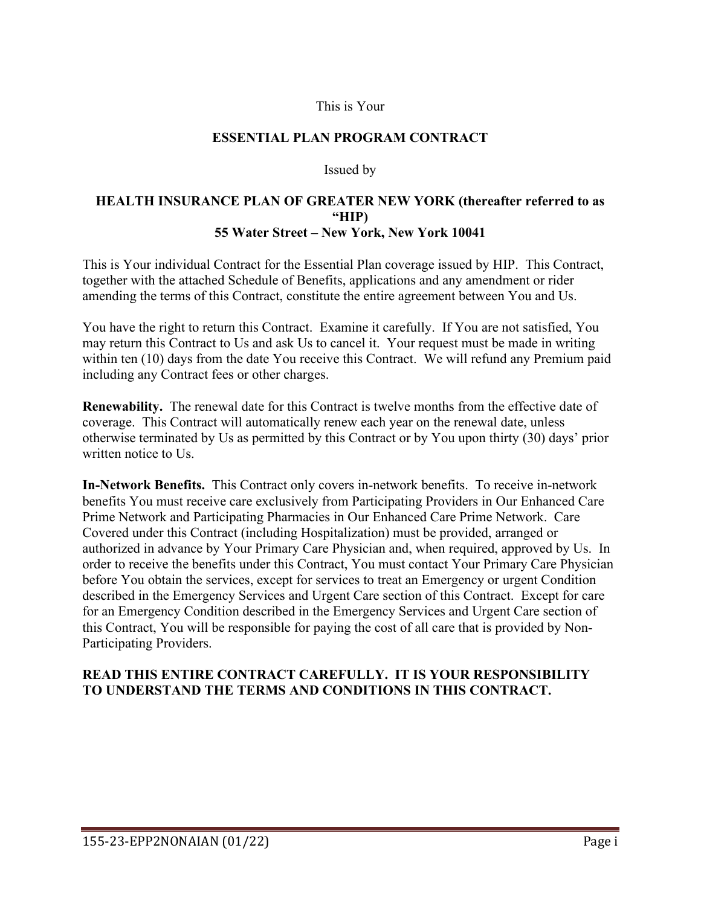This is Your

# ESSENTIAL PLAN PROGRAM CONTRACT

Issued by

## HEALTH INSURANCE PLAN OF GREATER NEW YORK (thereafter referred to as "HIP)
## 55 Water Street – New York, New York 10041

This is Your individual Contract for the Essential Plan coverage issued by HIP. This Contract, together with the attached Schedule of Benefits, applications and any amendment or rider amending the terms of this Contract, constitute the entire agreement between You and Us.

You have the right to return this Contract. Examine it carefully. If You are not satisfied, You may return this Contract to Us and ask Us to cancel it. Your request must be made in writing within ten (10) days from the date You receive this Contract. We will refund any Premium paid including any Contract fees or other charges.

**Renewability.** The renewal date for this Contract is twelve months from the effective date of coverage. This Contract will automatically renew each year on the renewal date, unless otherwise terminated by Us as permitted by this Contract or by You upon thirty (30) days' prior written notice to Us.

**In-Network Benefits.** This Contract only covers in-network benefits. To receive in-network benefits You must receive care exclusively from Participating Providers in Our Enhanced Care Prime Network and Participating Pharmacies in Our Enhanced Care Prime Network. Care Covered under this Contract (including Hospitalization) must be provided, arranged or authorized in advance by Your Primary Care Physician and, when required, approved by Us. In order to receive the benefits under this Contract, You must contact Your Primary Care Physician before You obtain the services, except for services to treat an Emergency or urgent Condition described in the Emergency Services and Urgent Care section of this Contract. Except for care for an Emergency Condition described in the Emergency Services and Urgent Care section of this Contract, You will be responsible for paying the cost of all care that is provided by Non-Participating Providers.

**READ THIS ENTIRE CONTRACT CAREFULLY. IT IS YOUR RESPONSIBILITY TO UNDERSTAND THE TERMS AND CONDITIONS IN THIS CONTRACT.**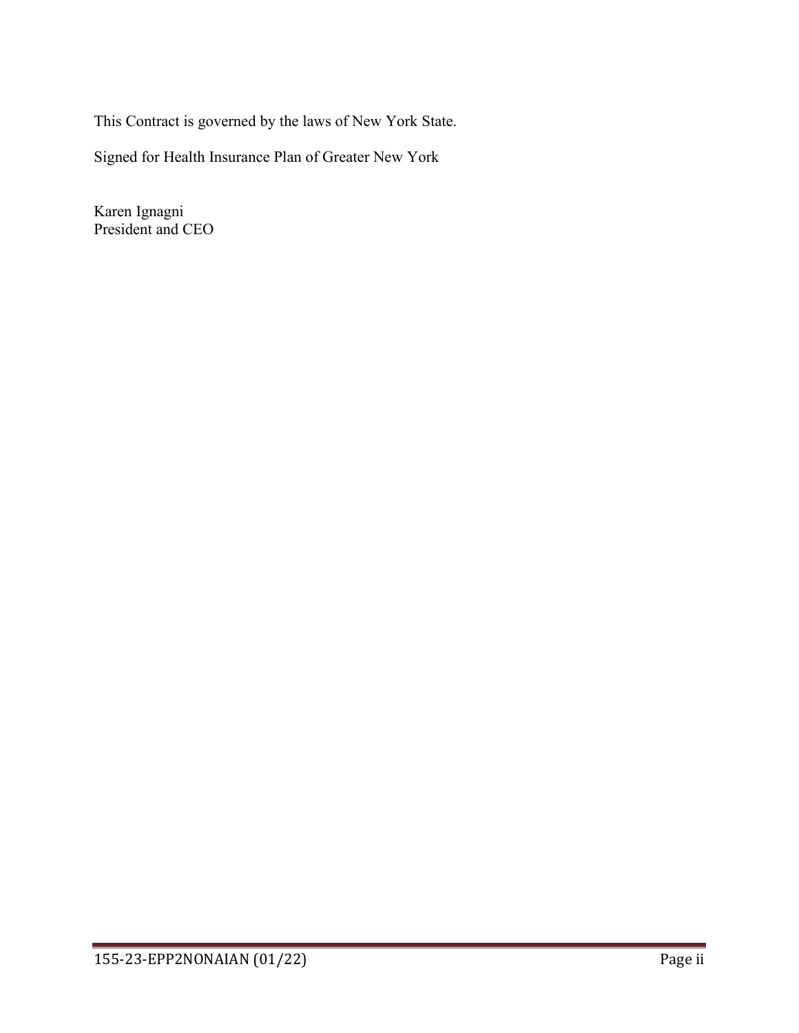This Contract is governed by the laws of New York State.

Signed for Health Insurance Plan of Greater New York

Karen Ignagni  
President and CEO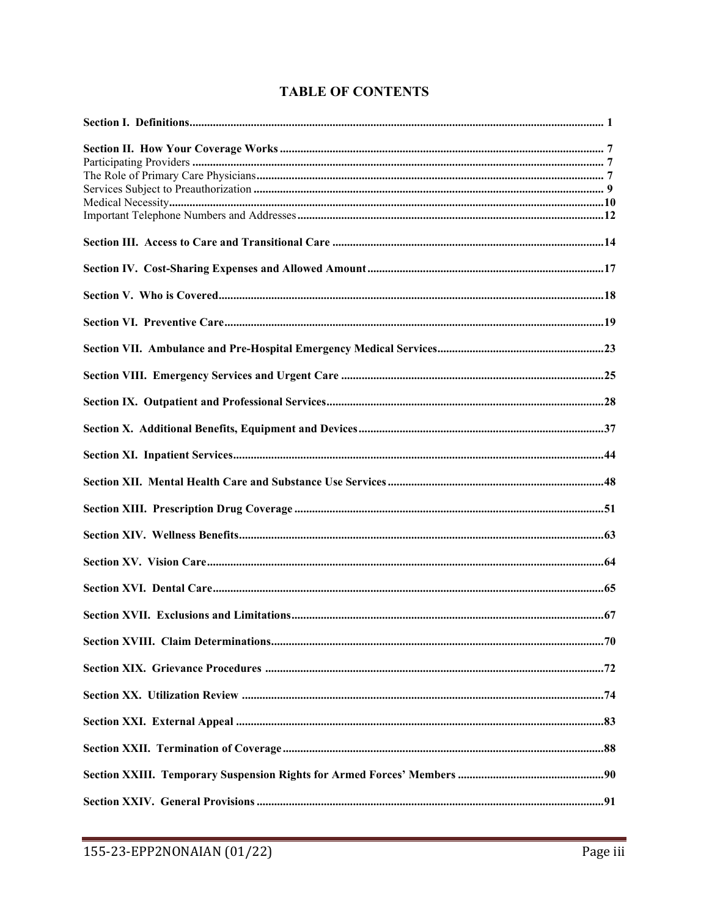# TABLE OF CONTENTS

**Section I. Definitions** .......... 1

**Section II. How Your Coverage Works** .......... 7
Participating Providers .......... 7
The Role of Primary Care Physicians .......... 7
Services Subject to Preauthorization .......... 9
Medical Necessity .......... 10
Important Telephone Numbers and Addresses .......... 12

**Section III. Access to Care and Transitional Care** .......... 14

**Section IV. Cost-Sharing Expenses and Allowed Amount** .......... 17

**Section V. Who is Covered** .......... 18

**Section VI. Preventive Care** .......... 19

**Section VII. Ambulance and Pre-Hospital Emergency Medical Services** .......... 23

**Section VIII. Emergency Services and Urgent Care** .......... 25

**Section IX. Outpatient and Professional Services** .......... 28

**Section X. Additional Benefits, Equipment and Devices** .......... 37

**Section XI. Inpatient Services** .......... 44

**Section XII. Mental Health Care and Substance Use Services** .......... 48

**Section XIII. Prescription Drug Coverage** .......... 51

**Section XIV. Wellness Benefits** .......... 63

**Section XV. Vision Care** .......... 64

**Section XVI. Dental Care** .......... 65

**Section XVII. Exclusions and Limitations** .......... 67

**Section XVIII. Claim Determinations** .......... 70

**Section XIX. Grievance Procedures** .......... 72

**Section XX. Utilization Review** .......... 74

**Section XXI. External Appeal** .......... 83

**Section XXII. Termination of Coverage** .......... 88

**Section XXIII. Temporary Suspension Rights for Armed Forces' Members** .......... 90

**Section XXIV. General Provisions** .......... 91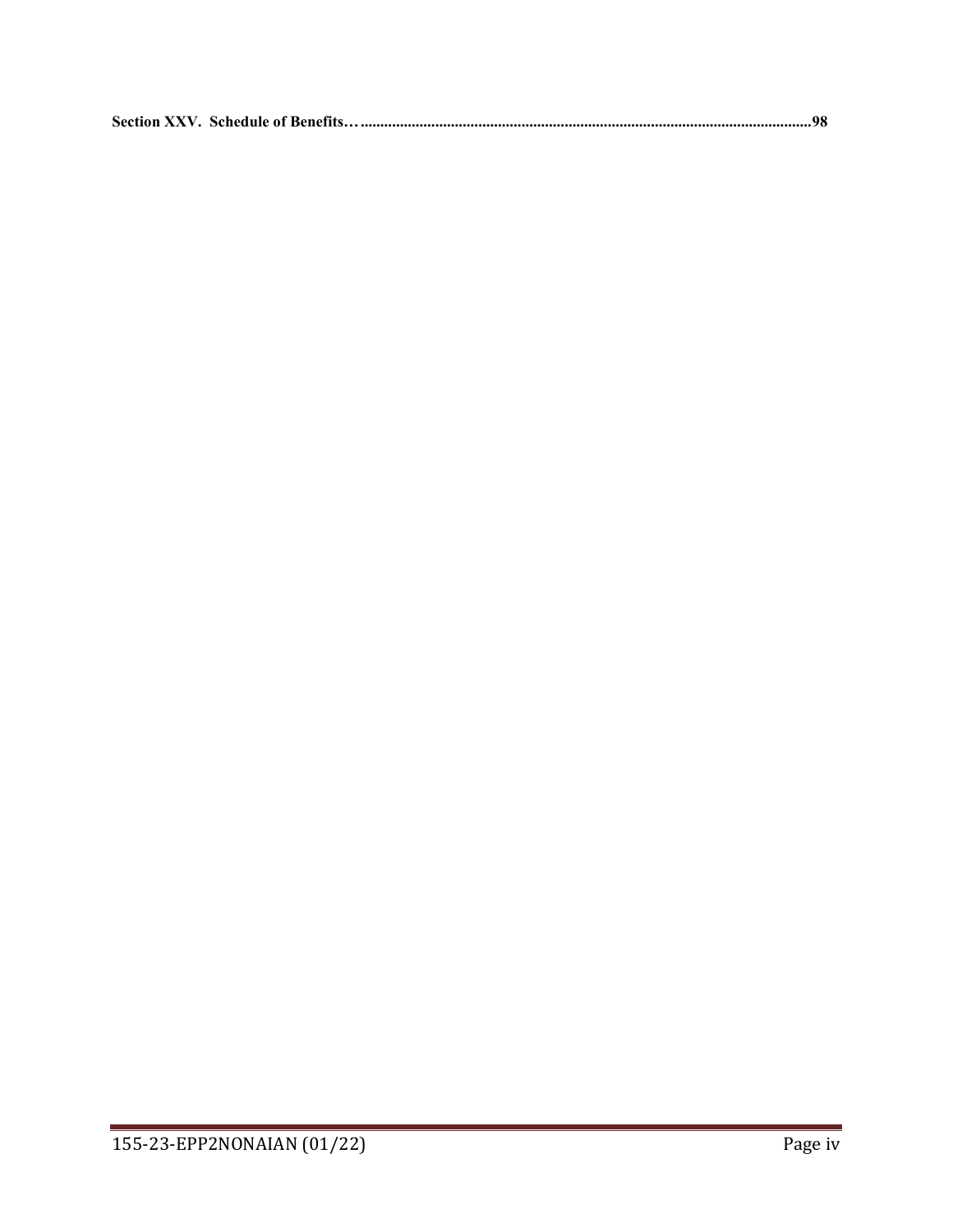**Section XXV. Schedule of Benefits… ....................................................................................................................98**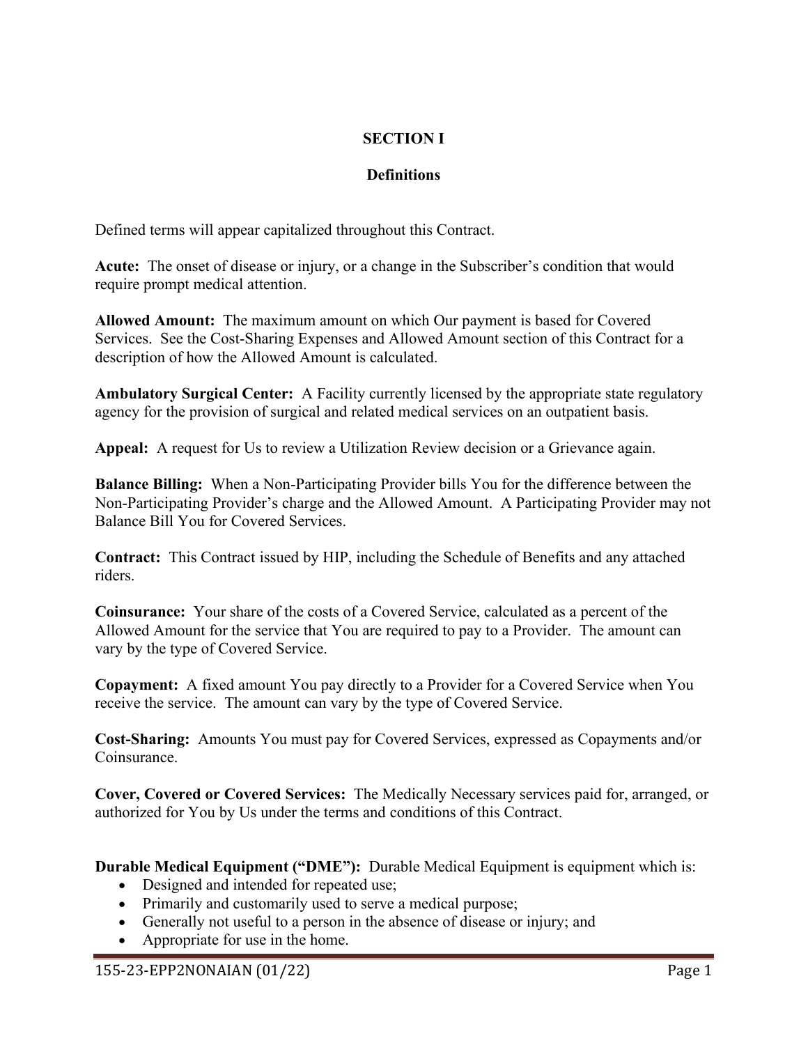# SECTION I

## Definitions

Defined terms will appear capitalized throughout this Contract.

**Acute:** The onset of disease or injury, or a change in the Subscriber's condition that would require prompt medical attention.

**Allowed Amount:** The maximum amount on which Our payment is based for Covered Services. See the Cost-Sharing Expenses and Allowed Amount section of this Contract for a description of how the Allowed Amount is calculated.

**Ambulatory Surgical Center:** A Facility currently licensed by the appropriate state regulatory agency for the provision of surgical and related medical services on an outpatient basis.

**Appeal:** A request for Us to review a Utilization Review decision or a Grievance again.

**Balance Billing:** When a Non-Participating Provider bills You for the difference between the Non-Participating Provider's charge and the Allowed Amount. A Participating Provider may not Balance Bill You for Covered Services.

**Contract:** This Contract issued by HIP, including the Schedule of Benefits and any attached riders.

**Coinsurance:** Your share of the costs of a Covered Service, calculated as a percent of the Allowed Amount for the service that You are required to pay to a Provider. The amount can vary by the type of Covered Service.

**Copayment:** A fixed amount You pay directly to a Provider for a Covered Service when You receive the service. The amount can vary by the type of Covered Service.

**Cost-Sharing:** Amounts You must pay for Covered Services, expressed as Copayments and/or Coinsurance.

**Cover, Covered or Covered Services:** The Medically Necessary services paid for, arranged, or authorized for You by Us under the terms and conditions of this Contract.

**Durable Medical Equipment ("DME"):** Durable Medical Equipment is equipment which is:

- Designed and intended for repeated use;
- Primarily and customarily used to serve a medical purpose;
- Generally not useful to a person in the absence of disease or injury; and
- Appropriate for use in the home.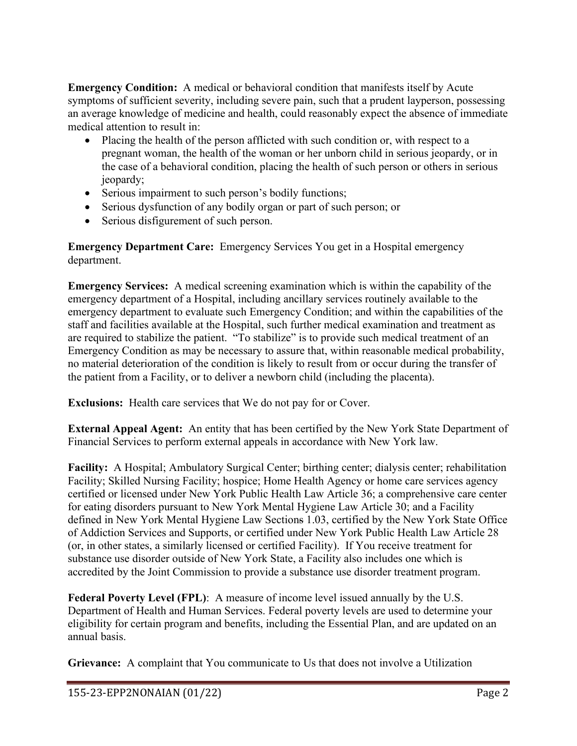**Emergency Condition:** A medical or behavioral condition that manifests itself by Acute symptoms of sufficient severity, including severe pain, such that a prudent layperson, possessing an average knowledge of medicine and health, could reasonably expect the absence of immediate medical attention to result in:

- Placing the health of the person afflicted with such condition or, with respect to a pregnant woman, the health of the woman or her unborn child in serious jeopardy, or in the case of a behavioral condition, placing the health of such person or others in serious jeopardy;
- Serious impairment to such person's bodily functions;
- Serious dysfunction of any bodily organ or part of such person; or
- Serious disfigurement of such person.

**Emergency Department Care:** Emergency Services You get in a Hospital emergency department.

**Emergency Services:** A medical screening examination which is within the capability of the emergency department of a Hospital, including ancillary services routinely available to the emergency department to evaluate such Emergency Condition; and within the capabilities of the staff and facilities available at the Hospital, such further medical examination and treatment as are required to stabilize the patient. "To stabilize" is to provide such medical treatment of an Emergency Condition as may be necessary to assure that, within reasonable medical probability, no material deterioration of the condition is likely to result from or occur during the transfer of the patient from a Facility, or to deliver a newborn child (including the placenta).

**Exclusions:** Health care services that We do not pay for or Cover.

**External Appeal Agent:** An entity that has been certified by the New York State Department of Financial Services to perform external appeals in accordance with New York law.

**Facility:** A Hospital; Ambulatory Surgical Center; birthing center; dialysis center; rehabilitation Facility; Skilled Nursing Facility; hospice; Home Health Agency or home care services agency certified or licensed under New York Public Health Law Article 36; a comprehensive care center for eating disorders pursuant to New York Mental Hygiene Law Article 30; and a Facility defined in New York Mental Hygiene Law Sections 1.03, certified by the New York State Office of Addiction Services and Supports, or certified under New York Public Health Law Article 28 (or, in other states, a similarly licensed or certified Facility). If You receive treatment for substance use disorder outside of New York State, a Facility also includes one which is accredited by the Joint Commission to provide a substance use disorder treatment program.

**Federal Poverty Level (FPL)**: A measure of income level issued annually by the U.S. Department of Health and Human Services. Federal poverty levels are used to determine your eligibility for certain program and benefits, including the Essential Plan, and are updated on an annual basis.

**Grievance:** A complaint that You communicate to Us that does not involve a Utilization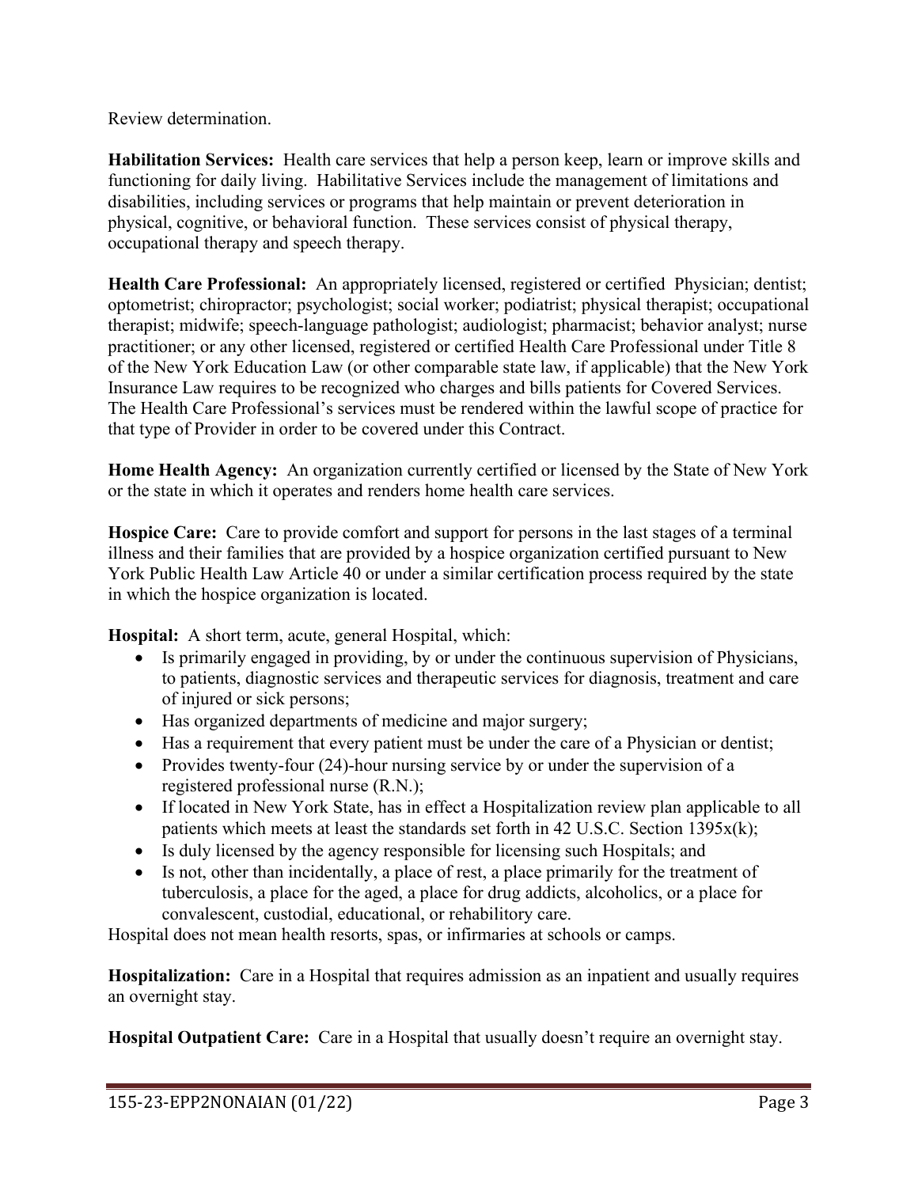Review determination.

**Habilitation Services:** Health care services that help a person keep, learn or improve skills and functioning for daily living. Habilitative Services include the management of limitations and disabilities, including services or programs that help maintain or prevent deterioration in physical, cognitive, or behavioral function. These services consist of physical therapy, occupational therapy and speech therapy.

**Health Care Professional:** An appropriately licensed, registered or certified Physician; dentist; optometrist; chiropractor; psychologist; social worker; podiatrist; physical therapist; occupational therapist; midwife; speech-language pathologist; audiologist; pharmacist; behavior analyst; nurse practitioner; or any other licensed, registered or certified Health Care Professional under Title 8 of the New York Education Law (or other comparable state law, if applicable) that the New York Insurance Law requires to be recognized who charges and bills patients for Covered Services. The Health Care Professional's services must be rendered within the lawful scope of practice for that type of Provider in order to be covered under this Contract.

**Home Health Agency:** An organization currently certified or licensed by the State of New York or the state in which it operates and renders home health care services.

**Hospice Care:** Care to provide comfort and support for persons in the last stages of a terminal illness and their families that are provided by a hospice organization certified pursuant to New York Public Health Law Article 40 or under a similar certification process required by the state in which the hospice organization is located.

**Hospital:** A short term, acute, general Hospital, which:

- Is primarily engaged in providing, by or under the continuous supervision of Physicians, to patients, diagnostic services and therapeutic services for diagnosis, treatment and care of injured or sick persons;
- Has organized departments of medicine and major surgery;
- Has a requirement that every patient must be under the care of a Physician or dentist;
- Provides twenty-four (24)-hour nursing service by or under the supervision of a registered professional nurse (R.N.);
- If located in New York State, has in effect a Hospitalization review plan applicable to all patients which meets at least the standards set forth in 42 U.S.C. Section 1395x(k);
- Is duly licensed by the agency responsible for licensing such Hospitals; and
- Is not, other than incidentally, a place of rest, a place primarily for the treatment of tuberculosis, a place for the aged, a place for drug addicts, alcoholics, or a place for convalescent, custodial, educational, or rehabilitory care.

Hospital does not mean health resorts, spas, or infirmaries at schools or camps.

**Hospitalization:** Care in a Hospital that requires admission as an inpatient and usually requires an overnight stay.

**Hospital Outpatient Care:** Care in a Hospital that usually doesn't require an overnight stay.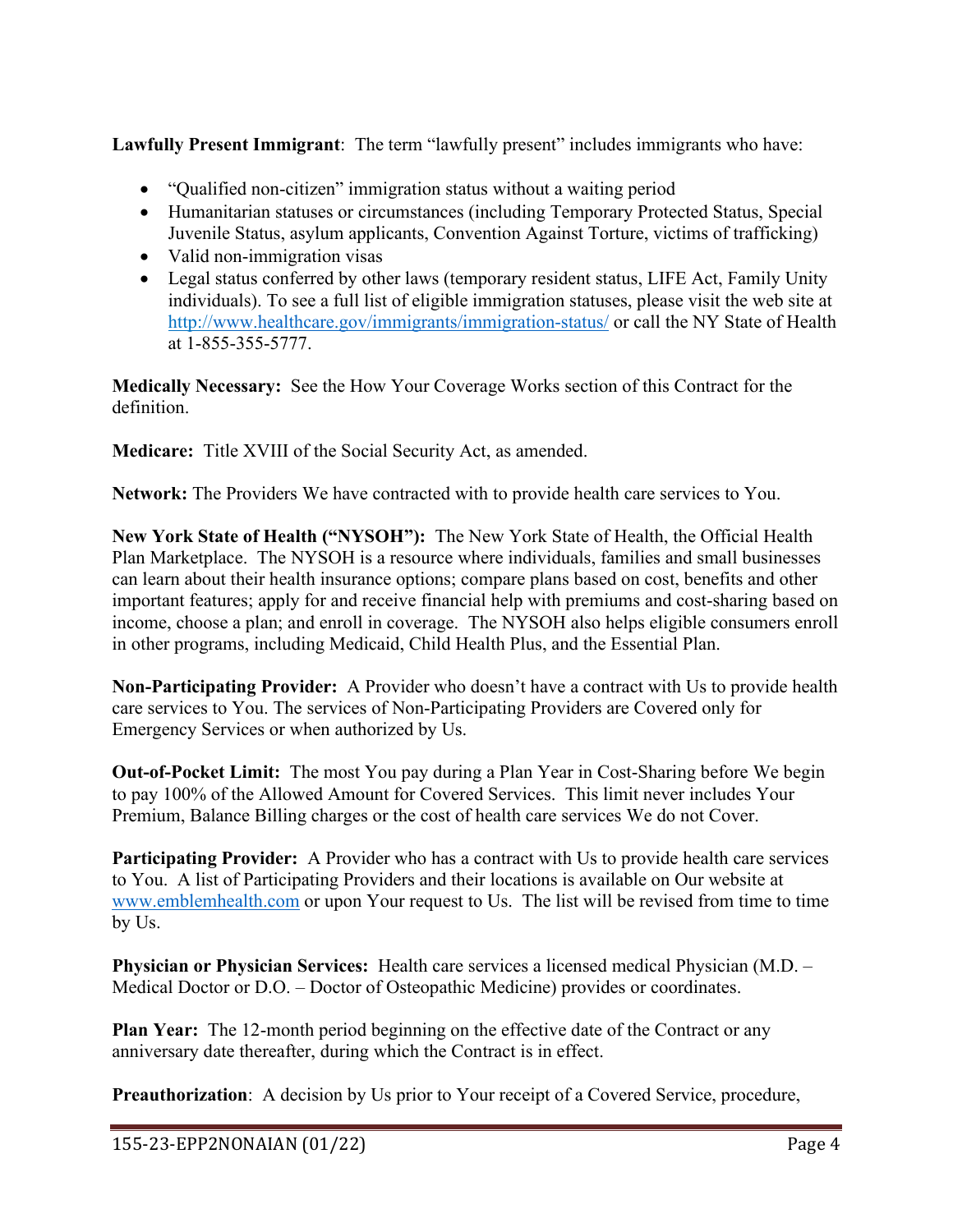**Lawfully Present Immigrant**: The term "lawfully present" includes immigrants who have:

- "Qualified non-citizen" immigration status without a waiting period
- Humanitarian statuses or circumstances (including Temporary Protected Status, Special Juvenile Status, asylum applicants, Convention Against Torture, victims of trafficking)
- Valid non-immigration visas
- Legal status conferred by other laws (temporary resident status, LIFE Act, Family Unity individuals). To see a full list of eligible immigration statuses, please visit the web site at http://www.healthcare.gov/immigrants/immigration-status/ or call the NY State of Health at 1-855-355-5777.

**Medically Necessary:** See the How Your Coverage Works section of this Contract for the definition.

**Medicare:** Title XVIII of the Social Security Act, as amended.

**Network:** The Providers We have contracted with to provide health care services to You.

**New York State of Health ("NYSOH"):** The New York State of Health, the Official Health Plan Marketplace. The NYSOH is a resource where individuals, families and small businesses can learn about their health insurance options; compare plans based on cost, benefits and other important features; apply for and receive financial help with premiums and cost-sharing based on income, choose a plan; and enroll in coverage. The NYSOH also helps eligible consumers enroll in other programs, including Medicaid, Child Health Plus, and the Essential Plan.

**Non-Participating Provider:** A Provider who doesn't have a contract with Us to provide health care services to You. The services of Non-Participating Providers are Covered only for Emergency Services or when authorized by Us.

**Out-of-Pocket Limit:** The most You pay during a Plan Year in Cost-Sharing before We begin to pay 100% of the Allowed Amount for Covered Services. This limit never includes Your Premium, Balance Billing charges or the cost of health care services We do not Cover.

**Participating Provider:** A Provider who has a contract with Us to provide health care services to You. A list of Participating Providers and their locations is available on Our website at www.emblemhealth.com or upon Your request to Us. The list will be revised from time to time by Us.

**Physician or Physician Services:** Health care services a licensed medical Physician (M.D. – Medical Doctor or D.O. – Doctor of Osteopathic Medicine) provides or coordinates.

**Plan Year:** The 12-month period beginning on the effective date of the Contract or any anniversary date thereafter, during which the Contract is in effect.

**Preauthorization**: A decision by Us prior to Your receipt of a Covered Service, procedure,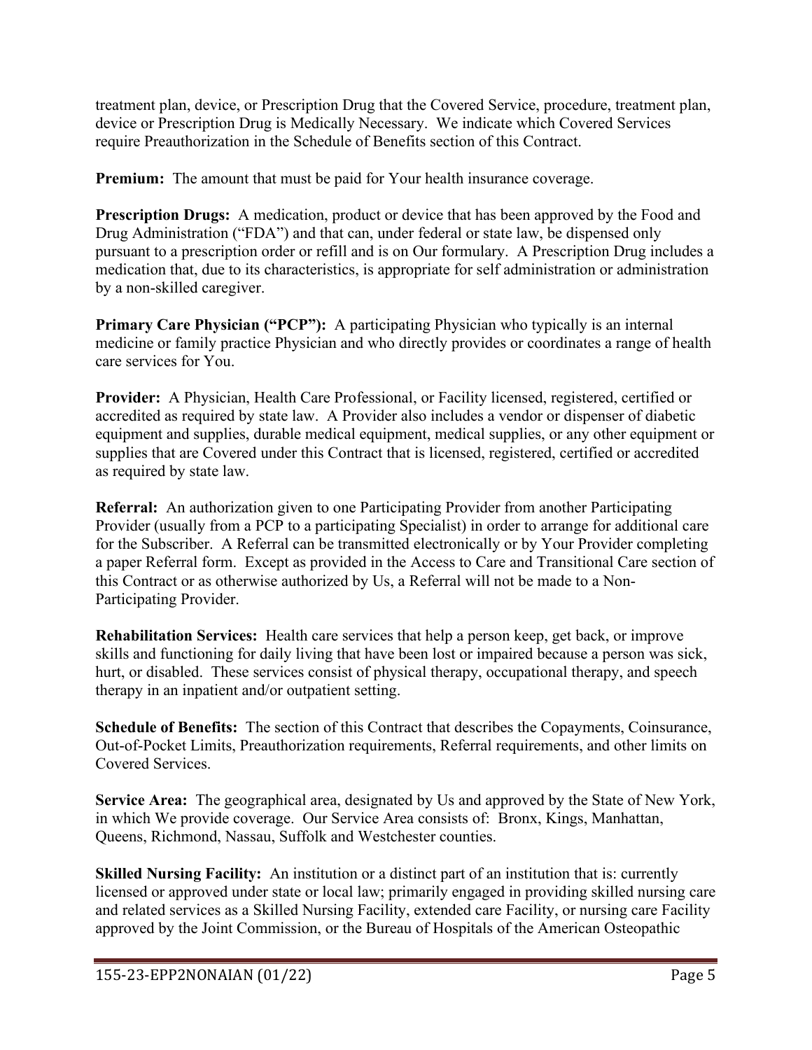treatment plan, device, or Prescription Drug that the Covered Service, procedure, treatment plan, device or Prescription Drug is Medically Necessary. We indicate which Covered Services require Preauthorization in the Schedule of Benefits section of this Contract.

**Premium:** The amount that must be paid for Your health insurance coverage.

**Prescription Drugs:** A medication, product or device that has been approved by the Food and Drug Administration ("FDA") and that can, under federal or state law, be dispensed only pursuant to a prescription order or refill and is on Our formulary. A Prescription Drug includes a medication that, due to its characteristics, is appropriate for self administration or administration by a non-skilled caregiver.

**Primary Care Physician ("PCP"):** A participating Physician who typically is an internal medicine or family practice Physician and who directly provides or coordinates a range of health care services for You.

**Provider:** A Physician, Health Care Professional, or Facility licensed, registered, certified or accredited as required by state law. A Provider also includes a vendor or dispenser of diabetic equipment and supplies, durable medical equipment, medical supplies, or any other equipment or supplies that are Covered under this Contract that is licensed, registered, certified or accredited as required by state law.

**Referral:** An authorization given to one Participating Provider from another Participating Provider (usually from a PCP to a participating Specialist) in order to arrange for additional care for the Subscriber. A Referral can be transmitted electronically or by Your Provider completing a paper Referral form. Except as provided in the Access to Care and Transitional Care section of this Contract or as otherwise authorized by Us, a Referral will not be made to a Non-Participating Provider.

**Rehabilitation Services:** Health care services that help a person keep, get back, or improve skills and functioning for daily living that have been lost or impaired because a person was sick, hurt, or disabled. These services consist of physical therapy, occupational therapy, and speech therapy in an inpatient and/or outpatient setting.

**Schedule of Benefits:** The section of this Contract that describes the Copayments, Coinsurance, Out-of-Pocket Limits, Preauthorization requirements, Referral requirements, and other limits on Covered Services.

**Service Area:** The geographical area, designated by Us and approved by the State of New York, in which We provide coverage. Our Service Area consists of: Bronx, Kings, Manhattan, Queens, Richmond, Nassau, Suffolk and Westchester counties.

**Skilled Nursing Facility:** An institution or a distinct part of an institution that is: currently licensed or approved under state or local law; primarily engaged in providing skilled nursing care and related services as a Skilled Nursing Facility, extended care Facility, or nursing care Facility approved by the Joint Commission, or the Bureau of Hospitals of the American Osteopathic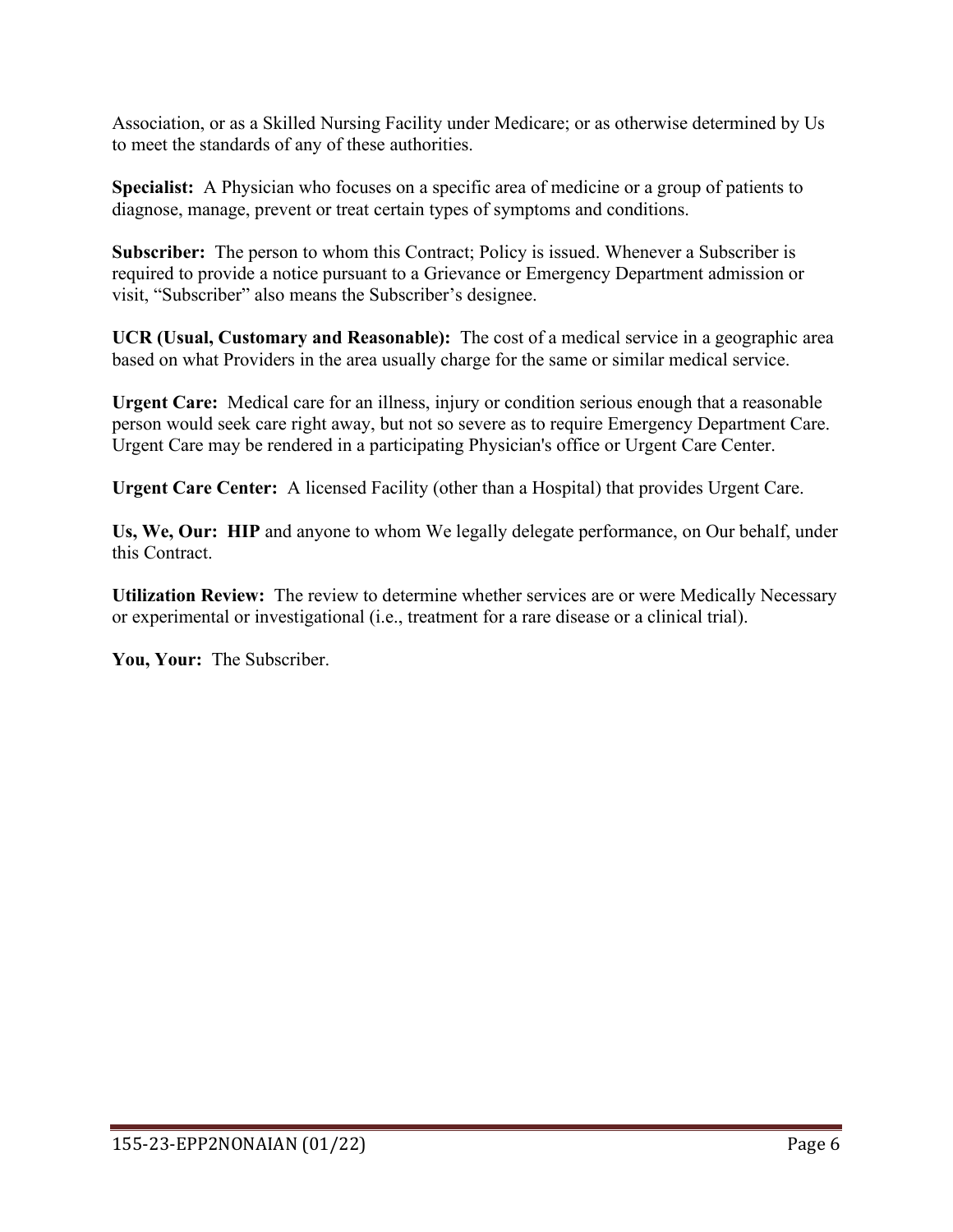Association, or as a Skilled Nursing Facility under Medicare; or as otherwise determined by Us to meet the standards of any of these authorities.

**Specialist:** A Physician who focuses on a specific area of medicine or a group of patients to diagnose, manage, prevent or treat certain types of symptoms and conditions.

**Subscriber:** The person to whom this Contract; Policy is issued. Whenever a Subscriber is required to provide a notice pursuant to a Grievance or Emergency Department admission or visit, "Subscriber" also means the Subscriber's designee.

**UCR (Usual, Customary and Reasonable):** The cost of a medical service in a geographic area based on what Providers in the area usually charge for the same or similar medical service.

**Urgent Care:** Medical care for an illness, injury or condition serious enough that a reasonable person would seek care right away, but not so severe as to require Emergency Department Care. Urgent Care may be rendered in a participating Physician's office or Urgent Care Center.

**Urgent Care Center:** A licensed Facility (other than a Hospital) that provides Urgent Care.

**Us, We, Our: HIP** and anyone to whom We legally delegate performance, on Our behalf, under this Contract.

**Utilization Review:** The review to determine whether services are or were Medically Necessary or experimental or investigational (i.e., treatment for a rare disease or a clinical trial).

**You, Your:** The Subscriber.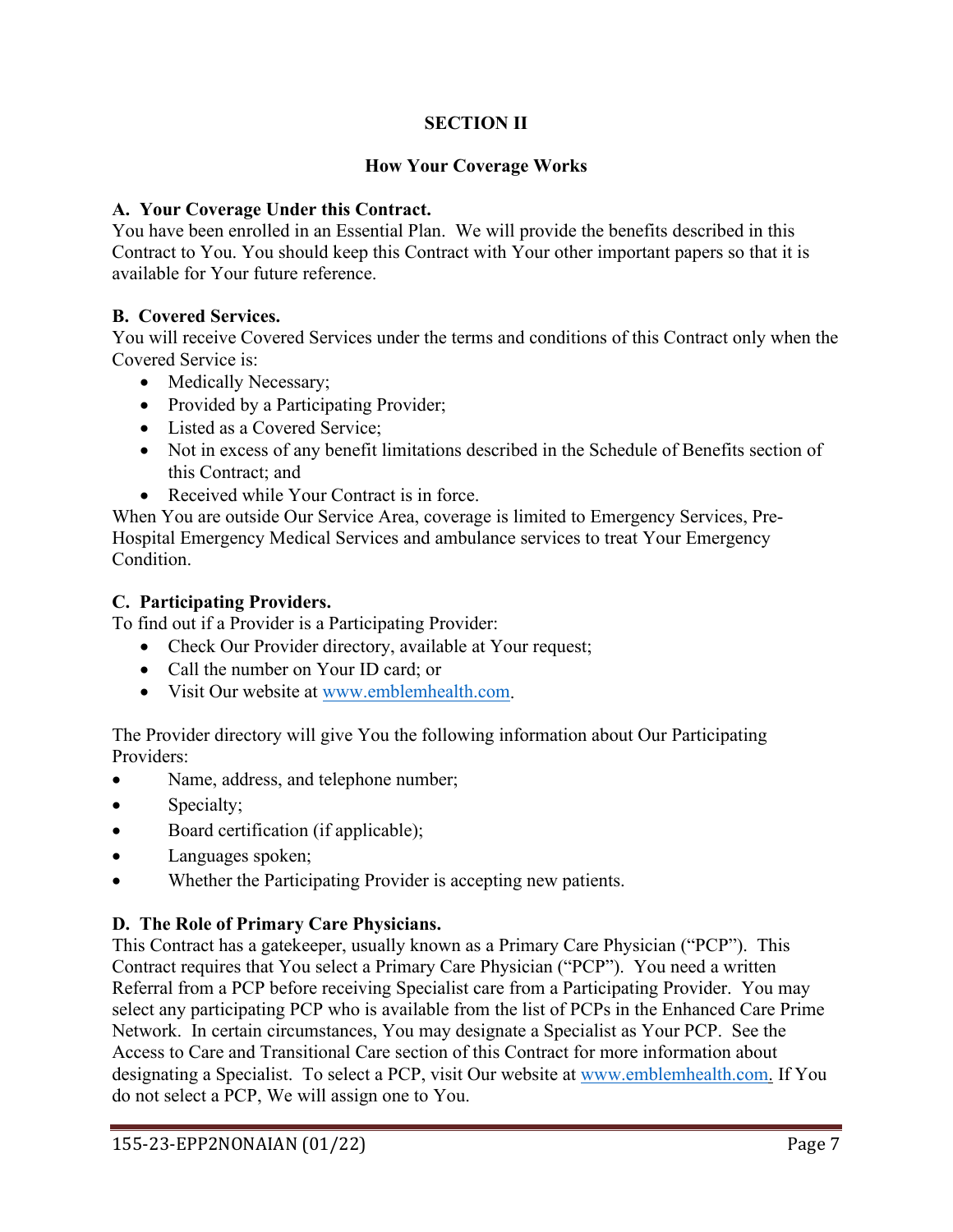## SECTION II

### How Your Coverage Works

**A. Your Coverage Under this Contract.**
You have been enrolled in an Essential Plan. We will provide the benefits described in this Contract to You. You should keep this Contract with Your other important papers so that it is available for Your future reference.

**B. Covered Services.**
You will receive Covered Services under the terms and conditions of this Contract only when the Covered Service is:

- Medically Necessary;
- Provided by a Participating Provider;
- Listed as a Covered Service;
- Not in excess of any benefit limitations described in the Schedule of Benefits section of this Contract; and
- Received while Your Contract is in force.

When You are outside Our Service Area, coverage is limited to Emergency Services, Pre-Hospital Emergency Medical Services and ambulance services to treat Your Emergency Condition.

**C. Participating Providers.**
To find out if a Provider is a Participating Provider:

- Check Our Provider directory, available at Your request;
- Call the number on Your ID card; or
- Visit Our website at www.emblemhealth.com.

The Provider directory will give You the following information about Our Participating Providers:

- Name, address, and telephone number;
- Specialty;
- Board certification (if applicable);
- Languages spoken;
- Whether the Participating Provider is accepting new patients.

**D. The Role of Primary Care Physicians.**
This Contract has a gatekeeper, usually known as a Primary Care Physician ("PCP"). This Contract requires that You select a Primary Care Physician ("PCP"). You need a written Referral from a PCP before receiving Specialist care from a Participating Provider. You may select any participating PCP who is available from the list of PCPs in the Enhanced Care Prime Network. In certain circumstances, You may designate a Specialist as Your PCP. See the Access to Care and Transitional Care section of this Contract for more information about designating a Specialist. To select a PCP, visit Our website at www.emblemhealth.com. If You do not select a PCP, We will assign one to You.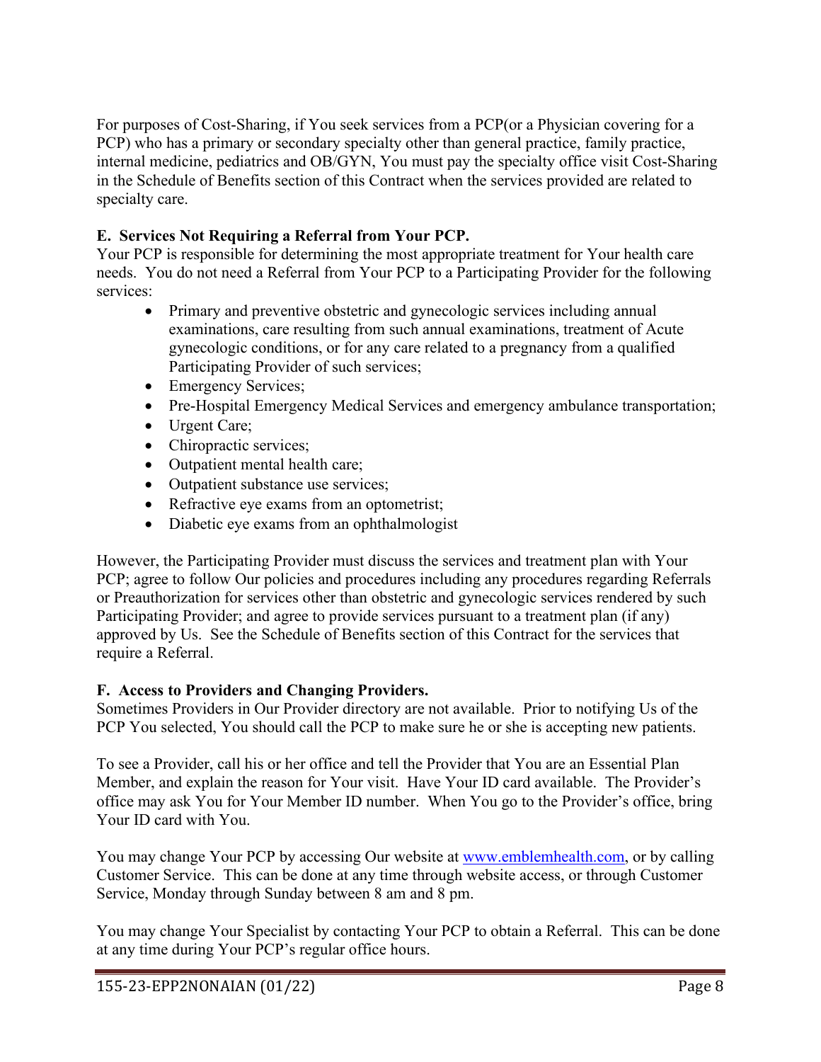For purposes of Cost-Sharing, if You seek services from a PCP(or a Physician covering for a PCP) who has a primary or secondary specialty other than general practice, family practice, internal medicine, pediatrics and OB/GYN, You must pay the specialty office visit Cost-Sharing in the Schedule of Benefits section of this Contract when the services provided are related to specialty care.

**E. Services Not Requiring a Referral from Your PCP.**

Your PCP is responsible for determining the most appropriate treatment for Your health care needs. You do not need a Referral from Your PCP to a Participating Provider for the following services:

- Primary and preventive obstetric and gynecologic services including annual examinations, care resulting from such annual examinations, treatment of Acute gynecologic conditions, or for any care related to a pregnancy from a qualified Participating Provider of such services;
- Emergency Services;
- Pre-Hospital Emergency Medical Services and emergency ambulance transportation;
- Urgent Care;
- Chiropractic services;
- Outpatient mental health care;
- Outpatient substance use services;
- Refractive eye exams from an optometrist;
- Diabetic eye exams from an ophthalmologist

However, the Participating Provider must discuss the services and treatment plan with Your PCP; agree to follow Our policies and procedures including any procedures regarding Referrals or Preauthorization for services other than obstetric and gynecologic services rendered by such Participating Provider; and agree to provide services pursuant to a treatment plan (if any) approved by Us. See the Schedule of Benefits section of this Contract for the services that require a Referral.

**F. Access to Providers and Changing Providers.**

Sometimes Providers in Our Provider directory are not available. Prior to notifying Us of the PCP You selected, You should call the PCP to make sure he or she is accepting new patients.

To see a Provider, call his or her office and tell the Provider that You are an Essential Plan Member, and explain the reason for Your visit. Have Your ID card available. The Provider's office may ask You for Your Member ID number. When You go to the Provider's office, bring Your ID card with You.

You may change Your PCP by accessing Our website at www.emblemhealth.com, or by calling Customer Service. This can be done at any time through website access, or through Customer Service, Monday through Sunday between 8 am and 8 pm.

You may change Your Specialist by contacting Your PCP to obtain a Referral. This can be done at any time during Your PCP's regular office hours.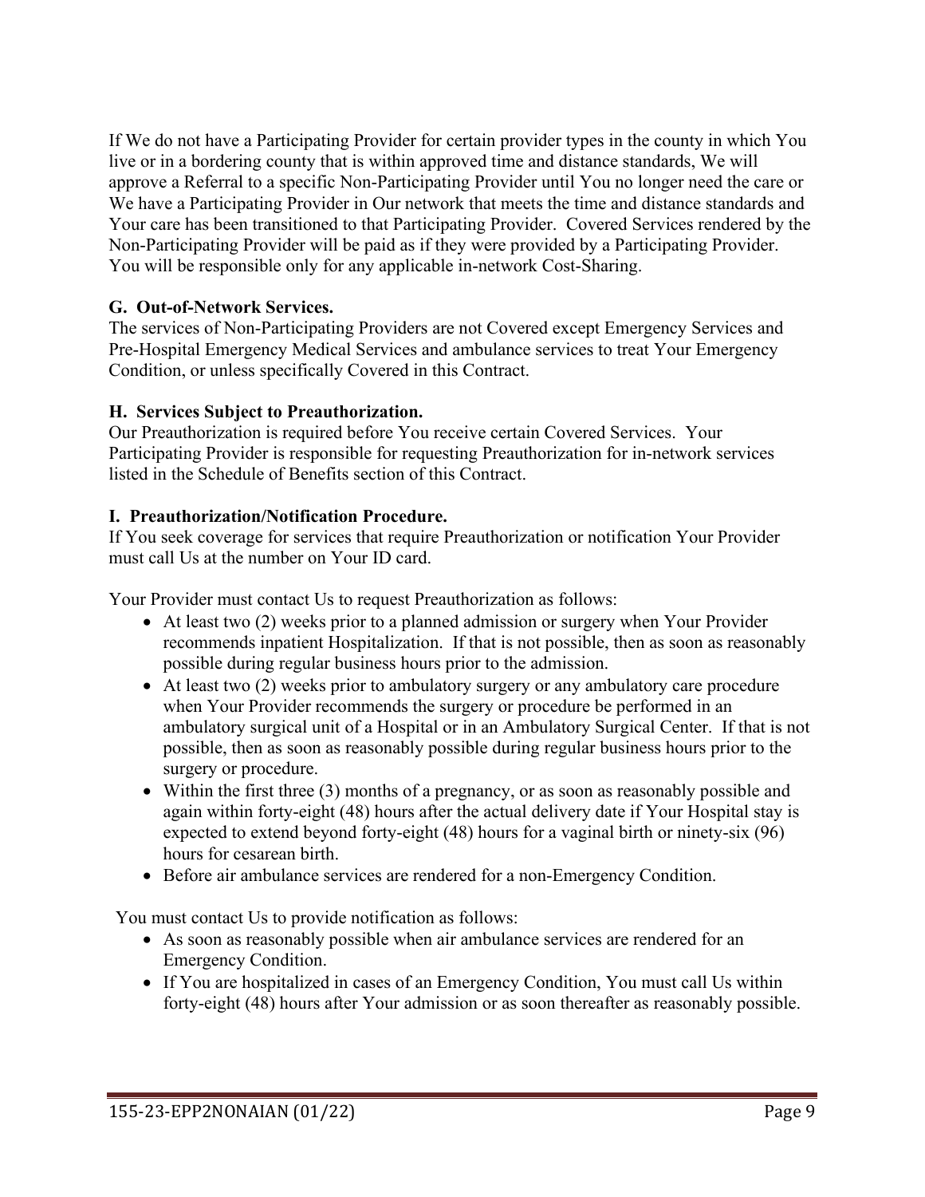If We do not have a Participating Provider for certain provider types in the county in which You live or in a bordering county that is within approved time and distance standards, We will approve a Referral to a specific Non-Participating Provider until You no longer need the care or We have a Participating Provider in Our network that meets the time and distance standards and Your care has been transitioned to that Participating Provider. Covered Services rendered by the Non-Participating Provider will be paid as if they were provided by a Participating Provider. You will be responsible only for any applicable in-network Cost-Sharing.

**G. Out-of-Network Services.**
The services of Non-Participating Providers are not Covered except Emergency Services and Pre-Hospital Emergency Medical Services and ambulance services to treat Your Emergency Condition, or unless specifically Covered in this Contract.

**H. Services Subject to Preauthorization.**
Our Preauthorization is required before You receive certain Covered Services. Your Participating Provider is responsible for requesting Preauthorization for in-network services listed in the Schedule of Benefits section of this Contract.

**I. Preauthorization/Notification Procedure.**
If You seek coverage for services that require Preauthorization or notification Your Provider must call Us at the number on Your ID card.

Your Provider must contact Us to request Preauthorization as follows:

- At least two (2) weeks prior to a planned admission or surgery when Your Provider recommends inpatient Hospitalization. If that is not possible, then as soon as reasonably possible during regular business hours prior to the admission.
- At least two (2) weeks prior to ambulatory surgery or any ambulatory care procedure when Your Provider recommends the surgery or procedure be performed in an ambulatory surgical unit of a Hospital or in an Ambulatory Surgical Center. If that is not possible, then as soon as reasonably possible during regular business hours prior to the surgery or procedure.
- Within the first three (3) months of a pregnancy, or as soon as reasonably possible and again within forty-eight (48) hours after the actual delivery date if Your Hospital stay is expected to extend beyond forty-eight (48) hours for a vaginal birth or ninety-six (96) hours for cesarean birth.
- Before air ambulance services are rendered for a non-Emergency Condition.

You must contact Us to provide notification as follows:

- As soon as reasonably possible when air ambulance services are rendered for an Emergency Condition.
- If You are hospitalized in cases of an Emergency Condition, You must call Us within forty-eight (48) hours after Your admission or as soon thereafter as reasonably possible.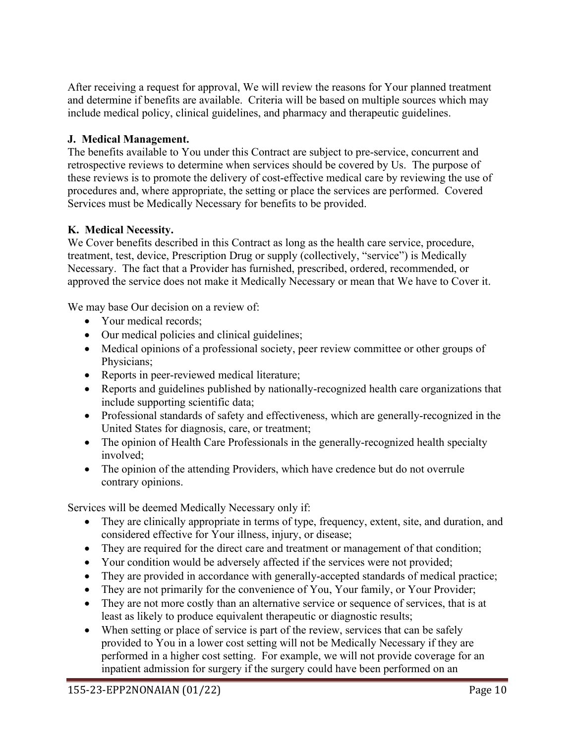After receiving a request for approval, We will review the reasons for Your planned treatment and determine if benefits are available. Criteria will be based on multiple sources which may include medical policy, clinical guidelines, and pharmacy and therapeutic guidelines.

**J. Medical Management.**

The benefits available to You under this Contract are subject to pre-service, concurrent and retrospective reviews to determine when services should be covered by Us. The purpose of these reviews is to promote the delivery of cost-effective medical care by reviewing the use of procedures and, where appropriate, the setting or place the services are performed. Covered Services must be Medically Necessary for benefits to be provided.

**K. Medical Necessity.**

We Cover benefits described in this Contract as long as the health care service, procedure, treatment, test, device, Prescription Drug or supply (collectively, "service") is Medically Necessary. The fact that a Provider has furnished, prescribed, ordered, recommended, or approved the service does not make it Medically Necessary or mean that We have to Cover it.

We may base Our decision on a review of:

- Your medical records;
- Our medical policies and clinical guidelines;
- Medical opinions of a professional society, peer review committee or other groups of Physicians;
- Reports in peer-reviewed medical literature;
- Reports and guidelines published by nationally-recognized health care organizations that include supporting scientific data;
- Professional standards of safety and effectiveness, which are generally-recognized in the United States for diagnosis, care, or treatment;
- The opinion of Health Care Professionals in the generally-recognized health specialty involved;
- The opinion of the attending Providers, which have credence but do not overrule contrary opinions.

Services will be deemed Medically Necessary only if:

- They are clinically appropriate in terms of type, frequency, extent, site, and duration, and considered effective for Your illness, injury, or disease;
- They are required for the direct care and treatment or management of that condition;
- Your condition would be adversely affected if the services were not provided;
- They are provided in accordance with generally-accepted standards of medical practice;
- They are not primarily for the convenience of You, Your family, or Your Provider;
- They are not more costly than an alternative service or sequence of services, that is at least as likely to produce equivalent therapeutic or diagnostic results;
- When setting or place of service is part of the review, services that can be safely provided to You in a lower cost setting will not be Medically Necessary if they are performed in a higher cost setting. For example, we will not provide coverage for an inpatient admission for surgery if the surgery could have been performed on an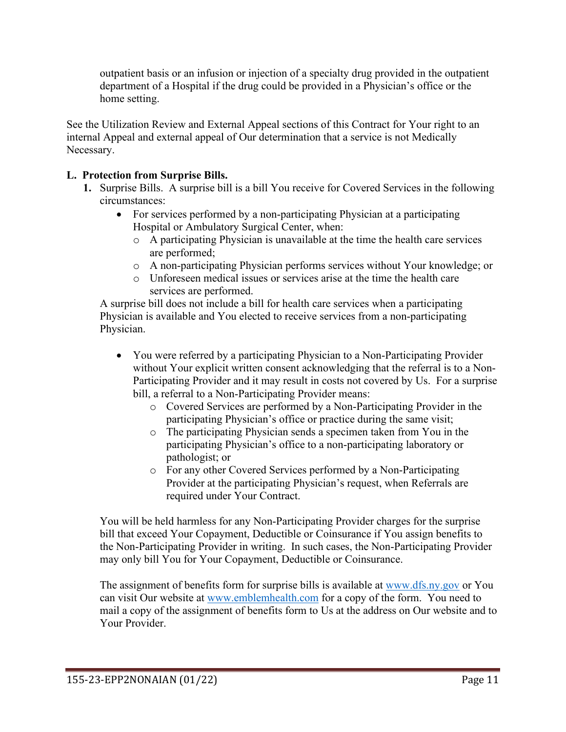outpatient basis or an infusion or injection of a specialty drug provided in the outpatient department of a Hospital if the drug could be provided in a Physician's office or the home setting.

See the Utilization Review and External Appeal sections of this Contract for Your right to an internal Appeal and external appeal of Our determination that a service is not Medically Necessary.

**L. Protection from Surprise Bills.**

1. Surprise Bills. A surprise bill is a bill You receive for Covered Services in the following circumstances:
   - For services performed by a non-participating Physician at a participating Hospital or Ambulatory Surgical Center, when:
     - A participating Physician is unavailable at the time the health care services are performed;
     - A non-participating Physician performs services without Your knowledge; or
     - Unforeseen medical issues or services arise at the time the health care services are performed.

   A surprise bill does not include a bill for health care services when a participating Physician is available and You elected to receive services from a non-participating Physician.

   - You were referred by a participating Physician to a Non-Participating Provider without Your explicit written consent acknowledging that the referral is to a Non-Participating Provider and it may result in costs not covered by Us. For a surprise bill, a referral to a Non-Participating Provider means:
     - Covered Services are performed by a Non-Participating Provider in the participating Physician's office or practice during the same visit;
     - The participating Physician sends a specimen taken from You in the participating Physician's office to a non-participating laboratory or pathologist; or
     - For any other Covered Services performed by a Non-Participating Provider at the participating Physician's request, when Referrals are required under Your Contract.

   You will be held harmless for any Non-Participating Provider charges for the surprise bill that exceed Your Copayment, Deductible or Coinsurance if You assign benefits to the Non-Participating Provider in writing. In such cases, the Non-Participating Provider may only bill You for Your Copayment, Deductible or Coinsurance.

   The assignment of benefits form for surprise bills is available at www.dfs.ny.gov or You can visit Our website at www.emblemhealth.com for a copy of the form. You need to mail a copy of the assignment of benefits form to Us at the address on Our website and to Your Provider.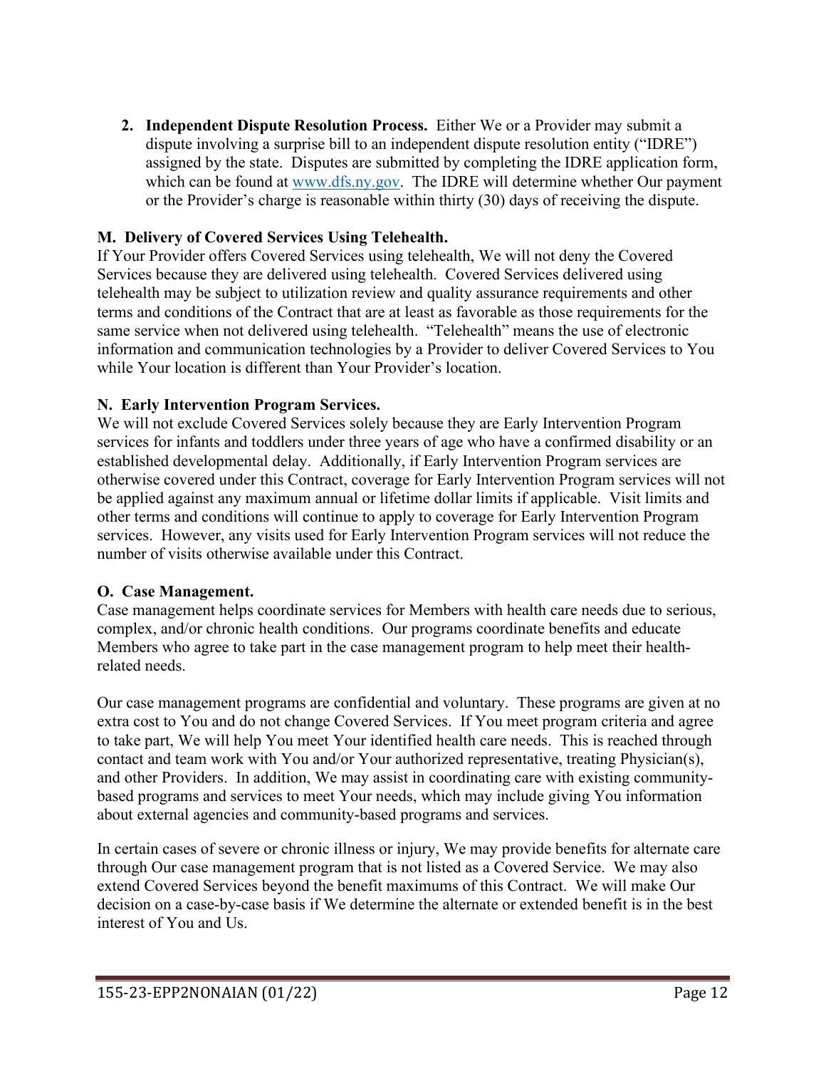2. **Independent Dispute Resolution Process.** Either We or a Provider may submit a dispute involving a surprise bill to an independent dispute resolution entity ("IDRE") assigned by the state. Disputes are submitted by completing the IDRE application form, which can be found at www.dfs.ny.gov. The IDRE will determine whether Our payment or the Provider's charge is reasonable within thirty (30) days of receiving the dispute.

**M. Delivery of Covered Services Using Telehealth.**

If Your Provider offers Covered Services using telehealth, We will not deny the Covered Services because they are delivered using telehealth. Covered Services delivered using telehealth may be subject to utilization review and quality assurance requirements and other terms and conditions of the Contract that are at least as favorable as those requirements for the same service when not delivered using telehealth. "Telehealth" means the use of electronic information and communication technologies by a Provider to deliver Covered Services to You while Your location is different than Your Provider's location.

**N. Early Intervention Program Services.**

We will not exclude Covered Services solely because they are Early Intervention Program services for infants and toddlers under three years of age who have a confirmed disability or an established developmental delay. Additionally, if Early Intervention Program services are otherwise covered under this Contract, coverage for Early Intervention Program services will not be applied against any maximum annual or lifetime dollar limits if applicable. Visit limits and other terms and conditions will continue to apply to coverage for Early Intervention Program services. However, any visits used for Early Intervention Program services will not reduce the number of visits otherwise available under this Contract.

**O. Case Management.**

Case management helps coordinate services for Members with health care needs due to serious, complex, and/or chronic health conditions. Our programs coordinate benefits and educate Members who agree to take part in the case management program to help meet their health-related needs.

Our case management programs are confidential and voluntary. These programs are given at no extra cost to You and do not change Covered Services. If You meet program criteria and agree to take part, We will help You meet Your identified health care needs. This is reached through contact and team work with You and/or Your authorized representative, treating Physician(s), and other Providers. In addition, We may assist in coordinating care with existing community-based programs and services to meet Your needs, which may include giving You information about external agencies and community-based programs and services.

In certain cases of severe or chronic illness or injury, We may provide benefits for alternate care through Our case management program that is not listed as a Covered Service. We may also extend Covered Services beyond the benefit maximums of this Contract. We will make Our decision on a case-by-case basis if We determine the alternate or extended benefit is in the best interest of You and Us.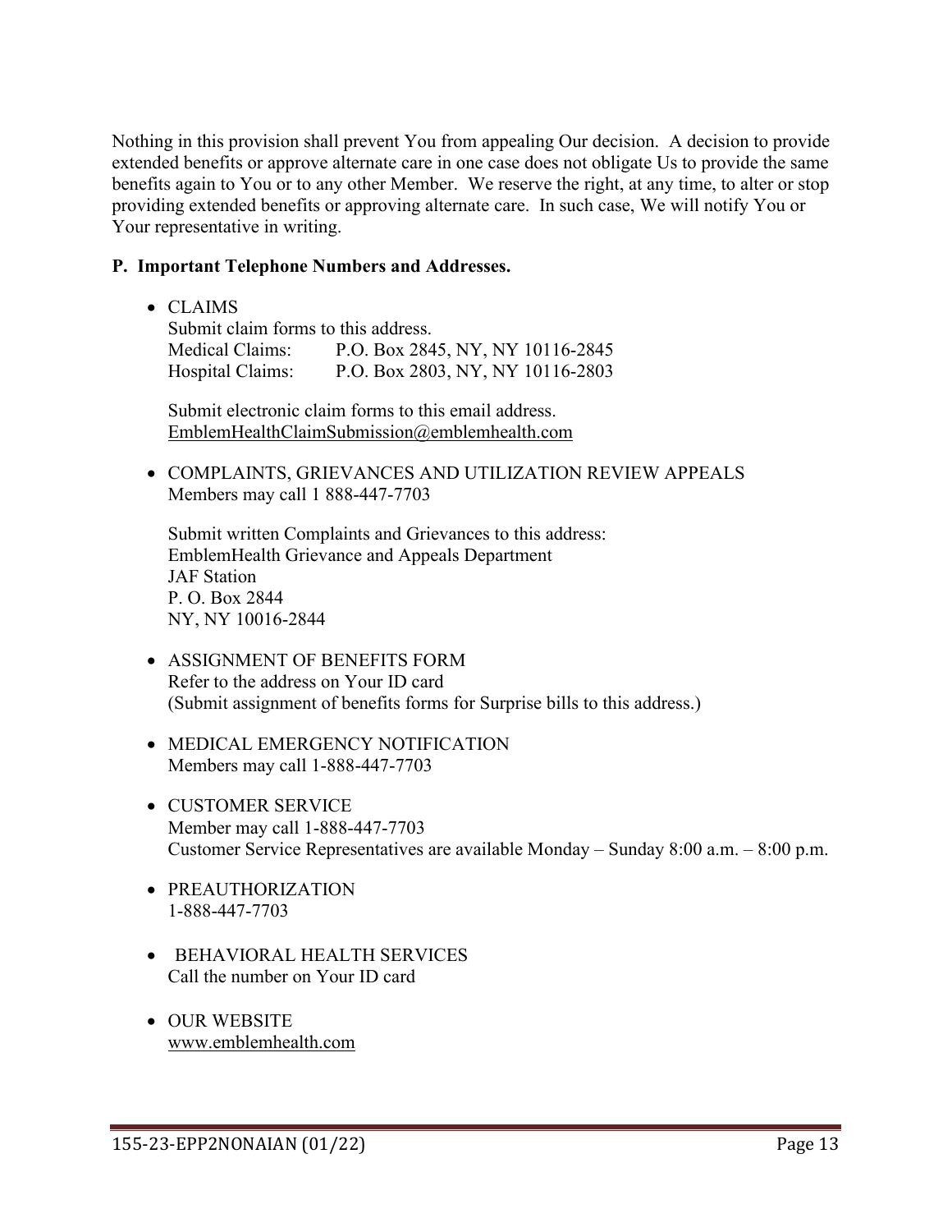Nothing in this provision shall prevent You from appealing Our decision. A decision to provide extended benefits or approve alternate care in one case does not obligate Us to provide the same benefits again to You or to any other Member. We reserve the right, at any time, to alter or stop providing extended benefits or approving alternate care. In such case, We will notify You or Your representative in writing.

**P. Important Telephone Numbers and Addresses.**

- CLAIMS
  Submit claim forms to this address.
  Medical Claims: P.O. Box 2845, NY, NY 10116-2845
  Hospital Claims: P.O. Box 2803, NY, NY 10116-2803

  Submit electronic claim forms to this email address.
  EmblemHealthClaimSubmission@emblemhealth.com

- COMPLAINTS, GRIEVANCES AND UTILIZATION REVIEW APPEALS
  Members may call 1 888-447-7703

  Submit written Complaints and Grievances to this address:
  EmblemHealth Grievance and Appeals Department
  JAF Station
  P. O. Box 2844
  NY, NY 10016-2844

- ASSIGNMENT OF BENEFITS FORM
  Refer to the address on Your ID card
  (Submit assignment of benefits forms for Surprise bills to this address.)

- MEDICAL EMERGENCY NOTIFICATION
  Members may call 1-888-447-7703

- CUSTOMER SERVICE
  Member may call 1-888-447-7703
  Customer Service Representatives are available Monday – Sunday 8:00 a.m. – 8:00 p.m.

- PREAUTHORIZATION
  1-888-447-7703

- BEHAVIORAL HEALTH SERVICES
  Call the number on Your ID card

- OUR WEBSITE
  www.emblemhealth.com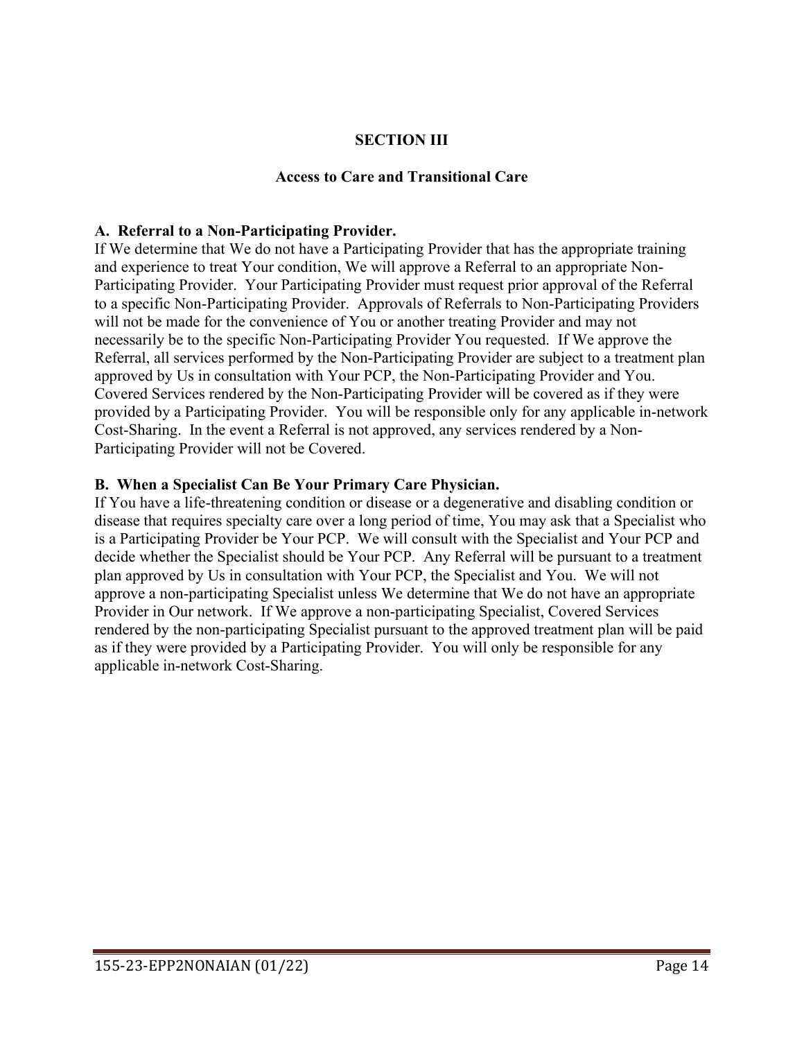# SECTION III

## Access to Care and Transitional Care

**A. Referral to a Non-Participating Provider.**
If We determine that We do not have a Participating Provider that has the appropriate training and experience to treat Your condition, We will approve a Referral to an appropriate Non-Participating Provider. Your Participating Provider must request prior approval of the Referral to a specific Non-Participating Provider. Approvals of Referrals to Non-Participating Providers will not be made for the convenience of You or another treating Provider and may not necessarily be to the specific Non-Participating Provider You requested. If We approve the Referral, all services performed by the Non-Participating Provider are subject to a treatment plan approved by Us in consultation with Your PCP, the Non-Participating Provider and You. Covered Services rendered by the Non-Participating Provider will be covered as if they were provided by a Participating Provider. You will be responsible only for any applicable in-network Cost-Sharing. In the event a Referral is not approved, any services rendered by a Non-Participating Provider will not be Covered.

**B. When a Specialist Can Be Your Primary Care Physician.**
If You have a life-threatening condition or disease or a degenerative and disabling condition or disease that requires specialty care over a long period of time, You may ask that a Specialist who is a Participating Provider be Your PCP. We will consult with the Specialist and Your PCP and decide whether the Specialist should be Your PCP. Any Referral will be pursuant to a treatment plan approved by Us in consultation with Your PCP, the Specialist and You. We will not approve a non-participating Specialist unless We determine that We do not have an appropriate Provider in Our network. If We approve a non-participating Specialist, Covered Services rendered by the non-participating Specialist pursuant to the approved treatment plan will be paid as if they were provided by a Participating Provider. You will only be responsible for any applicable in-network Cost-Sharing.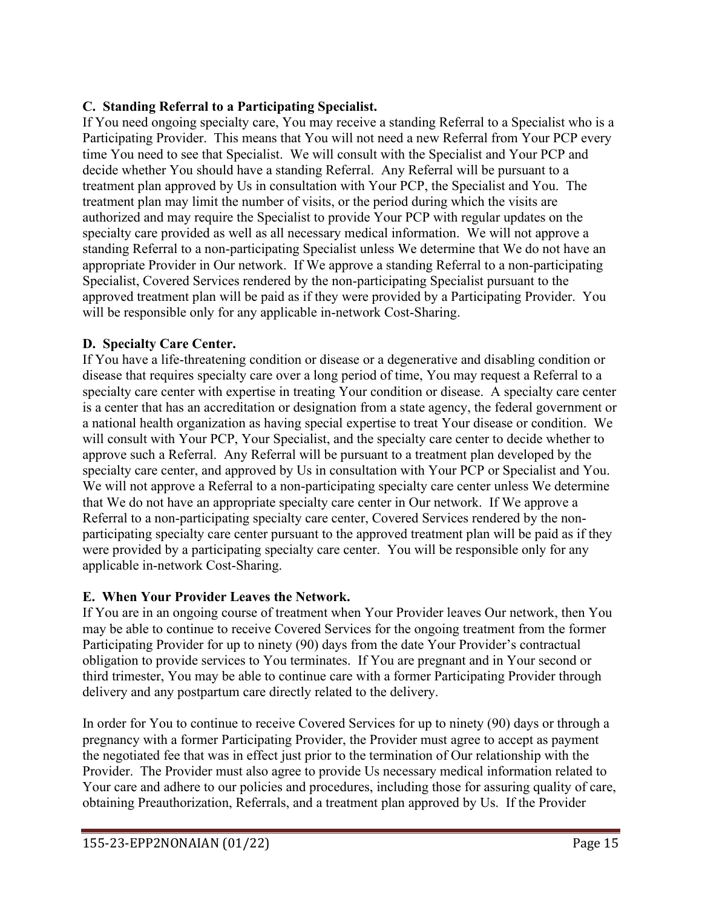**C. Standing Referral to a Participating Specialist.**
If You need ongoing specialty care, You may receive a standing Referral to a Specialist who is a Participating Provider. This means that You will not need a new Referral from Your PCP every time You need to see that Specialist. We will consult with the Specialist and Your PCP and decide whether You should have a standing Referral. Any Referral will be pursuant to a treatment plan approved by Us in consultation with Your PCP, the Specialist and You. The treatment plan may limit the number of visits, or the period during which the visits are authorized and may require the Specialist to provide Your PCP with regular updates on the specialty care provided as well as all necessary medical information. We will not approve a standing Referral to a non-participating Specialist unless We determine that We do not have an appropriate Provider in Our network. If We approve a standing Referral to a non-participating Specialist, Covered Services rendered by the non-participating Specialist pursuant to the approved treatment plan will be paid as if they were provided by a Participating Provider. You will be responsible only for any applicable in-network Cost-Sharing.

**D. Specialty Care Center.**
If You have a life-threatening condition or disease or a degenerative and disabling condition or disease that requires specialty care over a long period of time, You may request a Referral to a specialty care center with expertise in treating Your condition or disease. A specialty care center is a center that has an accreditation or designation from a state agency, the federal government or a national health organization as having special expertise to treat Your disease or condition. We will consult with Your PCP, Your Specialist, and the specialty care center to decide whether to approve such a Referral. Any Referral will be pursuant to a treatment plan developed by the specialty care center, and approved by Us in consultation with Your PCP or Specialist and You. We will not approve a Referral to a non-participating specialty care center unless We determine that We do not have an appropriate specialty care center in Our network. If We approve a Referral to a non-participating specialty care center, Covered Services rendered by the non-participating specialty care center pursuant to the approved treatment plan will be paid as if they were provided by a participating specialty care center. You will be responsible only for any applicable in-network Cost-Sharing.

**E. When Your Provider Leaves the Network.**
If You are in an ongoing course of treatment when Your Provider leaves Our network, then You may be able to continue to receive Covered Services for the ongoing treatment from the former Participating Provider for up to ninety (90) days from the date Your Provider's contractual obligation to provide services to You terminates. If You are pregnant and in Your second or third trimester, You may be able to continue care with a former Participating Provider through delivery and any postpartum care directly related to the delivery.

In order for You to continue to receive Covered Services for up to ninety (90) days or through a pregnancy with a former Participating Provider, the Provider must agree to accept as payment the negotiated fee that was in effect just prior to the termination of Our relationship with the Provider. The Provider must also agree to provide Us necessary medical information related to Your care and adhere to our policies and procedures, including those for assuring quality of care, obtaining Preauthorization, Referrals, and a treatment plan approved by Us. If the Provider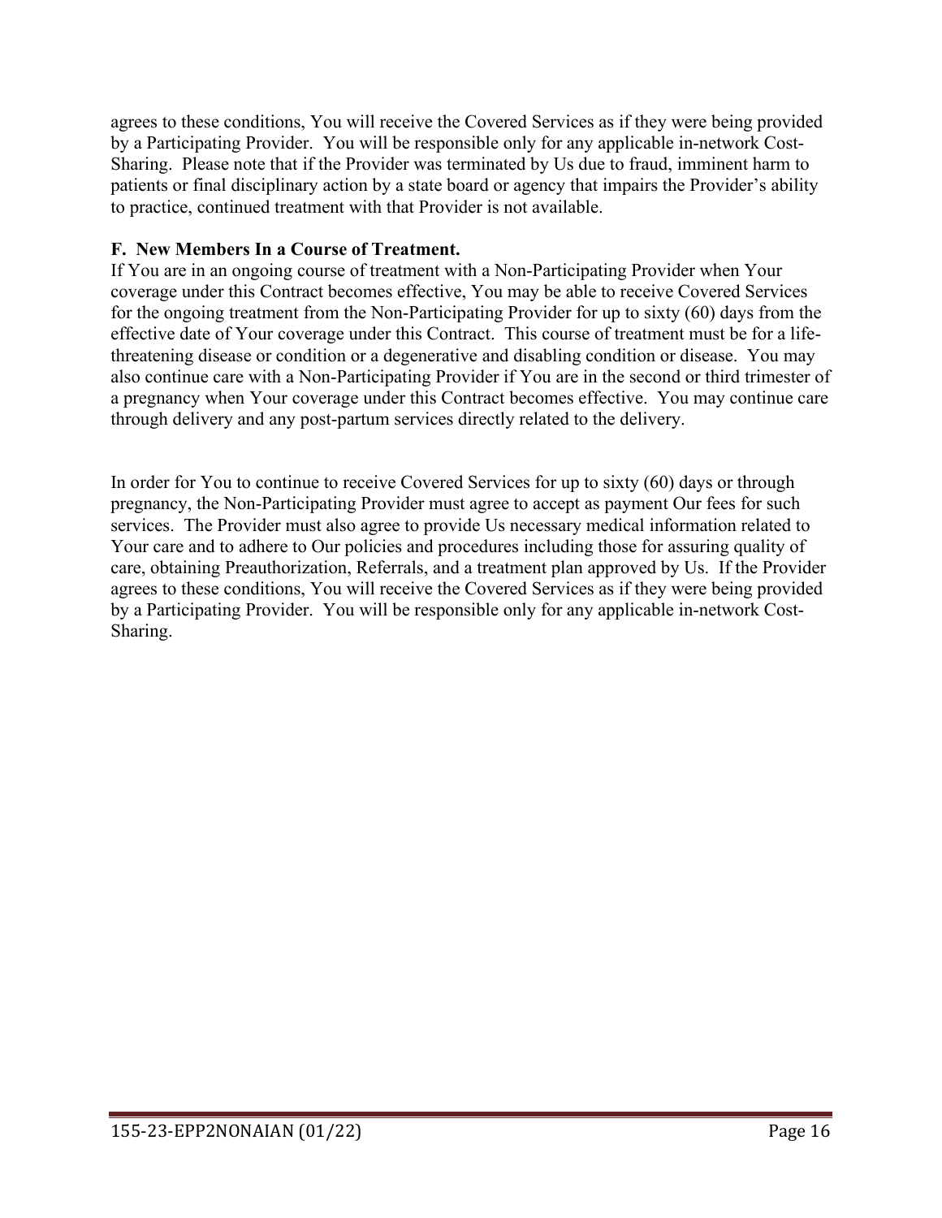agrees to these conditions, You will receive the Covered Services as if they were being provided by a Participating Provider. You will be responsible only for any applicable in-network Cost-Sharing. Please note that if the Provider was terminated by Us due to fraud, imminent harm to patients or final disciplinary action by a state board or agency that impairs the Provider's ability to practice, continued treatment with that Provider is not available.

**F. New Members In a Course of Treatment.**

If You are in an ongoing course of treatment with a Non-Participating Provider when Your coverage under this Contract becomes effective, You may be able to receive Covered Services for the ongoing treatment from the Non-Participating Provider for up to sixty (60) days from the effective date of Your coverage under this Contract. This course of treatment must be for a life-threatening disease or condition or a degenerative and disabling condition or disease. You may also continue care with a Non-Participating Provider if You are in the second or third trimester of a pregnancy when Your coverage under this Contract becomes effective. You may continue care through delivery and any post-partum services directly related to the delivery.

In order for You to continue to receive Covered Services for up to sixty (60) days or through pregnancy, the Non-Participating Provider must agree to accept as payment Our fees for such services. The Provider must also agree to provide Us necessary medical information related to Your care and to adhere to Our policies and procedures including those for assuring quality of care, obtaining Preauthorization, Referrals, and a treatment plan approved by Us. If the Provider agrees to these conditions, You will receive the Covered Services as if they were being provided by a Participating Provider. You will be responsible only for any applicable in-network Cost-Sharing.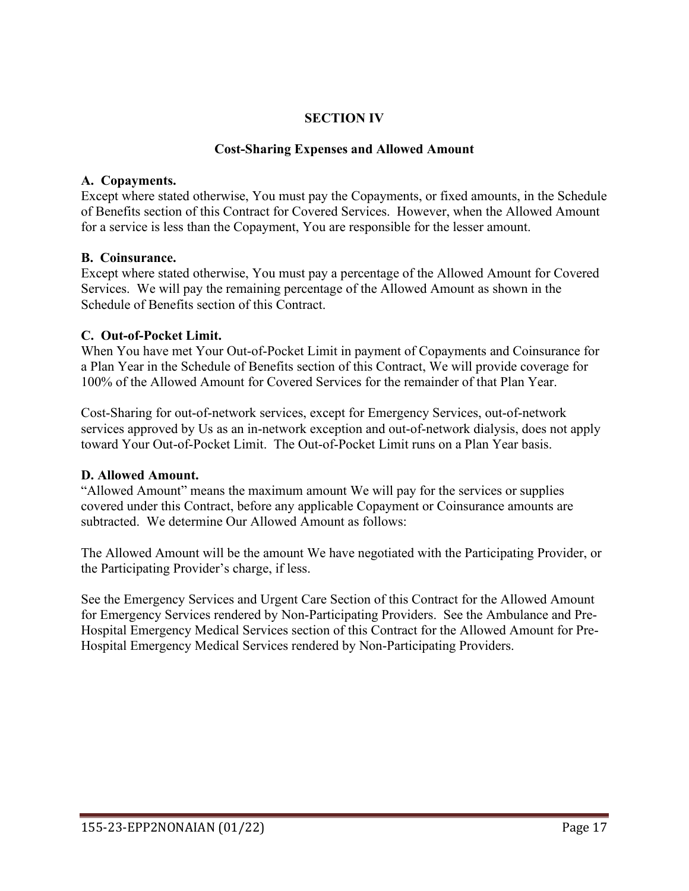# SECTION IV

## Cost-Sharing Expenses and Allowed Amount

**A. Copayments.**
Except where stated otherwise, You must pay the Copayments, or fixed amounts, in the Schedule of Benefits section of this Contract for Covered Services. However, when the Allowed Amount for a service is less than the Copayment, You are responsible for the lesser amount.

**B. Coinsurance.**
Except where stated otherwise, You must pay a percentage of the Allowed Amount for Covered Services. We will pay the remaining percentage of the Allowed Amount as shown in the Schedule of Benefits section of this Contract.

**C. Out-of-Pocket Limit.**
When You have met Your Out-of-Pocket Limit in payment of Copayments and Coinsurance for a Plan Year in the Schedule of Benefits section of this Contract, We will provide coverage for 100% of the Allowed Amount for Covered Services for the remainder of that Plan Year.

Cost-Sharing for out-of-network services, except for Emergency Services, out-of-network services approved by Us as an in-network exception and out-of-network dialysis, does not apply toward Your Out-of-Pocket Limit. The Out-of-Pocket Limit runs on a Plan Year basis.

**D. Allowed Amount.**
"Allowed Amount" means the maximum amount We will pay for the services or supplies covered under this Contract, before any applicable Copayment or Coinsurance amounts are subtracted. We determine Our Allowed Amount as follows:

The Allowed Amount will be the amount We have negotiated with the Participating Provider, or the Participating Provider's charge, if less.

See the Emergency Services and Urgent Care Section of this Contract for the Allowed Amount for Emergency Services rendered by Non-Participating Providers. See the Ambulance and Pre-Hospital Emergency Medical Services section of this Contract for the Allowed Amount for Pre-Hospital Emergency Medical Services rendered by Non-Participating Providers.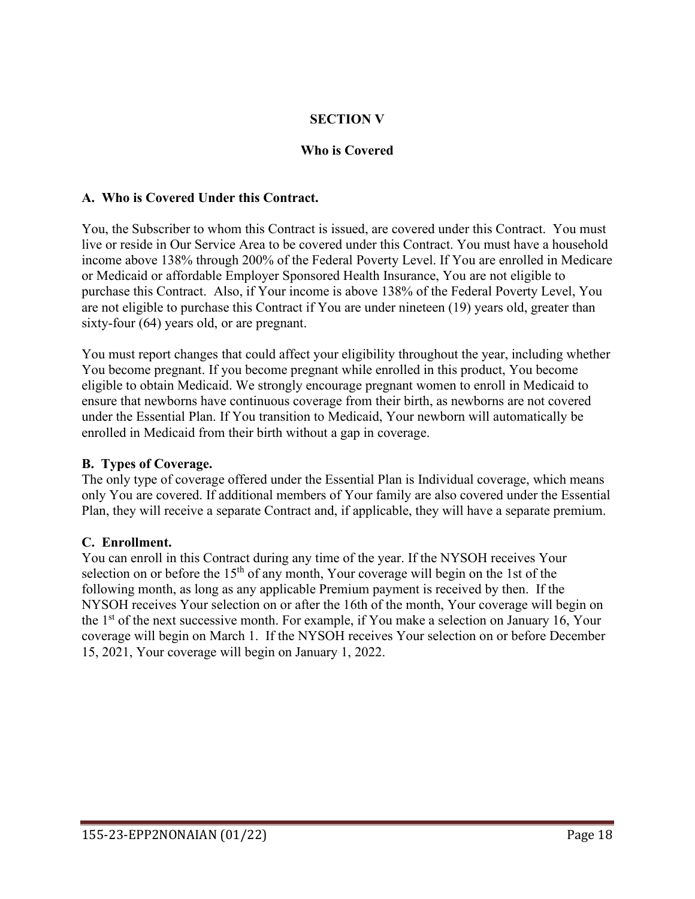# SECTION V

## Who is Covered

### A. Who is Covered Under this Contract.

You, the Subscriber to whom this Contract is issued, are covered under this Contract. You must live or reside in Our Service Area to be covered under this Contract. You must have a household income above 138% through 200% of the Federal Poverty Level. If You are enrolled in Medicare or Medicaid or affordable Employer Sponsored Health Insurance, You are not eligible to purchase this Contract. Also, if Your income is above 138% of the Federal Poverty Level, You are not eligible to purchase this Contract if You are under nineteen (19) years old, greater than sixty-four (64) years old, or are pregnant.

You must report changes that could affect your eligibility throughout the year, including whether You become pregnant. If you become pregnant while enrolled in this product, You become eligible to obtain Medicaid. We strongly encourage pregnant women to enroll in Medicaid to ensure that newborns have continuous coverage from their birth, as newborns are not covered under the Essential Plan. If You transition to Medicaid, Your newborn will automatically be enrolled in Medicaid from their birth without a gap in coverage.

### B. Types of Coverage.

The only type of coverage offered under the Essential Plan is Individual coverage, which means only You are covered. If additional members of Your family are also covered under the Essential Plan, they will receive a separate Contract and, if applicable, they will have a separate premium.

### C. Enrollment.

You can enroll in this Contract during any time of the year. If the NYSOH receives Your selection on or before the 15th of any month, Your coverage will begin on the 1st of the following month, as long as any applicable Premium payment is received by then. If the NYSOH receives Your selection on or after the 16th of the month, Your coverage will begin on the 1st of the next successive month. For example, if You make a selection on January 16, Your coverage will begin on March 1. If the NYSOH receives Your selection on or before December 15, 2021, Your coverage will begin on January 1, 2022.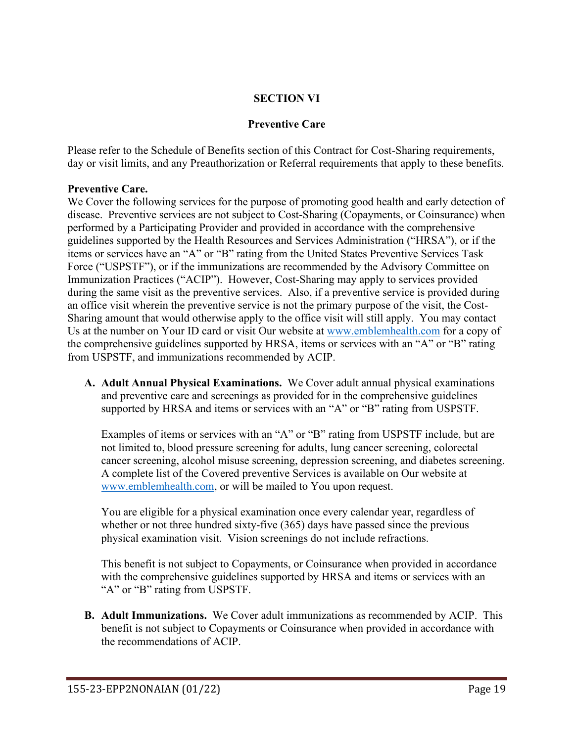# SECTION VI

## Preventive Care

Please refer to the Schedule of Benefits section of this Contract for Cost-Sharing requirements, day or visit limits, and any Preauthorization or Referral requirements that apply to these benefits.

**Preventive Care.**
We Cover the following services for the purpose of promoting good health and early detection of disease. Preventive services are not subject to Cost-Sharing (Copayments, or Coinsurance) when performed by a Participating Provider and provided in accordance with the comprehensive guidelines supported by the Health Resources and Services Administration ("HRSA"), or if the items or services have an "A" or "B" rating from the United States Preventive Services Task Force ("USPSTF"), or if the immunizations are recommended by the Advisory Committee on Immunization Practices ("ACIP"). However, Cost-Sharing may apply to services provided during the same visit as the preventive services. Also, if a preventive service is provided during an office visit wherein the preventive service is not the primary purpose of the visit, the Cost-Sharing amount that would otherwise apply to the office visit will still apply. You may contact Us at the number on Your ID card or visit Our website at www.emblemhealth.com for a copy of the comprehensive guidelines supported by HRSA, items or services with an "A" or "B" rating from USPSTF, and immunizations recommended by ACIP.

**A. Adult Annual Physical Examinations.** We Cover adult annual physical examinations and preventive care and screenings as provided for in the comprehensive guidelines supported by HRSA and items or services with an "A" or "B" rating from USPSTF.

Examples of items or services with an "A" or "B" rating from USPSTF include, but are not limited to, blood pressure screening for adults, lung cancer screening, colorectal cancer screening, alcohol misuse screening, depression screening, and diabetes screening. A complete list of the Covered preventive Services is available on Our website at www.emblemhealth.com, or will be mailed to You upon request.

You are eligible for a physical examination once every calendar year, regardless of whether or not three hundred sixty-five (365) days have passed since the previous physical examination visit. Vision screenings do not include refractions.

This benefit is not subject to Copayments, or Coinsurance when provided in accordance with the comprehensive guidelines supported by HRSA and items or services with an "A" or "B" rating from USPSTF.

**B. Adult Immunizations.** We Cover adult immunizations as recommended by ACIP. This benefit is not subject to Copayments or Coinsurance when provided in accordance with the recommendations of ACIP.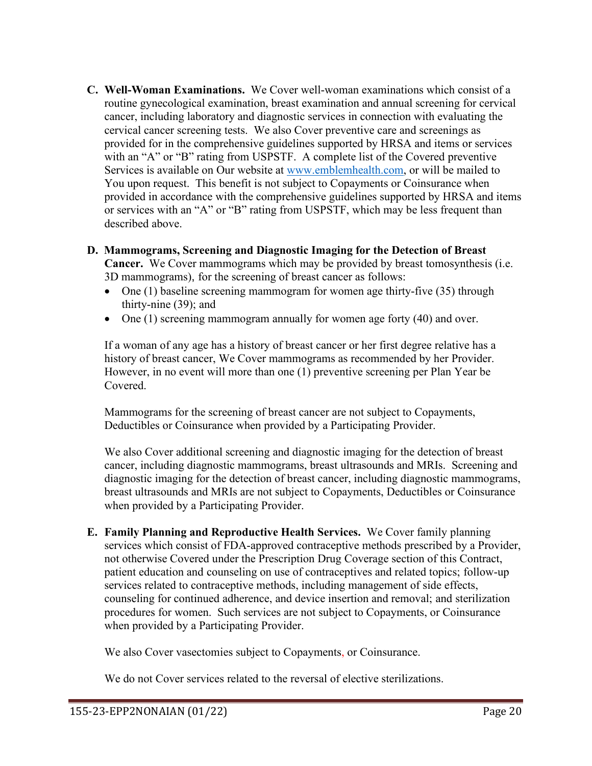**C. Well-Woman Examinations.** We Cover well-woman examinations which consist of a routine gynecological examination, breast examination and annual screening for cervical cancer, including laboratory and diagnostic services in connection with evaluating the cervical cancer screening tests. We also Cover preventive care and screenings as provided for in the comprehensive guidelines supported by HRSA and items or services with an "A" or "B" rating from USPSTF. A complete list of the Covered preventive Services is available on Our website at [www.emblemhealth.com](www.emblemhealth.com), or will be mailed to You upon request. This benefit is not subject to Copayments or Coinsurance when provided in accordance with the comprehensive guidelines supported by HRSA and items or services with an "A" or "B" rating from USPSTF, which may be less frequent than described above.

**D. Mammograms, Screening and Diagnostic Imaging for the Detection of Breast Cancer.** We Cover mammograms which may be provided by breast tomosynthesis (i.e. 3D mammograms), for the screening of breast cancer as follows:

- One (1) baseline screening mammogram for women age thirty-five (35) through thirty-nine (39); and
- One (1) screening mammogram annually for women age forty (40) and over.

If a woman of any age has a history of breast cancer or her first degree relative has a history of breast cancer, We Cover mammograms as recommended by her Provider. However, in no event will more than one (1) preventive screening per Plan Year be Covered.

Mammograms for the screening of breast cancer are not subject to Copayments, Deductibles or Coinsurance when provided by a Participating Provider.

We also Cover additional screening and diagnostic imaging for the detection of breast cancer, including diagnostic mammograms, breast ultrasounds and MRIs. Screening and diagnostic imaging for the detection of breast cancer, including diagnostic mammograms, breast ultrasounds and MRIs are not subject to Copayments, Deductibles or Coinsurance when provided by a Participating Provider.

**E. Family Planning and Reproductive Health Services.** We Cover family planning services which consist of FDA-approved contraceptive methods prescribed by a Provider, not otherwise Covered under the Prescription Drug Coverage section of this Contract, patient education and counseling on use of contraceptives and related topics; follow-up services related to contraceptive methods, including management of side effects, counseling for continued adherence, and device insertion and removal; and sterilization procedures for women. Such services are not subject to Copayments, or Coinsurance when provided by a Participating Provider.

We also Cover vasectomies subject to Copayments, or Coinsurance.

We do not Cover services related to the reversal of elective sterilizations.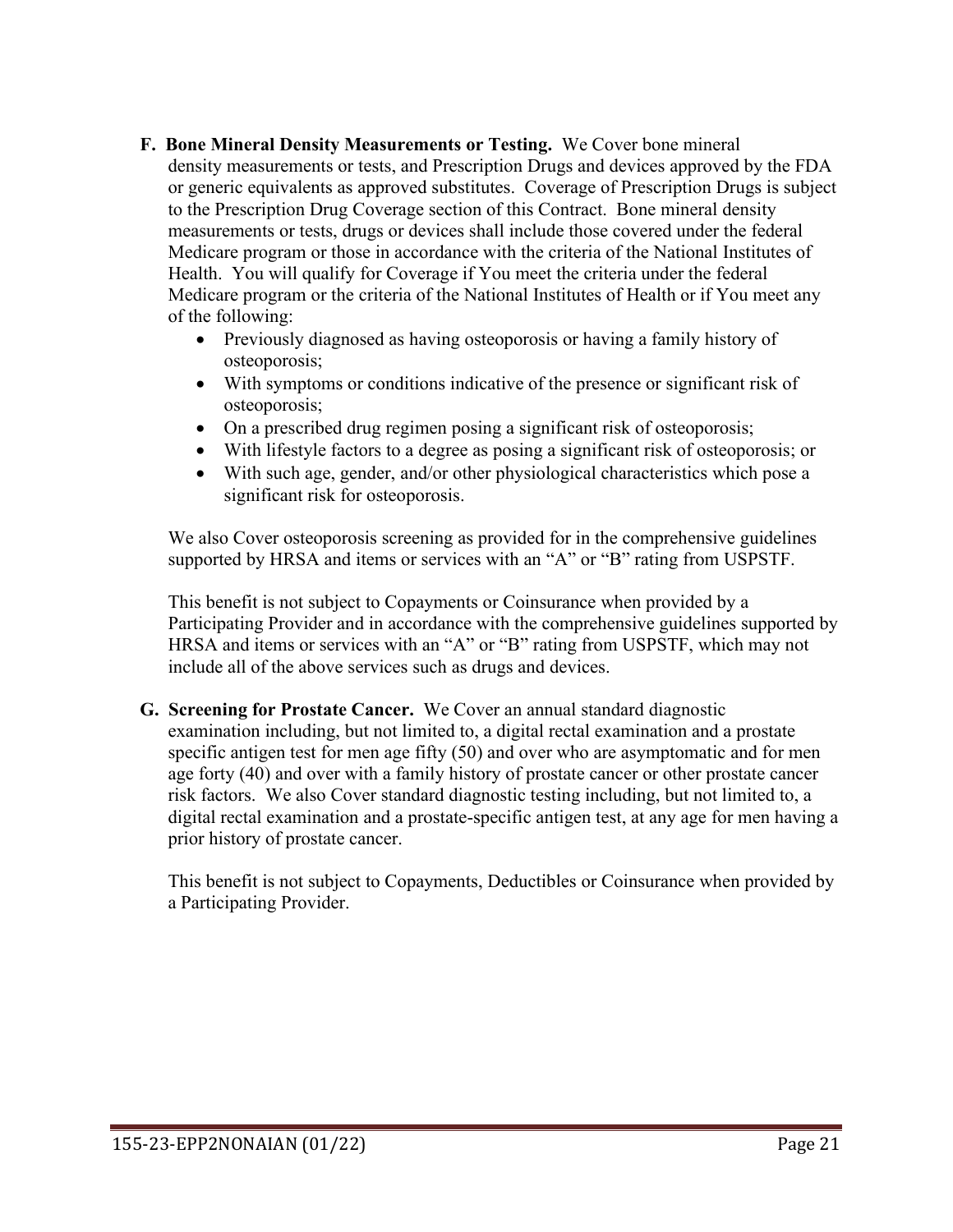**F. Bone Mineral Density Measurements or Testing.** We Cover bone mineral density measurements or tests, and Prescription Drugs and devices approved by the FDA or generic equivalents as approved substitutes. Coverage of Prescription Drugs is subject to the Prescription Drug Coverage section of this Contract. Bone mineral density measurements or tests, drugs or devices shall include those covered under the federal Medicare program or those in accordance with the criteria of the National Institutes of Health. You will qualify for Coverage if You meet the criteria under the federal Medicare program or the criteria of the National Institutes of Health or if You meet any of the following:

- Previously diagnosed as having osteoporosis or having a family history of osteoporosis;
- With symptoms or conditions indicative of the presence or significant risk of osteoporosis;
- On a prescribed drug regimen posing a significant risk of osteoporosis;
- With lifestyle factors to a degree as posing a significant risk of osteoporosis; or
- With such age, gender, and/or other physiological characteristics which pose a significant risk for osteoporosis.

We also Cover osteoporosis screening as provided for in the comprehensive guidelines supported by HRSA and items or services with an "A" or "B" rating from USPSTF.

This benefit is not subject to Copayments or Coinsurance when provided by a Participating Provider and in accordance with the comprehensive guidelines supported by HRSA and items or services with an "A" or "B" rating from USPSTF, which may not include all of the above services such as drugs and devices.

**G. Screening for Prostate Cancer.** We Cover an annual standard diagnostic examination including, but not limited to, a digital rectal examination and a prostate specific antigen test for men age fifty (50) and over who are asymptomatic and for men age forty (40) and over with a family history of prostate cancer or other prostate cancer risk factors. We also Cover standard diagnostic testing including, but not limited to, a digital rectal examination and a prostate-specific antigen test, at any age for men having a prior history of prostate cancer.

This benefit is not subject to Copayments, Deductibles or Coinsurance when provided by a Participating Provider.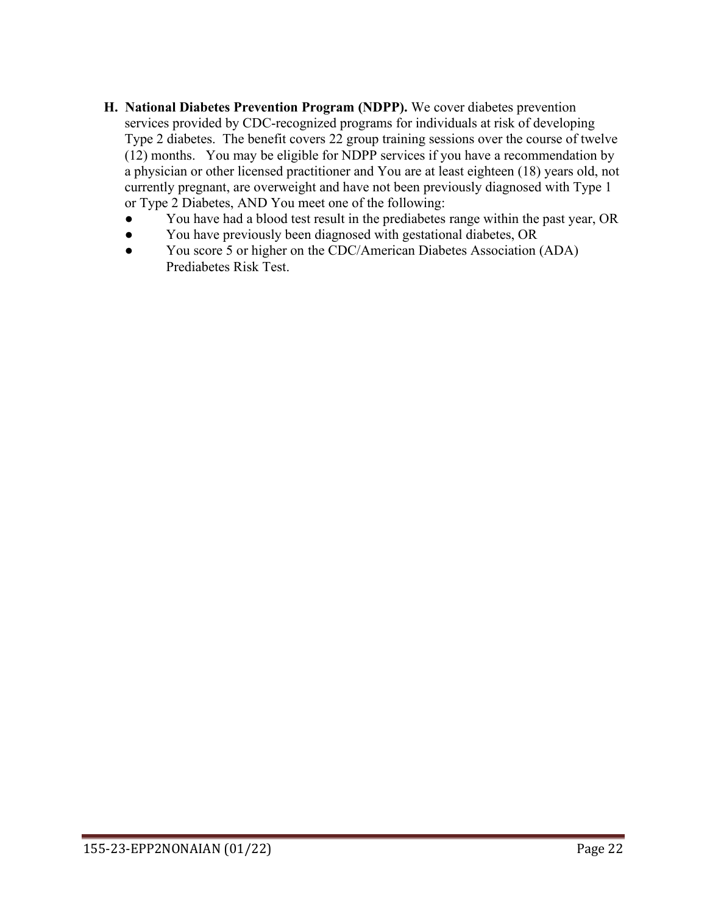H. **National Diabetes Prevention Program (NDPP).** We cover diabetes prevention services provided by CDC-recognized programs for individuals at risk of developing Type 2 diabetes. The benefit covers 22 group training sessions over the course of twelve (12) months. You may be eligible for NDPP services if you have a recommendation by a physician or other licensed practitioner and You are at least eighteen (18) years old, not currently pregnant, are overweight and have not been previously diagnosed with Type 1 or Type 2 Diabetes, AND You meet one of the following:
   - You have had a blood test result in the prediabetes range within the past year, OR
   - You have previously been diagnosed with gestational diabetes, OR
   - You score 5 or higher on the CDC/American Diabetes Association (ADA) Prediabetes Risk Test.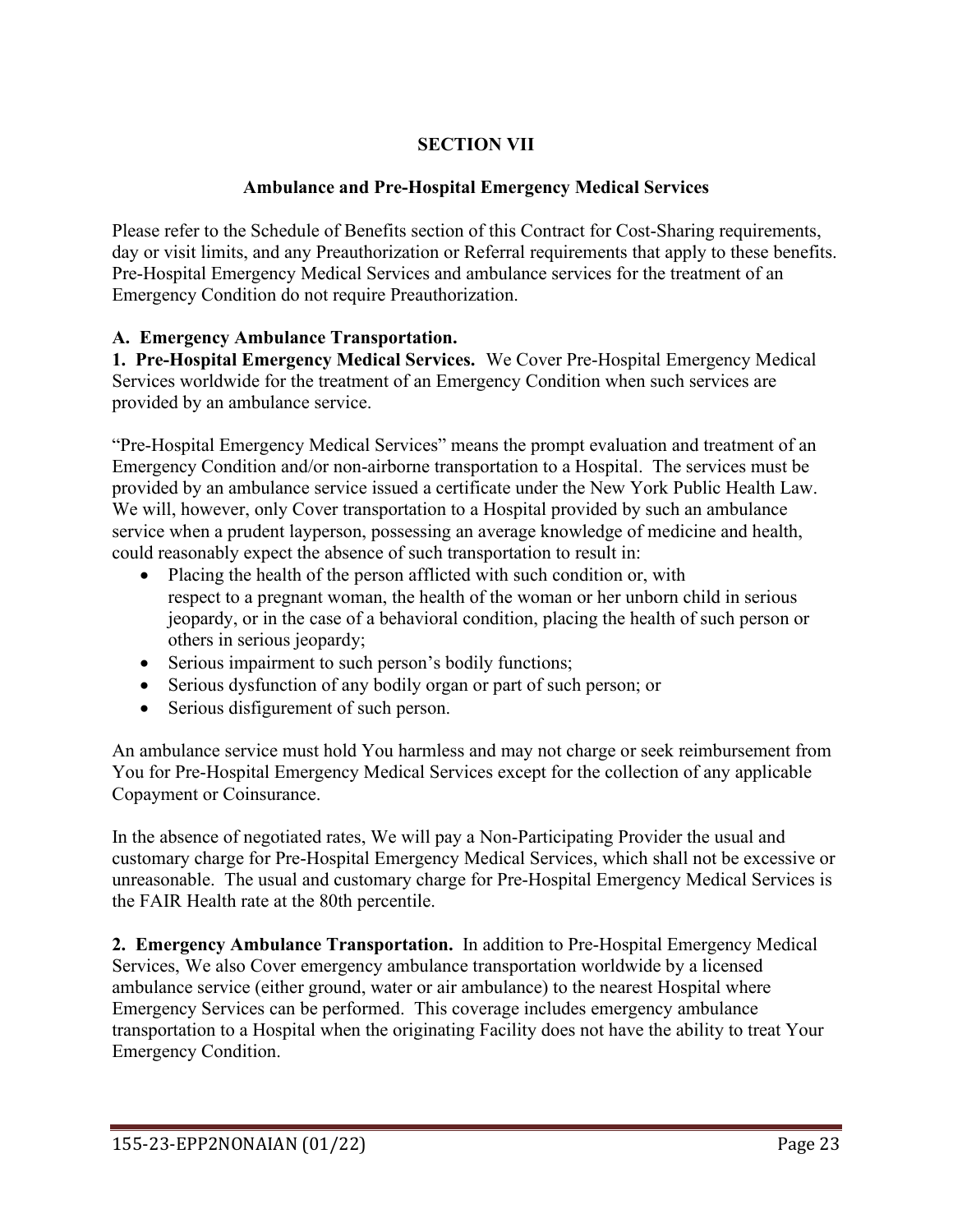# SECTION VII

## Ambulance and Pre-Hospital Emergency Medical Services

Please refer to the Schedule of Benefits section of this Contract for Cost-Sharing requirements, day or visit limits, and any Preauthorization or Referral requirements that apply to these benefits. Pre-Hospital Emergency Medical Services and ambulance services for the treatment of an Emergency Condition do not require Preauthorization.

### A. Emergency Ambulance Transportation.

**1. Pre-Hospital Emergency Medical Services.** We Cover Pre-Hospital Emergency Medical Services worldwide for the treatment of an Emergency Condition when such services are provided by an ambulance service.

"Pre-Hospital Emergency Medical Services" means the prompt evaluation and treatment of an Emergency Condition and/or non-airborne transportation to a Hospital. The services must be provided by an ambulance service issued a certificate under the New York Public Health Law. We will, however, only Cover transportation to a Hospital provided by such an ambulance service when a prudent layperson, possessing an average knowledge of medicine and health, could reasonably expect the absence of such transportation to result in:

- Placing the health of the person afflicted with such condition or, with respect to a pregnant woman, the health of the woman or her unborn child in serious jeopardy, or in the case of a behavioral condition, placing the health of such person or others in serious jeopardy;
- Serious impairment to such person's bodily functions;
- Serious dysfunction of any bodily organ or part of such person; or
- Serious disfigurement of such person.

An ambulance service must hold You harmless and may not charge or seek reimbursement from You for Pre-Hospital Emergency Medical Services except for the collection of any applicable Copayment or Coinsurance.

In the absence of negotiated rates, We will pay a Non-Participating Provider the usual and customary charge for Pre-Hospital Emergency Medical Services, which shall not be excessive or unreasonable. The usual and customary charge for Pre-Hospital Emergency Medical Services is the FAIR Health rate at the 80th percentile.

**2. Emergency Ambulance Transportation.** In addition to Pre-Hospital Emergency Medical Services, We also Cover emergency ambulance transportation worldwide by a licensed ambulance service (either ground, water or air ambulance) to the nearest Hospital where Emergency Services can be performed. This coverage includes emergency ambulance transportation to a Hospital when the originating Facility does not have the ability to treat Your Emergency Condition.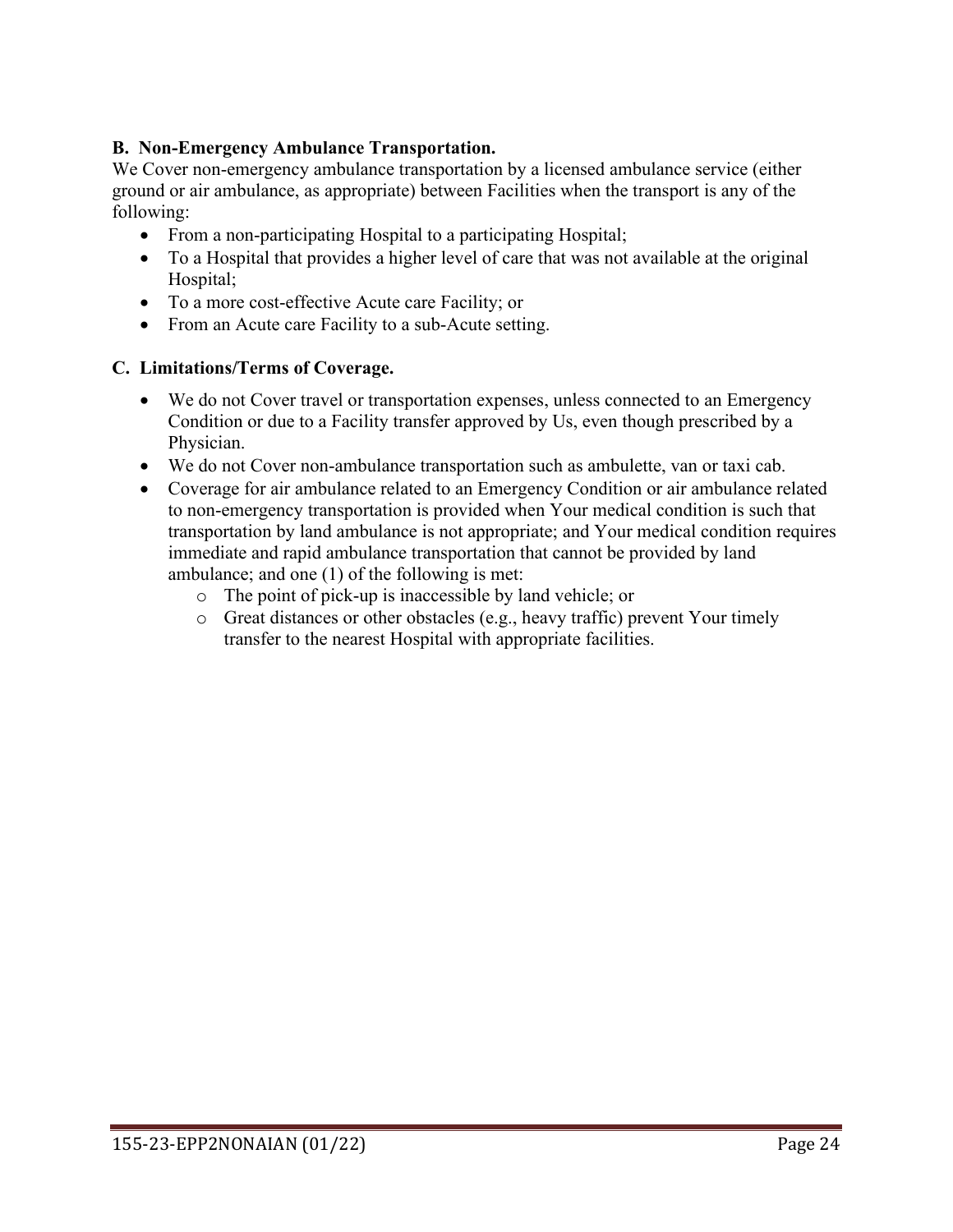**B. Non-Emergency Ambulance Transportation.**
We Cover non-emergency ambulance transportation by a licensed ambulance service (either ground or air ambulance, as appropriate) between Facilities when the transport is any of the following:

- From a non-participating Hospital to a participating Hospital;
- To a Hospital that provides a higher level of care that was not available at the original Hospital;
- To a more cost-effective Acute care Facility; or
- From an Acute care Facility to a sub-Acute setting.

**C. Limitations/Terms of Coverage.**

- We do not Cover travel or transportation expenses, unless connected to an Emergency Condition or due to a Facility transfer approved by Us, even though prescribed by a Physician.
- We do not Cover non-ambulance transportation such as ambulette, van or taxi cab.
- Coverage for air ambulance related to an Emergency Condition or air ambulance related to non-emergency transportation is provided when Your medical condition is such that transportation by land ambulance is not appropriate; and Your medical condition requires immediate and rapid ambulance transportation that cannot be provided by land ambulance; and one (1) of the following is met:
    - The point of pick-up is inaccessible by land vehicle; or
    - Great distances or other obstacles (e.g., heavy traffic) prevent Your timely transfer to the nearest Hospital with appropriate facilities.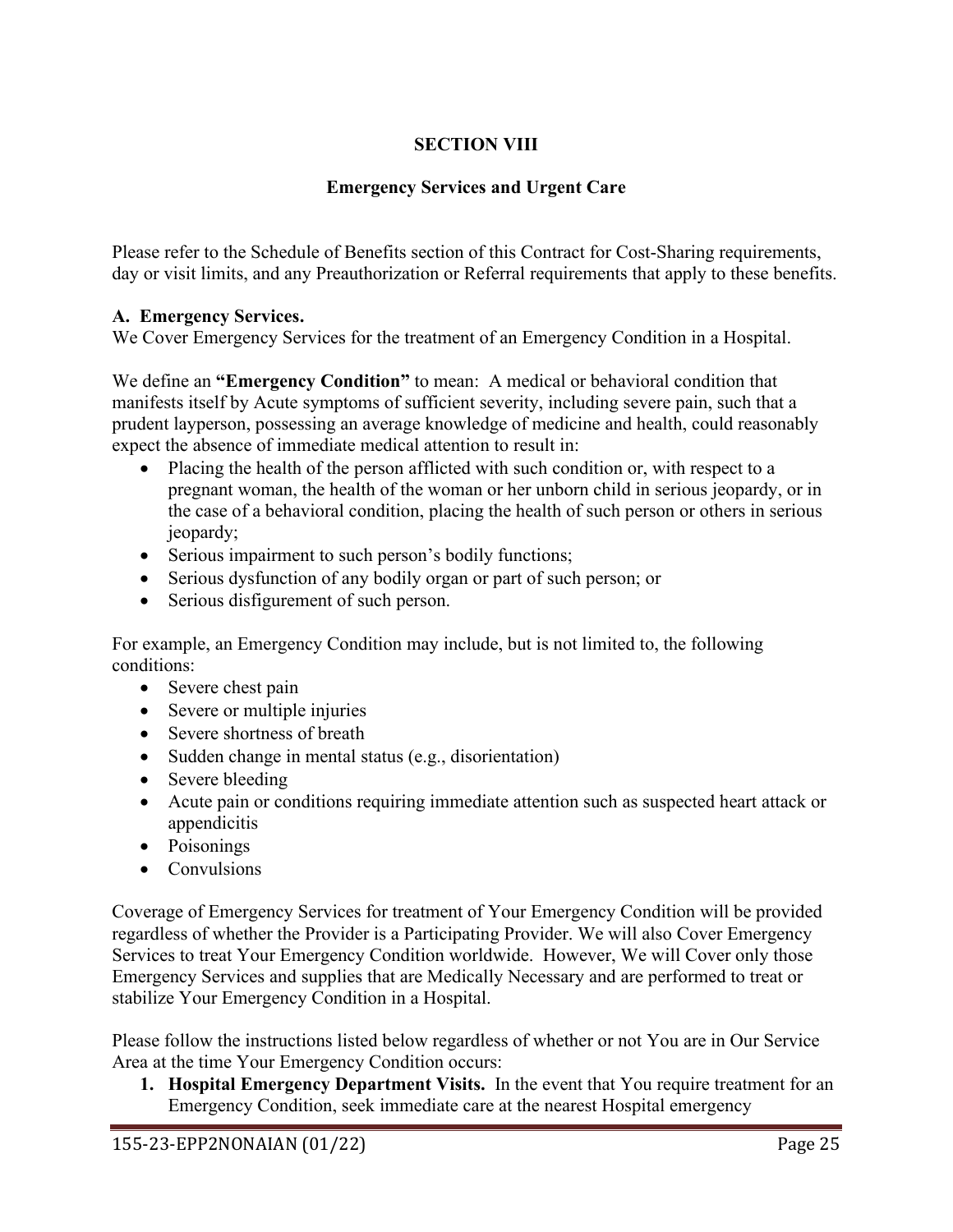## SECTION VIII

### Emergency Services and Urgent Care

Please refer to the Schedule of Benefits section of this Contract for Cost-Sharing requirements, day or visit limits, and any Preauthorization or Referral requirements that apply to these benefits.

**A. Emergency Services.**
We Cover Emergency Services for the treatment of an Emergency Condition in a Hospital.

We define an **"Emergency Condition"** to mean: A medical or behavioral condition that manifests itself by Acute symptoms of sufficient severity, including severe pain, such that a prudent layperson, possessing an average knowledge of medicine and health, could reasonably expect the absence of immediate medical attention to result in:

- Placing the health of the person afflicted with such condition or, with respect to a pregnant woman, the health of the woman or her unborn child in serious jeopardy, or in the case of a behavioral condition, placing the health of such person or others in serious jeopardy;
- Serious impairment to such person's bodily functions;
- Serious dysfunction of any bodily organ or part of such person; or
- Serious disfigurement of such person.

For example, an Emergency Condition may include, but is not limited to, the following conditions:

- Severe chest pain
- Severe or multiple injuries
- Severe shortness of breath
- Sudden change in mental status (e.g., disorientation)
- Severe bleeding
- Acute pain or conditions requiring immediate attention such as suspected heart attack or appendicitis
- Poisonings
- Convulsions

Coverage of Emergency Services for treatment of Your Emergency Condition will be provided regardless of whether the Provider is a Participating Provider. We will also Cover Emergency Services to treat Your Emergency Condition worldwide. However, We will Cover only those Emergency Services and supplies that are Medically Necessary and are performed to treat or stabilize Your Emergency Condition in a Hospital.

Please follow the instructions listed below regardless of whether or not You are in Our Service Area at the time Your Emergency Condition occurs:

1. **Hospital Emergency Department Visits.** In the event that You require treatment for an Emergency Condition, seek immediate care at the nearest Hospital emergency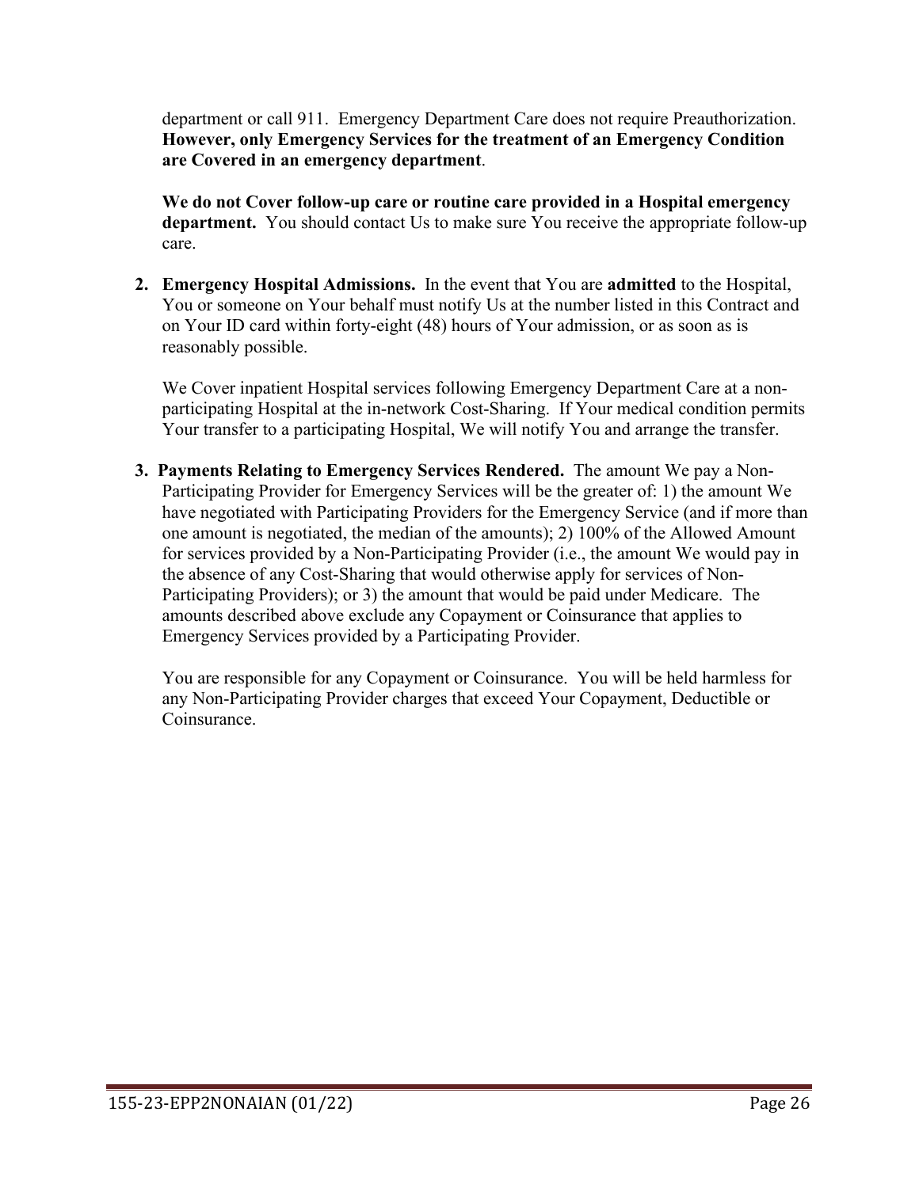department or call 911. Emergency Department Care does not require Preauthorization. **However, only Emergency Services for the treatment of an Emergency Condition are Covered in an emergency department**.

**We do not Cover follow-up care or routine care provided in a Hospital emergency department.** You should contact Us to make sure You receive the appropriate follow-up care.

2. **Emergency Hospital Admissions.** In the event that You are **admitted** to the Hospital, You or someone on Your behalf must notify Us at the number listed in this Contract and on Your ID card within forty-eight (48) hours of Your admission, or as soon as is reasonably possible.

   We Cover inpatient Hospital services following Emergency Department Care at a non-participating Hospital at the in-network Cost-Sharing. If Your medical condition permits Your transfer to a participating Hospital, We will notify You and arrange the transfer.

3. **Payments Relating to Emergency Services Rendered.** The amount We pay a Non-Participating Provider for Emergency Services will be the greater of: 1) the amount We have negotiated with Participating Providers for the Emergency Service (and if more than one amount is negotiated, the median of the amounts); 2) 100% of the Allowed Amount for services provided by a Non-Participating Provider (i.e., the amount We would pay in the absence of any Cost-Sharing that would otherwise apply for services of Non-Participating Providers); or 3) the amount that would be paid under Medicare. The amounts described above exclude any Copayment or Coinsurance that applies to Emergency Services provided by a Participating Provider.

   You are responsible for any Copayment or Coinsurance. You will be held harmless for any Non-Participating Provider charges that exceed Your Copayment, Deductible or Coinsurance.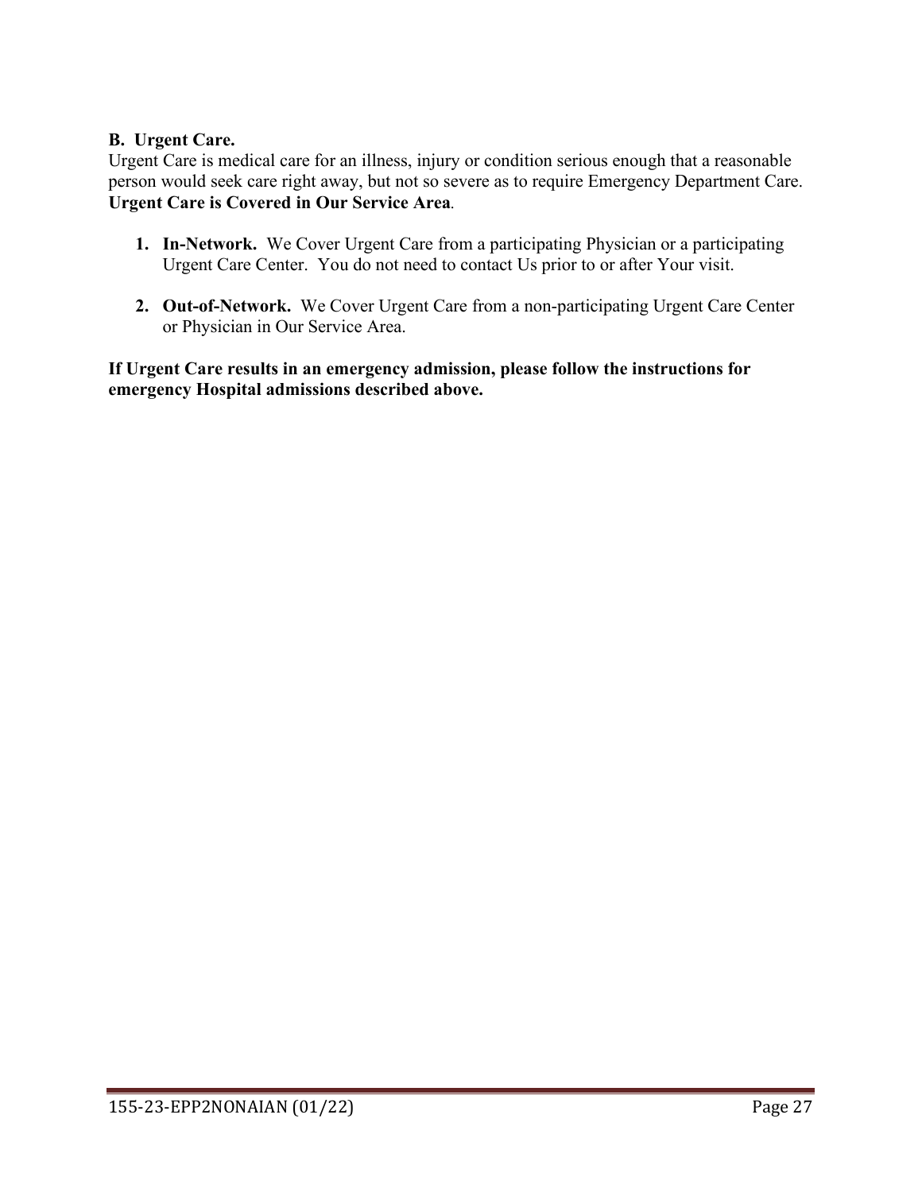## B. Urgent Care.

Urgent Care is medical care for an illness, injury or condition serious enough that a reasonable person would seek care right away, but not so severe as to require Emergency Department Care. **Urgent Care is Covered in Our Service Area**.

1. **In-Network.** We Cover Urgent Care from a participating Physician or a participating Urgent Care Center. You do not need to contact Us prior to or after Your visit.

2. **Out-of-Network.** We Cover Urgent Care from a non-participating Urgent Care Center or Physician in Our Service Area.

**If Urgent Care results in an emergency admission, please follow the instructions for emergency Hospital admissions described above.**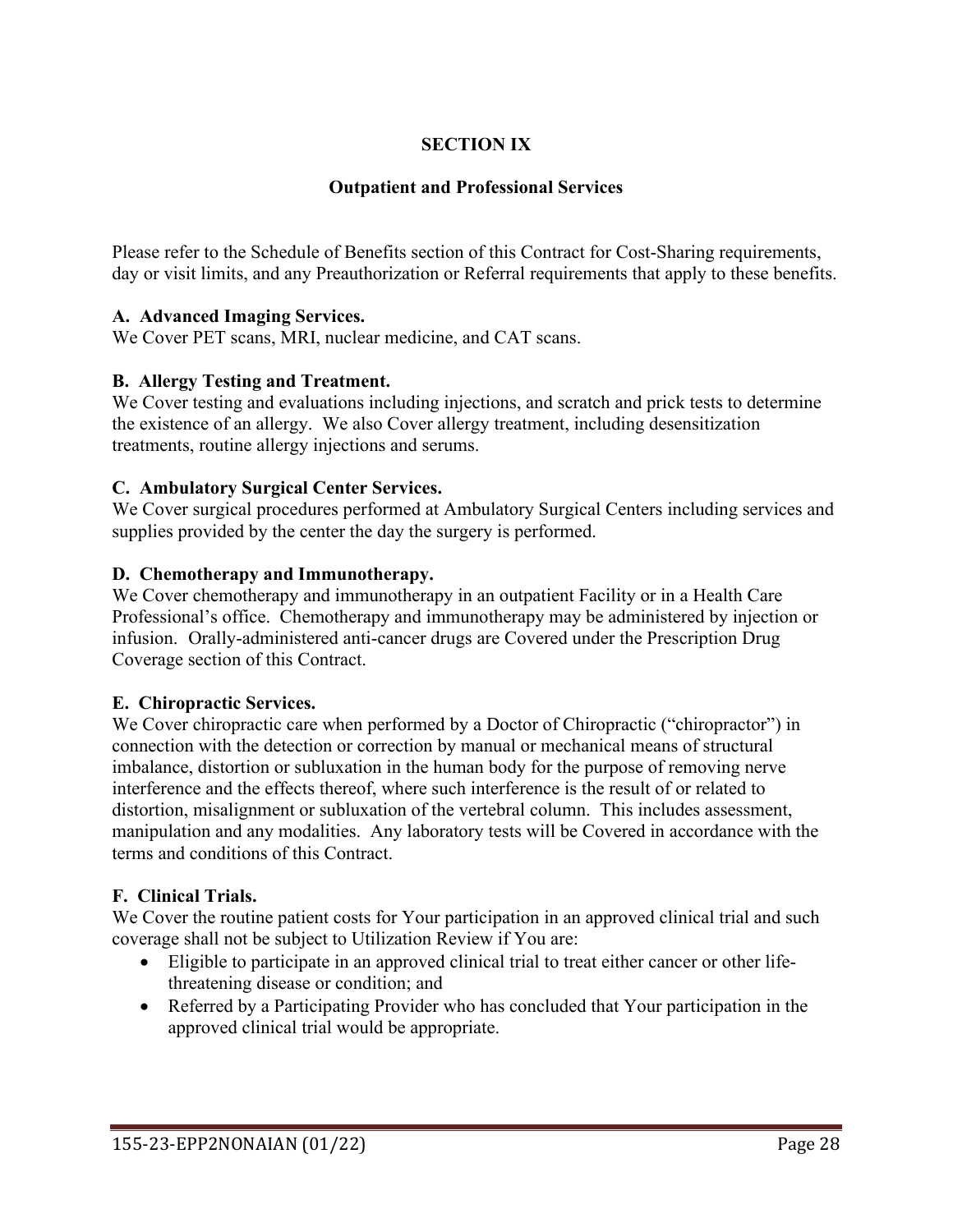# SECTION IX

## Outpatient and Professional Services

Please refer to the Schedule of Benefits section of this Contract for Cost-Sharing requirements, day or visit limits, and any Preauthorization or Referral requirements that apply to these benefits.

**A. Advanced Imaging Services.**
We Cover PET scans, MRI, nuclear medicine, and CAT scans.

**B. Allergy Testing and Treatment.**
We Cover testing and evaluations including injections, and scratch and prick tests to determine the existence of an allergy. We also Cover allergy treatment, including desensitization treatments, routine allergy injections and serums.

**C. Ambulatory Surgical Center Services.**
We Cover surgical procedures performed at Ambulatory Surgical Centers including services and supplies provided by the center the day the surgery is performed.

**D. Chemotherapy and Immunotherapy.**
We Cover chemotherapy and immunotherapy in an outpatient Facility or in a Health Care Professional's office. Chemotherapy and immunotherapy may be administered by injection or infusion. Orally-administered anti-cancer drugs are Covered under the Prescription Drug Coverage section of this Contract.

**E. Chiropractic Services.**
We Cover chiropractic care when performed by a Doctor of Chiropractic ("chiropractor") in connection with the detection or correction by manual or mechanical means of structural imbalance, distortion or subluxation in the human body for the purpose of removing nerve interference and the effects thereof, where such interference is the result of or related to distortion, misalignment or subluxation of the vertebral column. This includes assessment, manipulation and any modalities. Any laboratory tests will be Covered in accordance with the terms and conditions of this Contract.

**F. Clinical Trials.**
We Cover the routine patient costs for Your participation in an approved clinical trial and such coverage shall not be subject to Utilization Review if You are:

- Eligible to participate in an approved clinical trial to treat either cancer or other life-threatening disease or condition; and
- Referred by a Participating Provider who has concluded that Your participation in the approved clinical trial would be appropriate.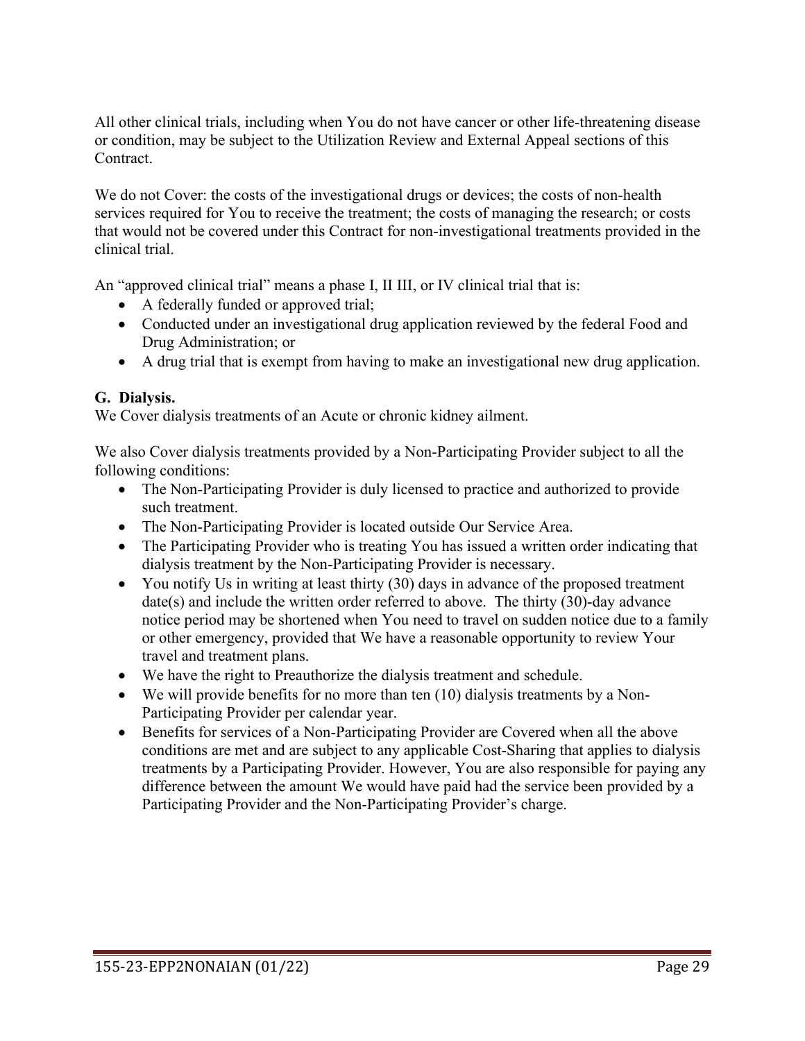All other clinical trials, including when You do not have cancer or other life-threatening disease or condition, may be subject to the Utilization Review and External Appeal sections of this Contract.

We do not Cover: the costs of the investigational drugs or devices; the costs of non-health services required for You to receive the treatment; the costs of managing the research; or costs that would not be covered under this Contract for non-investigational treatments provided in the clinical trial.

An "approved clinical trial" means a phase I, II III, or IV clinical trial that is:

- A federally funded or approved trial;
- Conducted under an investigational drug application reviewed by the federal Food and Drug Administration; or
- A drug trial that is exempt from having to make an investigational new drug application.

### G. Dialysis.

We Cover dialysis treatments of an Acute or chronic kidney ailment.

We also Cover dialysis treatments provided by a Non-Participating Provider subject to all the following conditions:

- The Non-Participating Provider is duly licensed to practice and authorized to provide such treatment.
- The Non-Participating Provider is located outside Our Service Area.
- The Participating Provider who is treating You has issued a written order indicating that dialysis treatment by the Non-Participating Provider is necessary.
- You notify Us in writing at least thirty (30) days in advance of the proposed treatment date(s) and include the written order referred to above. The thirty (30)-day advance notice period may be shortened when You need to travel on sudden notice due to a family or other emergency, provided that We have a reasonable opportunity to review Your travel and treatment plans.
- We have the right to Preauthorize the dialysis treatment and schedule.
- We will provide benefits for no more than ten (10) dialysis treatments by a Non-Participating Provider per calendar year.
- Benefits for services of a Non-Participating Provider are Covered when all the above conditions are met and are subject to any applicable Cost-Sharing that applies to dialysis treatments by a Participating Provider. However, You are also responsible for paying any difference between the amount We would have paid had the service been provided by a Participating Provider and the Non-Participating Provider's charge.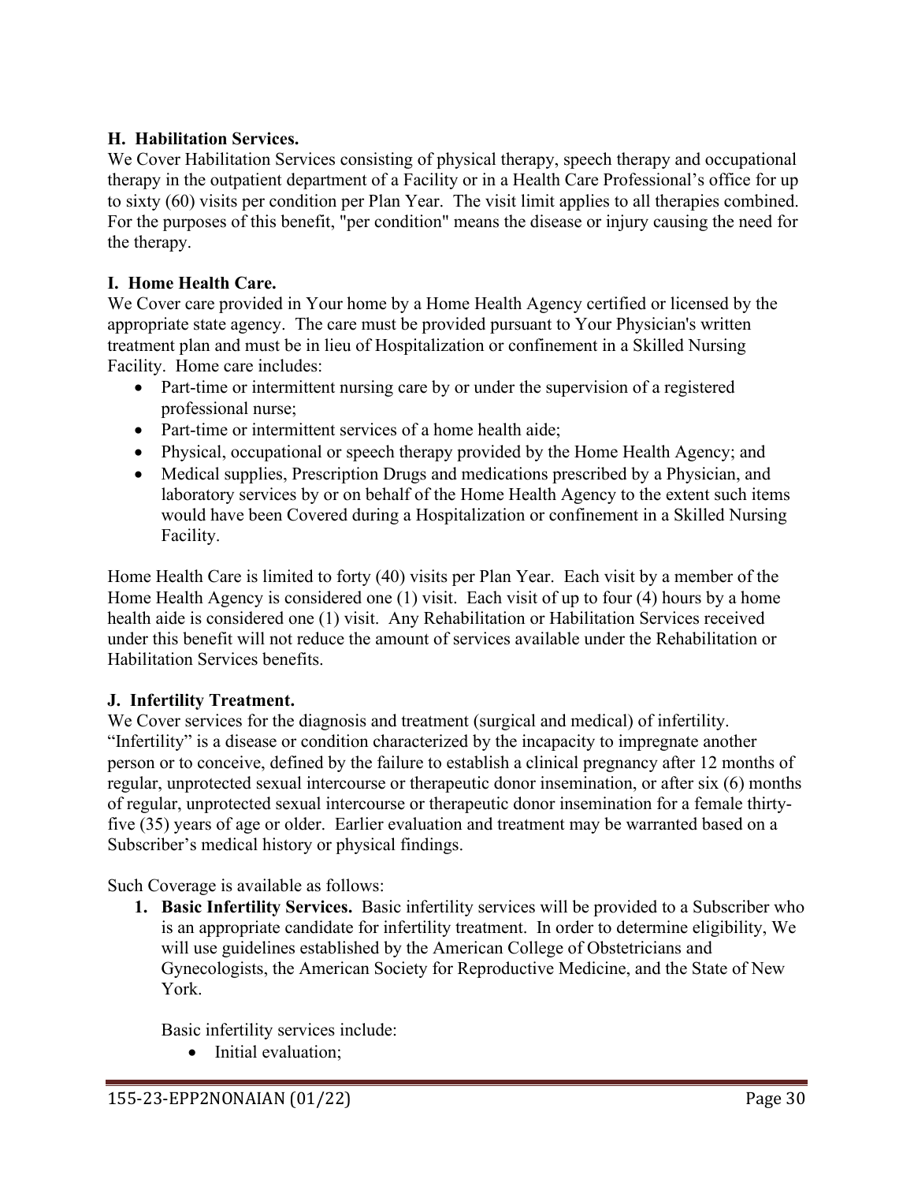**H. Habilitation Services.**
We Cover Habilitation Services consisting of physical therapy, speech therapy and occupational therapy in the outpatient department of a Facility or in a Health Care Professional's office for up to sixty (60) visits per condition per Plan Year. The visit limit applies to all therapies combined. For the purposes of this benefit, "per condition" means the disease or injury causing the need for the therapy.

**I. Home Health Care.**
We Cover care provided in Your home by a Home Health Agency certified or licensed by the appropriate state agency. The care must be provided pursuant to Your Physician's written treatment plan and must be in lieu of Hospitalization or confinement in a Skilled Nursing Facility. Home care includes:

- Part-time or intermittent nursing care by or under the supervision of a registered professional nurse;
- Part-time or intermittent services of a home health aide;
- Physical, occupational or speech therapy provided by the Home Health Agency; and
- Medical supplies, Prescription Drugs and medications prescribed by a Physician, and laboratory services by or on behalf of the Home Health Agency to the extent such items would have been Covered during a Hospitalization or confinement in a Skilled Nursing Facility.

Home Health Care is limited to forty (40) visits per Plan Year. Each visit by a member of the Home Health Agency is considered one (1) visit. Each visit of up to four (4) hours by a home health aide is considered one (1) visit. Any Rehabilitation or Habilitation Services received under this benefit will not reduce the amount of services available under the Rehabilitation or Habilitation Services benefits.

**J. Infertility Treatment.**
We Cover services for the diagnosis and treatment (surgical and medical) of infertility. "Infertility" is a disease or condition characterized by the incapacity to impregnate another person or to conceive, defined by the failure to establish a clinical pregnancy after 12 months of regular, unprotected sexual intercourse or therapeutic donor insemination, or after six (6) months of regular, unprotected sexual intercourse or therapeutic donor insemination for a female thirty-five (35) years of age or older. Earlier evaluation and treatment may be warranted based on a Subscriber's medical history or physical findings.

Such Coverage is available as follows:

1. **Basic Infertility Services.** Basic infertility services will be provided to a Subscriber who is an appropriate candidate for infertility treatment. In order to determine eligibility, We will use guidelines established by the American College of Obstetricians and Gynecologists, the American Society for Reproductive Medicine, and the State of New York.

   Basic infertility services include:
   - Initial evaluation;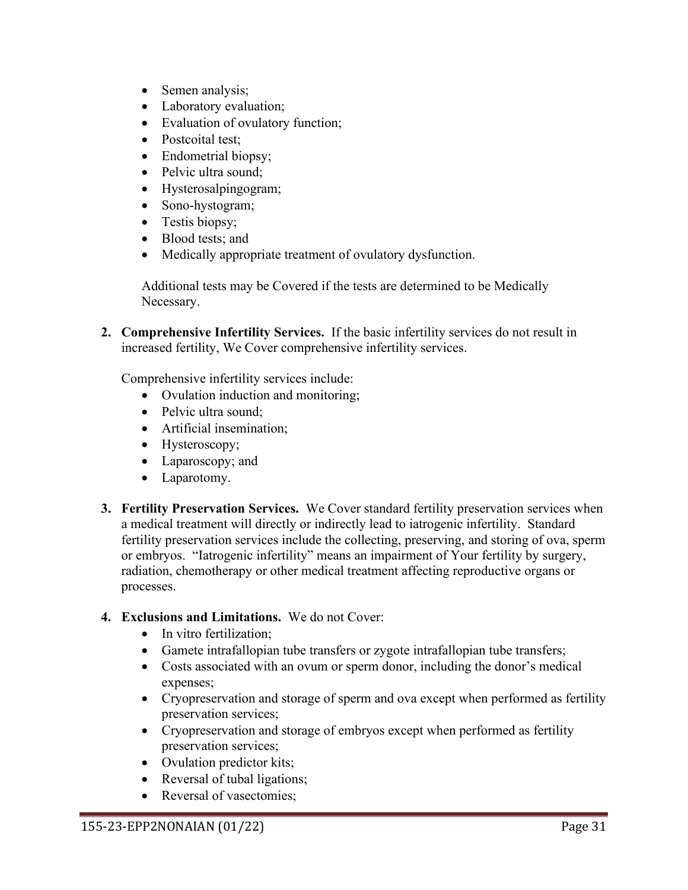- Semen analysis;
- Laboratory evaluation;
- Evaluation of ovulatory function;
- Postcoital test;
- Endometrial biopsy;
- Pelvic ultra sound;
- Hysterosalpingogram;
- Sono-hystogram;
- Testis biopsy;
- Blood tests; and
- Medically appropriate treatment of ovulatory dysfunction.

Additional tests may be Covered if the tests are determined to be Medically Necessary.

2. **Comprehensive Infertility Services.** If the basic infertility services do not result in increased fertility, We Cover comprehensive infertility services.

   Comprehensive infertility services include:
   - Ovulation induction and monitoring;
   - Pelvic ultra sound;
   - Artificial insemination;
   - Hysteroscopy;
   - Laparoscopy; and
   - Laparotomy.

3. **Fertility Preservation Services.** We Cover standard fertility preservation services when a medical treatment will directly or indirectly lead to iatrogenic infertility. Standard fertility preservation services include the collecting, preserving, and storing of ova, sperm or embryos. "Iatrogenic infertility" means an impairment of Your fertility by surgery, radiation, chemotherapy or other medical treatment affecting reproductive organs or processes.

4. **Exclusions and Limitations.** We do not Cover:
   - In vitro fertilization;
   - Gamete intrafallopian tube transfers or zygote intrafallopian tube transfers;
   - Costs associated with an ovum or sperm donor, including the donor's medical expenses;
   - Cryopreservation and storage of sperm and ova except when performed as fertility preservation services;
   - Cryopreservation and storage of embryos except when performed as fertility preservation services;
   - Ovulation predictor kits;
   - Reversal of tubal ligations;
   - Reversal of vasectomies;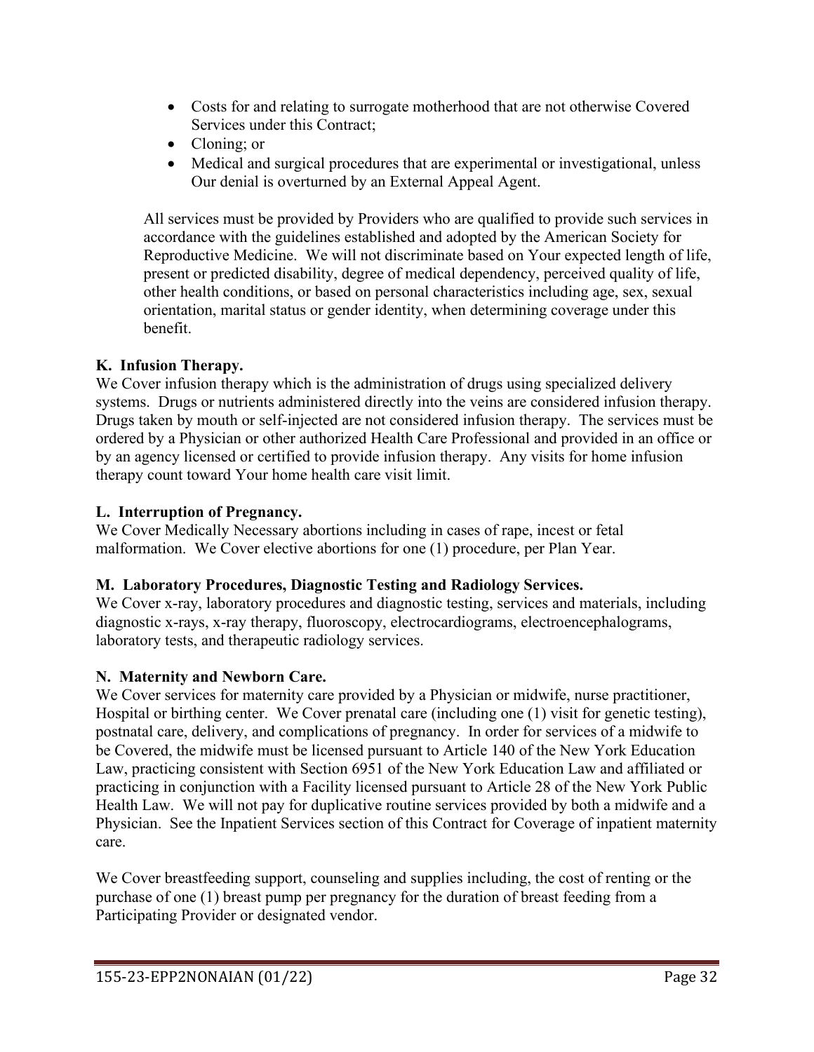- Costs for and relating to surrogate motherhood that are not otherwise Covered Services under this Contract;
- Cloning; or
- Medical and surgical procedures that are experimental or investigational, unless Our denial is overturned by an External Appeal Agent.

All services must be provided by Providers who are qualified to provide such services in accordance with the guidelines established and adopted by the American Society for Reproductive Medicine. We will not discriminate based on Your expected length of life, present or predicted disability, degree of medical dependency, perceived quality of life, other health conditions, or based on personal characteristics including age, sex, sexual orientation, marital status or gender identity, when determining coverage under this benefit.

**K. Infusion Therapy.**
We Cover infusion therapy which is the administration of drugs using specialized delivery systems. Drugs or nutrients administered directly into the veins are considered infusion therapy. Drugs taken by mouth or self-injected are not considered infusion therapy. The services must be ordered by a Physician or other authorized Health Care Professional and provided in an office or by an agency licensed or certified to provide infusion therapy. Any visits for home infusion therapy count toward Your home health care visit limit.

**L. Interruption of Pregnancy.**
We Cover Medically Necessary abortions including in cases of rape, incest or fetal malformation. We Cover elective abortions for one (1) procedure, per Plan Year.

**M. Laboratory Procedures, Diagnostic Testing and Radiology Services.**
We Cover x-ray, laboratory procedures and diagnostic testing, services and materials, including diagnostic x-rays, x-ray therapy, fluoroscopy, electrocardiograms, electroencephalograms, laboratory tests, and therapeutic radiology services.

**N. Maternity and Newborn Care.**
We Cover services for maternity care provided by a Physician or midwife, nurse practitioner, Hospital or birthing center. We Cover prenatal care (including one (1) visit for genetic testing), postnatal care, delivery, and complications of pregnancy. In order for services of a midwife to be Covered, the midwife must be licensed pursuant to Article 140 of the New York Education Law, practicing consistent with Section 6951 of the New York Education Law and affiliated or practicing in conjunction with a Facility licensed pursuant to Article 28 of the New York Public Health Law. We will not pay for duplicative routine services provided by both a midwife and a Physician. See the Inpatient Services section of this Contract for Coverage of inpatient maternity care.

We Cover breastfeeding support, counseling and supplies including, the cost of renting or the purchase of one (1) breast pump per pregnancy for the duration of breast feeding from a Participating Provider or designated vendor.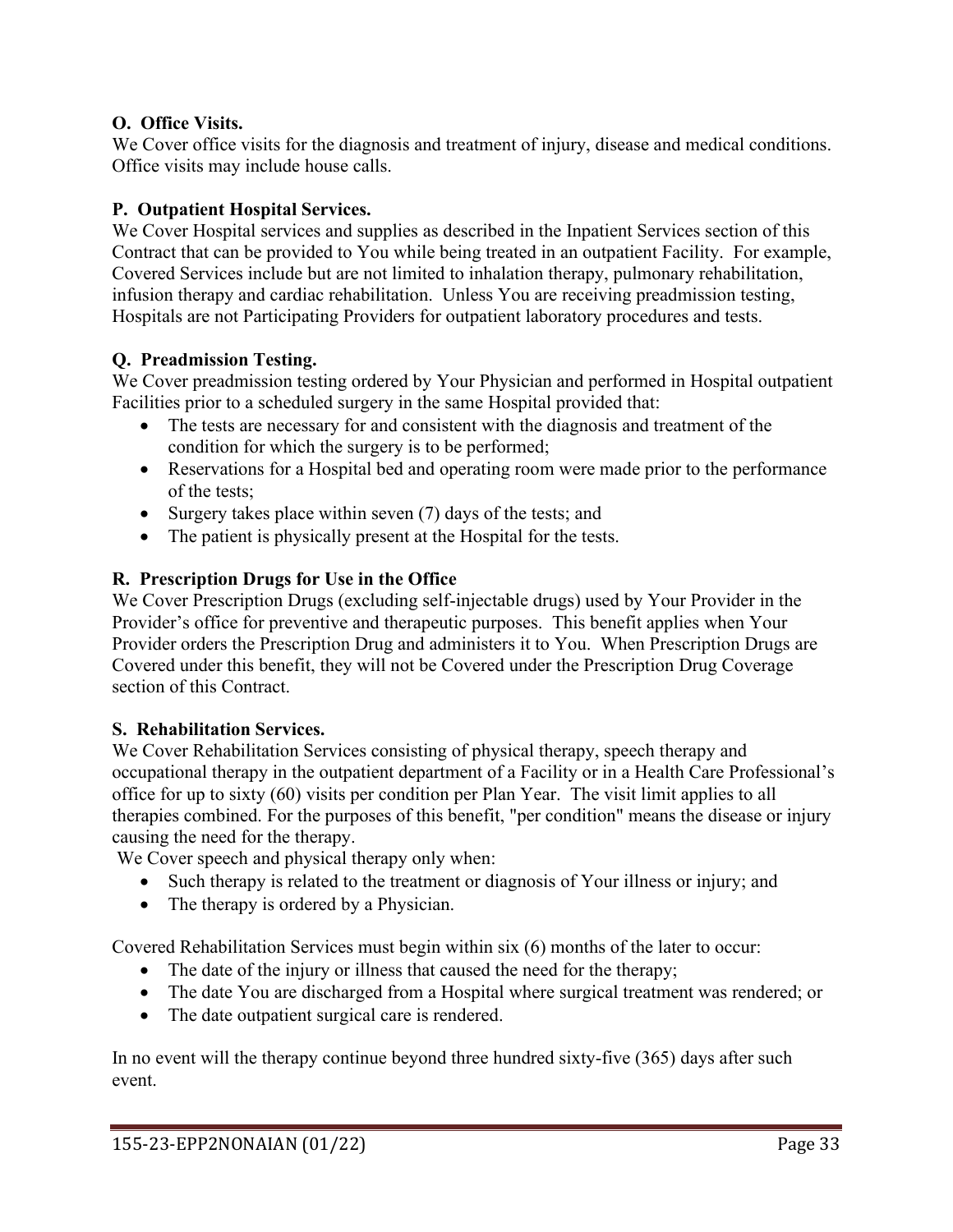**O. Office Visits.**
We Cover office visits for the diagnosis and treatment of injury, disease and medical conditions. Office visits may include house calls.

**P. Outpatient Hospital Services.**
We Cover Hospital services and supplies as described in the Inpatient Services section of this Contract that can be provided to You while being treated in an outpatient Facility. For example, Covered Services include but are not limited to inhalation therapy, pulmonary rehabilitation, infusion therapy and cardiac rehabilitation. Unless You are receiving preadmission testing, Hospitals are not Participating Providers for outpatient laboratory procedures and tests.

**Q. Preadmission Testing.**
We Cover preadmission testing ordered by Your Physician and performed in Hospital outpatient Facilities prior to a scheduled surgery in the same Hospital provided that:

- The tests are necessary for and consistent with the diagnosis and treatment of the condition for which the surgery is to be performed;
- Reservations for a Hospital bed and operating room were made prior to the performance of the tests;
- Surgery takes place within seven (7) days of the tests; and
- The patient is physically present at the Hospital for the tests.

**R. Prescription Drugs for Use in the Office**
We Cover Prescription Drugs (excluding self-injectable drugs) used by Your Provider in the Provider's office for preventive and therapeutic purposes. This benefit applies when Your Provider orders the Prescription Drug and administers it to You. When Prescription Drugs are Covered under this benefit, they will not be Covered under the Prescription Drug Coverage section of this Contract.

**S. Rehabilitation Services.**
We Cover Rehabilitation Services consisting of physical therapy, speech therapy and occupational therapy in the outpatient department of a Facility or in a Health Care Professional's office for up to sixty (60) visits per condition per Plan Year. The visit limit applies to all therapies combined. For the purposes of this benefit, "per condition" means the disease or injury causing the need for the therapy.
We Cover speech and physical therapy only when:

- Such therapy is related to the treatment or diagnosis of Your illness or injury; and
- The therapy is ordered by a Physician.

Covered Rehabilitation Services must begin within six (6) months of the later to occur:

- The date of the injury or illness that caused the need for the therapy;
- The date You are discharged from a Hospital where surgical treatment was rendered; or
- The date outpatient surgical care is rendered.

In no event will the therapy continue beyond three hundred sixty-five (365) days after such event.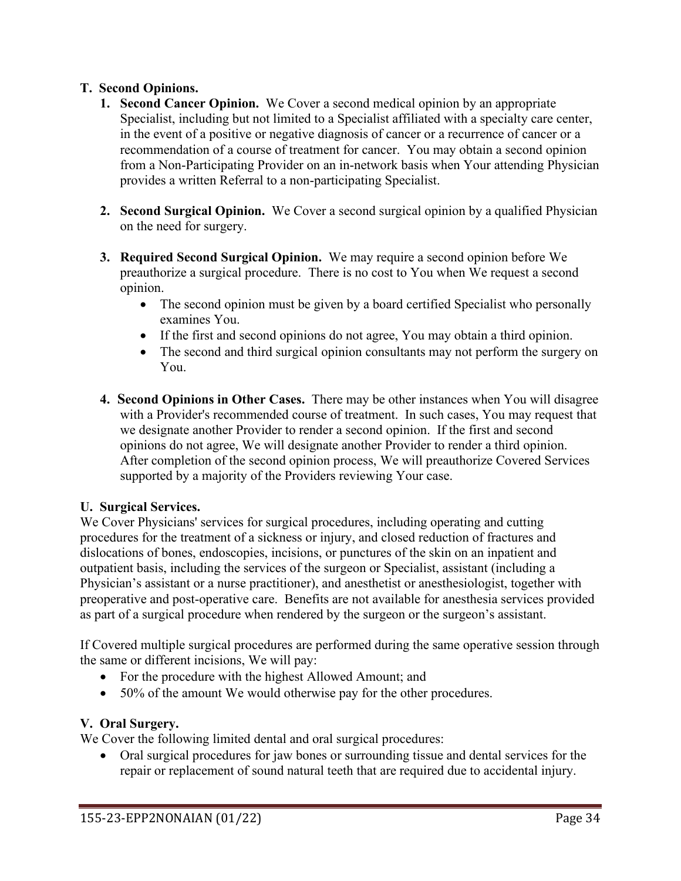## T. Second Opinions.

1. **Second Cancer Opinion.** We Cover a second medical opinion by an appropriate Specialist, including but not limited to a Specialist affiliated with a specialty care center, in the event of a positive or negative diagnosis of cancer or a recurrence of cancer or a recommendation of a course of treatment for cancer. You may obtain a second opinion from a Non-Participating Provider on an in-network basis when Your attending Physician provides a written Referral to a non-participating Specialist.

2. **Second Surgical Opinion.** We Cover a second surgical opinion by a qualified Physician on the need for surgery.

3. **Required Second Surgical Opinion.** We may require a second opinion before We preauthorize a surgical procedure. There is no cost to You when We request a second opinion.
   - The second opinion must be given by a board certified Specialist who personally examines You.
   - If the first and second opinions do not agree, You may obtain a third opinion.
   - The second and third surgical opinion consultants may not perform the surgery on You.

4. **Second Opinions in Other Cases.** There may be other instances when You will disagree with a Provider's recommended course of treatment. In such cases, You may request that we designate another Provider to render a second opinion. If the first and second opinions do not agree, We will designate another Provider to render a third opinion. After completion of the second opinion process, We will preauthorize Covered Services supported by a majority of the Providers reviewing Your case.

## U. Surgical Services.

We Cover Physicians' services for surgical procedures, including operating and cutting procedures for the treatment of a sickness or injury, and closed reduction of fractures and dislocations of bones, endoscopies, incisions, or punctures of the skin on an inpatient and outpatient basis, including the services of the surgeon or Specialist, assistant (including a Physician's assistant or a nurse practitioner), and anesthetist or anesthesiologist, together with preoperative and post-operative care. Benefits are not available for anesthesia services provided as part of a surgical procedure when rendered by the surgeon or the surgeon's assistant.

If Covered multiple surgical procedures are performed during the same operative session through the same or different incisions, We will pay:

- For the procedure with the highest Allowed Amount; and
- 50% of the amount We would otherwise pay for the other procedures.

## V. Oral Surgery.

We Cover the following limited dental and oral surgical procedures:

- Oral surgical procedures for jaw bones or surrounding tissue and dental services for the repair or replacement of sound natural teeth that are required due to accidental injury.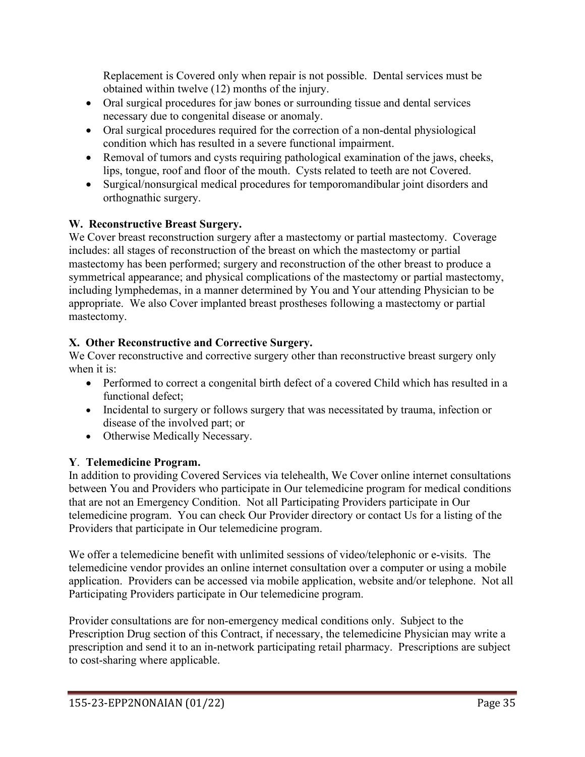Replacement is Covered only when repair is not possible. Dental services must be obtained within twelve (12) months of the injury.

- Oral surgical procedures for jaw bones or surrounding tissue and dental services necessary due to congenital disease or anomaly.
- Oral surgical procedures required for the correction of a non-dental physiological condition which has resulted in a severe functional impairment.
- Removal of tumors and cysts requiring pathological examination of the jaws, cheeks, lips, tongue, roof and floor of the mouth. Cysts related to teeth are not Covered.
- Surgical/nonsurgical medical procedures for temporomandibular joint disorders and orthognathic surgery.

**W. Reconstructive Breast Surgery.**

We Cover breast reconstruction surgery after a mastectomy or partial mastectomy. Coverage includes: all stages of reconstruction of the breast on which the mastectomy or partial mastectomy has been performed; surgery and reconstruction of the other breast to produce a symmetrical appearance; and physical complications of the mastectomy or partial mastectomy, including lymphedemas, in a manner determined by You and Your attending Physician to be appropriate. We also Cover implanted breast prostheses following a mastectomy or partial mastectomy.

**X. Other Reconstructive and Corrective Surgery.**

We Cover reconstructive and corrective surgery other than reconstructive breast surgery only when it is:

- Performed to correct a congenital birth defect of a covered Child which has resulted in a functional defect;
- Incidental to surgery or follows surgery that was necessitated by trauma, infection or disease of the involved part; or
- Otherwise Medically Necessary.

**Y. Telemedicine Program.**

In addition to providing Covered Services via telehealth, We Cover online internet consultations between You and Providers who participate in Our telemedicine program for medical conditions that are not an Emergency Condition. Not all Participating Providers participate in Our telemedicine program. You can check Our Provider directory or contact Us for a listing of the Providers that participate in Our telemedicine program.

We offer a telemedicine benefit with unlimited sessions of video/telephonic or e-visits. The telemedicine vendor provides an online internet consultation over a computer or using a mobile application. Providers can be accessed via mobile application, website and/or telephone. Not all Participating Providers participate in Our telemedicine program.

Provider consultations are for non-emergency medical conditions only. Subject to the Prescription Drug section of this Contract, if necessary, the telemedicine Physician may write a prescription and send it to an in-network participating retail pharmacy. Prescriptions are subject to cost-sharing where applicable.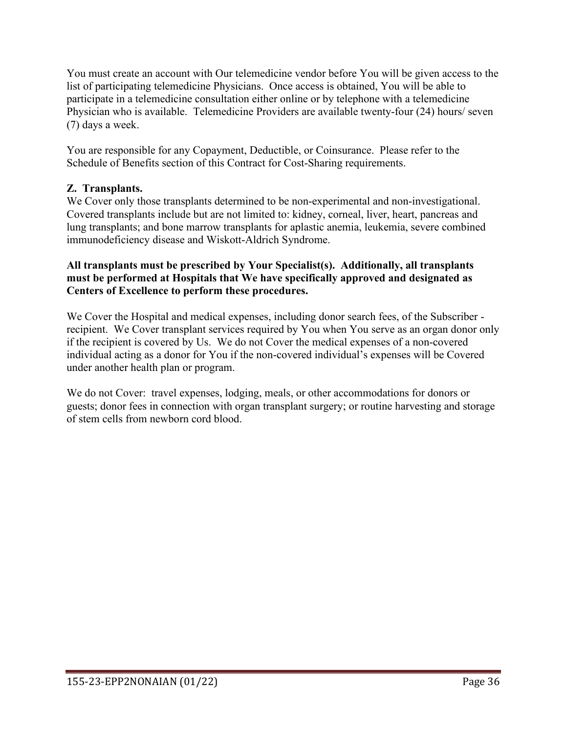You must create an account with Our telemedicine vendor before You will be given access to the list of participating telemedicine Physicians. Once access is obtained, You will be able to participate in a telemedicine consultation either online or by telephone with a telemedicine Physician who is available. Telemedicine Providers are available twenty-four (24) hours/ seven (7) days a week.

You are responsible for any Copayment, Deductible, or Coinsurance. Please refer to the Schedule of Benefits section of this Contract for Cost-Sharing requirements.

**Z. Transplants.**

We Cover only those transplants determined to be non-experimental and non-investigational. Covered transplants include but are not limited to: kidney, corneal, liver, heart, pancreas and lung transplants; and bone marrow transplants for aplastic anemia, leukemia, severe combined immunodeficiency disease and Wiskott-Aldrich Syndrome.

**All transplants must be prescribed by Your Specialist(s). Additionally, all transplants must be performed at Hospitals that We have specifically approved and designated as Centers of Excellence to perform these procedures.**

We Cover the Hospital and medical expenses, including donor search fees, of the Subscriber - recipient. We Cover transplant services required by You when You serve as an organ donor only if the recipient is covered by Us. We do not Cover the medical expenses of a non-covered individual acting as a donor for You if the non-covered individual's expenses will be Covered under another health plan or program.

We do not Cover: travel expenses, lodging, meals, or other accommodations for donors or guests; donor fees in connection with organ transplant surgery; or routine harvesting and storage of stem cells from newborn cord blood.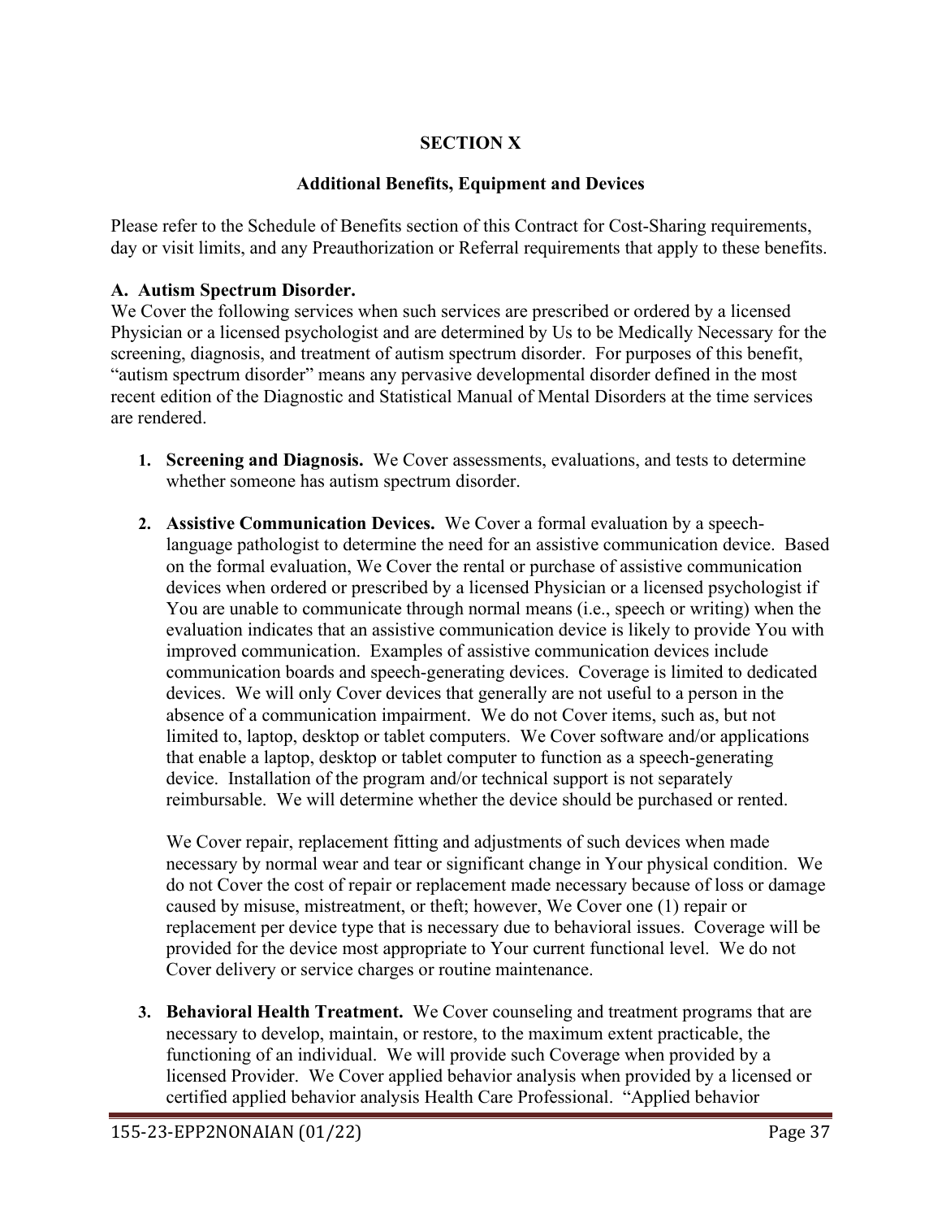# SECTION X

## Additional Benefits, Equipment and Devices

Please refer to the Schedule of Benefits section of this Contract for Cost-Sharing requirements, day or visit limits, and any Preauthorization or Referral requirements that apply to these benefits.

**A. Autism Spectrum Disorder.**

We Cover the following services when such services are prescribed or ordered by a licensed Physician or a licensed psychologist and are determined by Us to be Medically Necessary for the screening, diagnosis, and treatment of autism spectrum disorder. For purposes of this benefit, "autism spectrum disorder" means any pervasive developmental disorder defined in the most recent edition of the Diagnostic and Statistical Manual of Mental Disorders at the time services are rendered.

1. **Screening and Diagnosis.** We Cover assessments, evaluations, and tests to determine whether someone has autism spectrum disorder.

2. **Assistive Communication Devices.** We Cover a formal evaluation by a speech-language pathologist to determine the need for an assistive communication device. Based on the formal evaluation, We Cover the rental or purchase of assistive communication devices when ordered or prescribed by a licensed Physician or a licensed psychologist if You are unable to communicate through normal means (i.e., speech or writing) when the evaluation indicates that an assistive communication device is likely to provide You with improved communication. Examples of assistive communication devices include communication boards and speech-generating devices. Coverage is limited to dedicated devices. We will only Cover devices that generally are not useful to a person in the absence of a communication impairment. We do not Cover items, such as, but not limited to, laptop, desktop or tablet computers. We Cover software and/or applications that enable a laptop, desktop or tablet computer to function as a speech-generating device. Installation of the program and/or technical support is not separately reimbursable. We will determine whether the device should be purchased or rented.

   We Cover repair, replacement fitting and adjustments of such devices when made necessary by normal wear and tear or significant change in Your physical condition. We do not Cover the cost of repair or replacement made necessary because of loss or damage caused by misuse, mistreatment, or theft; however, We Cover one (1) repair or replacement per device type that is necessary due to behavioral issues. Coverage will be provided for the device most appropriate to Your current functional level. We do not Cover delivery or service charges or routine maintenance.

3. **Behavioral Health Treatment.** We Cover counseling and treatment programs that are necessary to develop, maintain, or restore, to the maximum extent practicable, the functioning of an individual. We will provide such Coverage when provided by a licensed Provider. We Cover applied behavior analysis when provided by a licensed or certified applied behavior analysis Health Care Professional. "Applied behavior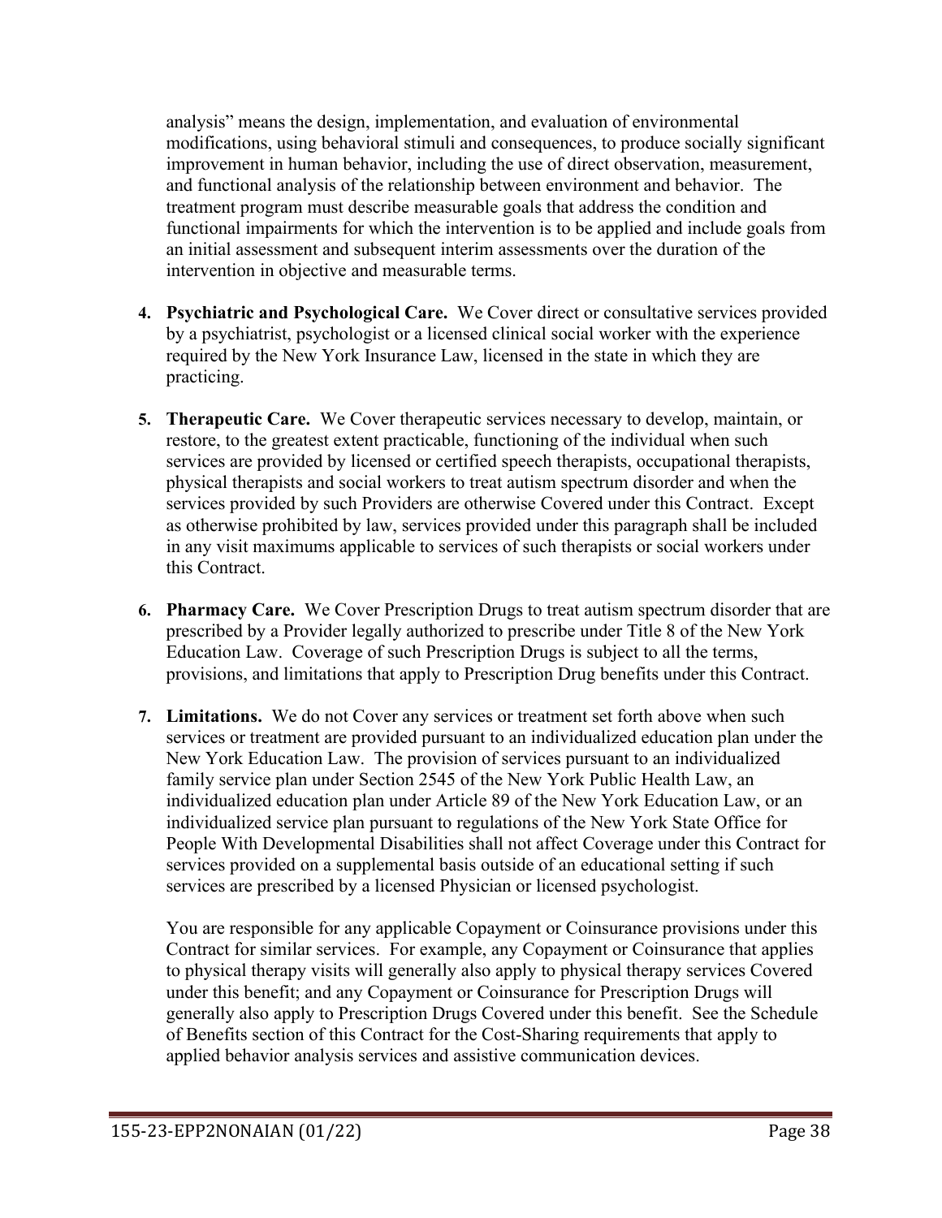analysis" means the design, implementation, and evaluation of environmental modifications, using behavioral stimuli and consequences, to produce socially significant improvement in human behavior, including the use of direct observation, measurement, and functional analysis of the relationship between environment and behavior. The treatment program must describe measurable goals that address the condition and functional impairments for which the intervention is to be applied and include goals from an initial assessment and subsequent interim assessments over the duration of the intervention in objective and measurable terms.

4. **Psychiatric and Psychological Care.** We Cover direct or consultative services provided by a psychiatrist, psychologist or a licensed clinical social worker with the experience required by the New York Insurance Law, licensed in the state in which they are practicing.

5. **Therapeutic Care.** We Cover therapeutic services necessary to develop, maintain, or restore, to the greatest extent practicable, functioning of the individual when such services are provided by licensed or certified speech therapists, occupational therapists, physical therapists and social workers to treat autism spectrum disorder and when the services provided by such Providers are otherwise Covered under this Contract. Except as otherwise prohibited by law, services provided under this paragraph shall be included in any visit maximums applicable to services of such therapists or social workers under this Contract.

6. **Pharmacy Care.** We Cover Prescription Drugs to treat autism spectrum disorder that are prescribed by a Provider legally authorized to prescribe under Title 8 of the New York Education Law. Coverage of such Prescription Drugs is subject to all the terms, provisions, and limitations that apply to Prescription Drug benefits under this Contract.

7. **Limitations.** We do not Cover any services or treatment set forth above when such services or treatment are provided pursuant to an individualized education plan under the New York Education Law. The provision of services pursuant to an individualized family service plan under Section 2545 of the New York Public Health Law, an individualized education plan under Article 89 of the New York Education Law, or an individualized service plan pursuant to regulations of the New York State Office for People With Developmental Disabilities shall not affect Coverage under this Contract for services provided on a supplemental basis outside of an educational setting if such services are prescribed by a licensed Physician or licensed psychologist.

   You are responsible for any applicable Copayment or Coinsurance provisions under this Contract for similar services. For example, any Copayment or Coinsurance that applies to physical therapy visits will generally also apply to physical therapy services Covered under this benefit; and any Copayment or Coinsurance for Prescription Drugs will generally also apply to Prescription Drugs Covered under this benefit. See the Schedule of Benefits section of this Contract for the Cost-Sharing requirements that apply to applied behavior analysis services and assistive communication devices.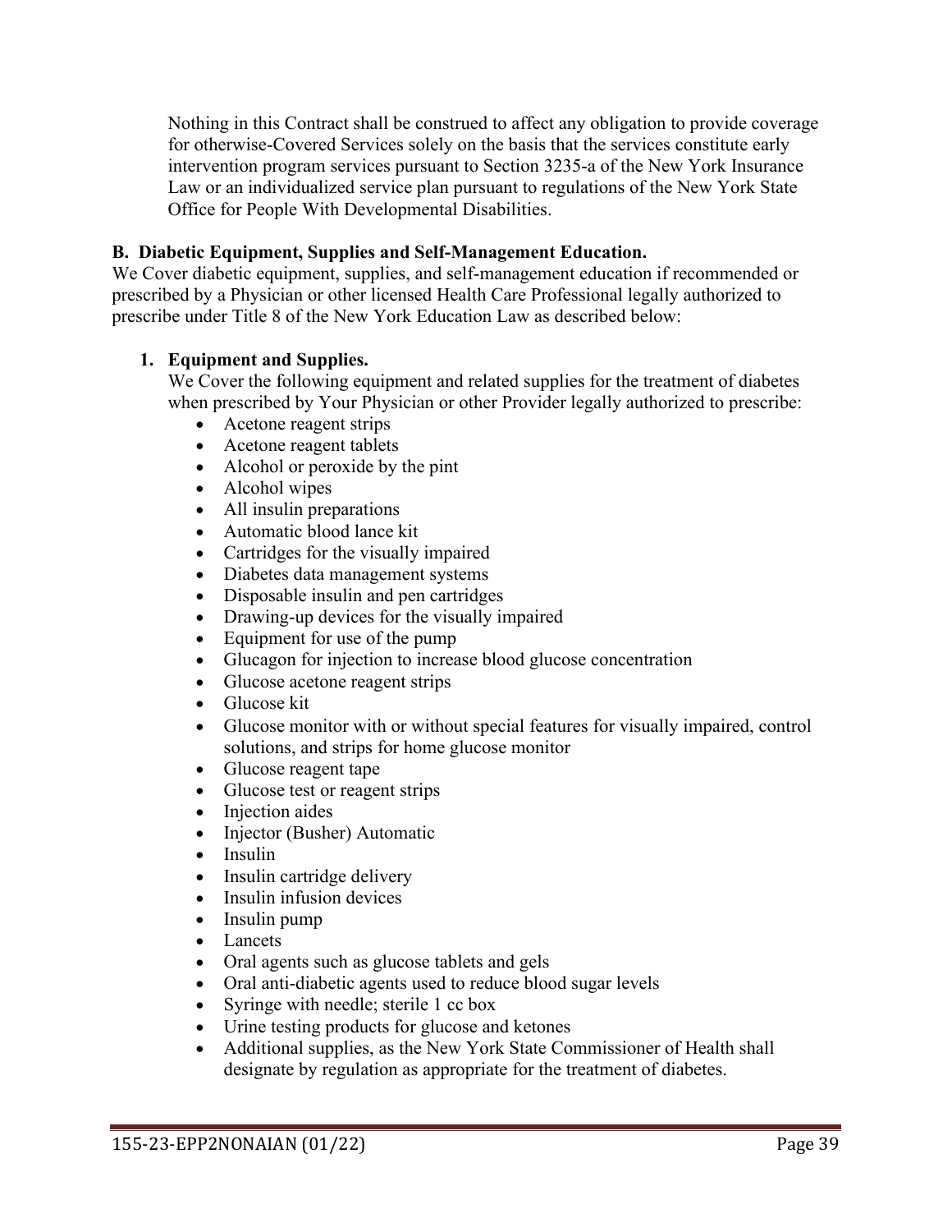Nothing in this Contract shall be construed to affect any obligation to provide coverage for otherwise-Covered Services solely on the basis that the services constitute early intervention program services pursuant to Section 3235-a of the New York Insurance Law or an individualized service plan pursuant to regulations of the New York State Office for People With Developmental Disabilities.

**B. Diabetic Equipment, Supplies and Self-Management Education.**

We Cover diabetic equipment, supplies, and self-management education if recommended or prescribed by a Physician or other licensed Health Care Professional legally authorized to prescribe under Title 8 of the New York Education Law as described below:

1. **Equipment and Supplies.**

   We Cover the following equipment and related supplies for the treatment of diabetes when prescribed by Your Physician or other Provider legally authorized to prescribe:

   - Acetone reagent strips
   - Acetone reagent tablets
   - Alcohol or peroxide by the pint
   - Alcohol wipes
   - All insulin preparations
   - Automatic blood lance kit
   - Cartridges for the visually impaired
   - Diabetes data management systems
   - Disposable insulin and pen cartridges
   - Drawing-up devices for the visually impaired
   - Equipment for use of the pump
   - Glucagon for injection to increase blood glucose concentration
   - Glucose acetone reagent strips
   - Glucose kit
   - Glucose monitor with or without special features for visually impaired, control solutions, and strips for home glucose monitor
   - Glucose reagent tape
   - Glucose test or reagent strips
   - Injection aides
   - Injector (Busher) Automatic
   - Insulin
   - Insulin cartridge delivery
   - Insulin infusion devices
   - Insulin pump
   - Lancets
   - Oral agents such as glucose tablets and gels
   - Oral anti-diabetic agents used to reduce blood sugar levels
   - Syringe with needle; sterile 1 cc box
   - Urine testing products for glucose and ketones
   - Additional supplies, as the New York State Commissioner of Health shall designate by regulation as appropriate for the treatment of diabetes.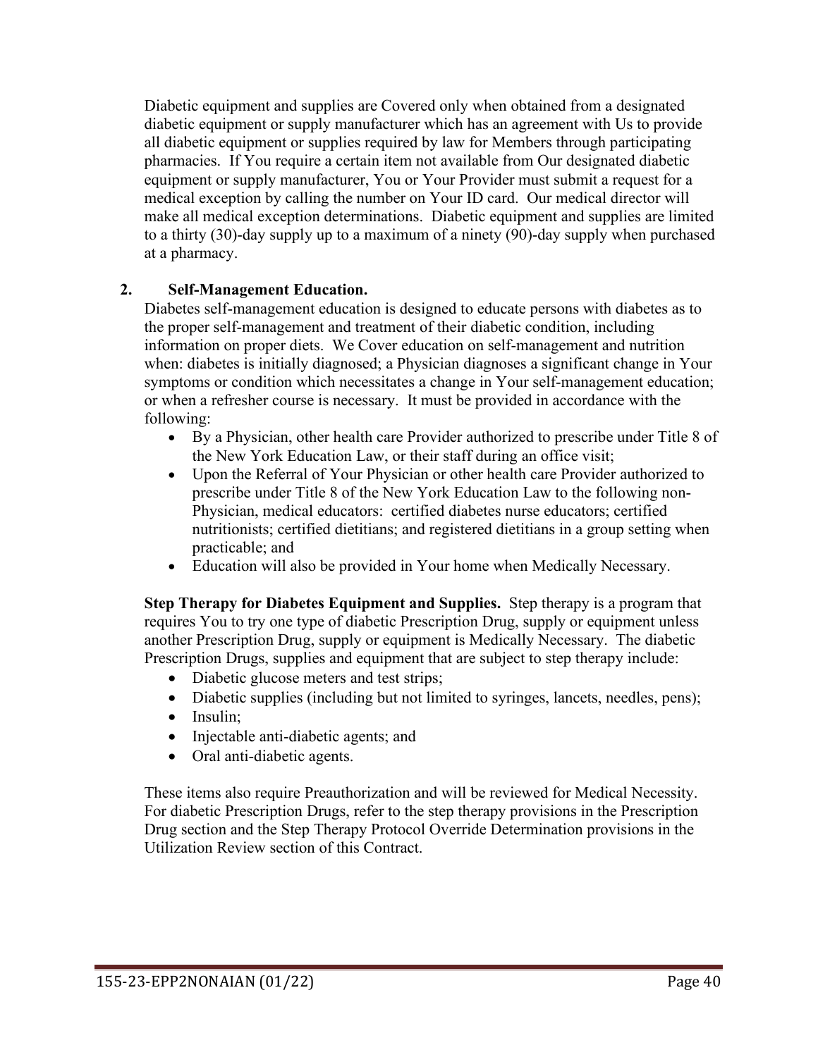Diabetic equipment and supplies are Covered only when obtained from a designated diabetic equipment or supply manufacturer which has an agreement with Us to provide all diabetic equipment or supplies required by law for Members through participating pharmacies. If You require a certain item not available from Our designated diabetic equipment or supply manufacturer, You or Your Provider must submit a request for a medical exception by calling the number on Your ID card. Our medical director will make all medical exception determinations. Diabetic equipment and supplies are limited to a thirty (30)-day supply up to a maximum of a ninety (90)-day supply when purchased at a pharmacy.

**2. Self-Management Education.**

Diabetes self-management education is designed to educate persons with diabetes as to the proper self-management and treatment of their diabetic condition, including information on proper diets. We Cover education on self-management and nutrition when: diabetes is initially diagnosed; a Physician diagnoses a significant change in Your symptoms or condition which necessitates a change in Your self-management education; or when a refresher course is necessary. It must be provided in accordance with the following:

- By a Physician, other health care Provider authorized to prescribe under Title 8 of the New York Education Law, or their staff during an office visit;
- Upon the Referral of Your Physician or other health care Provider authorized to prescribe under Title 8 of the New York Education Law to the following non-Physician, medical educators: certified diabetes nurse educators; certified nutritionists; certified dietitians; and registered dietitians in a group setting when practicable; and
- Education will also be provided in Your home when Medically Necessary.

**Step Therapy for Diabetes Equipment and Supplies.** Step therapy is a program that requires You to try one type of diabetic Prescription Drug, supply or equipment unless another Prescription Drug, supply or equipment is Medically Necessary. The diabetic Prescription Drugs, supplies and equipment that are subject to step therapy include:

- Diabetic glucose meters and test strips;
- Diabetic supplies (including but not limited to syringes, lancets, needles, pens);
- Insulin;
- Injectable anti-diabetic agents; and
- Oral anti-diabetic agents.

These items also require Preauthorization and will be reviewed for Medical Necessity. For diabetic Prescription Drugs, refer to the step therapy provisions in the Prescription Drug section and the Step Therapy Protocol Override Determination provisions in the Utilization Review section of this Contract.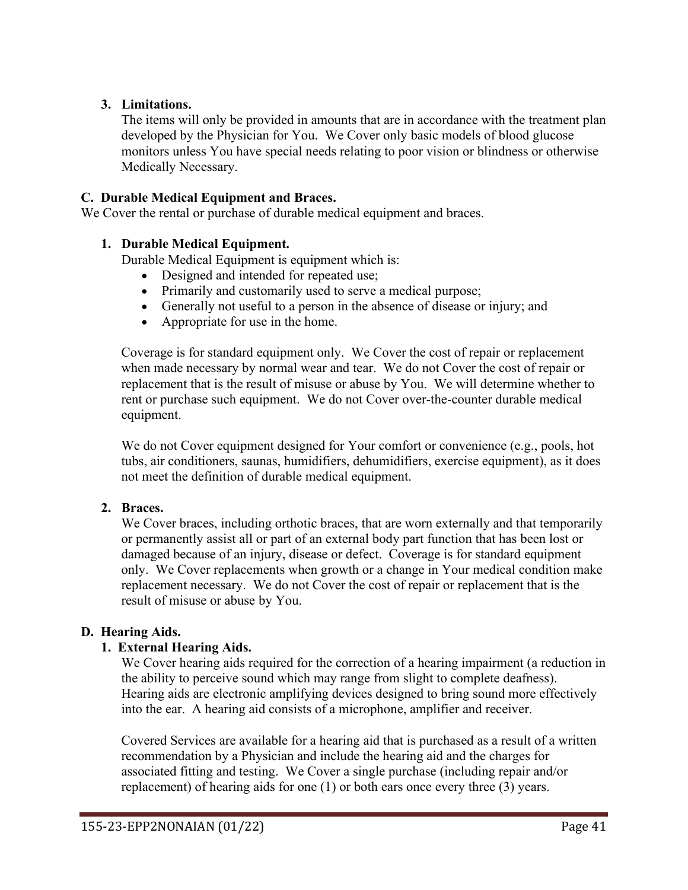### 3. Limitations.

The items will only be provided in amounts that are in accordance with the treatment plan developed by the Physician for You. We Cover only basic models of blood glucose monitors unless You have special needs relating to poor vision or blindness or otherwise Medically Necessary.

## C. Durable Medical Equipment and Braces.

We Cover the rental or purchase of durable medical equipment and braces.

### 1. Durable Medical Equipment.

Durable Medical Equipment is equipment which is:

- Designed and intended for repeated use;
- Primarily and customarily used to serve a medical purpose;
- Generally not useful to a person in the absence of disease or injury; and
- Appropriate for use in the home.

Coverage is for standard equipment only. We Cover the cost of repair or replacement when made necessary by normal wear and tear. We do not Cover the cost of repair or replacement that is the result of misuse or abuse by You. We will determine whether to rent or purchase such equipment. We do not Cover over-the-counter durable medical equipment.

We do not Cover equipment designed for Your comfort or convenience (e.g., pools, hot tubs, air conditioners, saunas, humidifiers, dehumidifiers, exercise equipment), as it does not meet the definition of durable medical equipment.

### 2. Braces.

We Cover braces, including orthotic braces, that are worn externally and that temporarily or permanently assist all or part of an external body part function that has been lost or damaged because of an injury, disease or defect. Coverage is for standard equipment only. We Cover replacements when growth or a change in Your medical condition make replacement necessary. We do not Cover the cost of repair or replacement that is the result of misuse or abuse by You.

## D. Hearing Aids.

### 1. External Hearing Aids.

We Cover hearing aids required for the correction of a hearing impairment (a reduction in the ability to perceive sound which may range from slight to complete deafness). Hearing aids are electronic amplifying devices designed to bring sound more effectively into the ear. A hearing aid consists of a microphone, amplifier and receiver.

Covered Services are available for a hearing aid that is purchased as a result of a written recommendation by a Physician and include the hearing aid and the charges for associated fitting and testing. We Cover a single purchase (including repair and/or replacement) of hearing aids for one (1) or both ears once every three (3) years.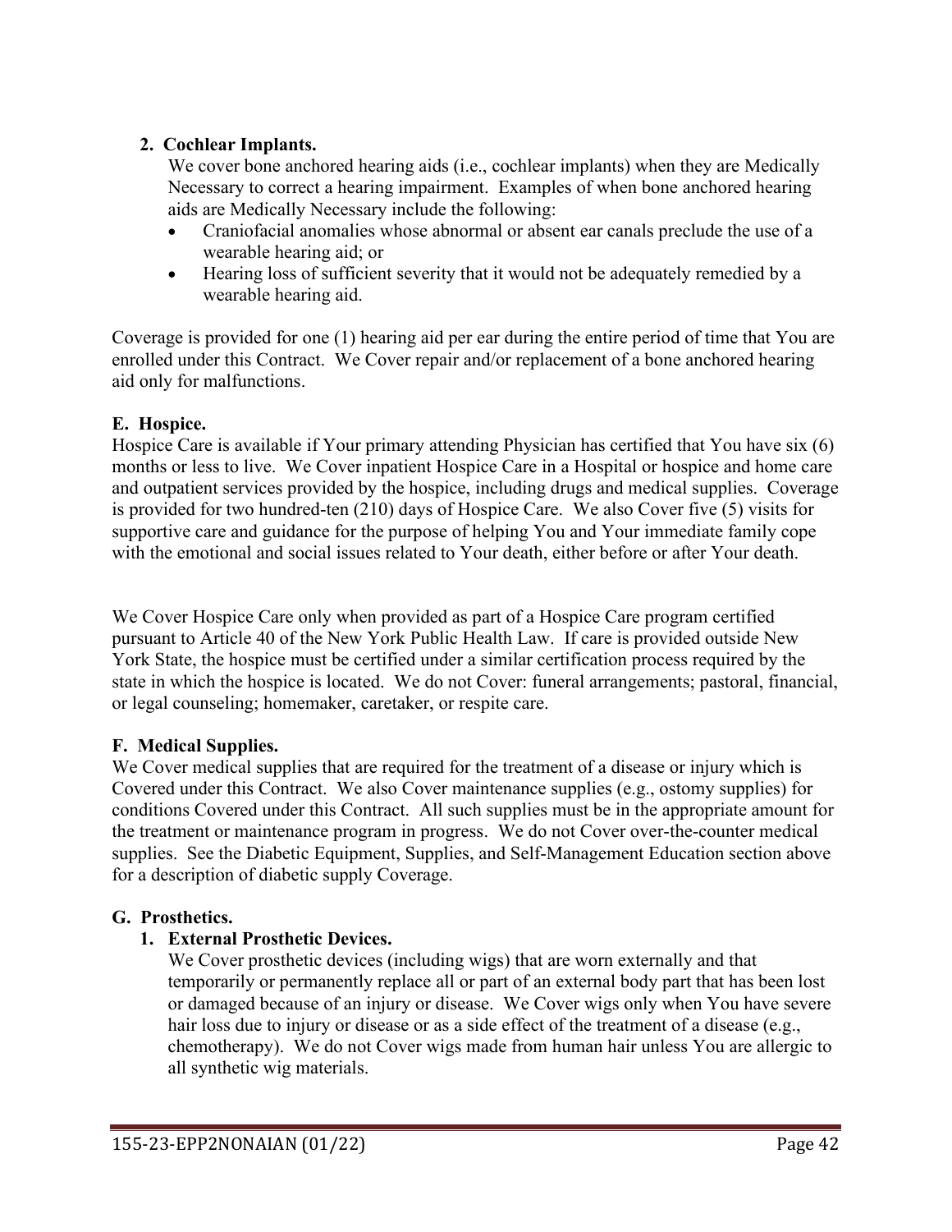**2. Cochlear Implants.**

We cover bone anchored hearing aids (i.e., cochlear implants) when they are Medically Necessary to correct a hearing impairment. Examples of when bone anchored hearing aids are Medically Necessary include the following:

- Craniofacial anomalies whose abnormal or absent ear canals preclude the use of a wearable hearing aid; or
- Hearing loss of sufficient severity that it would not be adequately remedied by a wearable hearing aid.

Coverage is provided for one (1) hearing aid per ear during the entire period of time that You are enrolled under this Contract. We Cover repair and/or replacement of a bone anchored hearing aid only for malfunctions.

**E. Hospice.**

Hospice Care is available if Your primary attending Physician has certified that You have six (6) months or less to live. We Cover inpatient Hospice Care in a Hospital or hospice and home care and outpatient services provided by the hospice, including drugs and medical supplies. Coverage is provided for two hundred-ten (210) days of Hospice Care. We also Cover five (5) visits for supportive care and guidance for the purpose of helping You and Your immediate family cope with the emotional and social issues related to Your death, either before or after Your death.

We Cover Hospice Care only when provided as part of a Hospice Care program certified pursuant to Article 40 of the New York Public Health Law. If care is provided outside New York State, the hospice must be certified under a similar certification process required by the state in which the hospice is located. We do not Cover: funeral arrangements; pastoral, financial, or legal counseling; homemaker, caretaker, or respite care.

**F. Medical Supplies.**

We Cover medical supplies that are required for the treatment of a disease or injury which is Covered under this Contract. We also Cover maintenance supplies (e.g., ostomy supplies) for conditions Covered under this Contract. All such supplies must be in the appropriate amount for the treatment or maintenance program in progress. We do not Cover over-the-counter medical supplies. See the Diabetic Equipment, Supplies, and Self-Management Education section above for a description of diabetic supply Coverage.

**G. Prosthetics.**

**1. External Prosthetic Devices.**

We Cover prosthetic devices (including wigs) that are worn externally and that temporarily or permanently replace all or part of an external body part that has been lost or damaged because of an injury or disease. We Cover wigs only when You have severe hair loss due to injury or disease or as a side effect of the treatment of a disease (e.g., chemotherapy). We do not Cover wigs made from human hair unless You are allergic to all synthetic wig materials.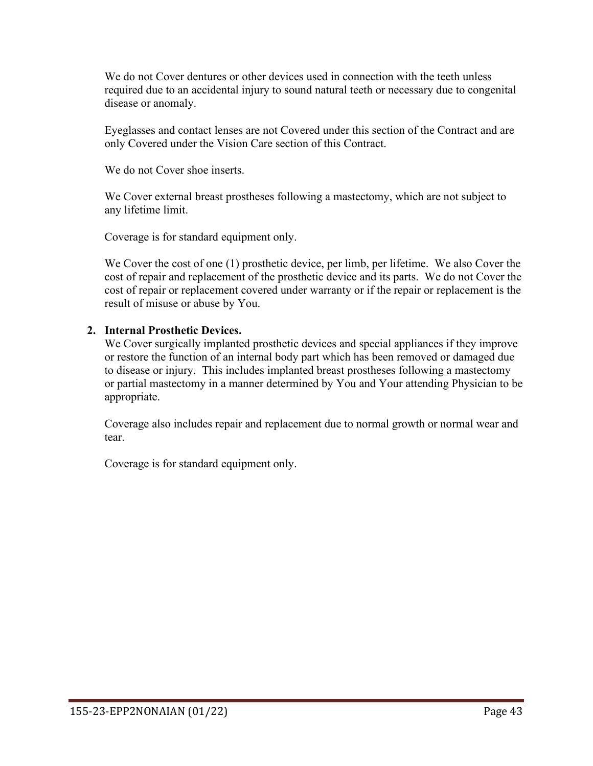We do not Cover dentures or other devices used in connection with the teeth unless required due to an accidental injury to sound natural teeth or necessary due to congenital disease or anomaly.

Eyeglasses and contact lenses are not Covered under this section of the Contract and are only Covered under the Vision Care section of this Contract.

We do not Cover shoe inserts.

We Cover external breast prostheses following a mastectomy, which are not subject to any lifetime limit.

Coverage is for standard equipment only.

We Cover the cost of one (1) prosthetic device, per limb, per lifetime. We also Cover the cost of repair and replacement of the prosthetic device and its parts. We do not Cover the cost of repair or replacement covered under warranty or if the repair or replacement is the result of misuse or abuse by You.

2. **Internal Prosthetic Devices.**
   We Cover surgically implanted prosthetic devices and special appliances if they improve or restore the function of an internal body part which has been removed or damaged due to disease or injury. This includes implanted breast prostheses following a mastectomy or partial mastectomy in a manner determined by You and Your attending Physician to be appropriate.

   Coverage also includes repair and replacement due to normal growth or normal wear and tear.

   Coverage is for standard equipment only.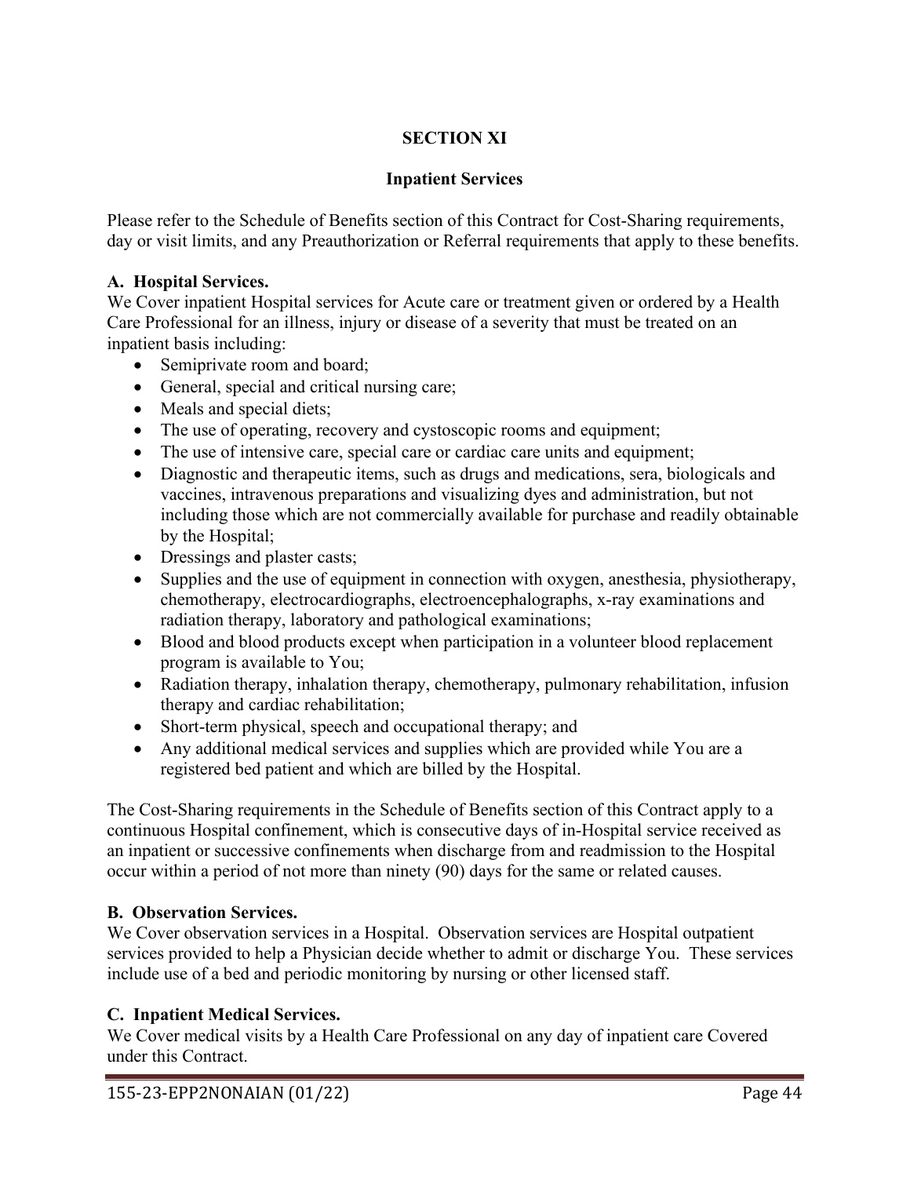# SECTION XI

## Inpatient Services

Please refer to the Schedule of Benefits section of this Contract for Cost-Sharing requirements, day or visit limits, and any Preauthorization or Referral requirements that apply to these benefits.

**A. Hospital Services.**
We Cover inpatient Hospital services for Acute care or treatment given or ordered by a Health Care Professional for an illness, injury or disease of a severity that must be treated on an inpatient basis including:

- Semiprivate room and board;
- General, special and critical nursing care;
- Meals and special diets;
- The use of operating, recovery and cystoscopic rooms and equipment;
- The use of intensive care, special care or cardiac care units and equipment;
- Diagnostic and therapeutic items, such as drugs and medications, sera, biologicals and vaccines, intravenous preparations and visualizing dyes and administration, but not including those which are not commercially available for purchase and readily obtainable by the Hospital;
- Dressings and plaster casts;
- Supplies and the use of equipment in connection with oxygen, anesthesia, physiotherapy, chemotherapy, electrocardiographs, electroencephalographs, x-ray examinations and radiation therapy, laboratory and pathological examinations;
- Blood and blood products except when participation in a volunteer blood replacement program is available to You;
- Radiation therapy, inhalation therapy, chemotherapy, pulmonary rehabilitation, infusion therapy and cardiac rehabilitation;
- Short-term physical, speech and occupational therapy; and
- Any additional medical services and supplies which are provided while You are a registered bed patient and which are billed by the Hospital.

The Cost-Sharing requirements in the Schedule of Benefits section of this Contract apply to a continuous Hospital confinement, which is consecutive days of in-Hospital service received as an inpatient or successive confinements when discharge from and readmission to the Hospital occur within a period of not more than ninety (90) days for the same or related causes.

**B. Observation Services.**
We Cover observation services in a Hospital. Observation services are Hospital outpatient services provided to help a Physician decide whether to admit or discharge You. These services include use of a bed and periodic monitoring by nursing or other licensed staff.

**C. Inpatient Medical Services.**
We Cover medical visits by a Health Care Professional on any day of inpatient care Covered under this Contract.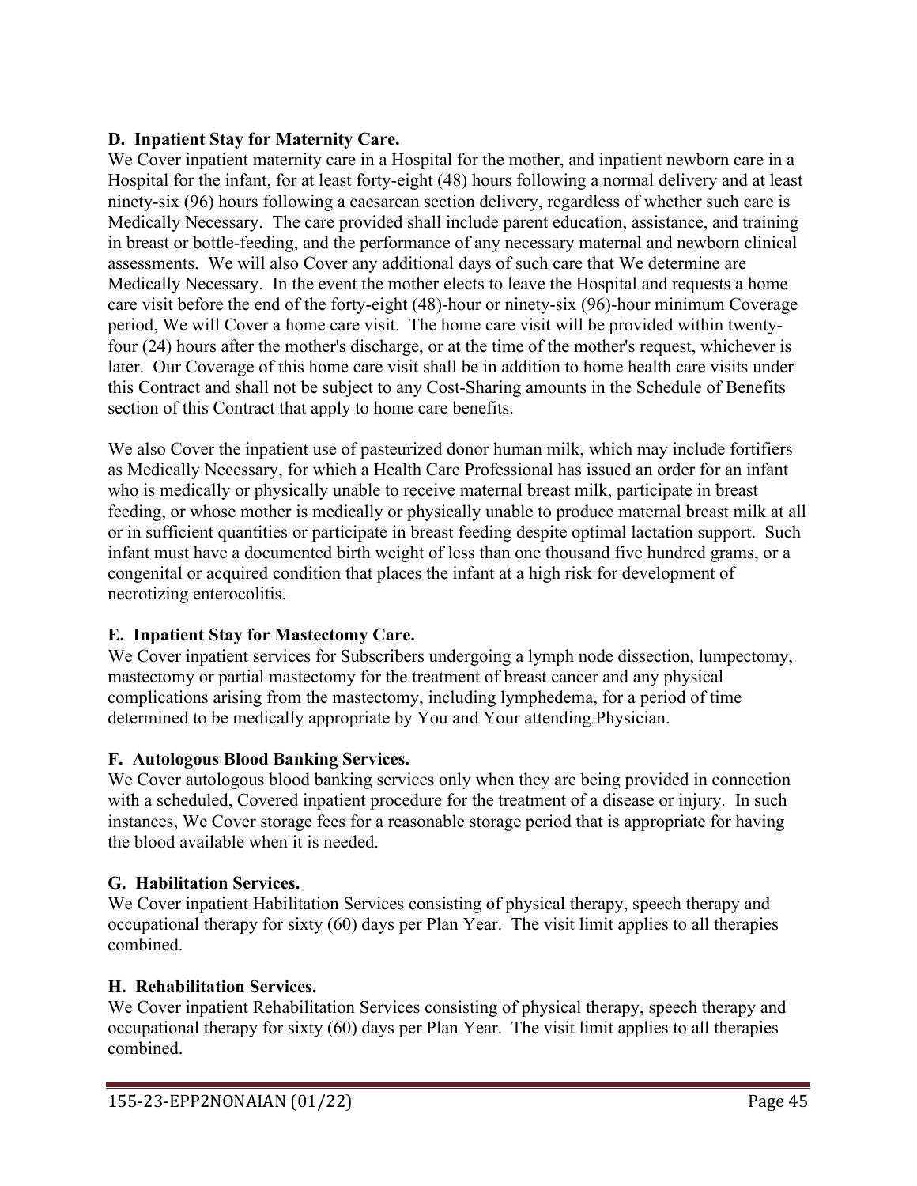### D. Inpatient Stay for Maternity Care.

We Cover inpatient maternity care in a Hospital for the mother, and inpatient newborn care in a Hospital for the infant, for at least forty-eight (48) hours following a normal delivery and at least ninety-six (96) hours following a caesarean section delivery, regardless of whether such care is Medically Necessary. The care provided shall include parent education, assistance, and training in breast or bottle-feeding, and the performance of any necessary maternal and newborn clinical assessments. We will also Cover any additional days of such care that We determine are Medically Necessary. In the event the mother elects to leave the Hospital and requests a home care visit before the end of the forty-eight (48)-hour or ninety-six (96)-hour minimum Coverage period, We will Cover a home care visit. The home care visit will be provided within twenty-four (24) hours after the mother's discharge, or at the time of the mother's request, whichever is later. Our Coverage of this home care visit shall be in addition to home health care visits under this Contract and shall not be subject to any Cost-Sharing amounts in the Schedule of Benefits section of this Contract that apply to home care benefits.

We also Cover the inpatient use of pasteurized donor human milk, which may include fortifiers as Medically Necessary, for which a Health Care Professional has issued an order for an infant who is medically or physically unable to receive maternal breast milk, participate in breast feeding, or whose mother is medically or physically unable to produce maternal breast milk at all or in sufficient quantities or participate in breast feeding despite optimal lactation support. Such infant must have a documented birth weight of less than one thousand five hundred grams, or a congenital or acquired condition that places the infant at a high risk for development of necrotizing enterocolitis.

### E. Inpatient Stay for Mastectomy Care.

We Cover inpatient services for Subscribers undergoing a lymph node dissection, lumpectomy, mastectomy or partial mastectomy for the treatment of breast cancer and any physical complications arising from the mastectomy, including lymphedema, for a period of time determined to be medically appropriate by You and Your attending Physician.

### F. Autologous Blood Banking Services.

We Cover autologous blood banking services only when they are being provided in connection with a scheduled, Covered inpatient procedure for the treatment of a disease or injury. In such instances, We Cover storage fees for a reasonable storage period that is appropriate for having the blood available when it is needed.

### G. Habilitation Services.

We Cover inpatient Habilitation Services consisting of physical therapy, speech therapy and occupational therapy for sixty (60) days per Plan Year. The visit limit applies to all therapies combined.

### H. Rehabilitation Services.

We Cover inpatient Rehabilitation Services consisting of physical therapy, speech therapy and occupational therapy for sixty (60) days per Plan Year. The visit limit applies to all therapies combined.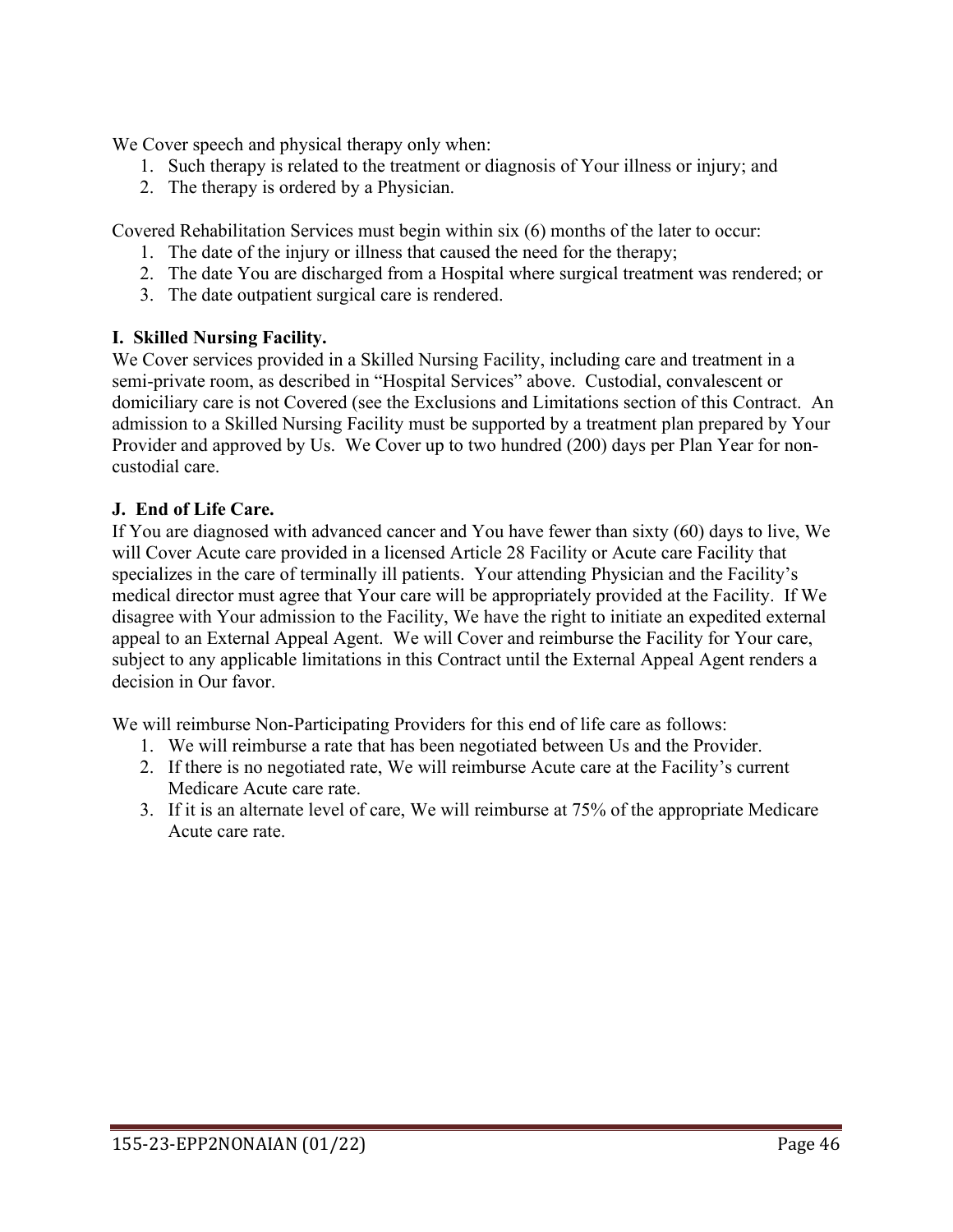We Cover speech and physical therapy only when:

1. Such therapy is related to the treatment or diagnosis of Your illness or injury; and
2. The therapy is ordered by a Physician.

Covered Rehabilitation Services must begin within six (6) months of the later to occur:

1. The date of the injury or illness that caused the need for the therapy;
2. The date You are discharged from a Hospital where surgical treatment was rendered; or
3. The date outpatient surgical care is rendered.

**I. Skilled Nursing Facility.**

We Cover services provided in a Skilled Nursing Facility, including care and treatment in a semi-private room, as described in "Hospital Services" above. Custodial, convalescent or domiciliary care is not Covered (see the Exclusions and Limitations section of this Contract. An admission to a Skilled Nursing Facility must be supported by a treatment plan prepared by Your Provider and approved by Us. We Cover up to two hundred (200) days per Plan Year for non-custodial care.

**J. End of Life Care.**

If You are diagnosed with advanced cancer and You have fewer than sixty (60) days to live, We will Cover Acute care provided in a licensed Article 28 Facility or Acute care Facility that specializes in the care of terminally ill patients. Your attending Physician and the Facility's medical director must agree that Your care will be appropriately provided at the Facility. If We disagree with Your admission to the Facility, We have the right to initiate an expedited external appeal to an External Appeal Agent. We will Cover and reimburse the Facility for Your care, subject to any applicable limitations in this Contract until the External Appeal Agent renders a decision in Our favor.

We will reimburse Non-Participating Providers for this end of life care as follows:

1. We will reimburse a rate that has been negotiated between Us and the Provider.
2. If there is no negotiated rate, We will reimburse Acute care at the Facility's current Medicare Acute care rate.
3. If it is an alternate level of care, We will reimburse at 75% of the appropriate Medicare Acute care rate.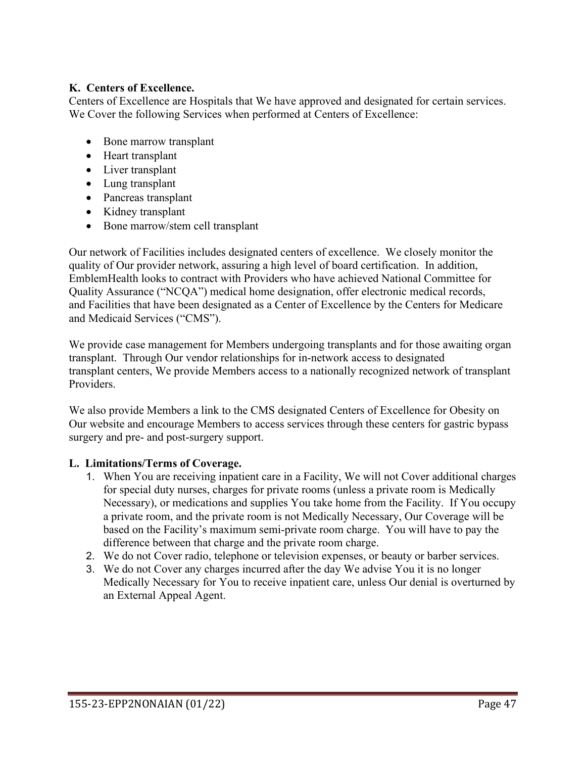**K. Centers of Excellence.**

Centers of Excellence are Hospitals that We have approved and designated for certain services. We Cover the following Services when performed at Centers of Excellence:

- Bone marrow transplant
- Heart transplant
- Liver transplant
- Lung transplant
- Pancreas transplant
- Kidney transplant
- Bone marrow/stem cell transplant

Our network of Facilities includes designated centers of excellence. We closely monitor the quality of Our provider network, assuring a high level of board certification. In addition, EmblemHealth looks to contract with Providers who have achieved National Committee for Quality Assurance ("NCQA") medical home designation, offer electronic medical records, and Facilities that have been designated as a Center of Excellence by the Centers for Medicare and Medicaid Services ("CMS").

We provide case management for Members undergoing transplants and for those awaiting organ transplant. Through Our vendor relationships for in-network access to designated transplant centers, We provide Members access to a nationally recognized network of transplant Providers.

We also provide Members a link to the CMS designated Centers of Excellence for Obesity on Our website and encourage Members to access services through these centers for gastric bypass surgery and pre- and post-surgery support.

**L. Limitations/Terms of Coverage.**

1. When You are receiving inpatient care in a Facility, We will not Cover additional charges for special duty nurses, charges for private rooms (unless a private room is Medically Necessary), or medications and supplies You take home from the Facility. If You occupy a private room, and the private room is not Medically Necessary, Our Coverage will be based on the Facility's maximum semi-private room charge. You will have to pay the difference between that charge and the private room charge.
2. We do not Cover radio, telephone or television expenses, or beauty or barber services.
3. We do not Cover any charges incurred after the day We advise You it is no longer Medically Necessary for You to receive inpatient care, unless Our denial is overturned by an External Appeal Agent.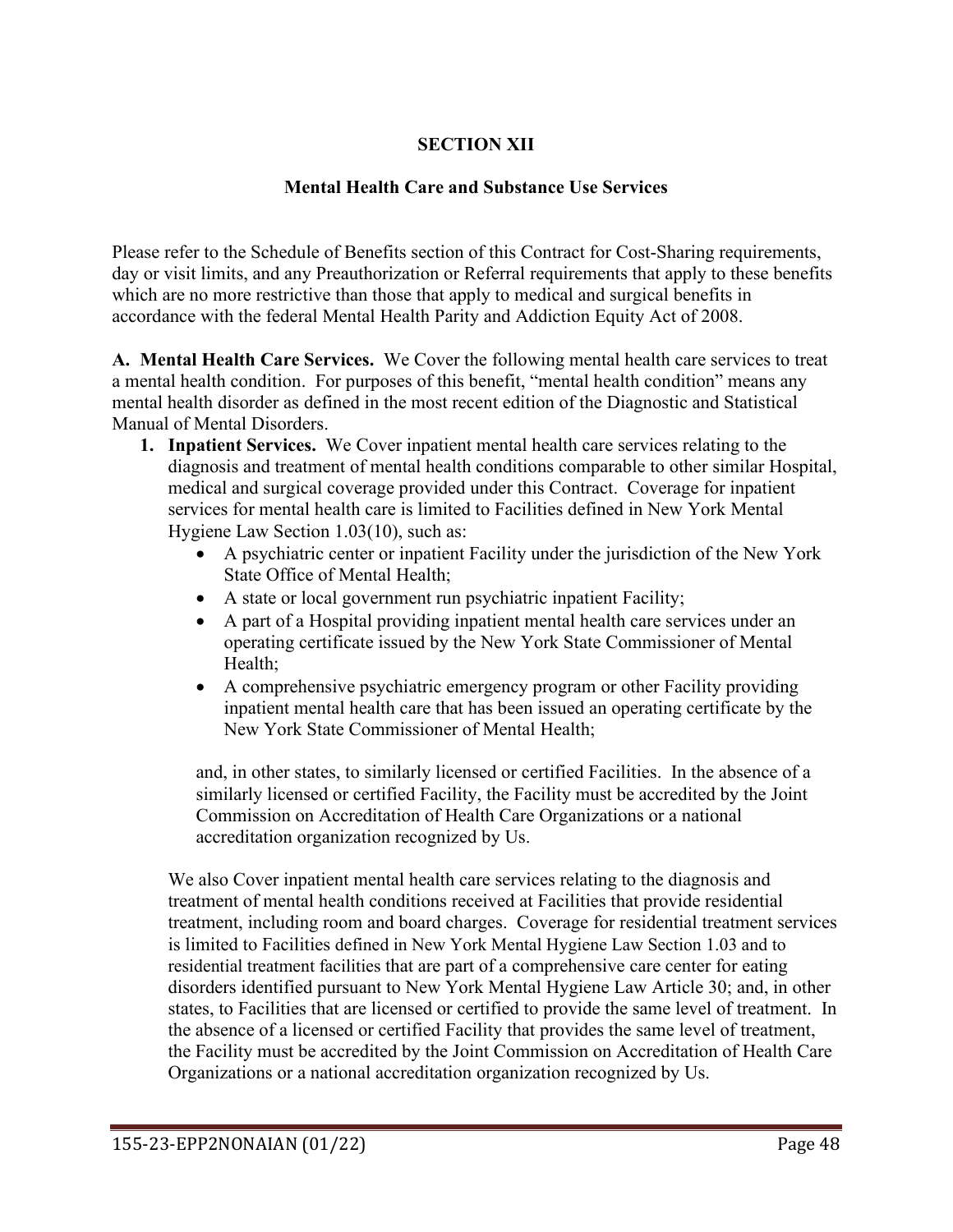## SECTION XII

### Mental Health Care and Substance Use Services

Please refer to the Schedule of Benefits section of this Contract for Cost-Sharing requirements, day or visit limits, and any Preauthorization or Referral requirements that apply to these benefits which are no more restrictive than those that apply to medical and surgical benefits in accordance with the federal Mental Health Parity and Addiction Equity Act of 2008.

**A. Mental Health Care Services.** We Cover the following mental health care services to treat a mental health condition. For purposes of this benefit, "mental health condition" means any mental health disorder as defined in the most recent edition of the Diagnostic and Statistical Manual of Mental Disorders.

1. **Inpatient Services.** We Cover inpatient mental health care services relating to the diagnosis and treatment of mental health conditions comparable to other similar Hospital, medical and surgical coverage provided under this Contract. Coverage for inpatient services for mental health care is limited to Facilities defined in New York Mental Hygiene Law Section 1.03(10), such as:
   - A psychiatric center or inpatient Facility under the jurisdiction of the New York State Office of Mental Health;
   - A state or local government run psychiatric inpatient Facility;
   - A part of a Hospital providing inpatient mental health care services under an operating certificate issued by the New York State Commissioner of Mental Health;
   - A comprehensive psychiatric emergency program or other Facility providing inpatient mental health care that has been issued an operating certificate by the New York State Commissioner of Mental Health;

   and, in other states, to similarly licensed or certified Facilities. In the absence of a similarly licensed or certified Facility, the Facility must be accredited by the Joint Commission on Accreditation of Health Care Organizations or a national accreditation organization recognized by Us.

   We also Cover inpatient mental health care services relating to the diagnosis and treatment of mental health conditions received at Facilities that provide residential treatment, including room and board charges. Coverage for residential treatment services is limited to Facilities defined in New York Mental Hygiene Law Section 1.03 and to residential treatment facilities that are part of a comprehensive care center for eating disorders identified pursuant to New York Mental Hygiene Law Article 30; and, in other states, to Facilities that are licensed or certified to provide the same level of treatment. In the absence of a licensed or certified Facility that provides the same level of treatment, the Facility must be accredited by the Joint Commission on Accreditation of Health Care Organizations or a national accreditation organization recognized by Us.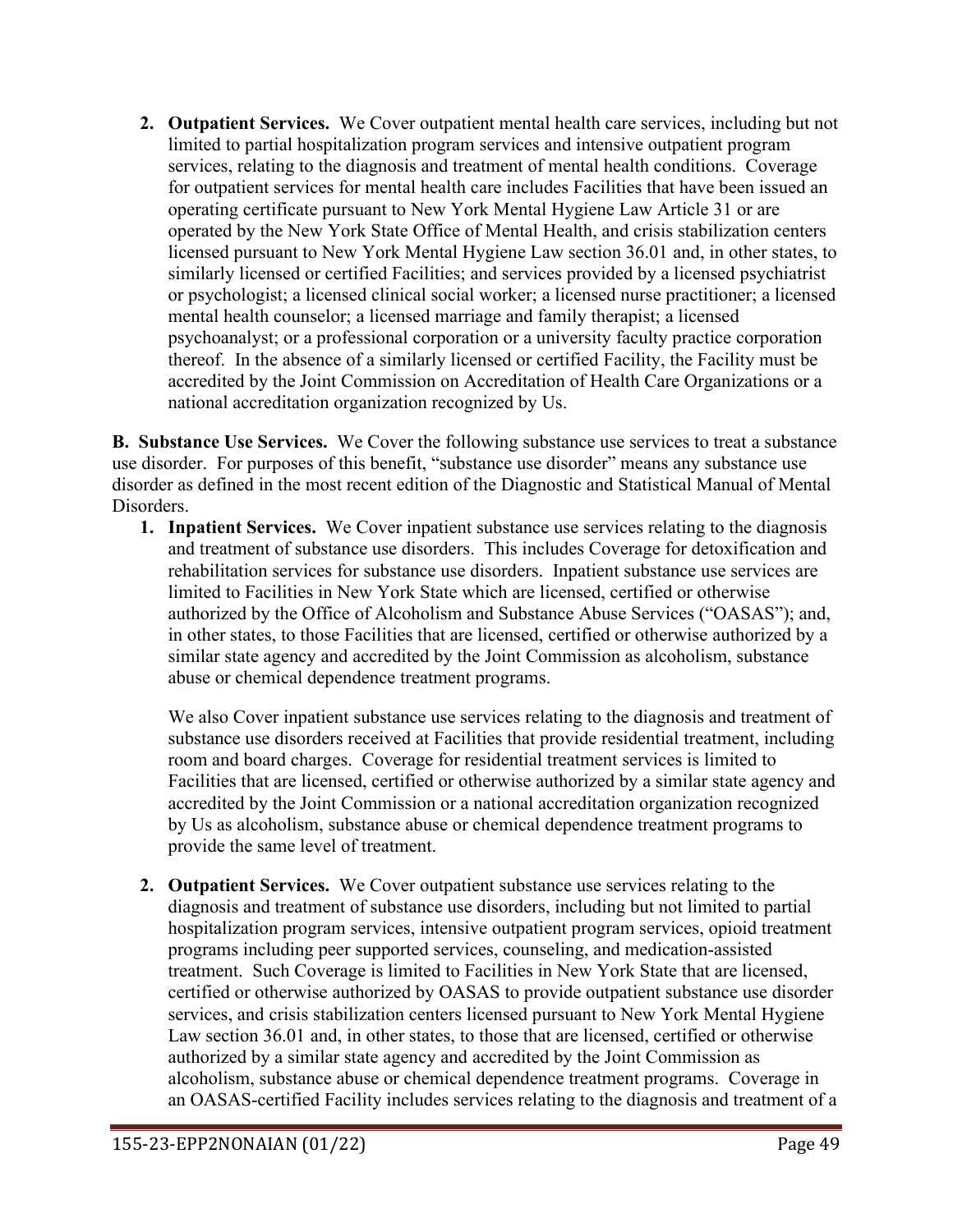2. **Outpatient Services.** We Cover outpatient mental health care services, including but not limited to partial hospitalization program services and intensive outpatient program services, relating to the diagnosis and treatment of mental health conditions. Coverage for outpatient services for mental health care includes Facilities that have been issued an operating certificate pursuant to New York Mental Hygiene Law Article 31 or are operated by the New York State Office of Mental Health, and crisis stabilization centers licensed pursuant to New York Mental Hygiene Law section 36.01 and, in other states, to similarly licensed or certified Facilities; and services provided by a licensed psychiatrist or psychologist; a licensed clinical social worker; a licensed nurse practitioner; a licensed mental health counselor; a licensed marriage and family therapist; a licensed psychoanalyst; or a professional corporation or a university faculty practice corporation thereof. In the absence of a similarly licensed or certified Facility, the Facility must be accredited by the Joint Commission on Accreditation of Health Care Organizations or a national accreditation organization recognized by Us.

**B. Substance Use Services.** We Cover the following substance use services to treat a substance use disorder. For purposes of this benefit, "substance use disorder" means any substance use disorder as defined in the most recent edition of the Diagnostic and Statistical Manual of Mental Disorders.

1. **Inpatient Services.** We Cover inpatient substance use services relating to the diagnosis and treatment of substance use disorders. This includes Coverage for detoxification and rehabilitation services for substance use disorders. Inpatient substance use services are limited to Facilities in New York State which are licensed, certified or otherwise authorized by the Office of Alcoholism and Substance Abuse Services ("OASAS"); and, in other states, to those Facilities that are licensed, certified or otherwise authorized by a similar state agency and accredited by the Joint Commission as alcoholism, substance abuse or chemical dependence treatment programs.

   We also Cover inpatient substance use services relating to the diagnosis and treatment of substance use disorders received at Facilities that provide residential treatment, including room and board charges. Coverage for residential treatment services is limited to Facilities that are licensed, certified or otherwise authorized by a similar state agency and accredited by the Joint Commission or a national accreditation organization recognized by Us as alcoholism, substance abuse or chemical dependence treatment programs to provide the same level of treatment.

2. **Outpatient Services.** We Cover outpatient substance use services relating to the diagnosis and treatment of substance use disorders, including but not limited to partial hospitalization program services, intensive outpatient program services, opioid treatment programs including peer supported services, counseling, and medication-assisted treatment. Such Coverage is limited to Facilities in New York State that are licensed, certified or otherwise authorized by OASAS to provide outpatient substance use disorder services, and crisis stabilization centers licensed pursuant to New York Mental Hygiene Law section 36.01 and, in other states, to those that are licensed, certified or otherwise authorized by a similar state agency and accredited by the Joint Commission as alcoholism, substance abuse or chemical dependence treatment programs. Coverage in an OASAS-certified Facility includes services relating to the diagnosis and treatment of a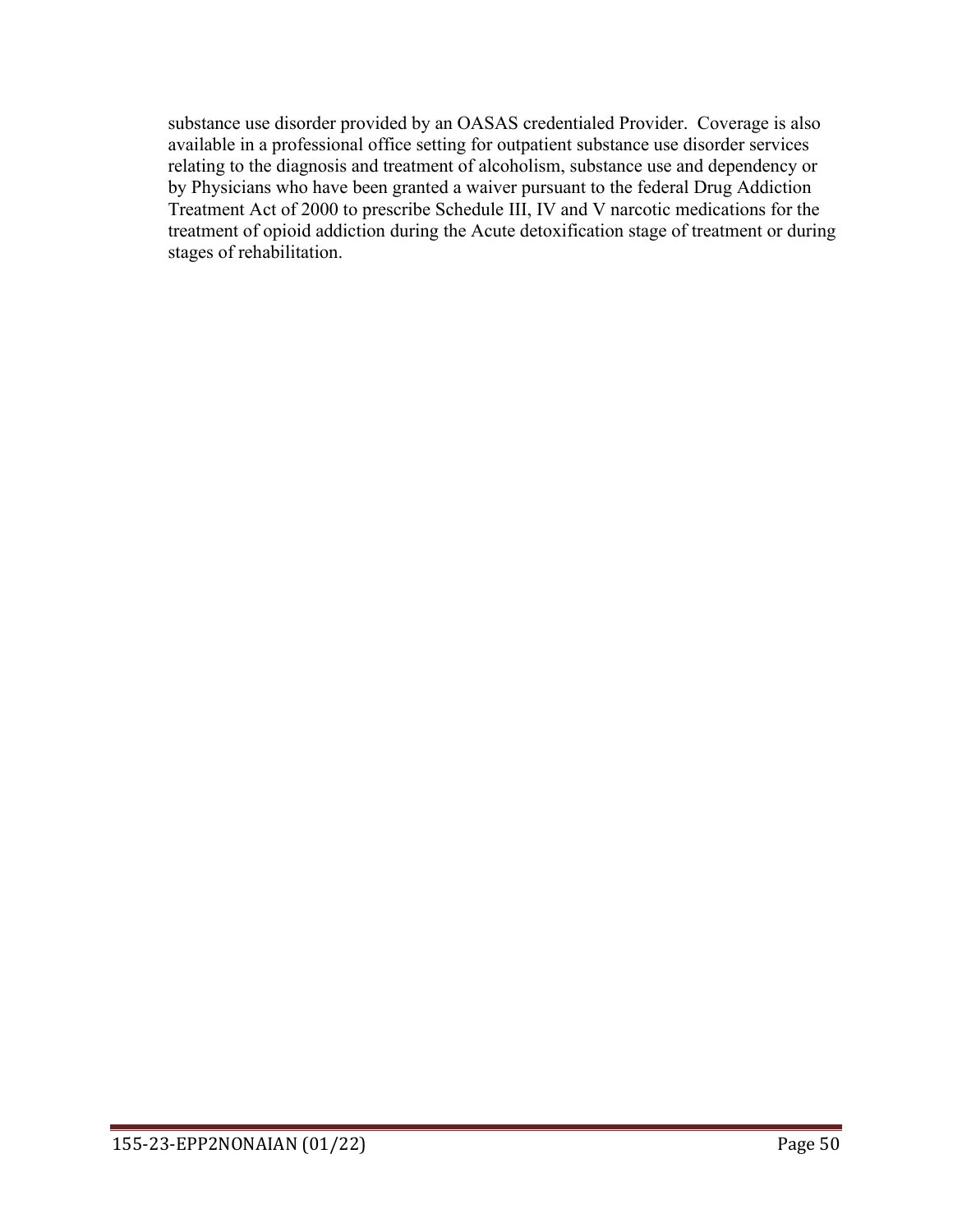substance use disorder provided by an OASAS credentialed Provider. Coverage is also available in a professional office setting for outpatient substance use disorder services relating to the diagnosis and treatment of alcoholism, substance use and dependency or by Physicians who have been granted a waiver pursuant to the federal Drug Addiction Treatment Act of 2000 to prescribe Schedule III, IV and V narcotic medications for the treatment of opioid addiction during the Acute detoxification stage of treatment or during stages of rehabilitation.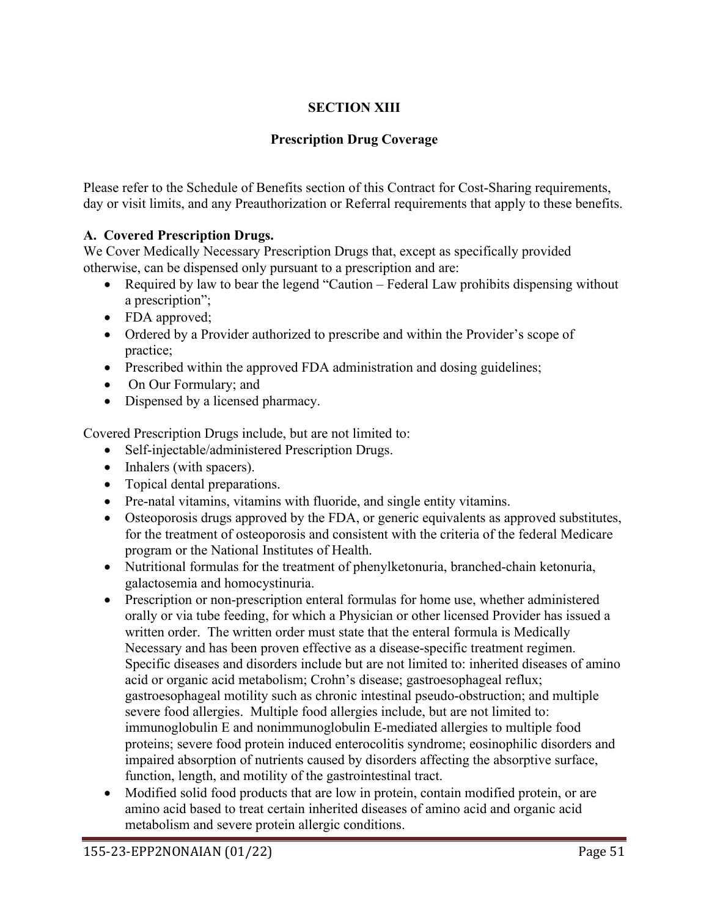## SECTION XIII

## Prescription Drug Coverage

Please refer to the Schedule of Benefits section of this Contract for Cost-Sharing requirements, day or visit limits, and any Preauthorization or Referral requirements that apply to these benefits.

**A. Covered Prescription Drugs.**

We Cover Medically Necessary Prescription Drugs that, except as specifically provided otherwise, can be dispensed only pursuant to a prescription and are:

- Required by law to bear the legend "Caution – Federal Law prohibits dispensing without a prescription";
- FDA approved;
- Ordered by a Provider authorized to prescribe and within the Provider's scope of practice;
- Prescribed within the approved FDA administration and dosing guidelines;
- On Our Formulary; and
- Dispensed by a licensed pharmacy.

Covered Prescription Drugs include, but are not limited to:

- Self-injectable/administered Prescription Drugs.
- Inhalers (with spacers).
- Topical dental preparations.
- Pre-natal vitamins, vitamins with fluoride, and single entity vitamins.
- Osteoporosis drugs approved by the FDA, or generic equivalents as approved substitutes, for the treatment of osteoporosis and consistent with the criteria of the federal Medicare program or the National Institutes of Health.
- Nutritional formulas for the treatment of phenylketonuria, branched-chain ketonuria, galactosemia and homocystinuria.
- Prescription or non-prescription enteral formulas for home use, whether administered orally or via tube feeding, for which a Physician or other licensed Provider has issued a written order. The written order must state that the enteral formula is Medically Necessary and has been proven effective as a disease-specific treatment regimen. Specific diseases and disorders include but are not limited to: inherited diseases of amino acid or organic acid metabolism; Crohn's disease; gastroesophageal reflux; gastroesophageal motility such as chronic intestinal pseudo-obstruction; and multiple severe food allergies. Multiple food allergies include, but are not limited to: immunoglobulin E and nonimmunoglobulin E-mediated allergies to multiple food proteins; severe food protein induced enterocolitis syndrome; eosinophilic disorders and impaired absorption of nutrients caused by disorders affecting the absorptive surface, function, length, and motility of the gastrointestinal tract.
- Modified solid food products that are low in protein, contain modified protein, or are amino acid based to treat certain inherited diseases of amino acid and organic acid metabolism and severe protein allergic conditions.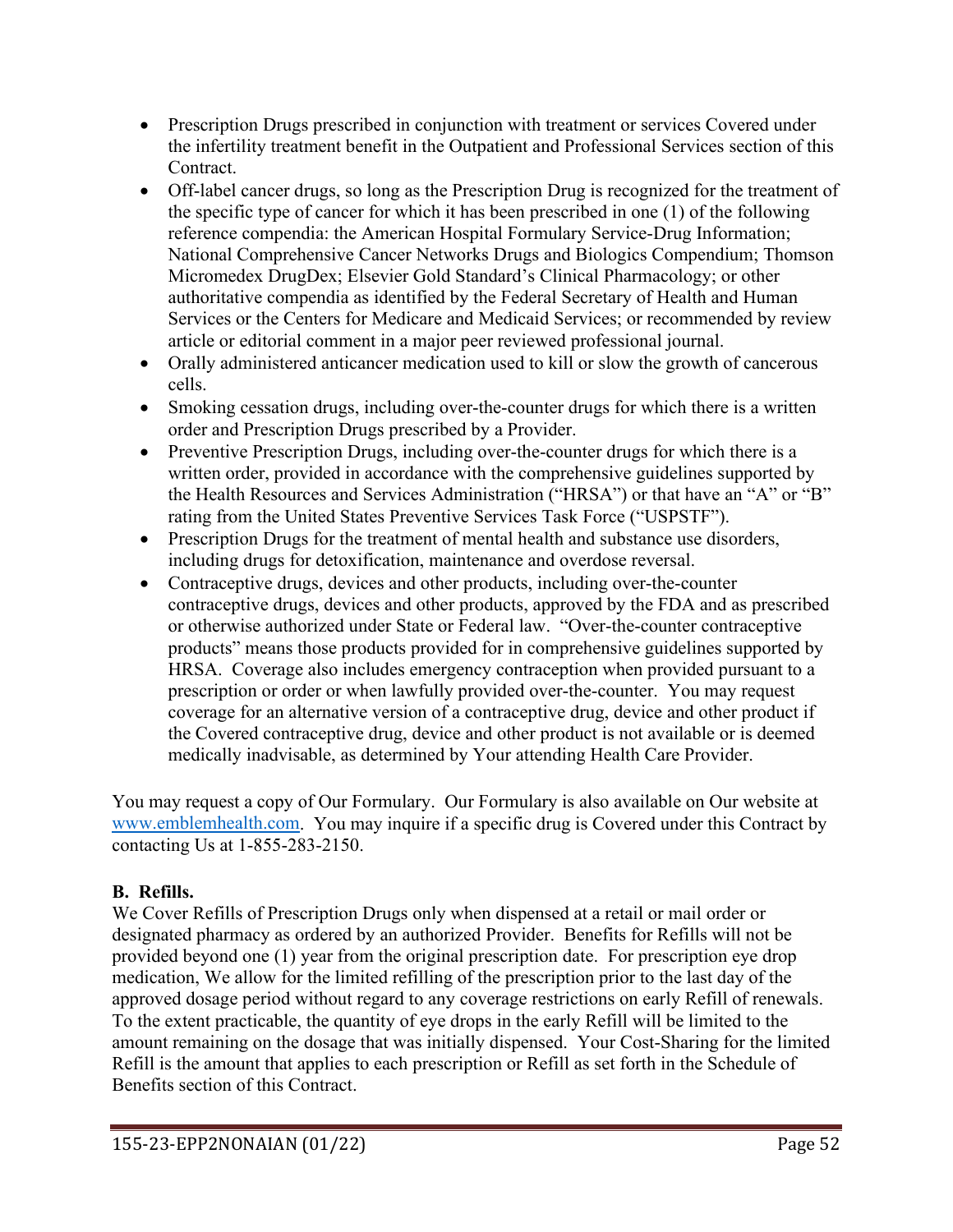- Prescription Drugs prescribed in conjunction with treatment or services Covered under the infertility treatment benefit in the Outpatient and Professional Services section of this Contract.
- Off-label cancer drugs, so long as the Prescription Drug is recognized for the treatment of the specific type of cancer for which it has been prescribed in one (1) of the following reference compendia: the American Hospital Formulary Service-Drug Information; National Comprehensive Cancer Networks Drugs and Biologics Compendium; Thomson Micromedex DrugDex; Elsevier Gold Standard's Clinical Pharmacology; or other authoritative compendia as identified by the Federal Secretary of Health and Human Services or the Centers for Medicare and Medicaid Services; or recommended by review article or editorial comment in a major peer reviewed professional journal.
- Orally administered anticancer medication used to kill or slow the growth of cancerous cells.
- Smoking cessation drugs, including over-the-counter drugs for which there is a written order and Prescription Drugs prescribed by a Provider.
- Preventive Prescription Drugs, including over-the-counter drugs for which there is a written order, provided in accordance with the comprehensive guidelines supported by the Health Resources and Services Administration ("HRSA") or that have an "A" or "B" rating from the United States Preventive Services Task Force ("USPSTF").
- Prescription Drugs for the treatment of mental health and substance use disorders, including drugs for detoxification, maintenance and overdose reversal.
- Contraceptive drugs, devices and other products, including over-the-counter contraceptive drugs, devices and other products, approved by the FDA and as prescribed or otherwise authorized under State or Federal law. "Over-the-counter contraceptive products" means those products provided for in comprehensive guidelines supported by HRSA. Coverage also includes emergency contraception when provided pursuant to a prescription or order or when lawfully provided over-the-counter. You may request coverage for an alternative version of a contraceptive drug, device and other product if the Covered contraceptive drug, device and other product is not available or is deemed medically inadvisable, as determined by Your attending Health Care Provider.

You may request a copy of Our Formulary. Our Formulary is also available on Our website at www.emblemhealth.com. You may inquire if a specific drug is Covered under this Contract by contacting Us at 1-855-283-2150.

**B. Refills.**

We Cover Refills of Prescription Drugs only when dispensed at a retail or mail order or designated pharmacy as ordered by an authorized Provider. Benefits for Refills will not be provided beyond one (1) year from the original prescription date. For prescription eye drop medication, We allow for the limited refilling of the prescription prior to the last day of the approved dosage period without regard to any coverage restrictions on early Refill of renewals. To the extent practicable, the quantity of eye drops in the early Refill will be limited to the amount remaining on the dosage that was initially dispensed. Your Cost-Sharing for the limited Refill is the amount that applies to each prescription or Refill as set forth in the Schedule of Benefits section of this Contract.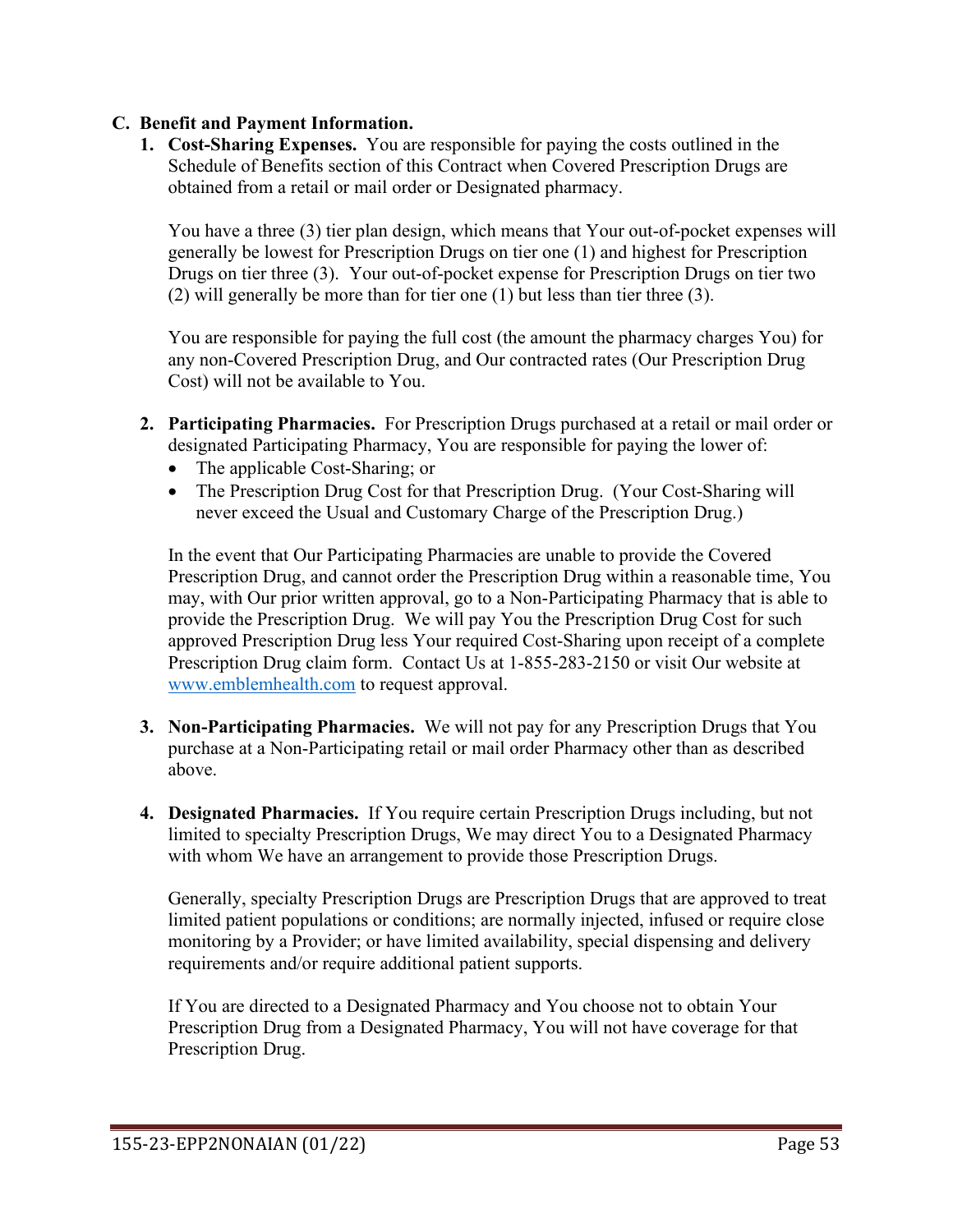**C. Benefit and Payment Information.**

1. **Cost-Sharing Expenses.** You are responsible for paying the costs outlined in the Schedule of Benefits section of this Contract when Covered Prescription Drugs are obtained from a retail or mail order or Designated pharmacy.

   You have a three (3) tier plan design, which means that Your out-of-pocket expenses will generally be lowest for Prescription Drugs on tier one (1) and highest for Prescription Drugs on tier three (3). Your out-of-pocket expense for Prescription Drugs on tier two (2) will generally be more than for tier one (1) but less than tier three (3).

   You are responsible for paying the full cost (the amount the pharmacy charges You) for any non-Covered Prescription Drug, and Our contracted rates (Our Prescription Drug Cost) will not be available to You.

2. **Participating Pharmacies.** For Prescription Drugs purchased at a retail or mail order or designated Participating Pharmacy, You are responsible for paying the lower of:
   - The applicable Cost-Sharing; or
   - The Prescription Drug Cost for that Prescription Drug. (Your Cost-Sharing will never exceed the Usual and Customary Charge of the Prescription Drug.)

   In the event that Our Participating Pharmacies are unable to provide the Covered Prescription Drug, and cannot order the Prescription Drug within a reasonable time, You may, with Our prior written approval, go to a Non-Participating Pharmacy that is able to provide the Prescription Drug. We will pay You the Prescription Drug Cost for such approved Prescription Drug less Your required Cost-Sharing upon receipt of a complete Prescription Drug claim form. Contact Us at 1-855-283-2150 or visit Our website at www.emblemhealth.com to request approval.

3. **Non-Participating Pharmacies.** We will not pay for any Prescription Drugs that You purchase at a Non-Participating retail or mail order Pharmacy other than as described above.

4. **Designated Pharmacies.** If You require certain Prescription Drugs including, but not limited to specialty Prescription Drugs, We may direct You to a Designated Pharmacy with whom We have an arrangement to provide those Prescription Drugs.

   Generally, specialty Prescription Drugs are Prescription Drugs that are approved to treat limited patient populations or conditions; are normally injected, infused or require close monitoring by a Provider; or have limited availability, special dispensing and delivery requirements and/or require additional patient supports.

   If You are directed to a Designated Pharmacy and You choose not to obtain Your Prescription Drug from a Designated Pharmacy, You will not have coverage for that Prescription Drug.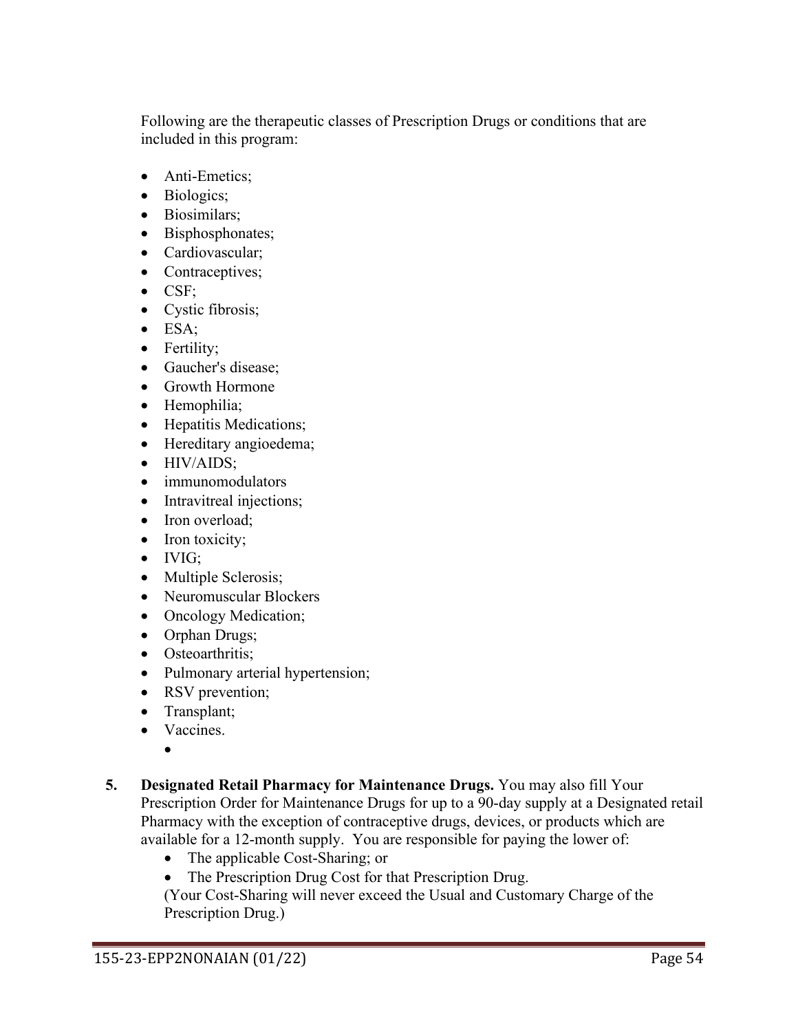Following are the therapeutic classes of Prescription Drugs or conditions that are included in this program:

- Anti-Emetics;
- Biologics;
- Biosimilars;
- Bisphosphonates;
- Cardiovascular;
- Contraceptives;
- CSF;
- Cystic fibrosis;
- ESA;
- Fertility;
- Gaucher's disease;
- Growth Hormone
- Hemophilia;
- Hepatitis Medications;
- Hereditary angioedema;
- HIV/AIDS;
- immunomodulators
- Intravitreal injections;
- Iron overload;
- Iron toxicity;
- IVIG;
- Multiple Sclerosis;
- Neuromuscular Blockers
- Oncology Medication;
- Orphan Drugs;
- Osteoarthritis;
- Pulmonary arterial hypertension;
- RSV prevention;
- Transplant;
- Vaccines.

5. **Designated Retail Pharmacy for Maintenance Drugs.** You may also fill Your Prescription Order for Maintenance Drugs for up to a 90-day supply at a Designated retail Pharmacy with the exception of contraceptive drugs, devices, or products which are available for a 12-month supply. You are responsible for paying the lower of:
   - The applicable Cost-Sharing; or
   - The Prescription Drug Cost for that Prescription Drug.

   (Your Cost-Sharing will never exceed the Usual and Customary Charge of the Prescription Drug.)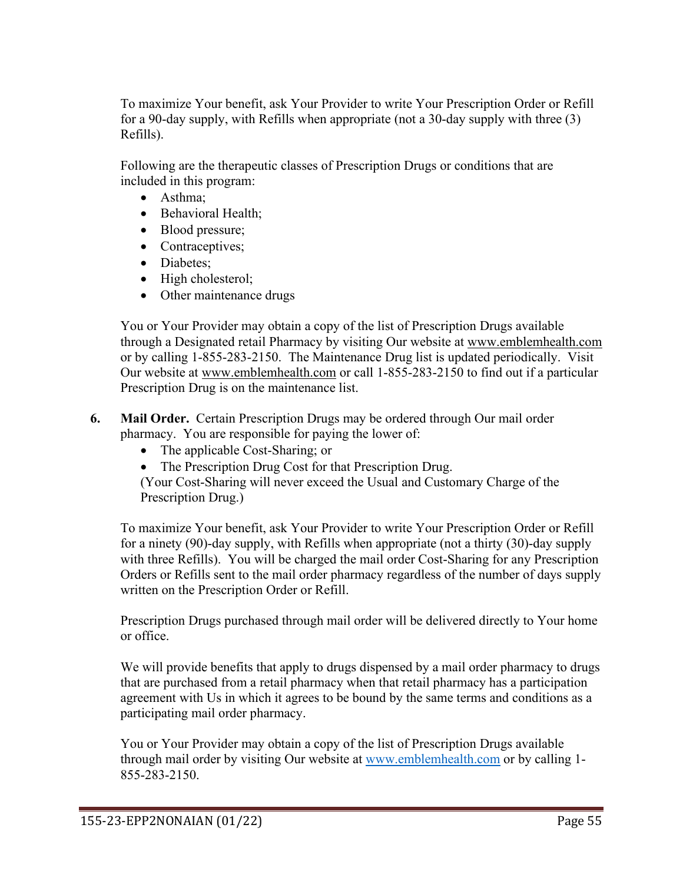To maximize Your benefit, ask Your Provider to write Your Prescription Order or Refill for a 90-day supply, with Refills when appropriate (not a 30-day supply with three (3) Refills).

Following are the therapeutic classes of Prescription Drugs or conditions that are included in this program:

- Asthma;
- Behavioral Health;
- Blood pressure;
- Contraceptives;
- Diabetes;
- High cholesterol;
- Other maintenance drugs

You or Your Provider may obtain a copy of the list of Prescription Drugs available through a Designated retail Pharmacy by visiting Our website at www.emblemhealth.com or by calling 1-855-283-2150. The Maintenance Drug list is updated periodically. Visit Our website at www.emblemhealth.com or call 1-855-283-2150 to find out if a particular Prescription Drug is on the maintenance list.

6. **Mail Order.** Certain Prescription Drugs may be ordered through Our mail order pharmacy. You are responsible for paying the lower of:
   - The applicable Cost-Sharing; or
   - The Prescription Drug Cost for that Prescription Drug.

   (Your Cost-Sharing will never exceed the Usual and Customary Charge of the Prescription Drug.)

   To maximize Your benefit, ask Your Provider to write Your Prescription Order or Refill for a ninety (90)-day supply, with Refills when appropriate (not a thirty (30)-day supply with three Refills). You will be charged the mail order Cost-Sharing for any Prescription Orders or Refills sent to the mail order pharmacy regardless of the number of days supply written on the Prescription Order or Refill.

   Prescription Drugs purchased through mail order will be delivered directly to Your home or office.

   We will provide benefits that apply to drugs dispensed by a mail order pharmacy to drugs that are purchased from a retail pharmacy when that retail pharmacy has a participation agreement with Us in which it agrees to be bound by the same terms and conditions as a participating mail order pharmacy.

   You or Your Provider may obtain a copy of the list of Prescription Drugs available through mail order by visiting Our website at www.emblemhealth.com or by calling 1-855-283-2150.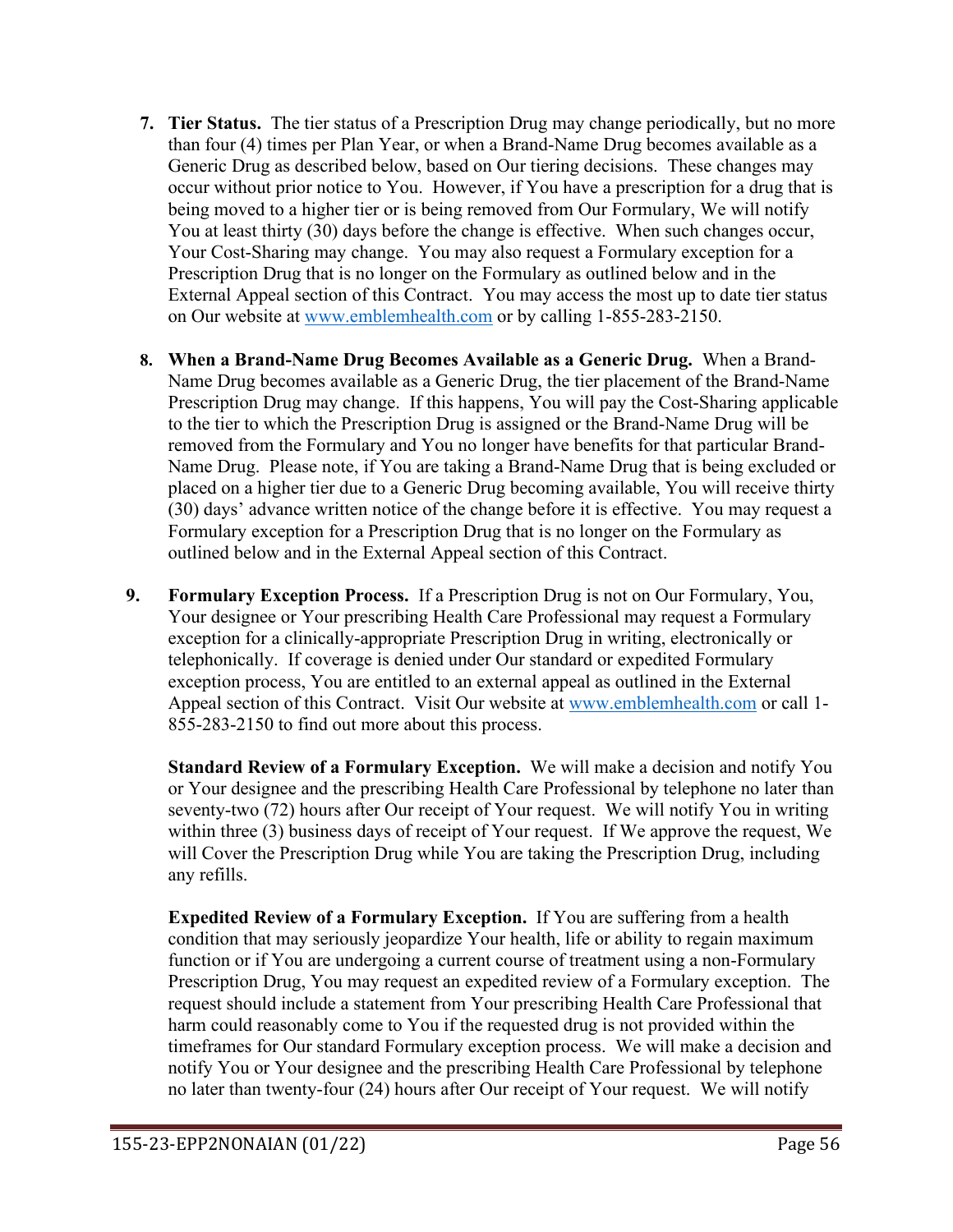7. **Tier Status.** The tier status of a Prescription Drug may change periodically, but no more than four (4) times per Plan Year, or when a Brand-Name Drug becomes available as a Generic Drug as described below, based on Our tiering decisions. These changes may occur without prior notice to You. However, if You have a prescription for a drug that is being moved to a higher tier or is being removed from Our Formulary, We will notify You at least thirty (30) days before the change is effective. When such changes occur, Your Cost-Sharing may change. You may also request a Formulary exception for a Prescription Drug that is no longer on the Formulary as outlined below and in the External Appeal section of this Contract. You may access the most up to date tier status on Our website at www.emblemhealth.com or by calling 1-855-283-2150.

8. **When a Brand-Name Drug Becomes Available as a Generic Drug.** When a Brand-Name Drug becomes available as a Generic Drug, the tier placement of the Brand-Name Prescription Drug may change. If this happens, You will pay the Cost-Sharing applicable to the tier to which the Prescription Drug is assigned or the Brand-Name Drug will be removed from the Formulary and You no longer have benefits for that particular Brand-Name Drug. Please note, if You are taking a Brand-Name Drug that is being excluded or placed on a higher tier due to a Generic Drug becoming available, You will receive thirty (30) days' advance written notice of the change before it is effective. You may request a Formulary exception for a Prescription Drug that is no longer on the Formulary as outlined below and in the External Appeal section of this Contract.

9. **Formulary Exception Process.** If a Prescription Drug is not on Our Formulary, You, Your designee or Your prescribing Health Care Professional may request a Formulary exception for a clinically-appropriate Prescription Drug in writing, electronically or telephonically. If coverage is denied under Our standard or expedited Formulary exception process, You are entitled to an external appeal as outlined in the External Appeal section of this Contract. Visit Our website at www.emblemhealth.com or call 1-855-283-2150 to find out more about this process.

   **Standard Review of a Formulary Exception.** We will make a decision and notify You or Your designee and the prescribing Health Care Professional by telephone no later than seventy-two (72) hours after Our receipt of Your request. We will notify You in writing within three (3) business days of receipt of Your request. If We approve the request, We will Cover the Prescription Drug while You are taking the Prescription Drug, including any refills.

   **Expedited Review of a Formulary Exception.** If You are suffering from a health condition that may seriously jeopardize Your health, life or ability to regain maximum function or if You are undergoing a current course of treatment using a non-Formulary Prescription Drug, You may request an expedited review of a Formulary exception. The request should include a statement from Your prescribing Health Care Professional that harm could reasonably come to You if the requested drug is not provided within the timeframes for Our standard Formulary exception process. We will make a decision and notify You or Your designee and the prescribing Health Care Professional by telephone no later than twenty-four (24) hours after Our receipt of Your request. We will notify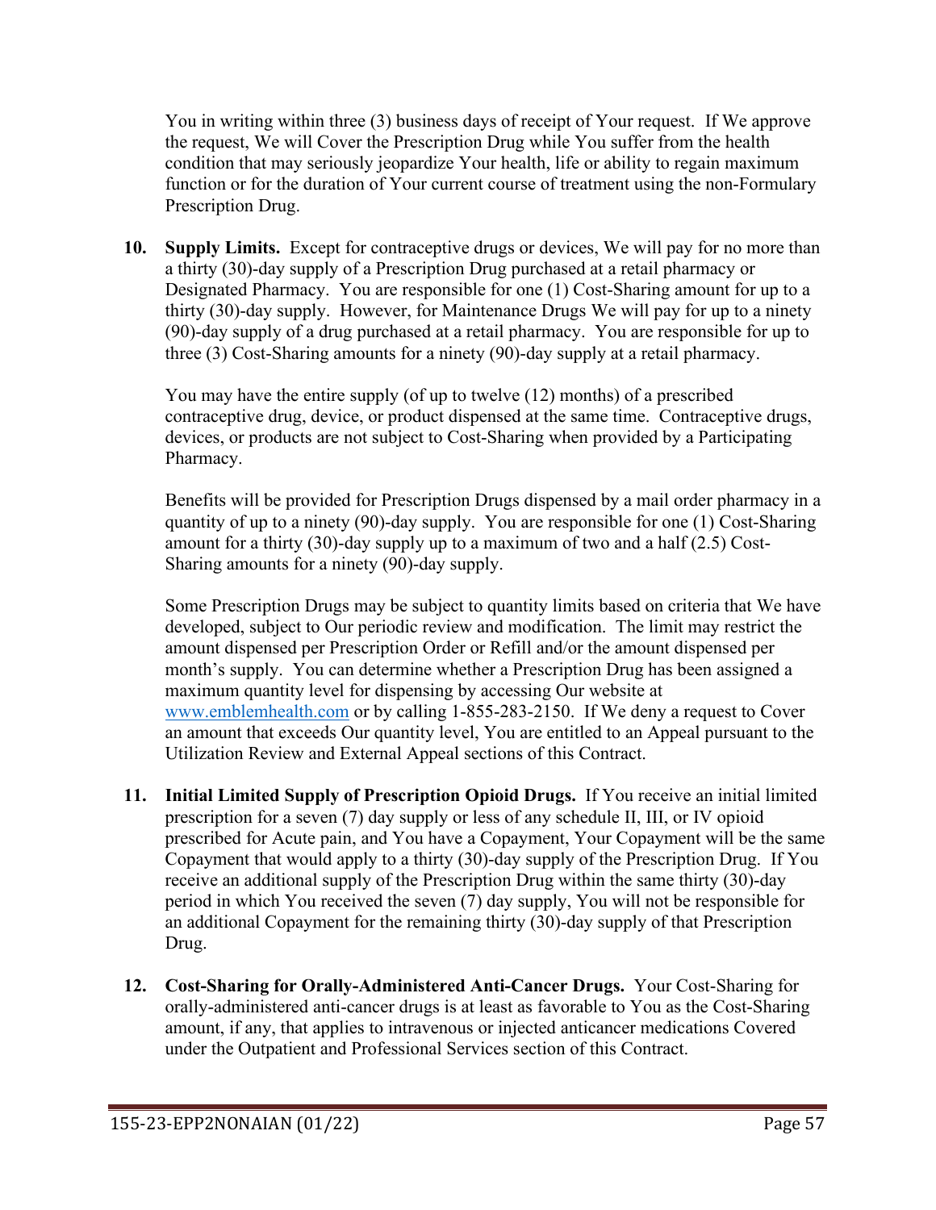You in writing within three (3) business days of receipt of Your request. If We approve the request, We will Cover the Prescription Drug while You suffer from the health condition that may seriously jeopardize Your health, life or ability to regain maximum function or for the duration of Your current course of treatment using the non-Formulary Prescription Drug.

10. **Supply Limits.** Except for contraceptive drugs or devices, We will pay for no more than a thirty (30)-day supply of a Prescription Drug purchased at a retail pharmacy or Designated Pharmacy. You are responsible for one (1) Cost-Sharing amount for up to a thirty (30)-day supply. However, for Maintenance Drugs We will pay for up to a ninety (90)-day supply of a drug purchased at a retail pharmacy. You are responsible for up to three (3) Cost-Sharing amounts for a ninety (90)-day supply at a retail pharmacy.

    You may have the entire supply (of up to twelve (12) months) of a prescribed contraceptive drug, device, or product dispensed at the same time. Contraceptive drugs, devices, or products are not subject to Cost-Sharing when provided by a Participating Pharmacy.

    Benefits will be provided for Prescription Drugs dispensed by a mail order pharmacy in a quantity of up to a ninety (90)-day supply. You are responsible for one (1) Cost-Sharing amount for a thirty (30)-day supply up to a maximum of two and a half (2.5) Cost-Sharing amounts for a ninety (90)-day supply.

    Some Prescription Drugs may be subject to quantity limits based on criteria that We have developed, subject to Our periodic review and modification. The limit may restrict the amount dispensed per Prescription Order or Refill and/or the amount dispensed per month's supply. You can determine whether a Prescription Drug has been assigned a maximum quantity level for dispensing by accessing Our website at [www.emblemhealth.com](www.emblemhealth.com) or by calling 1-855-283-2150. If We deny a request to Cover an amount that exceeds Our quantity level, You are entitled to an Appeal pursuant to the Utilization Review and External Appeal sections of this Contract.

11. **Initial Limited Supply of Prescription Opioid Drugs.** If You receive an initial limited prescription for a seven (7) day supply or less of any schedule II, III, or IV opioid prescribed for Acute pain, and You have a Copayment, Your Copayment will be the same Copayment that would apply to a thirty (30)-day supply of the Prescription Drug. If You receive an additional supply of the Prescription Drug within the same thirty (30)-day period in which You received the seven (7) day supply, You will not be responsible for an additional Copayment for the remaining thirty (30)-day supply of that Prescription Drug.

12. **Cost-Sharing for Orally-Administered Anti-Cancer Drugs.** Your Cost-Sharing for orally-administered anti-cancer drugs is at least as favorable to You as the Cost-Sharing amount, if any, that applies to intravenous or injected anticancer medications Covered under the Outpatient and Professional Services section of this Contract.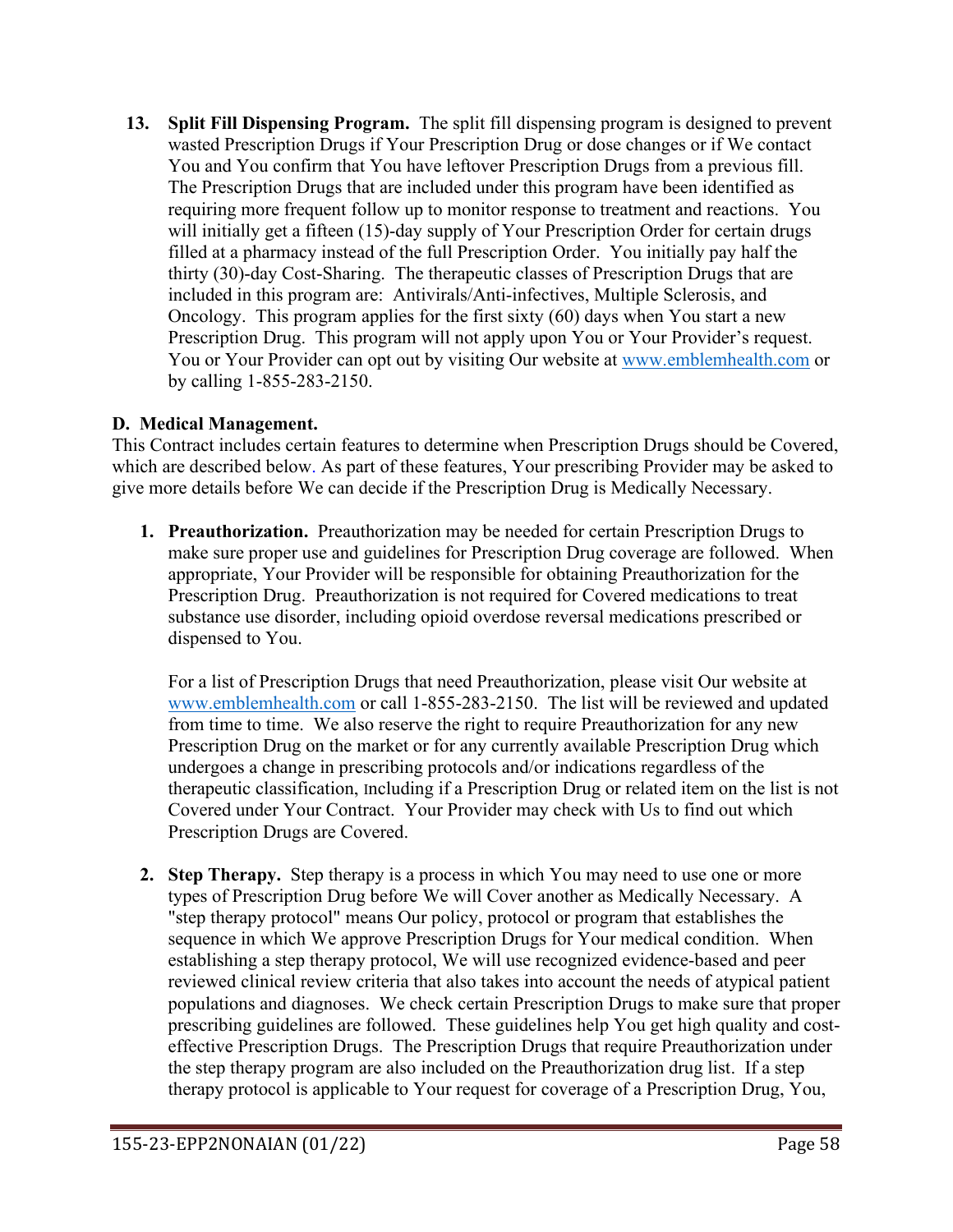13. **Split Fill Dispensing Program.** The split fill dispensing program is designed to prevent wasted Prescription Drugs if Your Prescription Drug or dose changes or if We contact You and You confirm that You have leftover Prescription Drugs from a previous fill. The Prescription Drugs that are included under this program have been identified as requiring more frequent follow up to monitor response to treatment and reactions. You will initially get a fifteen (15)-day supply of Your Prescription Order for certain drugs filled at a pharmacy instead of the full Prescription Order. You initially pay half the thirty (30)-day Cost-Sharing. The therapeutic classes of Prescription Drugs that are included in this program are: Antivirals/Anti-infectives, Multiple Sclerosis, and Oncology. This program applies for the first sixty (60) days when You start a new Prescription Drug. This program will not apply upon You or Your Provider's request. You or Your Provider can opt out by visiting Our website at www.emblemhealth.com or by calling 1-855-283-2150.

**D. Medical Management.**

This Contract includes certain features to determine when Prescription Drugs should be Covered, which are described below. As part of these features, Your prescribing Provider may be asked to give more details before We can decide if the Prescription Drug is Medically Necessary.

1. **Preauthorization.** Preauthorization may be needed for certain Prescription Drugs to make sure proper use and guidelines for Prescription Drug coverage are followed. When appropriate, Your Provider will be responsible for obtaining Preauthorization for the Prescription Drug. Preauthorization is not required for Covered medications to treat substance use disorder, including opioid overdose reversal medications prescribed or dispensed to You.

   For a list of Prescription Drugs that need Preauthorization, please visit Our website at www.emblemhealth.com or call 1-855-283-2150. The list will be reviewed and updated from time to time. We also reserve the right to require Preauthorization for any new Prescription Drug on the market or for any currently available Prescription Drug which undergoes a change in prescribing protocols and/or indications regardless of the therapeutic classification, Including if a Prescription Drug or related item on the list is not Covered under Your Contract. Your Provider may check with Us to find out which Prescription Drugs are Covered.

2. **Step Therapy.** Step therapy is a process in which You may need to use one or more types of Prescription Drug before We will Cover another as Medically Necessary. A "step therapy protocol" means Our policy, protocol or program that establishes the sequence in which We approve Prescription Drugs for Your medical condition. When establishing a step therapy protocol, We will use recognized evidence-based and peer reviewed clinical review criteria that also takes into account the needs of atypical patient populations and diagnoses. We check certain Prescription Drugs to make sure that proper prescribing guidelines are followed. These guidelines help You get high quality and cost-effective Prescription Drugs. The Prescription Drugs that require Preauthorization under the step therapy program are also included on the Preauthorization drug list. If a step therapy protocol is applicable to Your request for coverage of a Prescription Drug, You,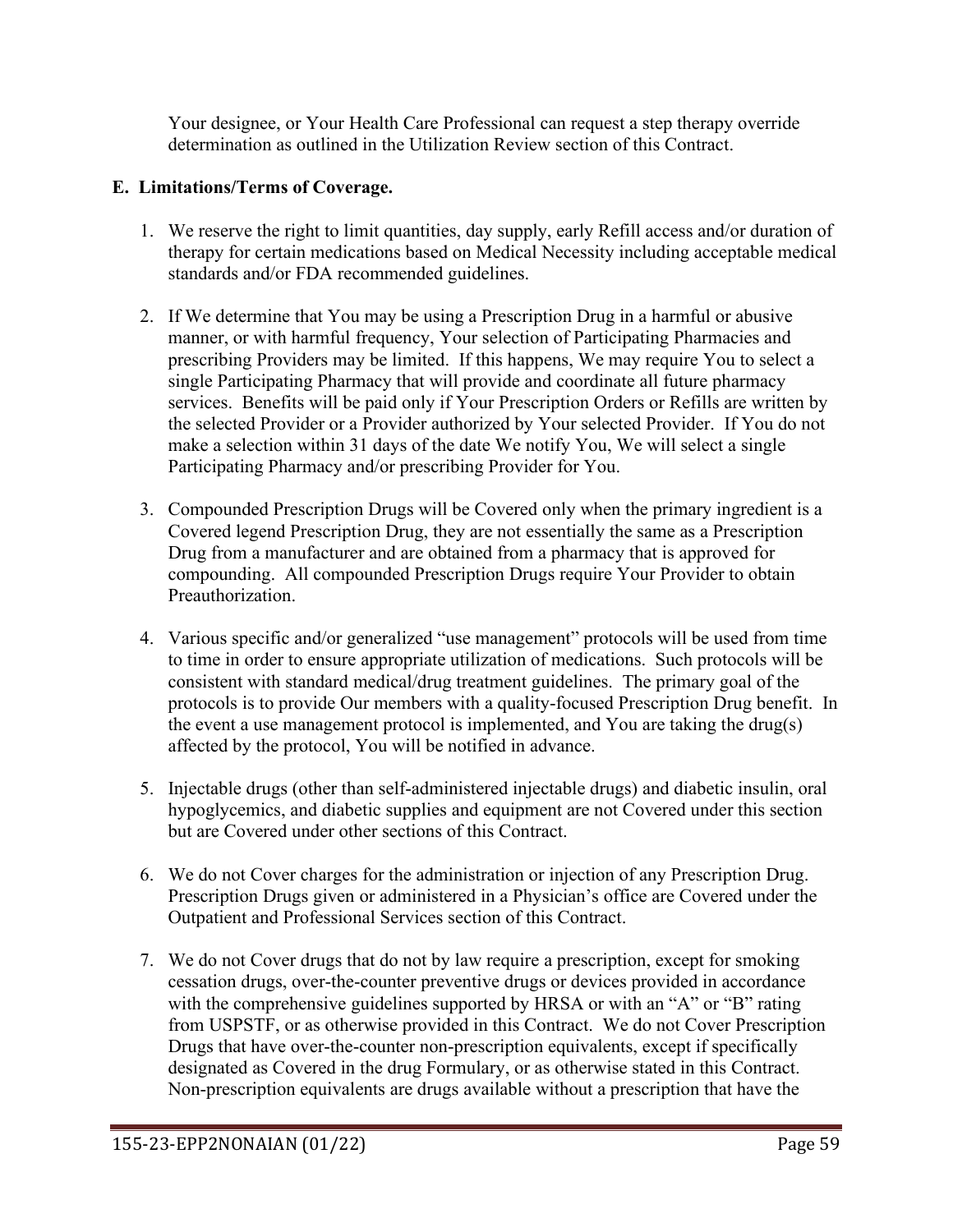Your designee, or Your Health Care Professional can request a step therapy override determination as outlined in the Utilization Review section of this Contract.

## E. Limitations/Terms of Coverage.

1. We reserve the right to limit quantities, day supply, early Refill access and/or duration of therapy for certain medications based on Medical Necessity including acceptable medical standards and/or FDA recommended guidelines.

2. If We determine that You may be using a Prescription Drug in a harmful or abusive manner, or with harmful frequency, Your selection of Participating Pharmacies and prescribing Providers may be limited. If this happens, We may require You to select a single Participating Pharmacy that will provide and coordinate all future pharmacy services. Benefits will be paid only if Your Prescription Orders or Refills are written by the selected Provider or a Provider authorized by Your selected Provider. If You do not make a selection within 31 days of the date We notify You, We will select a single Participating Pharmacy and/or prescribing Provider for You.

3. Compounded Prescription Drugs will be Covered only when the primary ingredient is a Covered legend Prescription Drug, they are not essentially the same as a Prescription Drug from a manufacturer and are obtained from a pharmacy that is approved for compounding. All compounded Prescription Drugs require Your Provider to obtain Preauthorization.

4. Various specific and/or generalized "use management" protocols will be used from time to time in order to ensure appropriate utilization of medications. Such protocols will be consistent with standard medical/drug treatment guidelines. The primary goal of the protocols is to provide Our members with a quality-focused Prescription Drug benefit. In the event a use management protocol is implemented, and You are taking the drug(s) affected by the protocol, You will be notified in advance.

5. Injectable drugs (other than self-administered injectable drugs) and diabetic insulin, oral hypoglycemics, and diabetic supplies and equipment are not Covered under this section but are Covered under other sections of this Contract.

6. We do not Cover charges for the administration or injection of any Prescription Drug. Prescription Drugs given or administered in a Physician's office are Covered under the Outpatient and Professional Services section of this Contract.

7. We do not Cover drugs that do not by law require a prescription, except for smoking cessation drugs, over-the-counter preventive drugs or devices provided in accordance with the comprehensive guidelines supported by HRSA or with an "A" or "B" rating from USPSTF, or as otherwise provided in this Contract. We do not Cover Prescription Drugs that have over-the-counter non-prescription equivalents, except if specifically designated as Covered in the drug Formulary, or as otherwise stated in this Contract. Non-prescription equivalents are drugs available without a prescription that have the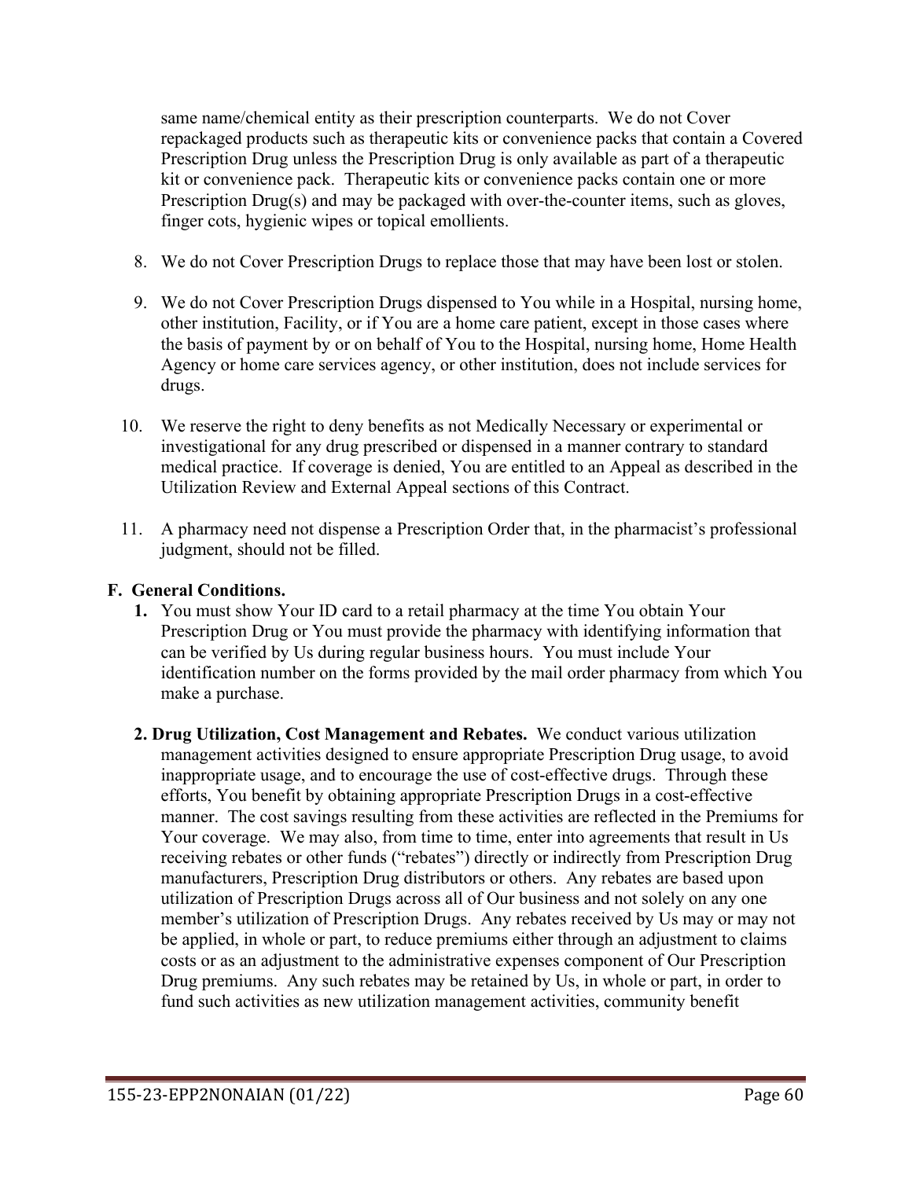same name/chemical entity as their prescription counterparts. We do not Cover repackaged products such as therapeutic kits or convenience packs that contain a Covered Prescription Drug unless the Prescription Drug is only available as part of a therapeutic kit or convenience pack. Therapeutic kits or convenience packs contain one or more Prescription Drug(s) and may be packaged with over-the-counter items, such as gloves, finger cots, hygienic wipes or topical emollients.

8. We do not Cover Prescription Drugs to replace those that may have been lost or stolen.

9. We do not Cover Prescription Drugs dispensed to You while in a Hospital, nursing home, other institution, Facility, or if You are a home care patient, except in those cases where the basis of payment by or on behalf of You to the Hospital, nursing home, Home Health Agency or home care services agency, or other institution, does not include services for drugs.

10. We reserve the right to deny benefits as not Medically Necessary or experimental or investigational for any drug prescribed or dispensed in a manner contrary to standard medical practice. If coverage is denied, You are entitled to an Appeal as described in the Utilization Review and External Appeal sections of this Contract.

11. A pharmacy need not dispense a Prescription Order that, in the pharmacist's professional judgment, should not be filled.

**F. General Conditions.**

1. You must show Your ID card to a retail pharmacy at the time You obtain Your Prescription Drug or You must provide the pharmacy with identifying information that can be verified by Us during regular business hours. You must include Your identification number on the forms provided by the mail order pharmacy from which You make a purchase.

2. **Drug Utilization, Cost Management and Rebates.** We conduct various utilization management activities designed to ensure appropriate Prescription Drug usage, to avoid inappropriate usage, and to encourage the use of cost-effective drugs. Through these efforts, You benefit by obtaining appropriate Prescription Drugs in a cost-effective manner. The cost savings resulting from these activities are reflected in the Premiums for Your coverage. We may also, from time to time, enter into agreements that result in Us receiving rebates or other funds ("rebates") directly or indirectly from Prescription Drug manufacturers, Prescription Drug distributors or others. Any rebates are based upon utilization of Prescription Drugs across all of Our business and not solely on any one member's utilization of Prescription Drugs. Any rebates received by Us may or may not be applied, in whole or part, to reduce premiums either through an adjustment to claims costs or as an adjustment to the administrative expenses component of Our Prescription Drug premiums. Any such rebates may be retained by Us, in whole or part, in order to fund such activities as new utilization management activities, community benefit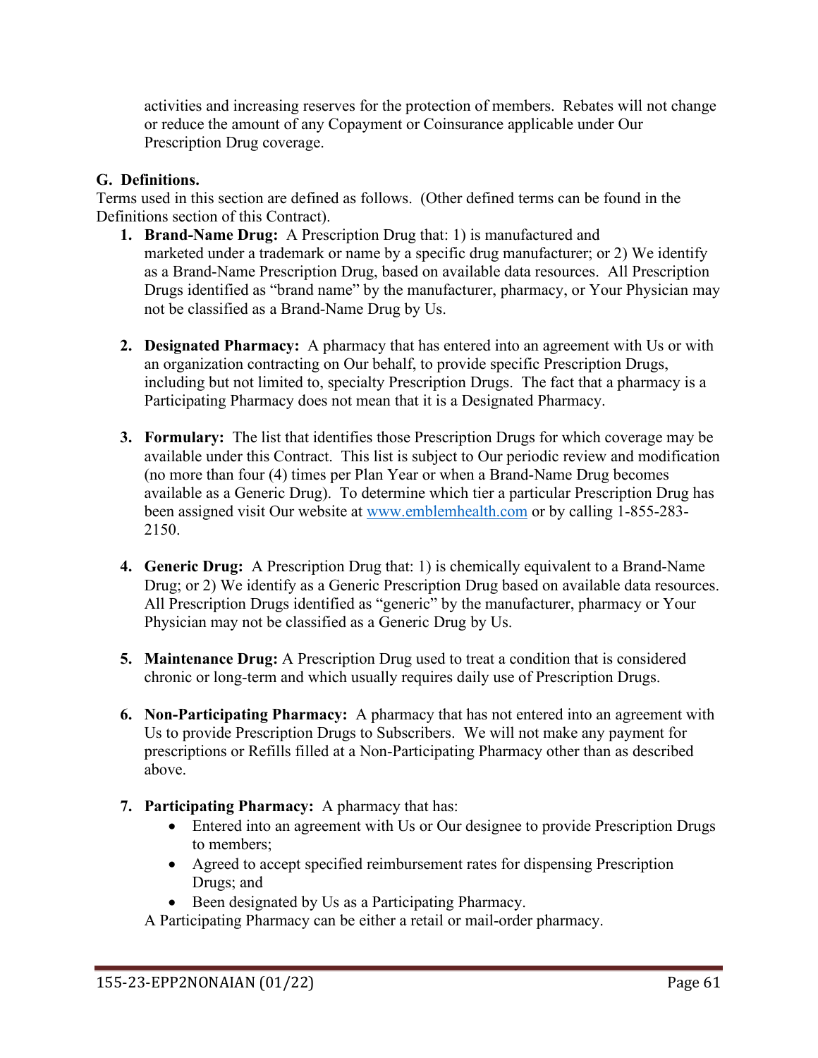activities and increasing reserves for the protection of members. Rebates will not change or reduce the amount of any Copayment or Coinsurance applicable under Our Prescription Drug coverage.

**G. Definitions.**

Terms used in this section are defined as follows. (Other defined terms can be found in the Definitions section of this Contract).

1. **Brand-Name Drug:** A Prescription Drug that: 1) is manufactured and marketed under a trademark or name by a specific drug manufacturer; or 2) We identify as a Brand-Name Prescription Drug, based on available data resources. All Prescription Drugs identified as "brand name" by the manufacturer, pharmacy, or Your Physician may not be classified as a Brand-Name Drug by Us.

2. **Designated Pharmacy:** A pharmacy that has entered into an agreement with Us or with an organization contracting on Our behalf, to provide specific Prescription Drugs, including but not limited to, specialty Prescription Drugs. The fact that a pharmacy is a Participating Pharmacy does not mean that it is a Designated Pharmacy.

3. **Formulary:** The list that identifies those Prescription Drugs for which coverage may be available under this Contract. This list is subject to Our periodic review and modification (no more than four (4) times per Plan Year or when a Brand-Name Drug becomes available as a Generic Drug). To determine which tier a particular Prescription Drug has been assigned visit Our website at www.emblemhealth.com or by calling 1-855-283-2150.

4. **Generic Drug:** A Prescription Drug that: 1) is chemically equivalent to a Brand-Name Drug; or 2) We identify as a Generic Prescription Drug based on available data resources. All Prescription Drugs identified as "generic" by the manufacturer, pharmacy or Your Physician may not be classified as a Generic Drug by Us.

5. **Maintenance Drug:** A Prescription Drug used to treat a condition that is considered chronic or long-term and which usually requires daily use of Prescription Drugs.

6. **Non-Participating Pharmacy:** A pharmacy that has not entered into an agreement with Us to provide Prescription Drugs to Subscribers. We will not make any payment for prescriptions or Refills filled at a Non-Participating Pharmacy other than as described above.

7. **Participating Pharmacy:** A pharmacy that has:
   - Entered into an agreement with Us or Our designee to provide Prescription Drugs to members;
   - Agreed to accept specified reimbursement rates for dispensing Prescription Drugs; and
   - Been designated by Us as a Participating Pharmacy.

   A Participating Pharmacy can be either a retail or mail-order pharmacy.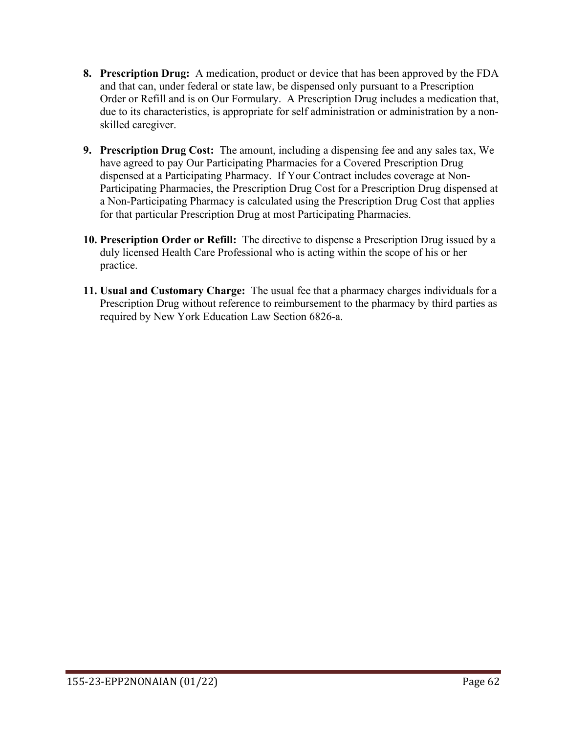8. **Prescription Drug:** A medication, product or device that has been approved by the FDA and that can, under federal or state law, be dispensed only pursuant to a Prescription Order or Refill and is on Our Formulary. A Prescription Drug includes a medication that, due to its characteristics, is appropriate for self administration or administration by a non-skilled caregiver.

9. **Prescription Drug Cost:** The amount, including a dispensing fee and any sales tax, We have agreed to pay Our Participating Pharmacies for a Covered Prescription Drug dispensed at a Participating Pharmacy. If Your Contract includes coverage at Non-Participating Pharmacies, the Prescription Drug Cost for a Prescription Drug dispensed at a Non-Participating Pharmacy is calculated using the Prescription Drug Cost that applies for that particular Prescription Drug at most Participating Pharmacies.

10. **Prescription Order or Refill:** The directive to dispense a Prescription Drug issued by a duly licensed Health Care Professional who is acting within the scope of his or her practice.

11. **Usual and Customary Charge:** The usual fee that a pharmacy charges individuals for a Prescription Drug without reference to reimbursement to the pharmacy by third parties as required by New York Education Law Section 6826-a.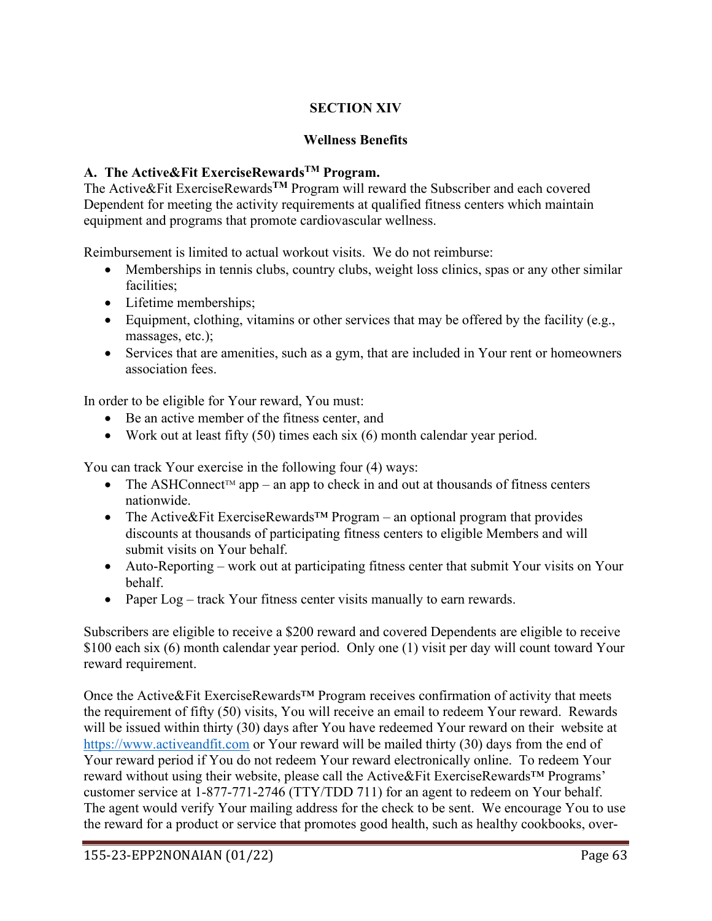## SECTION XIV

## Wellness Benefits

### A. The Active&Fit ExerciseRewards™ Program.

The Active&Fit ExerciseRewards™ Program will reward the Subscriber and each covered Dependent for meeting the activity requirements at qualified fitness centers which maintain equipment and programs that promote cardiovascular wellness.

Reimbursement is limited to actual workout visits. We do not reimburse:

- Memberships in tennis clubs, country clubs, weight loss clinics, spas or any other similar facilities;
- Lifetime memberships;
- Equipment, clothing, vitamins or other services that may be offered by the facility (e.g., massages, etc.);
- Services that are amenities, such as a gym, that are included in Your rent or homeowners association fees.

In order to be eligible for Your reward, You must:

- Be an active member of the fitness center, and
- Work out at least fifty (50) times each six (6) month calendar year period.

You can track Your exercise in the following four (4) ways:

- The ASHConnect™ app – an app to check in and out at thousands of fitness centers nationwide.
- The Active&Fit ExerciseRewards™ Program – an optional program that provides discounts at thousands of participating fitness centers to eligible Members and will submit visits on Your behalf.
- Auto-Reporting – work out at participating fitness center that submit Your visits on Your behalf.
- Paper Log – track Your fitness center visits manually to earn rewards.

Subscribers are eligible to receive a $200 reward and covered Dependents are eligible to receive $100 each six (6) month calendar year period. Only one (1) visit per day will count toward Your reward requirement.

Once the Active&Fit ExerciseRewards™ Program receives confirmation of activity that meets the requirement of fifty (50) visits, You will receive an email to redeem Your reward. Rewards will be issued within thirty (30) days after You have redeemed Your reward on their website at https://www.activeandfit.com or Your reward will be mailed thirty (30) days from the end of Your reward period if You do not redeem Your reward electronically online. To redeem Your reward without using their website, please call the Active&Fit ExerciseRewards™ Programs' customer service at 1-877-771-2746 (TTY/TDD 711) for an agent to redeem on Your behalf. The agent would verify Your mailing address for the check to be sent. We encourage You to use the reward for a product or service that promotes good health, such as healthy cookbooks, over-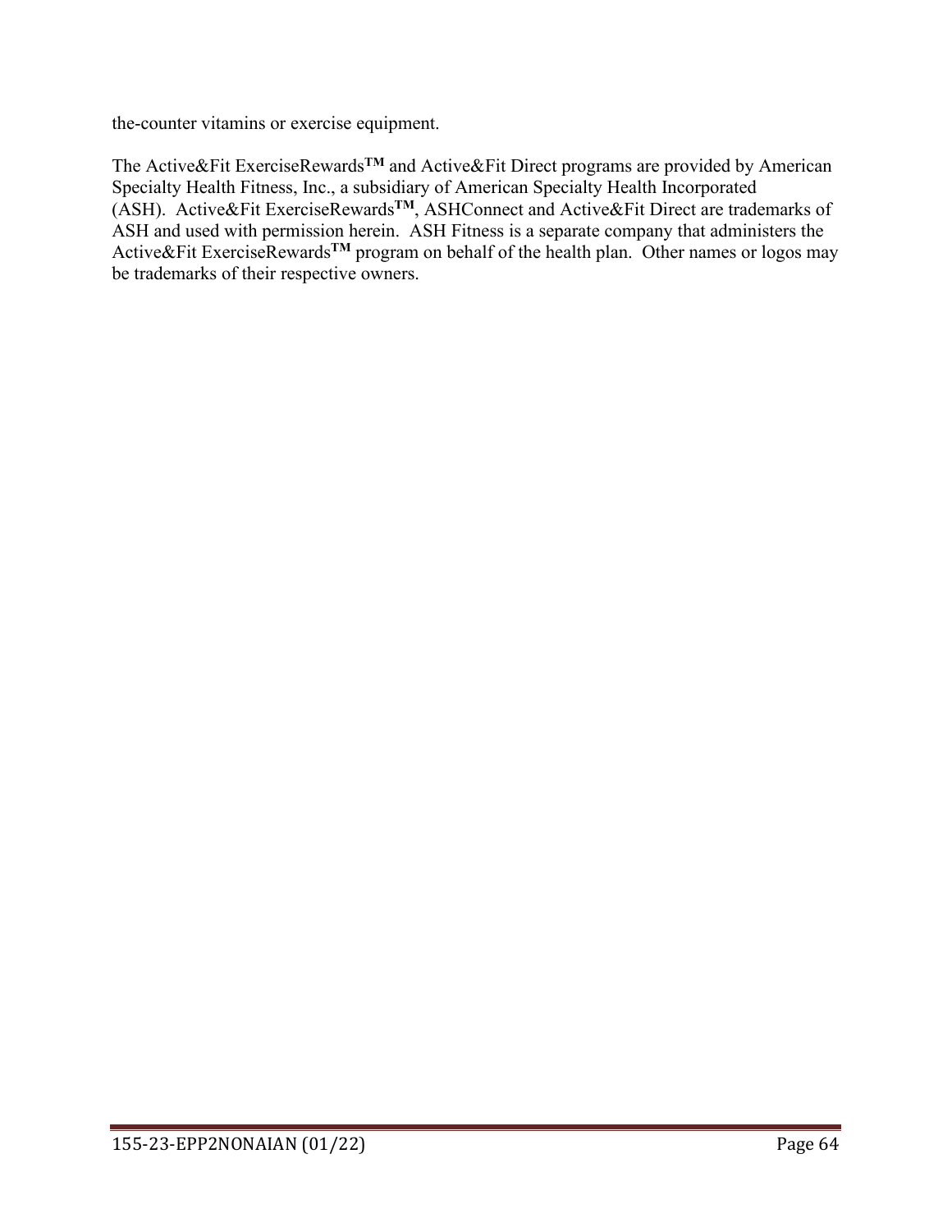the-counter vitamins or exercise equipment.

The Active&Fit ExerciseRewards**TM** and Active&Fit Direct programs are provided by American Specialty Health Fitness, Inc., a subsidiary of American Specialty Health Incorporated (ASH). Active&Fit ExerciseRewards**TM**, ASHConnect and Active&Fit Direct are trademarks of ASH and used with permission herein. ASH Fitness is a separate company that administers the Active&Fit ExerciseRewards**TM** program on behalf of the health plan. Other names or logos may be trademarks of their respective owners.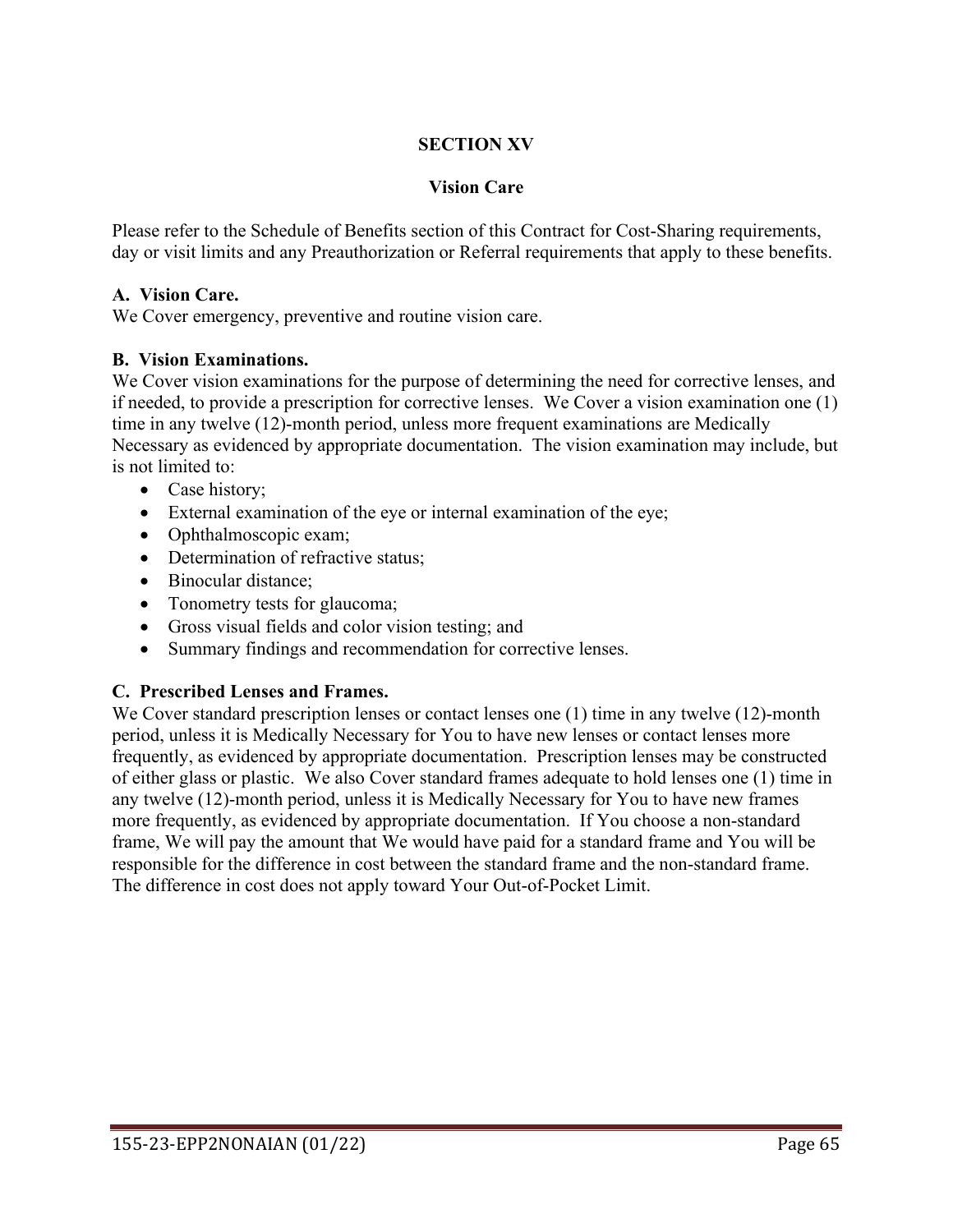# SECTION XV

## Vision Care

Please refer to the Schedule of Benefits section of this Contract for Cost-Sharing requirements, day or visit limits and any Preauthorization or Referral requirements that apply to these benefits.

**A. Vision Care.**
We Cover emergency, preventive and routine vision care.

**B. Vision Examinations.**
We Cover vision examinations for the purpose of determining the need for corrective lenses, and if needed, to provide a prescription for corrective lenses. We Cover a vision examination one (1) time in any twelve (12)-month period, unless more frequent examinations are Medically Necessary as evidenced by appropriate documentation. The vision examination may include, but is not limited to:

- Case history;
- External examination of the eye or internal examination of the eye;
- Ophthalmoscopic exam;
- Determination of refractive status;
- Binocular distance;
- Tonometry tests for glaucoma;
- Gross visual fields and color vision testing; and
- Summary findings and recommendation for corrective lenses.

**C. Prescribed Lenses and Frames.**
We Cover standard prescription lenses or contact lenses one (1) time in any twelve (12)-month period, unless it is Medically Necessary for You to have new lenses or contact lenses more frequently, as evidenced by appropriate documentation. Prescription lenses may be constructed of either glass or plastic. We also Cover standard frames adequate to hold lenses one (1) time in any twelve (12)-month period, unless it is Medically Necessary for You to have new frames more frequently, as evidenced by appropriate documentation. If You choose a non-standard frame, We will pay the amount that We would have paid for a standard frame and You will be responsible for the difference in cost between the standard frame and the non-standard frame. The difference in cost does not apply toward Your Out-of-Pocket Limit.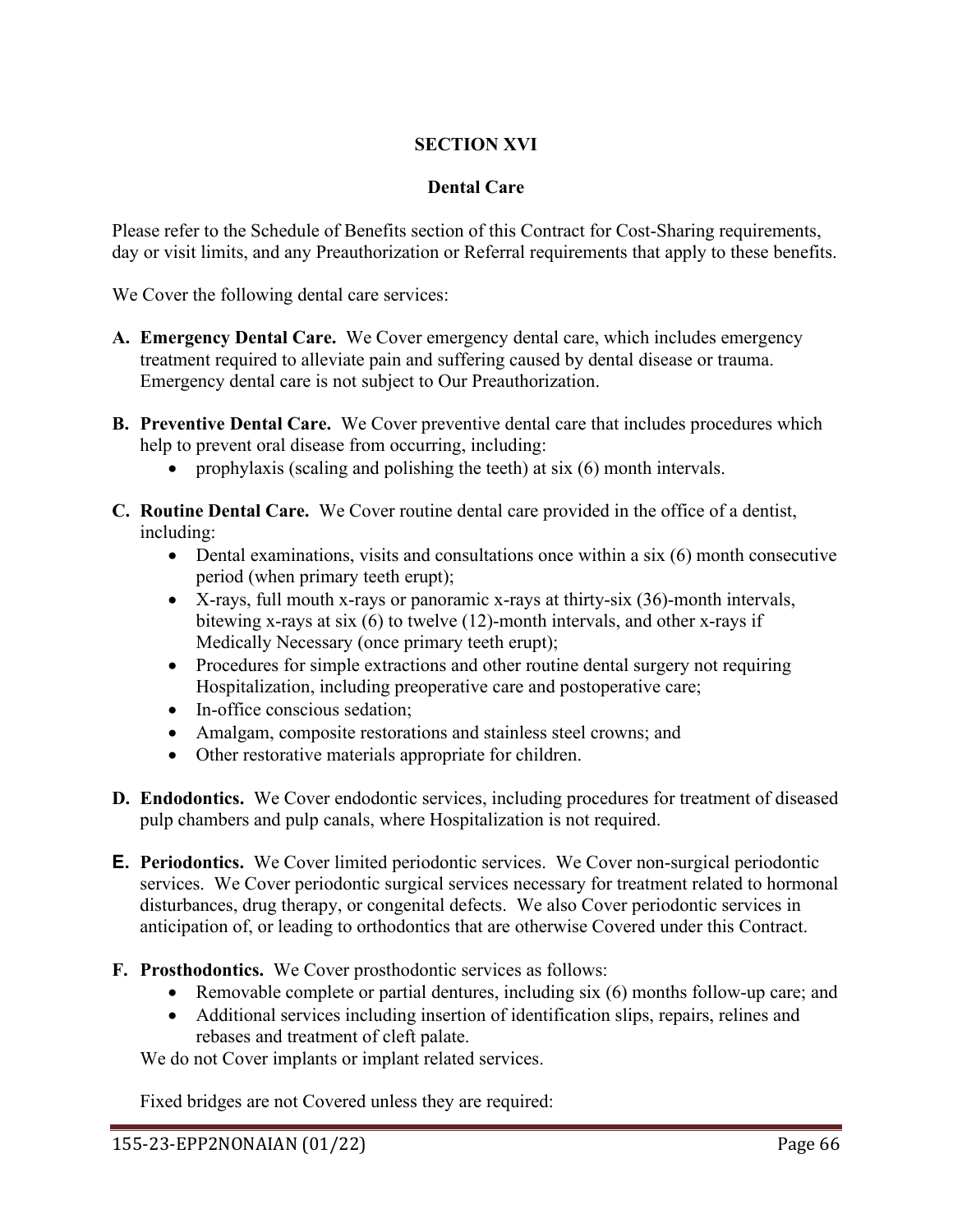# SECTION XVI

## Dental Care

Please refer to the Schedule of Benefits section of this Contract for Cost-Sharing requirements, day or visit limits, and any Preauthorization or Referral requirements that apply to these benefits.

We Cover the following dental care services:

**A. Emergency Dental Care.** We Cover emergency dental care, which includes emergency treatment required to alleviate pain and suffering caused by dental disease or trauma. Emergency dental care is not subject to Our Preauthorization.

**B. Preventive Dental Care.** We Cover preventive dental care that includes procedures which help to prevent oral disease from occurring, including:

- prophylaxis (scaling and polishing the teeth) at six (6) month intervals.

**C. Routine Dental Care.** We Cover routine dental care provided in the office of a dentist, including:

- Dental examinations, visits and consultations once within a six (6) month consecutive period (when primary teeth erupt);
- X-rays, full mouth x-rays or panoramic x-rays at thirty-six (36)-month intervals, bitewing x-rays at six (6) to twelve (12)-month intervals, and other x-rays if Medically Necessary (once primary teeth erupt);
- Procedures for simple extractions and other routine dental surgery not requiring Hospitalization, including preoperative care and postoperative care;
- In-office conscious sedation;
- Amalgam, composite restorations and stainless steel crowns; and
- Other restorative materials appropriate for children.

**D. Endodontics.** We Cover endodontic services, including procedures for treatment of diseased pulp chambers and pulp canals, where Hospitalization is not required.

**E. Periodontics.** We Cover limited periodontic services. We Cover non-surgical periodontic services. We Cover periodontic surgical services necessary for treatment related to hormonal disturbances, drug therapy, or congenital defects. We also Cover periodontic services in anticipation of, or leading to orthodontics that are otherwise Covered under this Contract.

**F. Prosthodontics.** We Cover prosthodontic services as follows:

- Removable complete or partial dentures, including six (6) months follow-up care; and
- Additional services including insertion of identification slips, repairs, relines and rebases and treatment of cleft palate.

We do not Cover implants or implant related services.

Fixed bridges are not Covered unless they are required: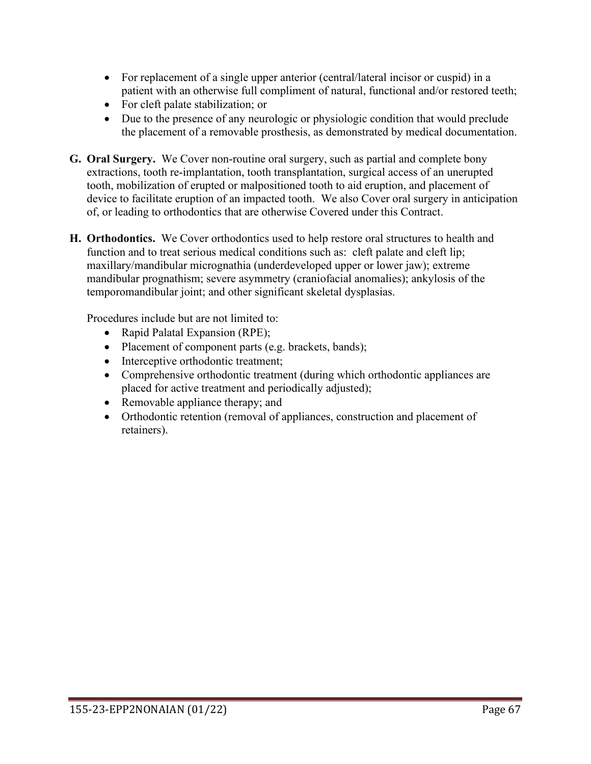- For replacement of a single upper anterior (central/lateral incisor or cuspid) in a patient with an otherwise full compliment of natural, functional and/or restored teeth;
- For cleft palate stabilization; or
- Due to the presence of any neurologic or physiologic condition that would preclude the placement of a removable prosthesis, as demonstrated by medical documentation.

**G. Oral Surgery.** We Cover non-routine oral surgery, such as partial and complete bony extractions, tooth re-implantation, tooth transplantation, surgical access of an unerupted tooth, mobilization of erupted or malpositioned tooth to aid eruption, and placement of device to facilitate eruption of an impacted tooth. We also Cover oral surgery in anticipation of, or leading to orthodontics that are otherwise Covered under this Contract.

**H. Orthodontics.** We Cover orthodontics used to help restore oral structures to health and function and to treat serious medical conditions such as: cleft palate and cleft lip; maxillary/mandibular micrognathia (underdeveloped upper or lower jaw); extreme mandibular prognathism; severe asymmetry (craniofacial anomalies); ankylosis of the temporomandibular joint; and other significant skeletal dysplasias.

Procedures include but are not limited to:

- Rapid Palatal Expansion (RPE);
- Placement of component parts (e.g. brackets, bands);
- Interceptive orthodontic treatment;
- Comprehensive orthodontic treatment (during which orthodontic appliances are placed for active treatment and periodically adjusted);
- Removable appliance therapy; and
- Orthodontic retention (removal of appliances, construction and placement of retainers).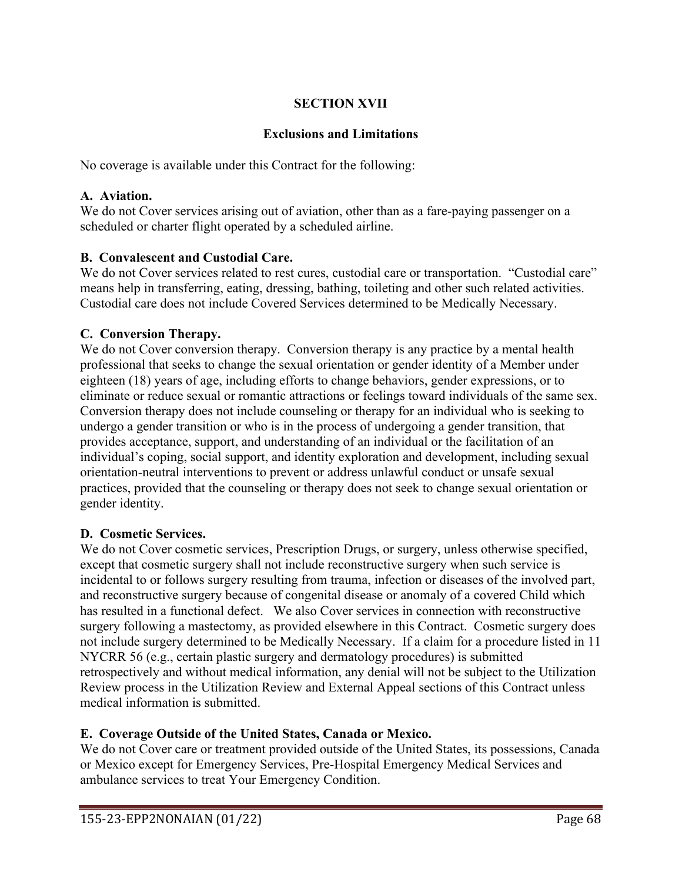## SECTION XVII

## Exclusions and Limitations

No coverage is available under this Contract for the following:

### A. Aviation.

We do not Cover services arising out of aviation, other than as a fare-paying passenger on a scheduled or charter flight operated by a scheduled airline.

### B. Convalescent and Custodial Care.

We do not Cover services related to rest cures, custodial care or transportation. "Custodial care" means help in transferring, eating, dressing, bathing, toileting and other such related activities. Custodial care does not include Covered Services determined to be Medically Necessary.

### C. Conversion Therapy.

We do not Cover conversion therapy. Conversion therapy is any practice by a mental health professional that seeks to change the sexual orientation or gender identity of a Member under eighteen (18) years of age, including efforts to change behaviors, gender expressions, or to eliminate or reduce sexual or romantic attractions or feelings toward individuals of the same sex. Conversion therapy does not include counseling or therapy for an individual who is seeking to undergo a gender transition or who is in the process of undergoing a gender transition, that provides acceptance, support, and understanding of an individual or the facilitation of an individual's coping, social support, and identity exploration and development, including sexual orientation-neutral interventions to prevent or address unlawful conduct or unsafe sexual practices, provided that the counseling or therapy does not seek to change sexual orientation or gender identity.

### D. Cosmetic Services.

We do not Cover cosmetic services, Prescription Drugs, or surgery, unless otherwise specified, except that cosmetic surgery shall not include reconstructive surgery when such service is incidental to or follows surgery resulting from trauma, infection or diseases of the involved part, and reconstructive surgery because of congenital disease or anomaly of a covered Child which has resulted in a functional defect. We also Cover services in connection with reconstructive surgery following a mastectomy, as provided elsewhere in this Contract. Cosmetic surgery does not include surgery determined to be Medically Necessary. If a claim for a procedure listed in 11 NYCRR 56 (e.g., certain plastic surgery and dermatology procedures) is submitted retrospectively and without medical information, any denial will not be subject to the Utilization Review process in the Utilization Review and External Appeal sections of this Contract unless medical information is submitted.

### E. Coverage Outside of the United States, Canada or Mexico.

We do not Cover care or treatment provided outside of the United States, its possessions, Canada or Mexico except for Emergency Services, Pre-Hospital Emergency Medical Services and ambulance services to treat Your Emergency Condition.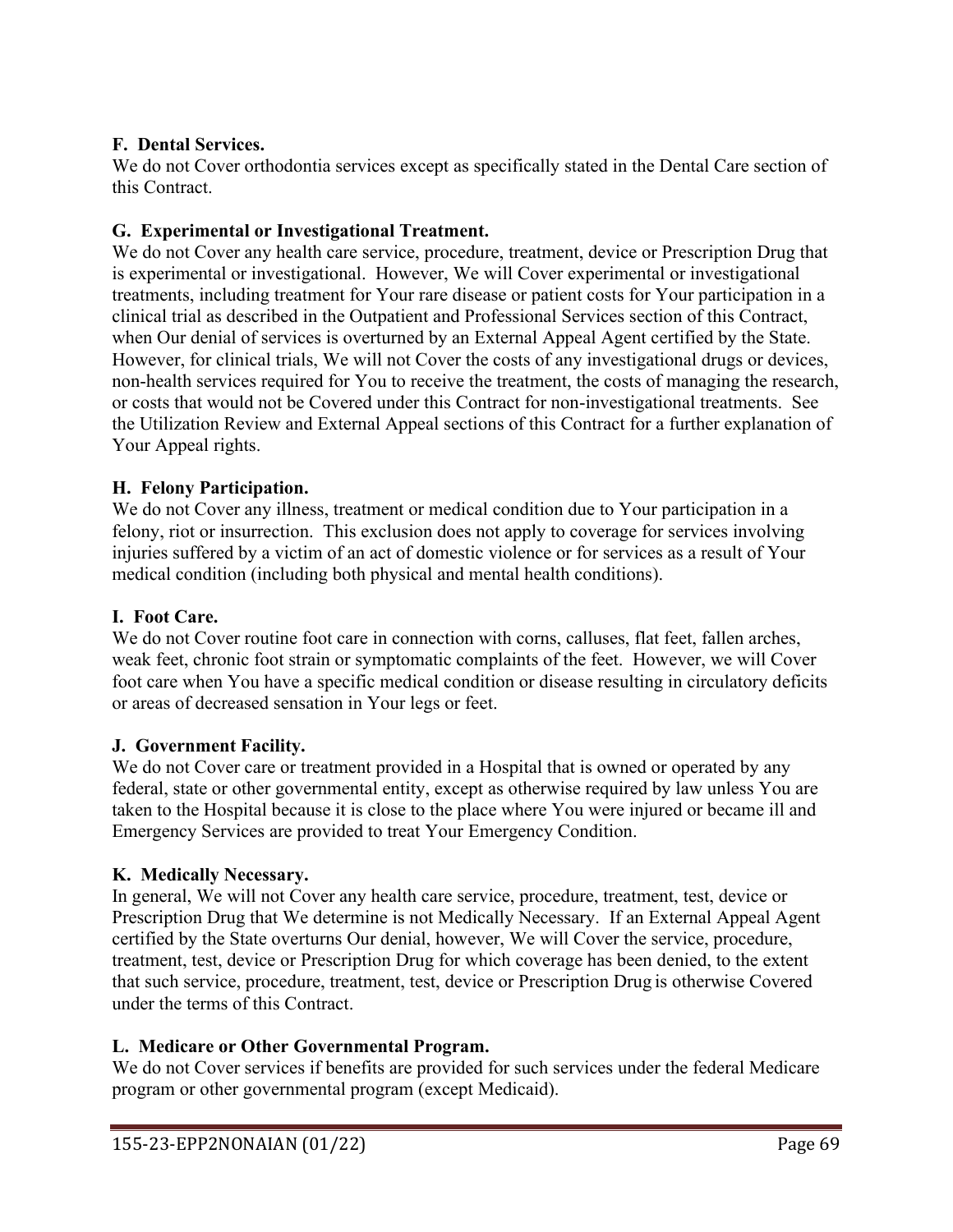### F. Dental Services.

We do not Cover orthodontia services except as specifically stated in the Dental Care section of this Contract.

### G. Experimental or Investigational Treatment.

We do not Cover any health care service, procedure, treatment, device or Prescription Drug that is experimental or investigational. However, We will Cover experimental or investigational treatments, including treatment for Your rare disease or patient costs for Your participation in a clinical trial as described in the Outpatient and Professional Services section of this Contract, when Our denial of services is overturned by an External Appeal Agent certified by the State. However, for clinical trials, We will not Cover the costs of any investigational drugs or devices, non-health services required for You to receive the treatment, the costs of managing the research, or costs that would not be Covered under this Contract for non-investigational treatments. See the Utilization Review and External Appeal sections of this Contract for a further explanation of Your Appeal rights.

### H. Felony Participation.

We do not Cover any illness, treatment or medical condition due to Your participation in a felony, riot or insurrection. This exclusion does not apply to coverage for services involving injuries suffered by a victim of an act of domestic violence or for services as a result of Your medical condition (including both physical and mental health conditions).

### I. Foot Care.

We do not Cover routine foot care in connection with corns, calluses, flat feet, fallen arches, weak feet, chronic foot strain or symptomatic complaints of the feet. However, we will Cover foot care when You have a specific medical condition or disease resulting in circulatory deficits or areas of decreased sensation in Your legs or feet.

### J. Government Facility.

We do not Cover care or treatment provided in a Hospital that is owned or operated by any federal, state or other governmental entity, except as otherwise required by law unless You are taken to the Hospital because it is close to the place where You were injured or became ill and Emergency Services are provided to treat Your Emergency Condition.

### K. Medically Necessary.

In general, We will not Cover any health care service, procedure, treatment, test, device or Prescription Drug that We determine is not Medically Necessary. If an External Appeal Agent certified by the State overturns Our denial, however, We will Cover the service, procedure, treatment, test, device or Prescription Drug for which coverage has been denied, to the extent that such service, procedure, treatment, test, device or Prescription Drug is otherwise Covered under the terms of this Contract.

### L. Medicare or Other Governmental Program.

We do not Cover services if benefits are provided for such services under the federal Medicare program or other governmental program (except Medicaid).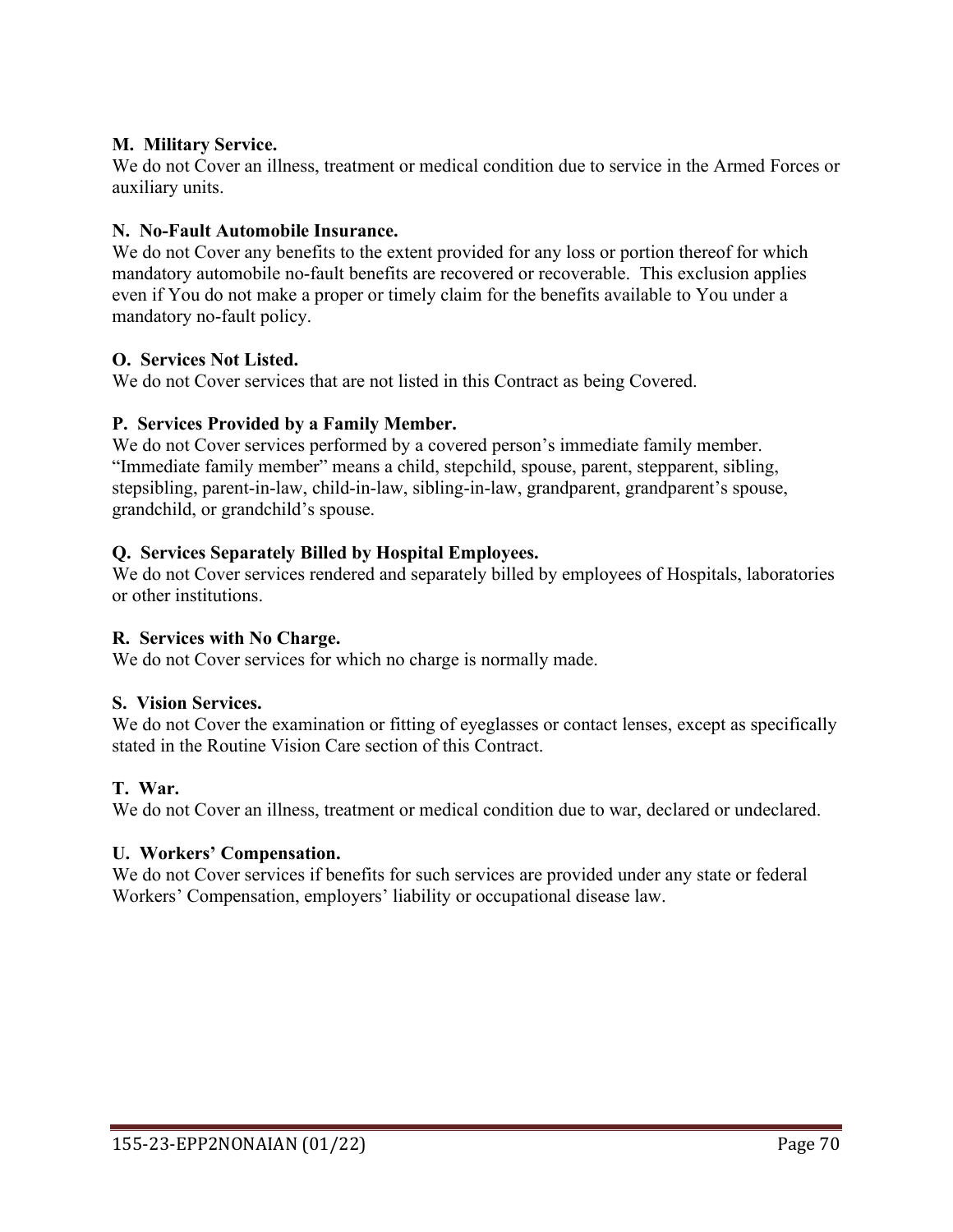**M. Military Service.**
We do not Cover an illness, treatment or medical condition due to service in the Armed Forces or auxiliary units.

**N. No-Fault Automobile Insurance.**
We do not Cover any benefits to the extent provided for any loss or portion thereof for which mandatory automobile no-fault benefits are recovered or recoverable. This exclusion applies even if You do not make a proper or timely claim for the benefits available to You under a mandatory no-fault policy.

**O. Services Not Listed.**
We do not Cover services that are not listed in this Contract as being Covered.

**P. Services Provided by a Family Member.**
We do not Cover services performed by a covered person's immediate family member. "Immediate family member" means a child, stepchild, spouse, parent, stepparent, sibling, stepsibling, parent-in-law, child-in-law, sibling-in-law, grandparent, grandparent's spouse, grandchild, or grandchild's spouse.

**Q. Services Separately Billed by Hospital Employees.**
We do not Cover services rendered and separately billed by employees of Hospitals, laboratories or other institutions.

**R. Services with No Charge.**
We do not Cover services for which no charge is normally made.

**S. Vision Services.**
We do not Cover the examination or fitting of eyeglasses or contact lenses, except as specifically stated in the Routine Vision Care section of this Contract.

**T. War.**
We do not Cover an illness, treatment or medical condition due to war, declared or undeclared.

**U. Workers' Compensation.**
We do not Cover services if benefits for such services are provided under any state or federal Workers' Compensation, employers' liability or occupational disease law.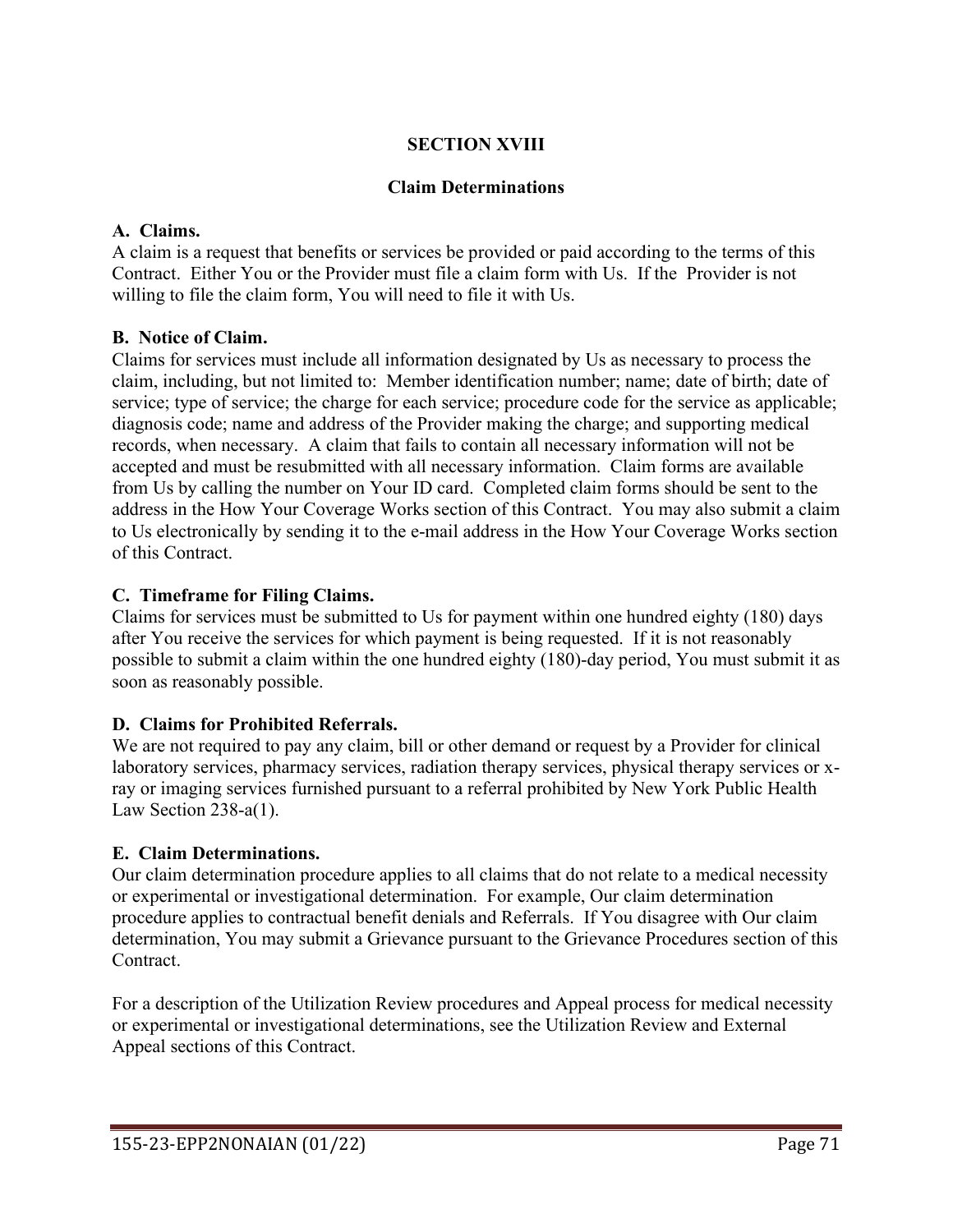# SECTION XVIII

## Claim Determinations

**A. Claims.**
A claim is a request that benefits or services be provided or paid according to the terms of this Contract. Either You or the Provider must file a claim form with Us. If the Provider is not willing to file the claim form, You will need to file it with Us.

**B. Notice of Claim.**
Claims for services must include all information designated by Us as necessary to process the claim, including, but not limited to: Member identification number; name; date of birth; date of service; type of service; the charge for each service; procedure code for the service as applicable; diagnosis code; name and address of the Provider making the charge; and supporting medical records, when necessary. A claim that fails to contain all necessary information will not be accepted and must be resubmitted with all necessary information. Claim forms are available from Us by calling the number on Your ID card. Completed claim forms should be sent to the address in the How Your Coverage Works section of this Contract. You may also submit a claim to Us electronically by sending it to the e-mail address in the How Your Coverage Works section of this Contract.

**C. Timeframe for Filing Claims.**
Claims for services must be submitted to Us for payment within one hundred eighty (180) days after You receive the services for which payment is being requested. If it is not reasonably possible to submit a claim within the one hundred eighty (180)-day period, You must submit it as soon as reasonably possible.

**D. Claims for Prohibited Referrals.**
We are not required to pay any claim, bill or other demand or request by a Provider for clinical laboratory services, pharmacy services, radiation therapy services, physical therapy services or x-ray or imaging services furnished pursuant to a referral prohibited by New York Public Health Law Section 238-a(1).

**E. Claim Determinations.**
Our claim determination procedure applies to all claims that do not relate to a medical necessity or experimental or investigational determination. For example, Our claim determination procedure applies to contractual benefit denials and Referrals. If You disagree with Our claim determination, You may submit a Grievance pursuant to the Grievance Procedures section of this Contract.

For a description of the Utilization Review procedures and Appeal process for medical necessity or experimental or investigational determinations, see the Utilization Review and External Appeal sections of this Contract.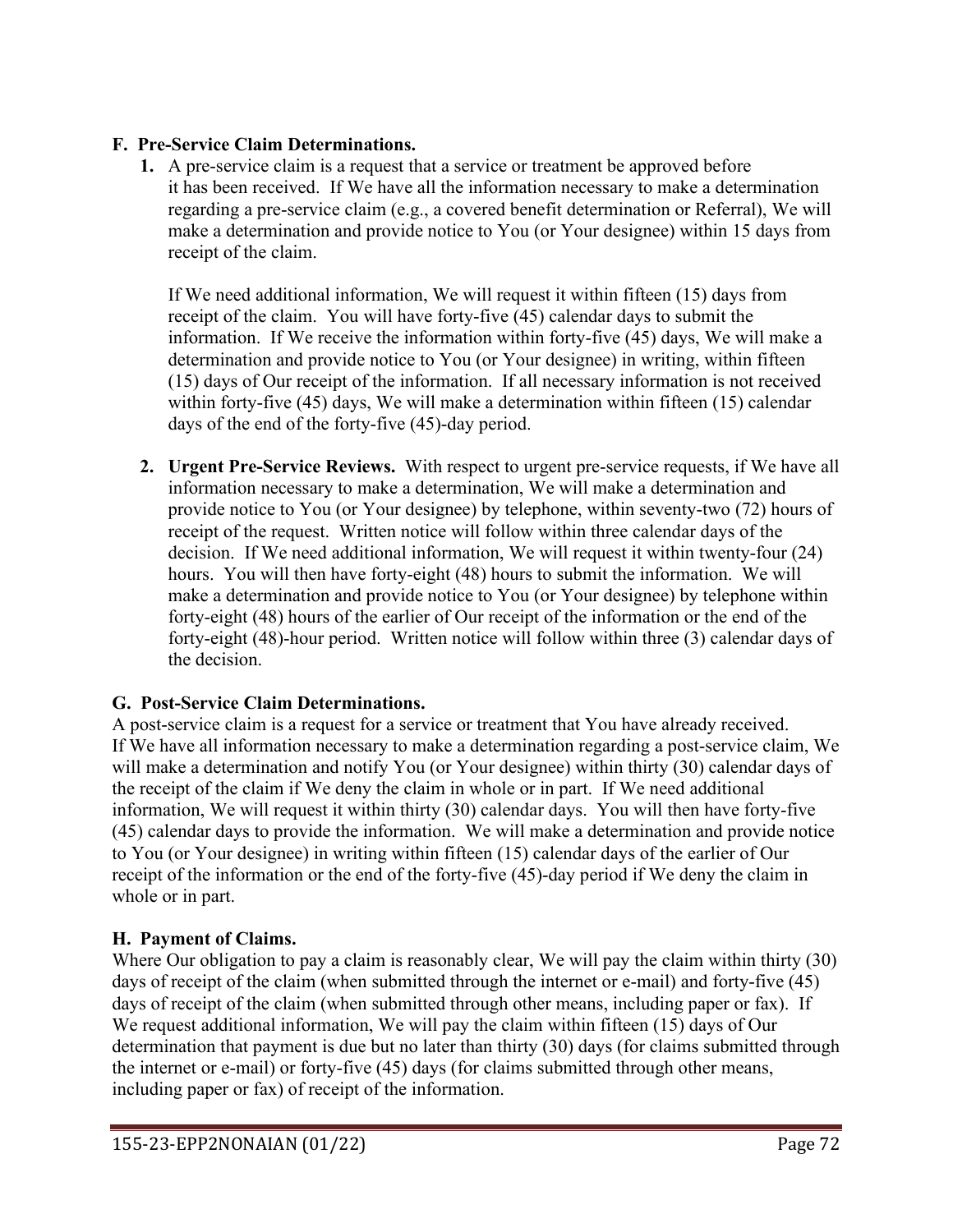## F. Pre-Service Claim Determinations.

1. A pre-service claim is a request that a service or treatment be approved before it has been received. If We have all the information necessary to make a determination regarding a pre-service claim (e.g., a covered benefit determination or Referral), We will make a determination and provide notice to You (or Your designee) within 15 days from receipt of the claim.

   If We need additional information, We will request it within fifteen (15) days from receipt of the claim. You will have forty-five (45) calendar days to submit the information. If We receive the information within forty-five (45) days, We will make a determination and provide notice to You (or Your designee) in writing, within fifteen (15) days of Our receipt of the information. If all necessary information is not received within forty-five (45) days, We will make a determination within fifteen (15) calendar days of the end of the forty-five (45)-day period.

2. **Urgent Pre-Service Reviews.** With respect to urgent pre-service requests, if We have all information necessary to make a determination, We will make a determination and provide notice to You (or Your designee) by telephone, within seventy-two (72) hours of receipt of the request. Written notice will follow within three calendar days of the decision. If We need additional information, We will request it within twenty-four (24) hours. You will then have forty-eight (48) hours to submit the information. We will make a determination and provide notice to You (or Your designee) by telephone within forty-eight (48) hours of the earlier of Our receipt of the information or the end of the forty-eight (48)-hour period. Written notice will follow within three (3) calendar days of the decision.

## G. Post-Service Claim Determinations.

A post-service claim is a request for a service or treatment that You have already received. If We have all information necessary to make a determination regarding a post-service claim, We will make a determination and notify You (or Your designee) within thirty (30) calendar days of the receipt of the claim if We deny the claim in whole or in part. If We need additional information, We will request it within thirty (30) calendar days. You will then have forty-five (45) calendar days to provide the information. We will make a determination and provide notice to You (or Your designee) in writing within fifteen (15) calendar days of the earlier of Our receipt of the information or the end of the forty-five (45)-day period if We deny the claim in whole or in part.

## H. Payment of Claims.

Where Our obligation to pay a claim is reasonably clear, We will pay the claim within thirty (30) days of receipt of the claim (when submitted through the internet or e-mail) and forty-five (45) days of receipt of the claim (when submitted through other means, including paper or fax). If We request additional information, We will pay the claim within fifteen (15) days of Our determination that payment is due but no later than thirty (30) days (for claims submitted through the internet or e-mail) or forty-five (45) days (for claims submitted through other means, including paper or fax) of receipt of the information.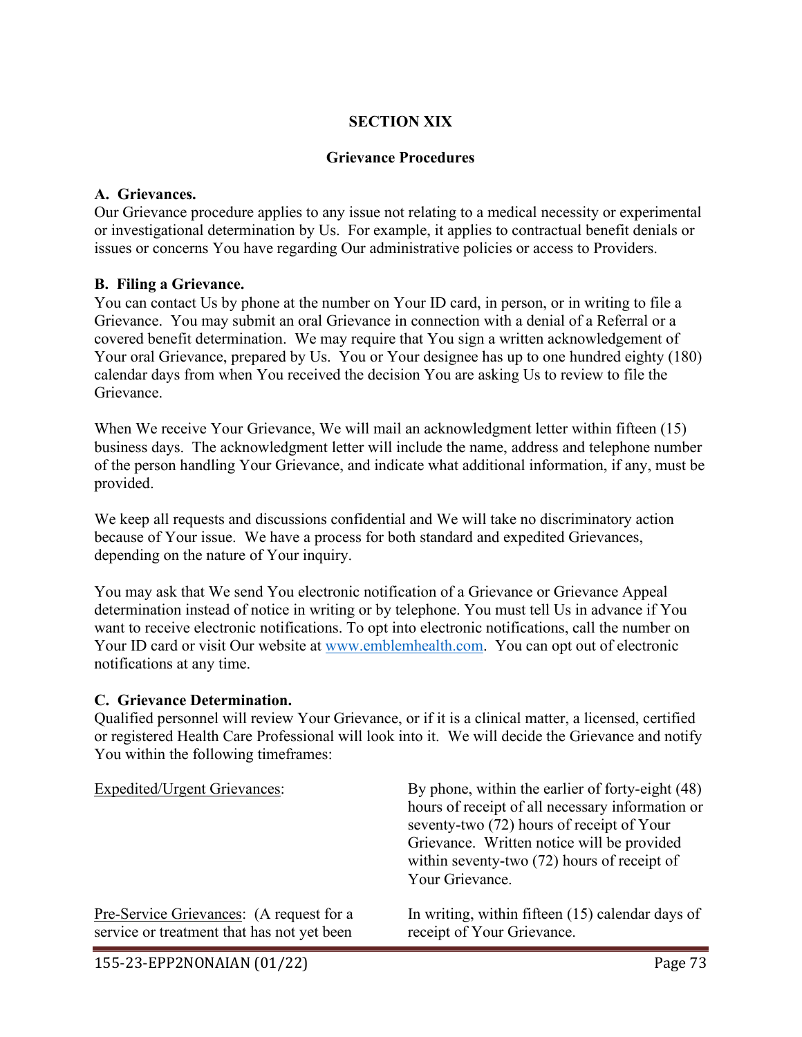# SECTION XIX

## Grievance Procedures

**A. Grievances.**
Our Grievance procedure applies to any issue not relating to a medical necessity or experimental or investigational determination by Us. For example, it applies to contractual benefit denials or issues or concerns You have regarding Our administrative policies or access to Providers.

**B. Filing a Grievance.**
You can contact Us by phone at the number on Your ID card, in person, or in writing to file a Grievance. You may submit an oral Grievance in connection with a denial of a Referral or a covered benefit determination. We may require that You sign a written acknowledgement of Your oral Grievance, prepared by Us. You or Your designee has up to one hundred eighty (180) calendar days from when You received the decision You are asking Us to review to file the Grievance.

When We receive Your Grievance, We will mail an acknowledgment letter within fifteen (15) business days. The acknowledgment letter will include the name, address and telephone number of the person handling Your Grievance, and indicate what additional information, if any, must be provided.

We keep all requests and discussions confidential and We will take no discriminatory action because of Your issue. We have a process for both standard and expedited Grievances, depending on the nature of Your inquiry.

You may ask that We send You electronic notification of a Grievance or Grievance Appeal determination instead of notice in writing or by telephone. You must tell Us in advance if You want to receive electronic notifications. To opt into electronic notifications, call the number on Your ID card or visit Our website at www.emblemhealth.com. You can opt out of electronic notifications at any time.

**C. Grievance Determination.**
Qualified personnel will review Your Grievance, or if it is a clinical matter, a licensed, certified or registered Health Care Professional will look into it. We will decide the Grievance and notify You within the following timeframes:

| | |
|---|---|
| Expedited/Urgent Grievances: | By phone, within the earlier of forty-eight (48) hours of receipt of all necessary information or seventy-two (72) hours of receipt of Your Grievance. Written notice will be provided within seventy-two (72) hours of receipt of Your Grievance. |
| Pre-Service Grievances: (A request for a service or treatment that has not yet been | In writing, within fifteen (15) calendar days of receipt of Your Grievance. |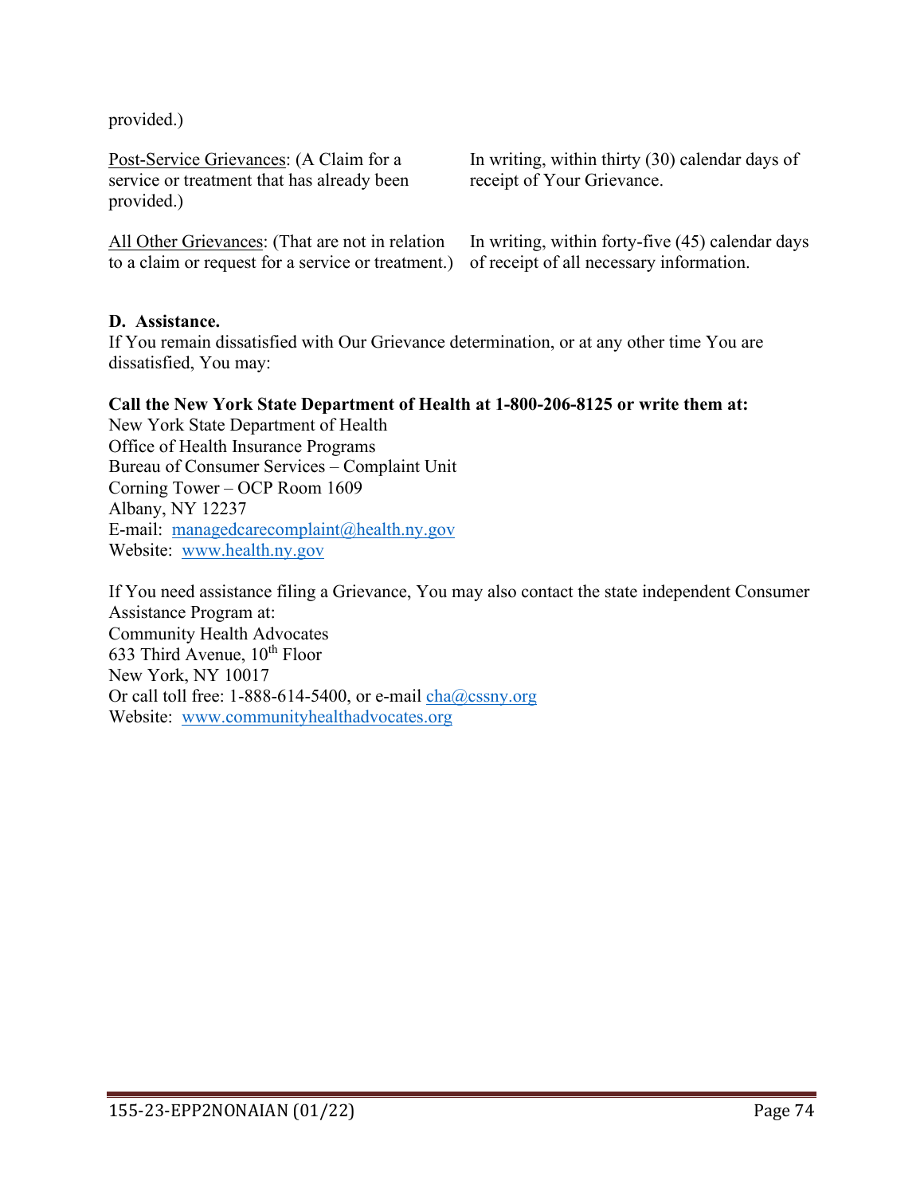provided.)

| | |
|---|---|
| <u>Post-Service Grievances</u>: (A Claim for a service or treatment that has already been provided.) | In writing, within thirty (30) calendar days of receipt of Your Grievance. |
| <u>All Other Grievances</u>: (That are not in relation to a claim or request for a service or treatment.) | In writing, within forty-five (45) calendar days of receipt of all necessary information. |

**D. Assistance.**
If You remain dissatisfied with Our Grievance determination, or at any other time You are dissatisfied, You may:

**Call the New York State Department of Health at 1-800-206-8125 or write them at:**
New York State Department of Health
Office of Health Insurance Programs
Bureau of Consumer Services – Complaint Unit
Corning Tower – OCP Room 1609
Albany, NY 12237
E-mail: managedcarecomplaint@health.ny.gov
Website: www.health.ny.gov

If You need assistance filing a Grievance, You may also contact the state independent Consumer Assistance Program at:
Community Health Advocates
633 Third Avenue, 10th Floor
New York, NY 10017
Or call toll free: 1-888-614-5400, or e-mail cha@cssny.org
Website: www.communityhealthadvocates.org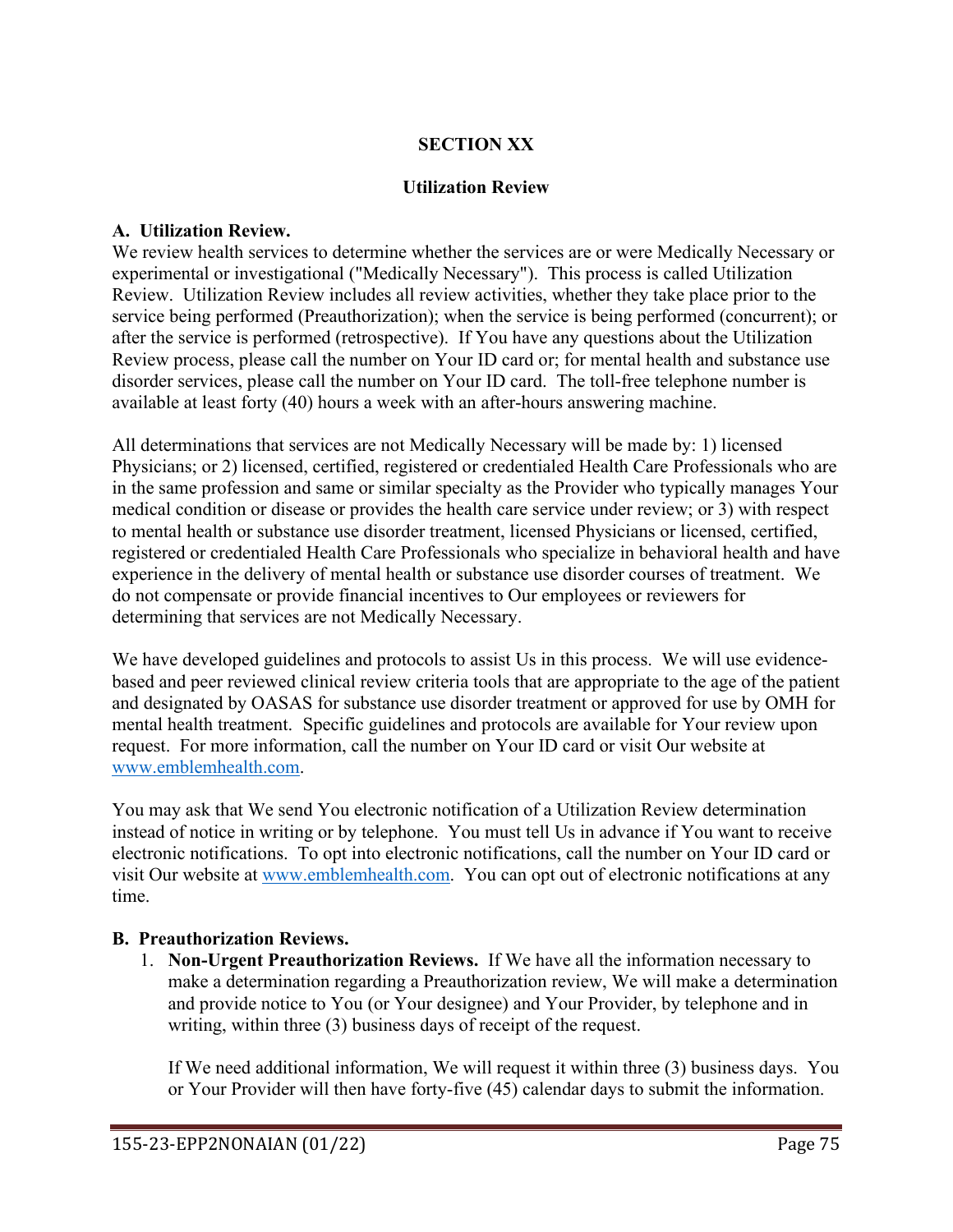# SECTION XX

## Utilization Review

### A. Utilization Review.

We review health services to determine whether the services are or were Medically Necessary or experimental or investigational ("Medically Necessary"). This process is called Utilization Review. Utilization Review includes all review activities, whether they take place prior to the service being performed (Preauthorization); when the service is being performed (concurrent); or after the service is performed (retrospective). If You have any questions about the Utilization Review process, please call the number on Your ID card or; for mental health and substance use disorder services, please call the number on Your ID card. The toll-free telephone number is available at least forty (40) hours a week with an after-hours answering machine.

All determinations that services are not Medically Necessary will be made by: 1) licensed Physicians; or 2) licensed, certified, registered or credentialed Health Care Professionals who are in the same profession and same or similar specialty as the Provider who typically manages Your medical condition or disease or provides the health care service under review; or 3) with respect to mental health or substance use disorder treatment, licensed Physicians or licensed, certified, registered or credentialed Health Care Professionals who specialize in behavioral health and have experience in the delivery of mental health or substance use disorder courses of treatment. We do not compensate or provide financial incentives to Our employees or reviewers for determining that services are not Medically Necessary.

We have developed guidelines and protocols to assist Us in this process. We will use evidence-based and peer reviewed clinical review criteria tools that are appropriate to the age of the patient and designated by OASAS for substance use disorder treatment or approved for use by OMH for mental health treatment. Specific guidelines and protocols are available for Your review upon request. For more information, call the number on Your ID card or visit Our website at www.emblemhealth.com.

You may ask that We send You electronic notification of a Utilization Review determination instead of notice in writing or by telephone. You must tell Us in advance if You want to receive electronic notifications. To opt into electronic notifications, call the number on Your ID card or visit Our website at www.emblemhealth.com. You can opt out of electronic notifications at any time.

### B. Preauthorization Reviews.

1. **Non-Urgent Preauthorization Reviews.** If We have all the information necessary to make a determination regarding a Preauthorization review, We will make a determination and provide notice to You (or Your designee) and Your Provider, by telephone and in writing, within three (3) business days of receipt of the request.

   If We need additional information, We will request it within three (3) business days. You or Your Provider will then have forty-five (45) calendar days to submit the information.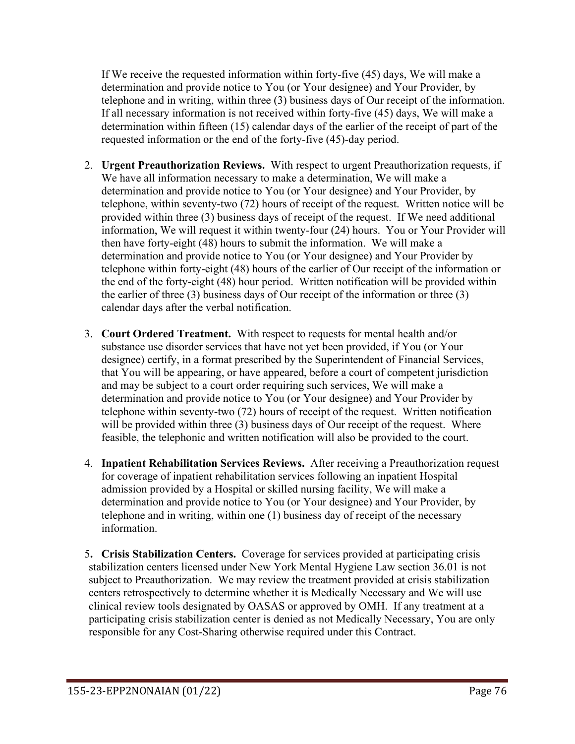If We receive the requested information within forty-five (45) days, We will make a determination and provide notice to You (or Your designee) and Your Provider, by telephone and in writing, within three (3) business days of Our receipt of the information. If all necessary information is not received within forty-five (45) days, We will make a determination within fifteen (15) calendar days of the earlier of the receipt of part of the requested information or the end of the forty-five (45)-day period.

2. **Urgent Preauthorization Reviews.** With respect to urgent Preauthorization requests, if We have all information necessary to make a determination, We will make a determination and provide notice to You (or Your designee) and Your Provider, by telephone, within seventy-two (72) hours of receipt of the request. Written notice will be provided within three (3) business days of receipt of the request. If We need additional information, We will request it within twenty-four (24) hours. You or Your Provider will then have forty-eight (48) hours to submit the information. We will make a determination and provide notice to You (or Your designee) and Your Provider by telephone within forty-eight (48) hours of the earlier of Our receipt of the information or the end of the forty-eight (48) hour period. Written notification will be provided within the earlier of three (3) business days of Our receipt of the information or three (3) calendar days after the verbal notification.

3. **Court Ordered Treatment.** With respect to requests for mental health and/or substance use disorder services that have not yet been provided, if You (or Your designee) certify, in a format prescribed by the Superintendent of Financial Services, that You will be appearing, or have appeared, before a court of competent jurisdiction and may be subject to a court order requiring such services, We will make a determination and provide notice to You (or Your designee) and Your Provider by telephone within seventy-two (72) hours of receipt of the request. Written notification will be provided within three (3) business days of Our receipt of the request. Where feasible, the telephonic and written notification will also be provided to the court.

4. **Inpatient Rehabilitation Services Reviews.** After receiving a Preauthorization request for coverage of inpatient rehabilitation services following an inpatient Hospital admission provided by a Hospital or skilled nursing facility, We will make a determination and provide notice to You (or Your designee) and Your Provider, by telephone and in writing, within one (1) business day of receipt of the necessary information.

5. **Crisis Stabilization Centers.** Coverage for services provided at participating crisis stabilization centers licensed under New York Mental Hygiene Law section 36.01 is not subject to Preauthorization. We may review the treatment provided at crisis stabilization centers retrospectively to determine whether it is Medically Necessary and We will use clinical review tools designated by OASAS or approved by OMH. If any treatment at a participating crisis stabilization center is denied as not Medically Necessary, You are only responsible for any Cost-Sharing otherwise required under this Contract.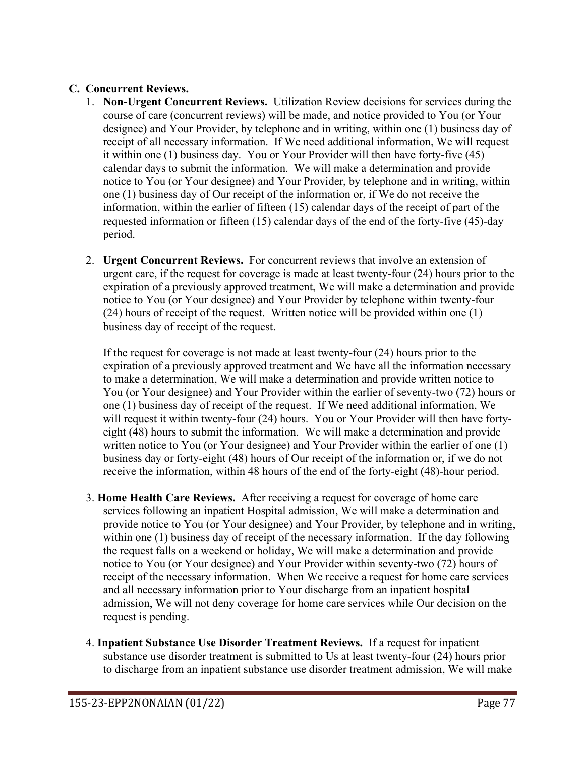**C. Concurrent Reviews.**

1. **Non-Urgent Concurrent Reviews.** Utilization Review decisions for services during the course of care (concurrent reviews) will be made, and notice provided to You (or Your designee) and Your Provider, by telephone and in writing, within one (1) business day of receipt of all necessary information. If We need additional information, We will request it within one (1) business day. You or Your Provider will then have forty-five (45) calendar days to submit the information. We will make a determination and provide notice to You (or Your designee) and Your Provider, by telephone and in writing, within one (1) business day of Our receipt of the information or, if We do not receive the information, within the earlier of fifteen (15) calendar days of the receipt of part of the requested information or fifteen (15) calendar days of the end of the forty-five (45)-day period.

2. **Urgent Concurrent Reviews.** For concurrent reviews that involve an extension of urgent care, if the request for coverage is made at least twenty-four (24) hours prior to the expiration of a previously approved treatment, We will make a determination and provide notice to You (or Your designee) and Your Provider by telephone within twenty-four (24) hours of receipt of the request. Written notice will be provided within one (1) business day of receipt of the request.

   If the request for coverage is not made at least twenty-four (24) hours prior to the expiration of a previously approved treatment and We have all the information necessary to make a determination, We will make a determination and provide written notice to You (or Your designee) and Your Provider within the earlier of seventy-two (72) hours or one (1) business day of receipt of the request. If We need additional information, We will request it within twenty-four (24) hours. You or Your Provider will then have forty-eight (48) hours to submit the information. We will make a determination and provide written notice to You (or Your designee) and Your Provider within the earlier of one (1) business day or forty-eight (48) hours of Our receipt of the information or, if we do not receive the information, within 48 hours of the end of the forty-eight (48)-hour period.

3. **Home Health Care Reviews.** After receiving a request for coverage of home care services following an inpatient Hospital admission, We will make a determination and provide notice to You (or Your designee) and Your Provider, by telephone and in writing, within one (1) business day of receipt of the necessary information. If the day following the request falls on a weekend or holiday, We will make a determination and provide notice to You (or Your designee) and Your Provider within seventy-two (72) hours of receipt of the necessary information. When We receive a request for home care services and all necessary information prior to Your discharge from an inpatient hospital admission, We will not deny coverage for home care services while Our decision on the request is pending.

4. **Inpatient Substance Use Disorder Treatment Reviews.** If a request for inpatient substance use disorder treatment is submitted to Us at least twenty-four (24) hours prior to discharge from an inpatient substance use disorder treatment admission, We will make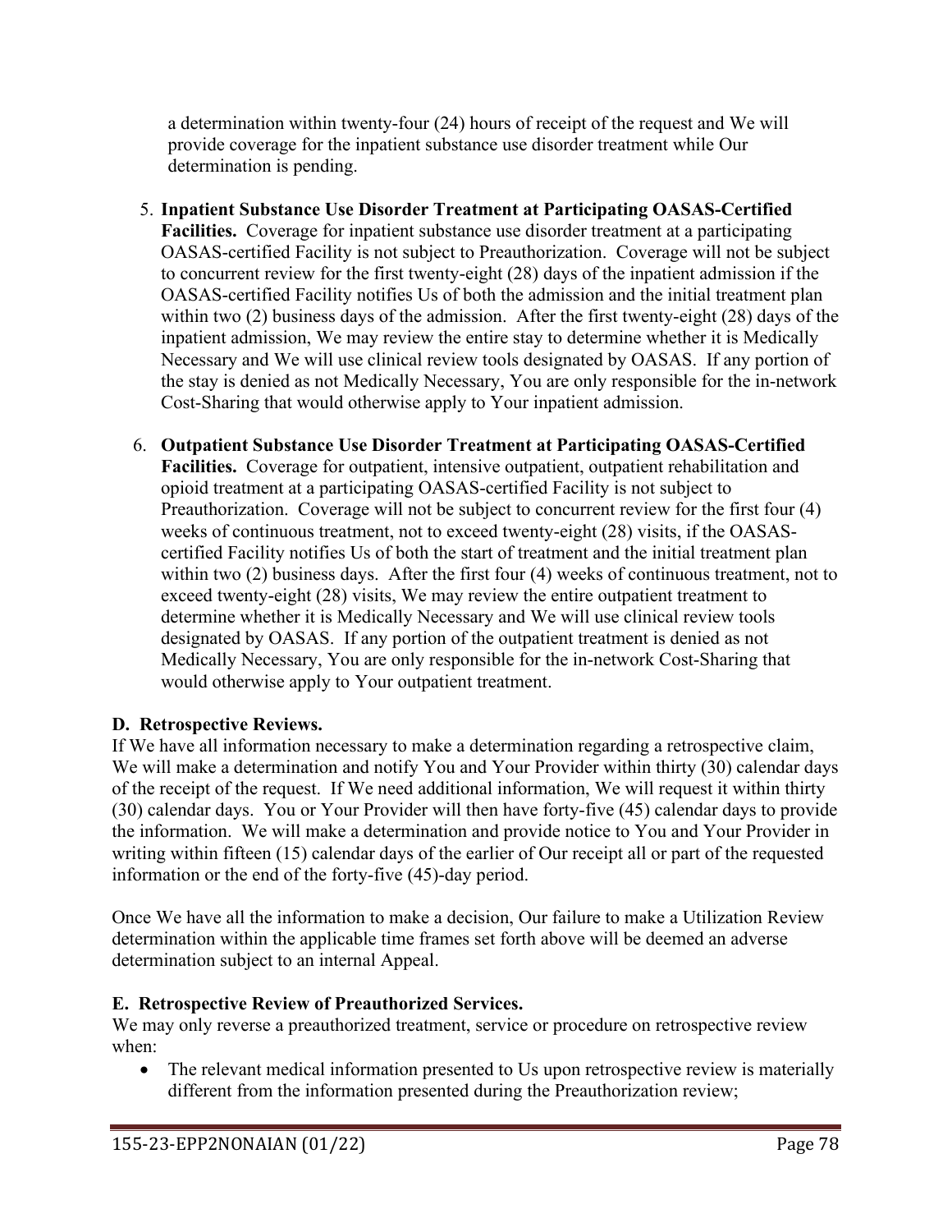a determination within twenty-four (24) hours of receipt of the request and We will provide coverage for the inpatient substance use disorder treatment while Our determination is pending.

5. **Inpatient Substance Use Disorder Treatment at Participating OASAS-Certified Facilities.** Coverage for inpatient substance use disorder treatment at a participating OASAS-certified Facility is not subject to Preauthorization. Coverage will not be subject to concurrent review for the first twenty-eight (28) days of the inpatient admission if the OASAS-certified Facility notifies Us of both the admission and the initial treatment plan within two (2) business days of the admission. After the first twenty-eight (28) days of the inpatient admission, We may review the entire stay to determine whether it is Medically Necessary and We will use clinical review tools designated by OASAS. If any portion of the stay is denied as not Medically Necessary, You are only responsible for the in-network Cost-Sharing that would otherwise apply to Your inpatient admission.

6. **Outpatient Substance Use Disorder Treatment at Participating OASAS-Certified Facilities.** Coverage for outpatient, intensive outpatient, outpatient rehabilitation and opioid treatment at a participating OASAS-certified Facility is not subject to Preauthorization. Coverage will not be subject to concurrent review for the first four (4) weeks of continuous treatment, not to exceed twenty-eight (28) visits, if the OASAS-certified Facility notifies Us of both the start of treatment and the initial treatment plan within two (2) business days. After the first four (4) weeks of continuous treatment, not to exceed twenty-eight (28) visits, We may review the entire outpatient treatment to determine whether it is Medically Necessary and We will use clinical review tools designated by OASAS. If any portion of the outpatient treatment is denied as not Medically Necessary, You are only responsible for the in-network Cost-Sharing that would otherwise apply to Your outpatient treatment.

## D. Retrospective Reviews.

If We have all information necessary to make a determination regarding a retrospective claim, We will make a determination and notify You and Your Provider within thirty (30) calendar days of the receipt of the request. If We need additional information, We will request it within thirty (30) calendar days. You or Your Provider will then have forty-five (45) calendar days to provide the information. We will make a determination and provide notice to You and Your Provider in writing within fifteen (15) calendar days of the earlier of Our receipt all or part of the requested information or the end of the forty-five (45)-day period.

Once We have all the information to make a decision, Our failure to make a Utilization Review determination within the applicable time frames set forth above will be deemed an adverse determination subject to an internal Appeal.

## E. Retrospective Review of Preauthorized Services.

We may only reverse a preauthorized treatment, service or procedure on retrospective review when:

- The relevant medical information presented to Us upon retrospective review is materially different from the information presented during the Preauthorization review;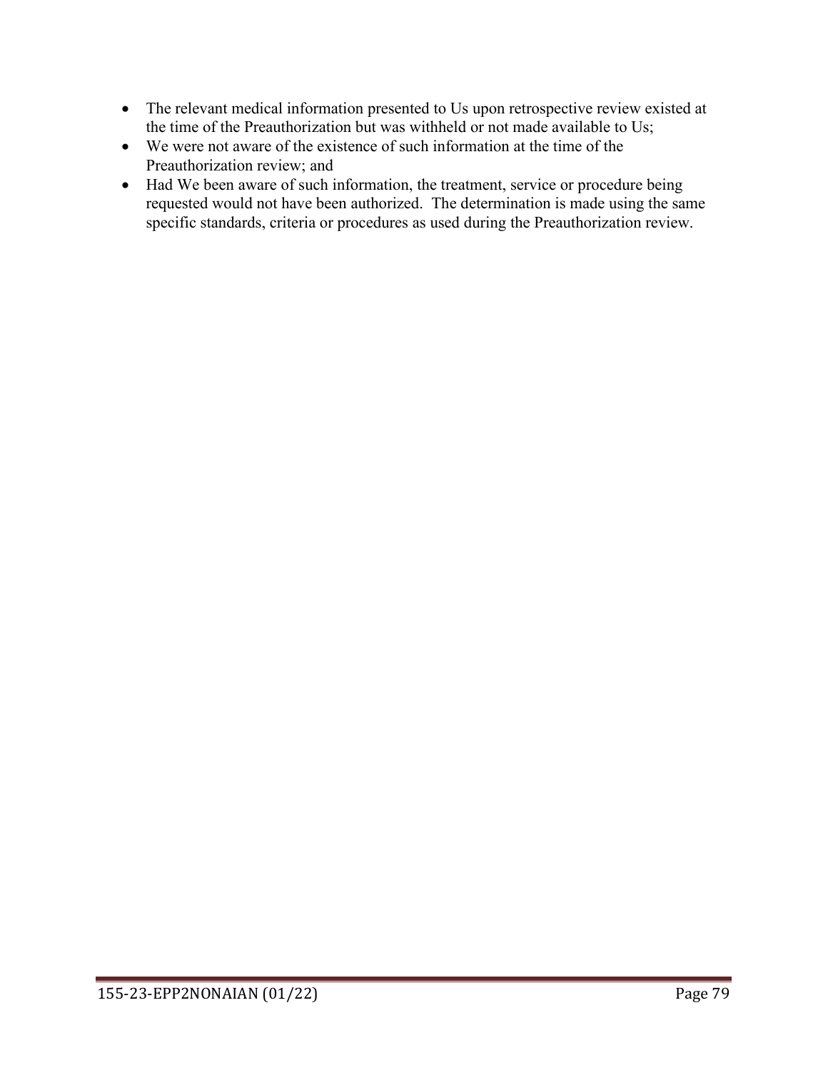- The relevant medical information presented to Us upon retrospective review existed at the time of the Preauthorization but was withheld or not made available to Us;
- We were not aware of the existence of such information at the time of the Preauthorization review; and
- Had We been aware of such information, the treatment, service or procedure being requested would not have been authorized. The determination is made using the same specific standards, criteria or procedures as used during the Preauthorization review.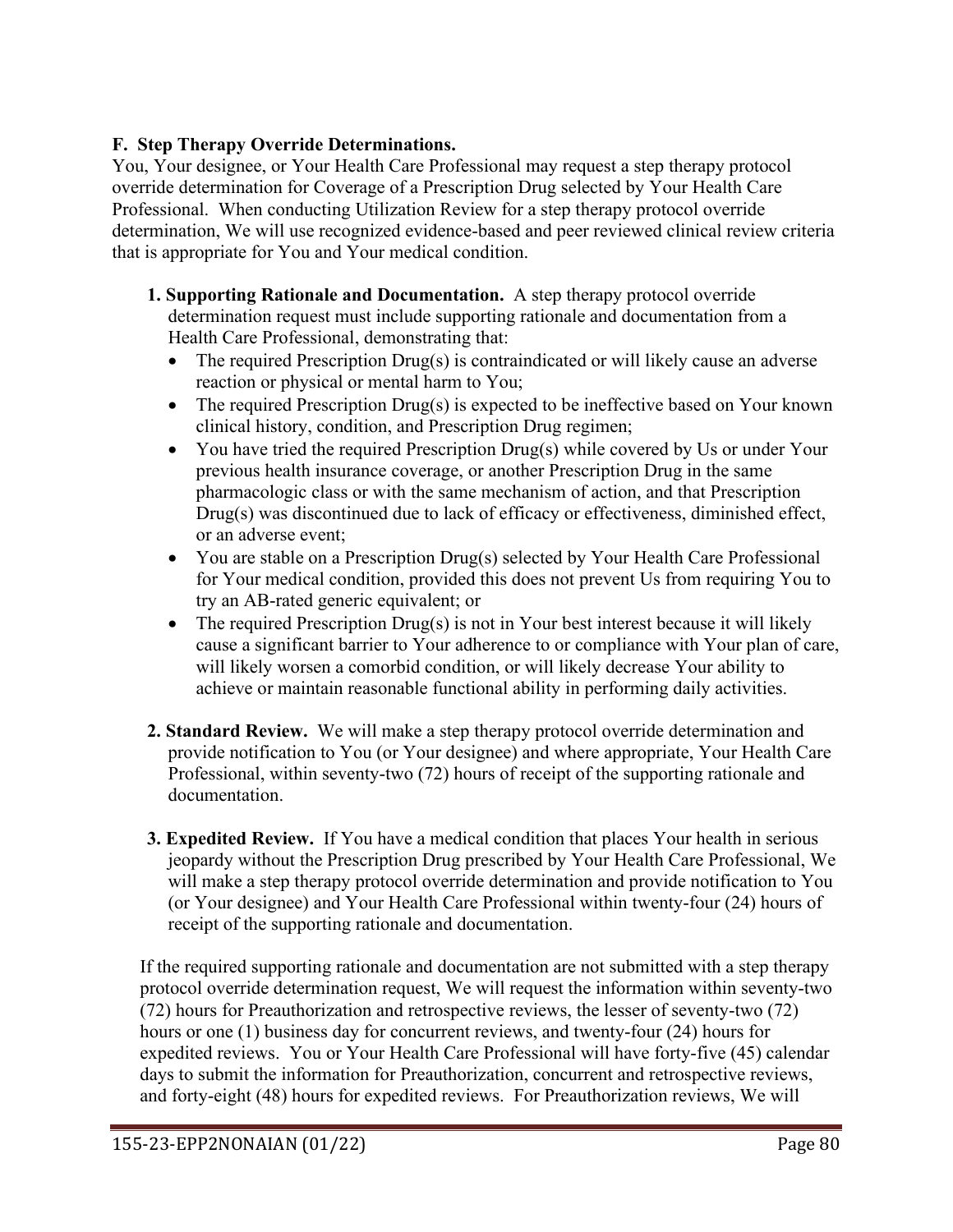**F. Step Therapy Override Determinations.**
You, Your designee, or Your Health Care Professional may request a step therapy protocol override determination for Coverage of a Prescription Drug selected by Your Health Care Professional. When conducting Utilization Review for a step therapy protocol override determination, We will use recognized evidence-based and peer reviewed clinical review criteria that is appropriate for You and Your medical condition.

1. **Supporting Rationale and Documentation.** A step therapy protocol override determination request must include supporting rationale and documentation from a Health Care Professional, demonstrating that:
   - The required Prescription Drug(s) is contraindicated or will likely cause an adverse reaction or physical or mental harm to You;
   - The required Prescription Drug(s) is expected to be ineffective based on Your known clinical history, condition, and Prescription Drug regimen;
   - You have tried the required Prescription Drug(s) while covered by Us or under Your previous health insurance coverage, or another Prescription Drug in the same pharmacologic class or with the same mechanism of action, and that Prescription Drug(s) was discontinued due to lack of efficacy or effectiveness, diminished effect, or an adverse event;
   - You are stable on a Prescription Drug(s) selected by Your Health Care Professional for Your medical condition, provided this does not prevent Us from requiring You to try an AB-rated generic equivalent; or
   - The required Prescription Drug(s) is not in Your best interest because it will likely cause a significant barrier to Your adherence to or compliance with Your plan of care, will likely worsen a comorbid condition, or will likely decrease Your ability to achieve or maintain reasonable functional ability in performing daily activities.

2. **Standard Review.** We will make a step therapy protocol override determination and provide notification to You (or Your designee) and where appropriate, Your Health Care Professional, within seventy-two (72) hours of receipt of the supporting rationale and documentation.

3. **Expedited Review.** If You have a medical condition that places Your health in serious jeopardy without the Prescription Drug prescribed by Your Health Care Professional, We will make a step therapy protocol override determination and provide notification to You (or Your designee) and Your Health Care Professional within twenty-four (24) hours of receipt of the supporting rationale and documentation.

If the required supporting rationale and documentation are not submitted with a step therapy protocol override determination request, We will request the information within seventy-two (72) hours for Preauthorization and retrospective reviews, the lesser of seventy-two (72) hours or one (1) business day for concurrent reviews, and twenty-four (24) hours for expedited reviews. You or Your Health Care Professional will have forty-five (45) calendar days to submit the information for Preauthorization, concurrent and retrospective reviews, and forty-eight (48) hours for expedited reviews. For Preauthorization reviews, We will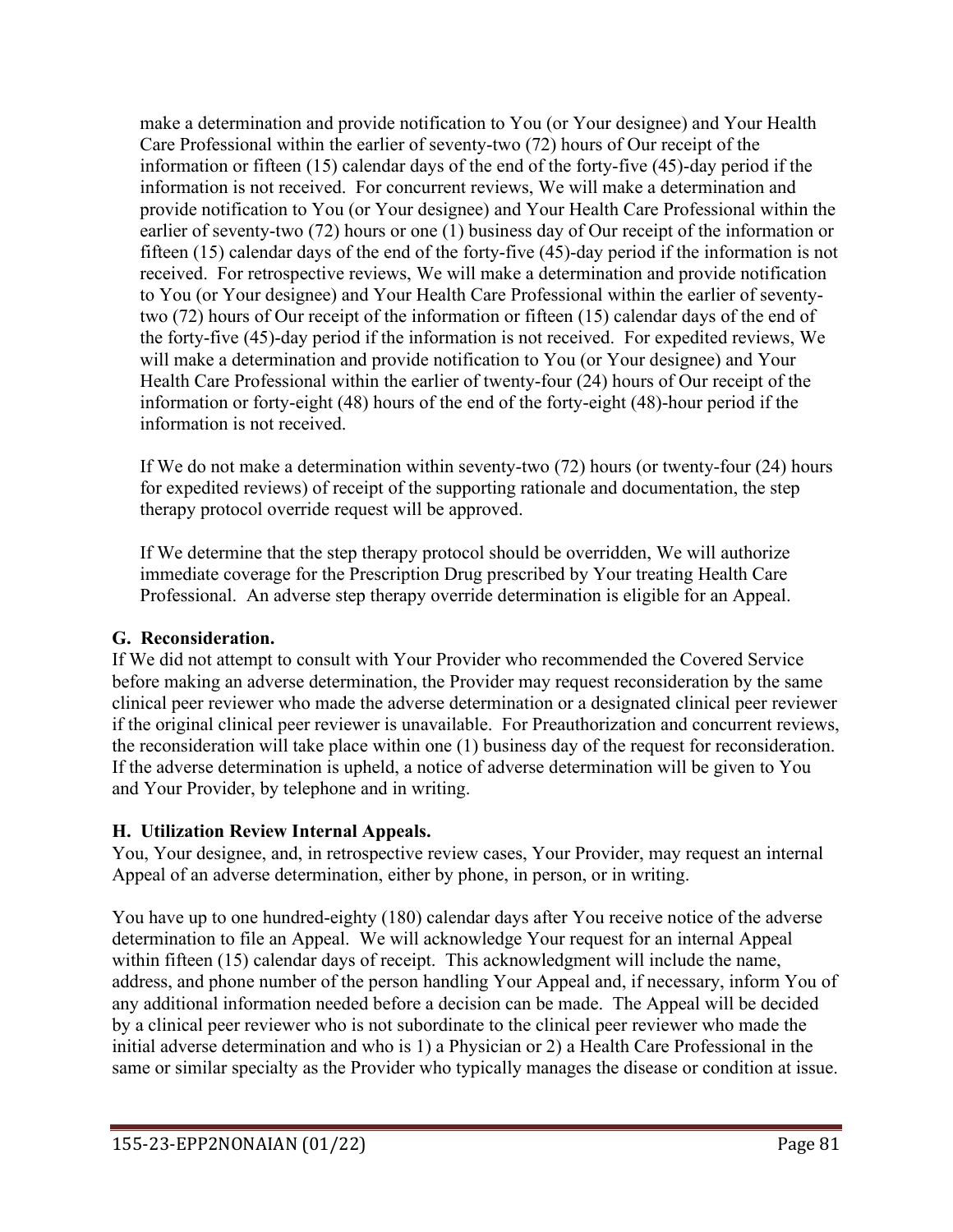make a determination and provide notification to You (or Your designee) and Your Health Care Professional within the earlier of seventy-two (72) hours of Our receipt of the information or fifteen (15) calendar days of the end of the forty-five (45)-day period if the information is not received. For concurrent reviews, We will make a determination and provide notification to You (or Your designee) and Your Health Care Professional within the earlier of seventy-two (72) hours or one (1) business day of Our receipt of the information or fifteen (15) calendar days of the end of the forty-five (45)-day period if the information is not received. For retrospective reviews, We will make a determination and provide notification to You (or Your designee) and Your Health Care Professional within the earlier of seventy-two (72) hours of Our receipt of the information or fifteen (15) calendar days of the end of the forty-five (45)-day period if the information is not received. For expedited reviews, We will make a determination and provide notification to You (or Your designee) and Your Health Care Professional within the earlier of twenty-four (24) hours of Our receipt of the information or forty-eight (48) hours of the end of the forty-eight (48)-hour period if the information is not received.

If We do not make a determination within seventy-two (72) hours (or twenty-four (24) hours for expedited reviews) of receipt of the supporting rationale and documentation, the step therapy protocol override request will be approved.

If We determine that the step therapy protocol should be overridden, We will authorize immediate coverage for the Prescription Drug prescribed by Your treating Health Care Professional. An adverse step therapy override determination is eligible for an Appeal.

**G. Reconsideration.**

If We did not attempt to consult with Your Provider who recommended the Covered Service before making an adverse determination, the Provider may request reconsideration by the same clinical peer reviewer who made the adverse determination or a designated clinical peer reviewer if the original clinical peer reviewer is unavailable. For Preauthorization and concurrent reviews, the reconsideration will take place within one (1) business day of the request for reconsideration. If the adverse determination is upheld, a notice of adverse determination will be given to You and Your Provider, by telephone and in writing.

**H. Utilization Review Internal Appeals.**

You, Your designee, and, in retrospective review cases, Your Provider, may request an internal Appeal of an adverse determination, either by phone, in person, or in writing.

You have up to one hundred-eighty (180) calendar days after You receive notice of the adverse determination to file an Appeal. We will acknowledge Your request for an internal Appeal within fifteen (15) calendar days of receipt. This acknowledgment will include the name, address, and phone number of the person handling Your Appeal and, if necessary, inform You of any additional information needed before a decision can be made. The Appeal will be decided by a clinical peer reviewer who is not subordinate to the clinical peer reviewer who made the initial adverse determination and who is 1) a Physician or 2) a Health Care Professional in the same or similar specialty as the Provider who typically manages the disease or condition at issue.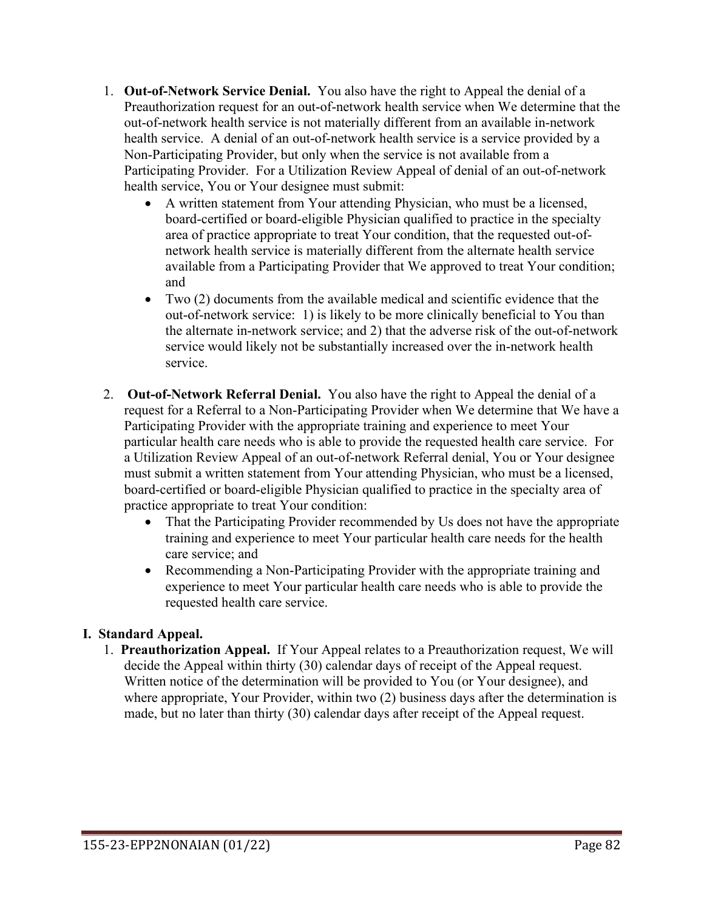1. **Out-of-Network Service Denial.** You also have the right to Appeal the denial of a Preauthorization request for an out-of-network health service when We determine that the out-of-network health service is not materially different from an available in-network health service. A denial of an out-of-network health service is a service provided by a Non-Participating Provider, but only when the service is not available from a Participating Provider. For a Utilization Review Appeal of denial of an out-of-network health service, You or Your designee must submit:
   - A written statement from Your attending Physician, who must be a licensed, board-certified or board-eligible Physician qualified to practice in the specialty area of practice appropriate to treat Your condition, that the requested out-of-network health service is materially different from the alternate health service available from a Participating Provider that We approved to treat Your condition; and
   - Two (2) documents from the available medical and scientific evidence that the out-of-network service: 1) is likely to be more clinically beneficial to You than the alternate in-network service; and 2) that the adverse risk of the out-of-network service would likely not be substantially increased over the in-network health service.

2. **Out-of-Network Referral Denial.** You also have the right to Appeal the denial of a request for a Referral to a Non-Participating Provider when We determine that We have a Participating Provider with the appropriate training and experience to meet Your particular health care needs who is able to provide the requested health care service. For a Utilization Review Appeal of an out-of-network Referral denial, You or Your designee must submit a written statement from Your attending Physician, who must be a licensed, board-certified or board-eligible Physician qualified to practice in the specialty area of practice appropriate to treat Your condition:
   - That the Participating Provider recommended by Us does not have the appropriate training and experience to meet Your particular health care needs for the health care service; and
   - Recommending a Non-Participating Provider with the appropriate training and experience to meet Your particular health care needs who is able to provide the requested health care service.

## I. Standard Appeal.

1. **Preauthorization Appeal.** If Your Appeal relates to a Preauthorization request, We will decide the Appeal within thirty (30) calendar days of receipt of the Appeal request. Written notice of the determination will be provided to You (or Your designee), and where appropriate, Your Provider, within two (2) business days after the determination is made, but no later than thirty (30) calendar days after receipt of the Appeal request.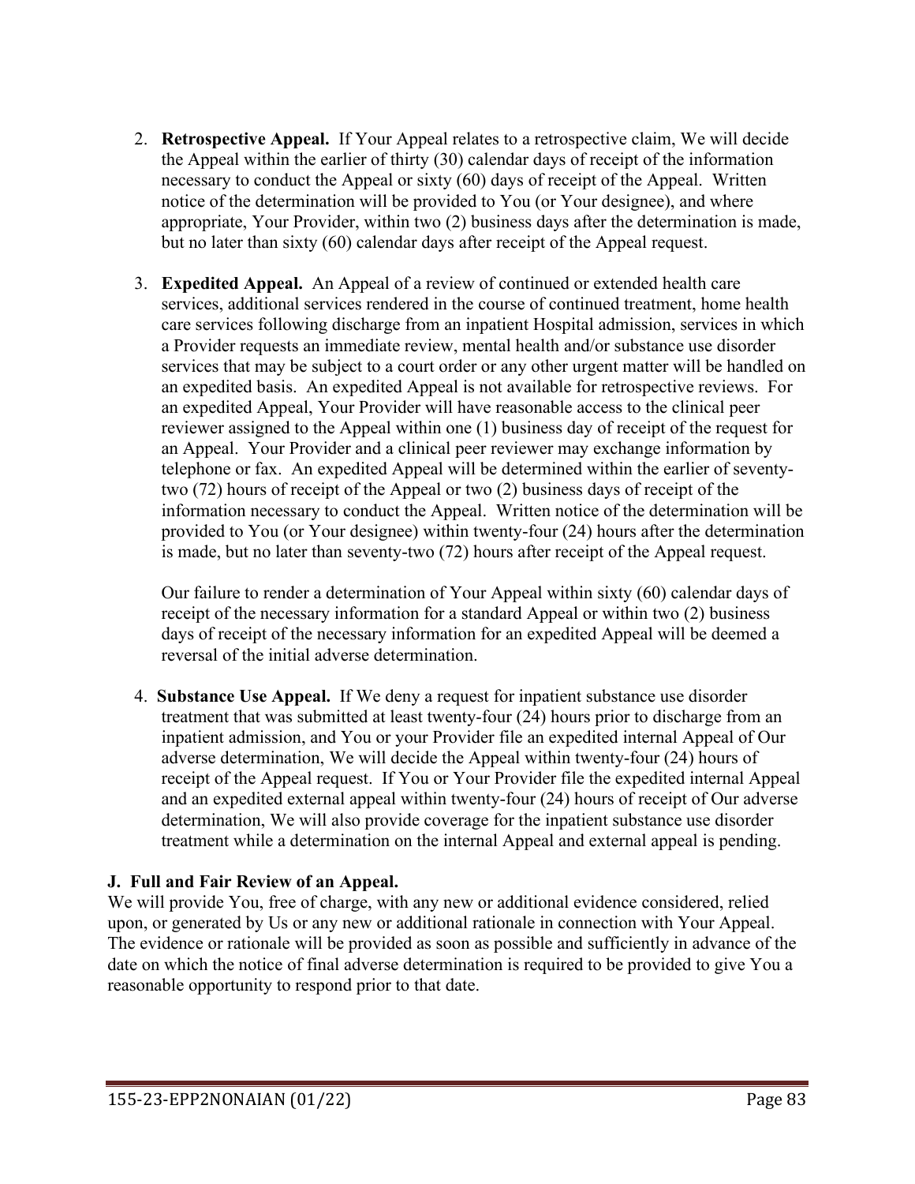2. **Retrospective Appeal.** If Your Appeal relates to a retrospective claim, We will decide the Appeal within the earlier of thirty (30) calendar days of receipt of the information necessary to conduct the Appeal or sixty (60) days of receipt of the Appeal. Written notice of the determination will be provided to You (or Your designee), and where appropriate, Your Provider, within two (2) business days after the determination is made, but no later than sixty (60) calendar days after receipt of the Appeal request.

3. **Expedited Appeal.** An Appeal of a review of continued or extended health care services, additional services rendered in the course of continued treatment, home health care services following discharge from an inpatient Hospital admission, services in which a Provider requests an immediate review, mental health and/or substance use disorder services that may be subject to a court order or any other urgent matter will be handled on an expedited basis. An expedited Appeal is not available for retrospective reviews. For an expedited Appeal, Your Provider will have reasonable access to the clinical peer reviewer assigned to the Appeal within one (1) business day of receipt of the request for an Appeal. Your Provider and a clinical peer reviewer may exchange information by telephone or fax. An expedited Appeal will be determined within the earlier of seventy-two (72) hours of receipt of the Appeal or two (2) business days of receipt of the information necessary to conduct the Appeal. Written notice of the determination will be provided to You (or Your designee) within twenty-four (24) hours after the determination is made, but no later than seventy-two (72) hours after receipt of the Appeal request.

   Our failure to render a determination of Your Appeal within sixty (60) calendar days of receipt of the necessary information for a standard Appeal or within two (2) business days of receipt of the necessary information for an expedited Appeal will be deemed a reversal of the initial adverse determination.

4. **Substance Use Appeal.** If We deny a request for inpatient substance use disorder treatment that was submitted at least twenty-four (24) hours prior to discharge from an inpatient admission, and You or your Provider file an expedited internal Appeal of Our adverse determination, We will decide the Appeal within twenty-four (24) hours of receipt of the Appeal request. If You or Your Provider file the expedited internal Appeal and an expedited external appeal within twenty-four (24) hours of receipt of Our adverse determination, We will also provide coverage for the inpatient substance use disorder treatment while a determination on the internal Appeal and external appeal is pending.

**J. Full and Fair Review of an Appeal.**

We will provide You, free of charge, with any new or additional evidence considered, relied upon, or generated by Us or any new or additional rationale in connection with Your Appeal. The evidence or rationale will be provided as soon as possible and sufficiently in advance of the date on which the notice of final adverse determination is required to be provided to give You a reasonable opportunity to respond prior to that date.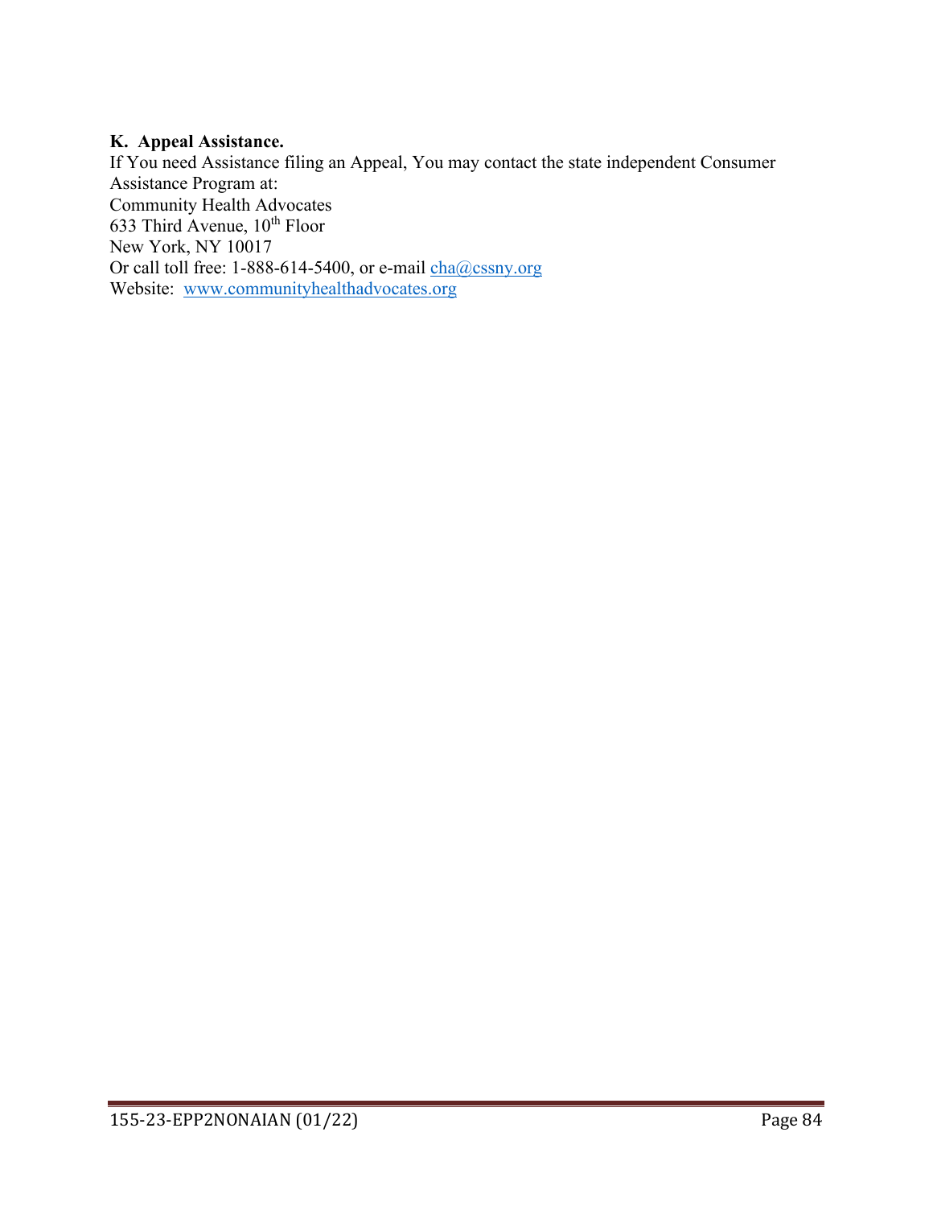**K. Appeal Assistance.**

If You need Assistance filing an Appeal, You may contact the state independent Consumer Assistance Program at:
Community Health Advocates
633 Third Avenue, 10th Floor
New York, NY 10017
Or call toll free: 1-888-614-5400, or e-mail cha@cssny.org
Website: www.communityhealthadvocates.org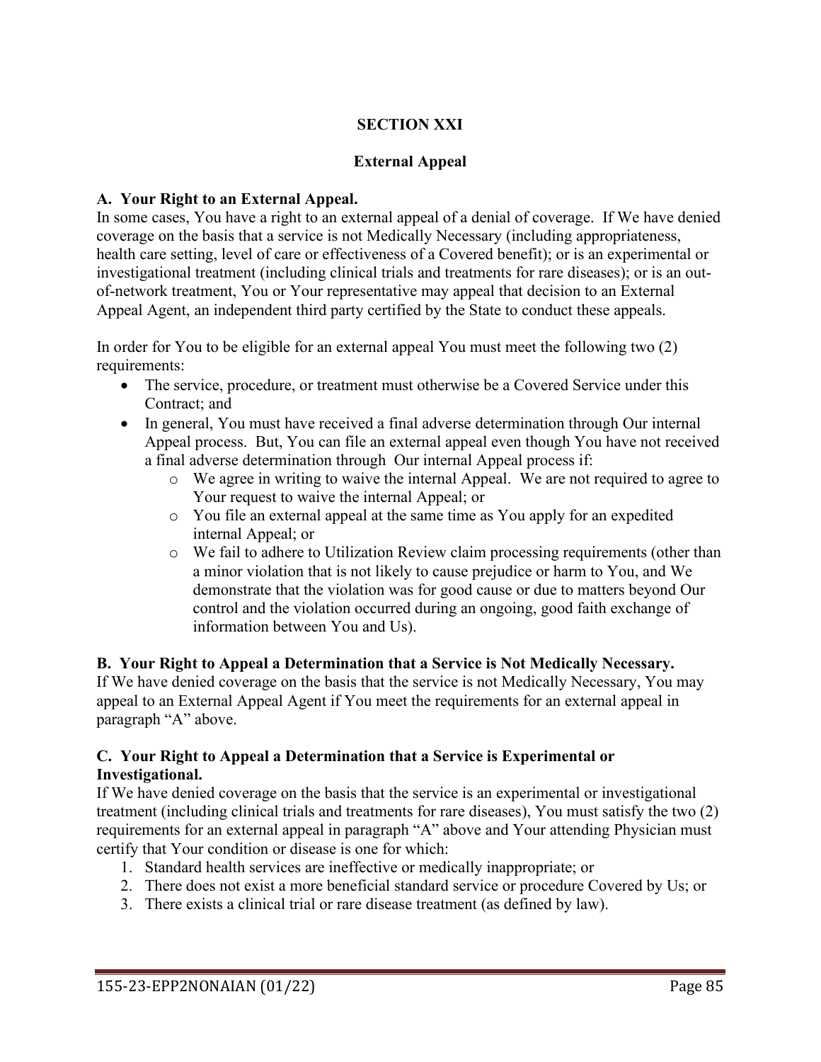# SECTION XXI

## External Appeal

### A. Your Right to an External Appeal.

In some cases, You have a right to an external appeal of a denial of coverage. If We have denied coverage on the basis that a service is not Medically Necessary (including appropriateness, health care setting, level of care or effectiveness of a Covered benefit); or is an experimental or investigational treatment (including clinical trials and treatments for rare diseases); or is an out-of-network treatment, You or Your representative may appeal that decision to an External Appeal Agent, an independent third party certified by the State to conduct these appeals.

In order for You to be eligible for an external appeal You must meet the following two (2) requirements:

- The service, procedure, or treatment must otherwise be a Covered Service under this Contract; and
- In general, You must have received a final adverse determination through Our internal Appeal process. But, You can file an external appeal even though You have not received a final adverse determination through Our internal Appeal process if:
  - We agree in writing to waive the internal Appeal. We are not required to agree to Your request to waive the internal Appeal; or
  - You file an external appeal at the same time as You apply for an expedited internal Appeal; or
  - We fail to adhere to Utilization Review claim processing requirements (other than a minor violation that is not likely to cause prejudice or harm to You, and We demonstrate that the violation was for good cause or due to matters beyond Our control and the violation occurred during an ongoing, good faith exchange of information between You and Us).

### B. Your Right to Appeal a Determination that a Service is Not Medically Necessary.

If We have denied coverage on the basis that the service is not Medically Necessary, You may appeal to an External Appeal Agent if You meet the requirements for an external appeal in paragraph "A" above.

### C. Your Right to Appeal a Determination that a Service is Experimental or Investigational.

If We have denied coverage on the basis that the service is an experimental or investigational treatment (including clinical trials and treatments for rare diseases), You must satisfy the two (2) requirements for an external appeal in paragraph "A" above and Your attending Physician must certify that Your condition or disease is one for which:

1. Standard health services are ineffective or medically inappropriate; or
2. There does not exist a more beneficial standard service or procedure Covered by Us; or
3. There exists a clinical trial or rare disease treatment (as defined by law).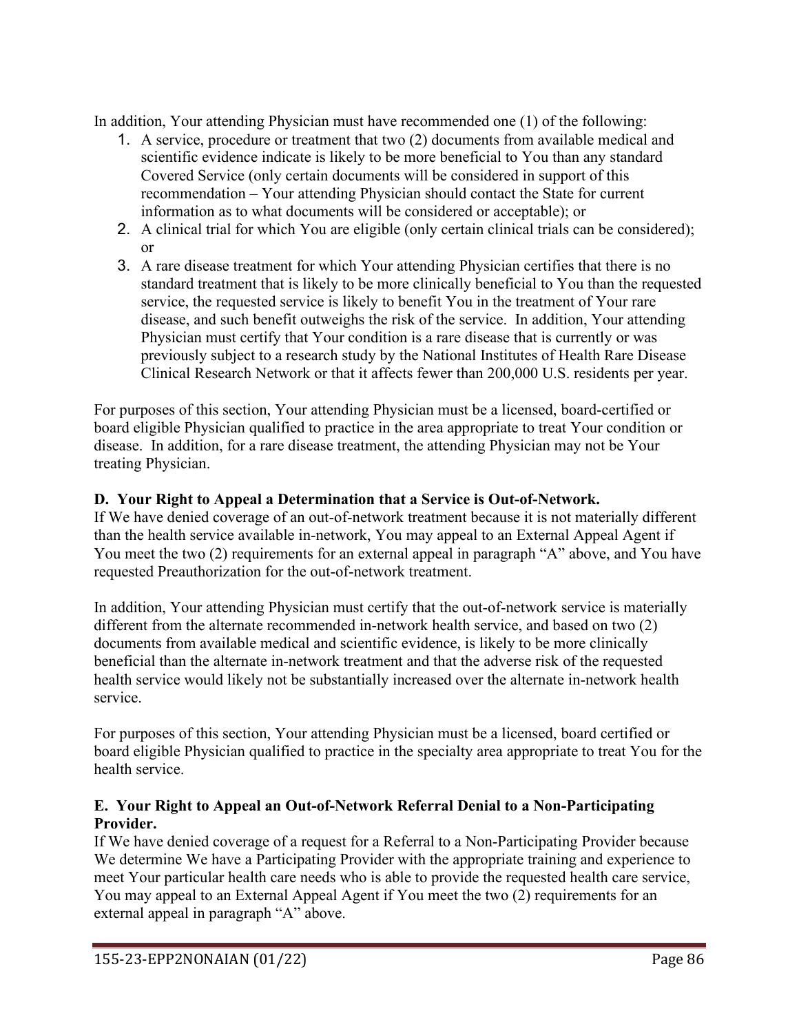In addition, Your attending Physician must have recommended one (1) of the following:

1. A service, procedure or treatment that two (2) documents from available medical and scientific evidence indicate is likely to be more beneficial to You than any standard Covered Service (only certain documents will be considered in support of this recommendation – Your attending Physician should contact the State for current information as to what documents will be considered or acceptable); or
2. A clinical trial for which You are eligible (only certain clinical trials can be considered); or
3. A rare disease treatment for which Your attending Physician certifies that there is no standard treatment that is likely to be more clinically beneficial to You than the requested service, the requested service is likely to benefit You in the treatment of Your rare disease, and such benefit outweighs the risk of the service. In addition, Your attending Physician must certify that Your condition is a rare disease that is currently or was previously subject to a research study by the National Institutes of Health Rare Disease Clinical Research Network or that it affects fewer than 200,000 U.S. residents per year.

For purposes of this section, Your attending Physician must be a licensed, board-certified or board eligible Physician qualified to practice in the area appropriate to treat Your condition or disease. In addition, for a rare disease treatment, the attending Physician may not be Your treating Physician.

**D. Your Right to Appeal a Determination that a Service is Out-of-Network.**

If We have denied coverage of an out-of-network treatment because it is not materially different than the health service available in-network, You may appeal to an External Appeal Agent if You meet the two (2) requirements for an external appeal in paragraph "A" above, and You have requested Preauthorization for the out-of-network treatment.

In addition, Your attending Physician must certify that the out-of-network service is materially different from the alternate recommended in-network health service, and based on two (2) documents from available medical and scientific evidence, is likely to be more clinically beneficial than the alternate in-network treatment and that the adverse risk of the requested health service would likely not be substantially increased over the alternate in-network health service.

For purposes of this section, Your attending Physician must be a licensed, board certified or board eligible Physician qualified to practice in the specialty area appropriate to treat You for the health service.

**E. Your Right to Appeal an Out-of-Network Referral Denial to a Non-Participating Provider.**

If We have denied coverage of a request for a Referral to a Non-Participating Provider because We determine We have a Participating Provider with the appropriate training and experience to meet Your particular health care needs who is able to provide the requested health care service, You may appeal to an External Appeal Agent if You meet the two (2) requirements for an external appeal in paragraph "A" above.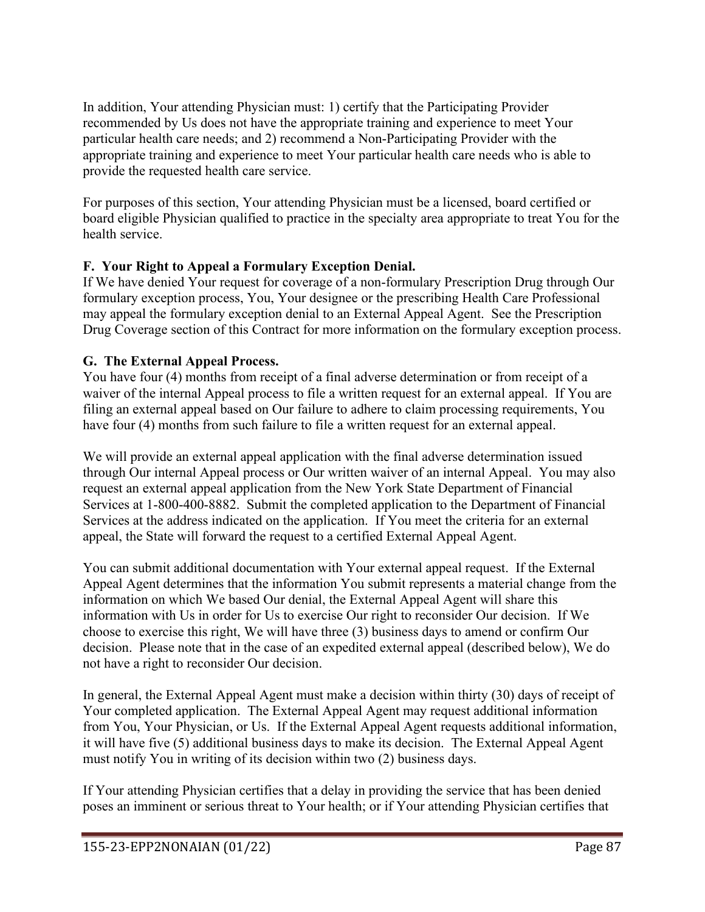In addition, Your attending Physician must: 1) certify that the Participating Provider recommended by Us does not have the appropriate training and experience to meet Your particular health care needs; and 2) recommend a Non-Participating Provider with the appropriate training and experience to meet Your particular health care needs who is able to provide the requested health care service.

For purposes of this section, Your attending Physician must be a licensed, board certified or board eligible Physician qualified to practice in the specialty area appropriate to treat You for the health service.

**F. Your Right to Appeal a Formulary Exception Denial.**

If We have denied Your request for coverage of a non-formulary Prescription Drug through Our formulary exception process, You, Your designee or the prescribing Health Care Professional may appeal the formulary exception denial to an External Appeal Agent. See the Prescription Drug Coverage section of this Contract for more information on the formulary exception process.

**G. The External Appeal Process.**

You have four (4) months from receipt of a final adverse determination or from receipt of a waiver of the internal Appeal process to file a written request for an external appeal. If You are filing an external appeal based on Our failure to adhere to claim processing requirements, You have four (4) months from such failure to file a written request for an external appeal.

We will provide an external appeal application with the final adverse determination issued through Our internal Appeal process or Our written waiver of an internal Appeal. You may also request an external appeal application from the New York State Department of Financial Services at 1-800-400-8882. Submit the completed application to the Department of Financial Services at the address indicated on the application. If You meet the criteria for an external appeal, the State will forward the request to a certified External Appeal Agent.

You can submit additional documentation with Your external appeal request. If the External Appeal Agent determines that the information You submit represents a material change from the information on which We based Our denial, the External Appeal Agent will share this information with Us in order for Us to exercise Our right to reconsider Our decision. If We choose to exercise this right, We will have three (3) business days to amend or confirm Our decision. Please note that in the case of an expedited external appeal (described below), We do not have a right to reconsider Our decision.

In general, the External Appeal Agent must make a decision within thirty (30) days of receipt of Your completed application. The External Appeal Agent may request additional information from You, Your Physician, or Us. If the External Appeal Agent requests additional information, it will have five (5) additional business days to make its decision. The External Appeal Agent must notify You in writing of its decision within two (2) business days.

If Your attending Physician certifies that a delay in providing the service that has been denied poses an imminent or serious threat to Your health; or if Your attending Physician certifies that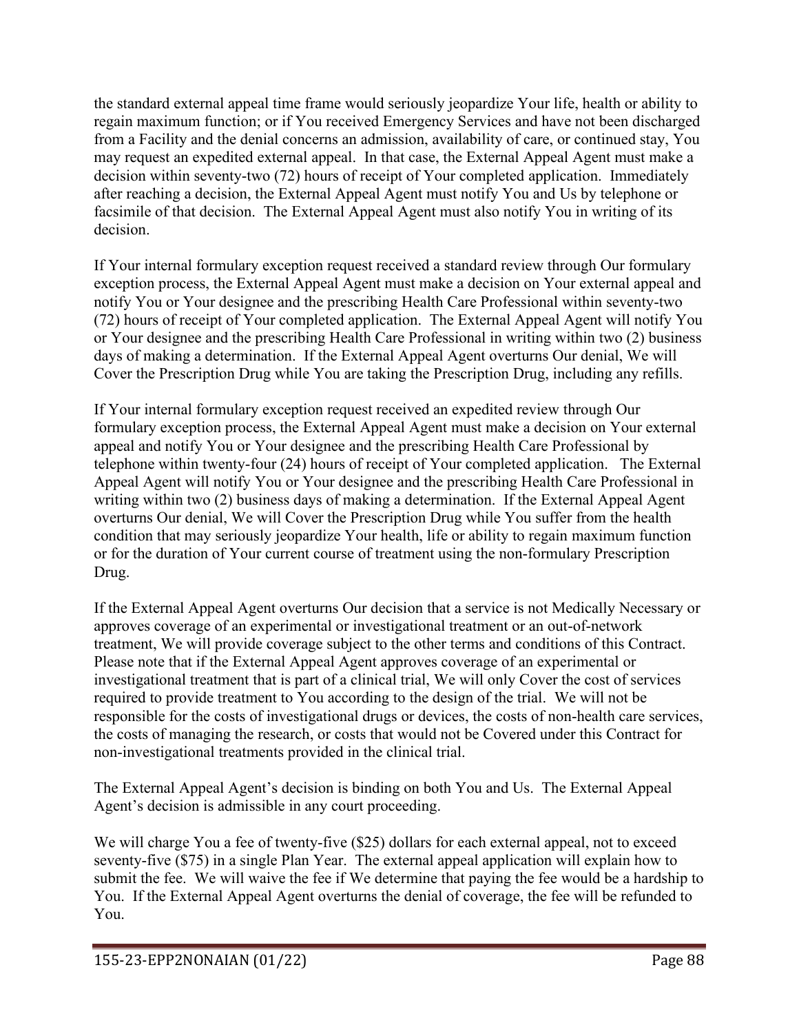the standard external appeal time frame would seriously jeopardize Your life, health or ability to regain maximum function; or if You received Emergency Services and have not been discharged from a Facility and the denial concerns an admission, availability of care, or continued stay, You may request an expedited external appeal. In that case, the External Appeal Agent must make a decision within seventy-two (72) hours of receipt of Your completed application. Immediately after reaching a decision, the External Appeal Agent must notify You and Us by telephone or facsimile of that decision. The External Appeal Agent must also notify You in writing of its decision.

If Your internal formulary exception request received a standard review through Our formulary exception process, the External Appeal Agent must make a decision on Your external appeal and notify You or Your designee and the prescribing Health Care Professional within seventy-two (72) hours of receipt of Your completed application. The External Appeal Agent will notify You or Your designee and the prescribing Health Care Professional in writing within two (2) business days of making a determination. If the External Appeal Agent overturns Our denial, We will Cover the Prescription Drug while You are taking the Prescription Drug, including any refills.

If Your internal formulary exception request received an expedited review through Our formulary exception process, the External Appeal Agent must make a decision on Your external appeal and notify You or Your designee and the prescribing Health Care Professional by telephone within twenty-four (24) hours of receipt of Your completed application. The External Appeal Agent will notify You or Your designee and the prescribing Health Care Professional in writing within two (2) business days of making a determination. If the External Appeal Agent overturns Our denial, We will Cover the Prescription Drug while You suffer from the health condition that may seriously jeopardize Your health, life or ability to regain maximum function or for the duration of Your current course of treatment using the non-formulary Prescription Drug.

If the External Appeal Agent overturns Our decision that a service is not Medically Necessary or approves coverage of an experimental or investigational treatment or an out-of-network treatment, We will provide coverage subject to the other terms and conditions of this Contract. Please note that if the External Appeal Agent approves coverage of an experimental or investigational treatment that is part of a clinical trial, We will only Cover the cost of services required to provide treatment to You according to the design of the trial. We will not be responsible for the costs of investigational drugs or devices, the costs of non-health care services, the costs of managing the research, or costs that would not be Covered under this Contract for non-investigational treatments provided in the clinical trial.

The External Appeal Agent's decision is binding on both You and Us. The External Appeal Agent's decision is admissible in any court proceeding.

We will charge You a fee of twenty-five ($25) dollars for each external appeal, not to exceed seventy-five ($75) in a single Plan Year. The external appeal application will explain how to submit the fee. We will waive the fee if We determine that paying the fee would be a hardship to You. If the External Appeal Agent overturns the denial of coverage, the fee will be refunded to You.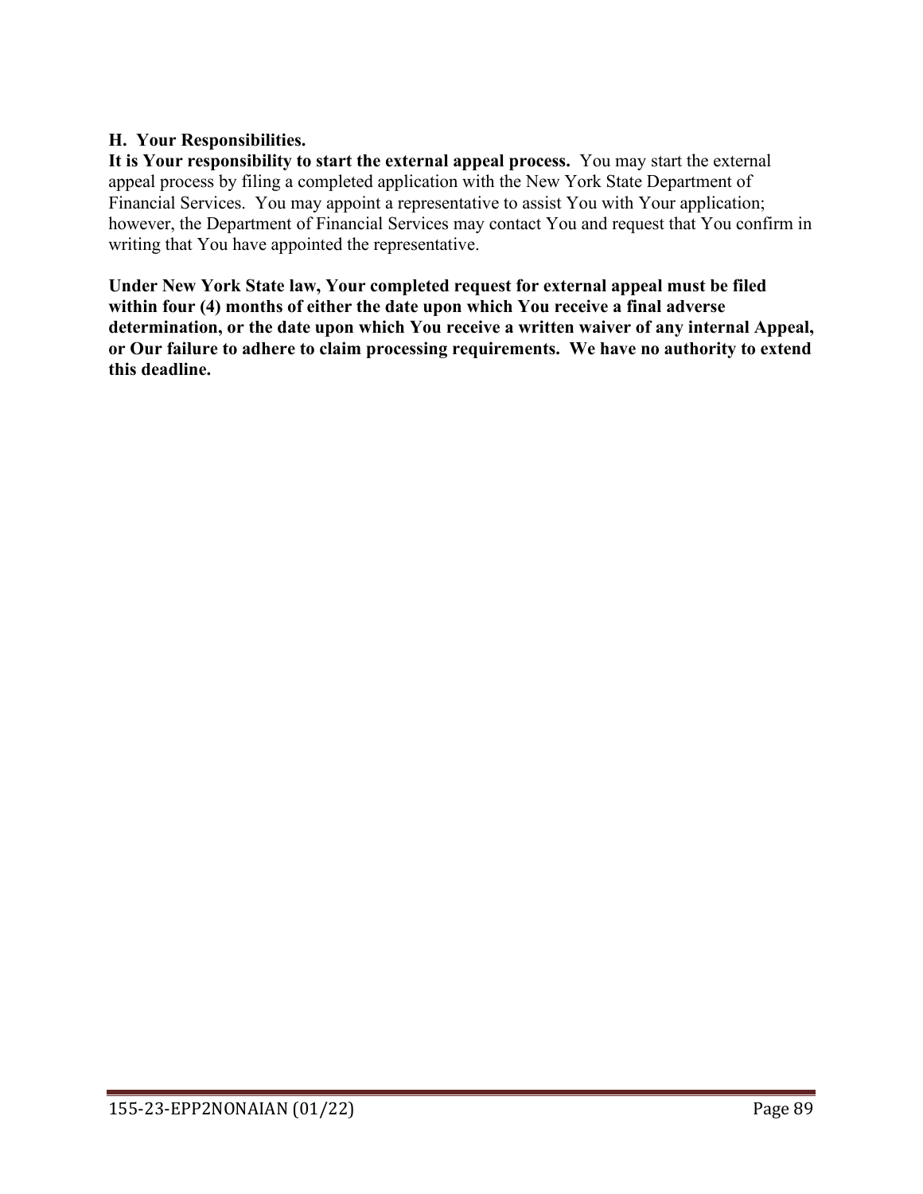### H. Your Responsibilities.

**It is Your responsibility to start the external appeal process.** You may start the external appeal process by filing a completed application with the New York State Department of Financial Services. You may appoint a representative to assist You with Your application; however, the Department of Financial Services may contact You and request that You confirm in writing that You have appointed the representative.

**Under New York State law, Your completed request for external appeal must be filed within four (4) months of either the date upon which You receive a final adverse determination, or the date upon which You receive a written waiver of any internal Appeal, or Our failure to adhere to claim processing requirements. We have no authority to extend this deadline.**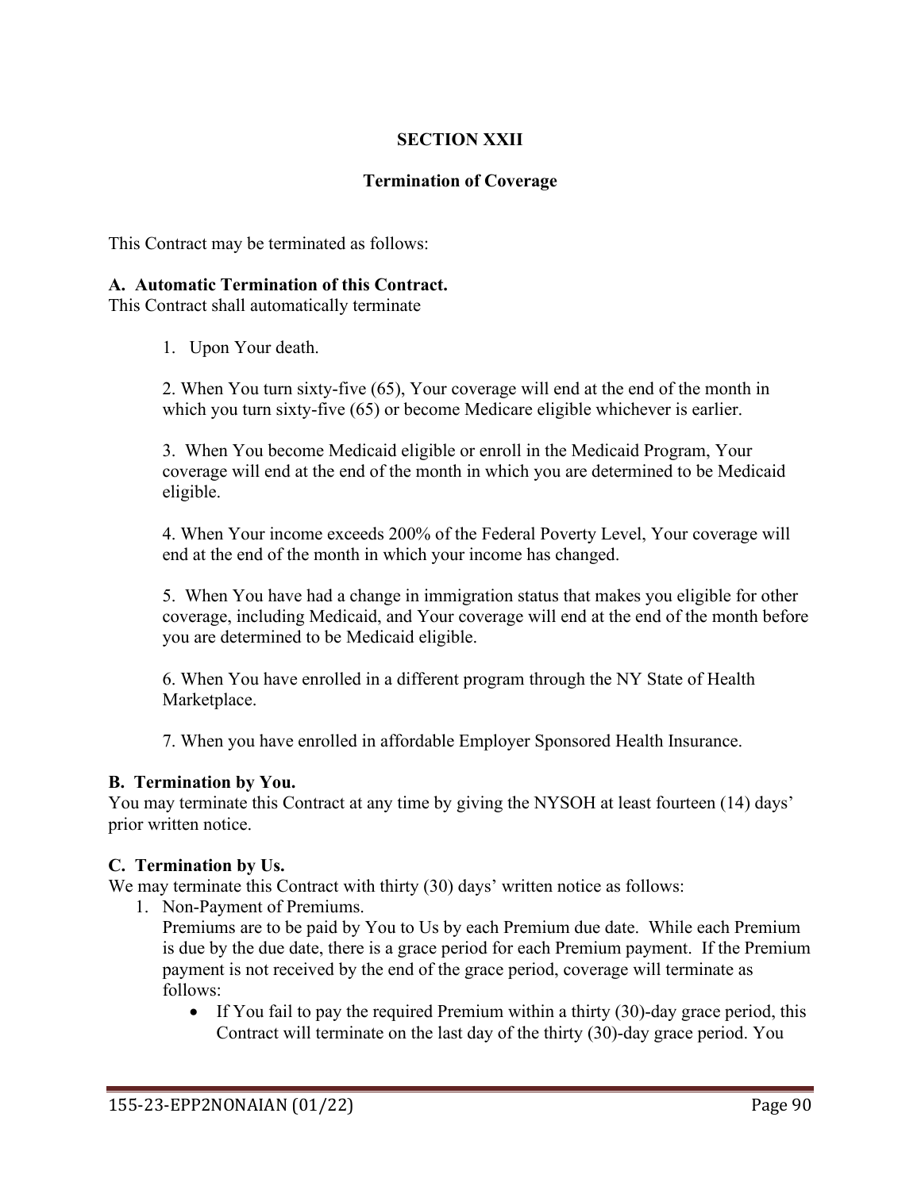## SECTION XXII

### Termination of Coverage

This Contract may be terminated as follows:

**A. Automatic Termination of this Contract.**
This Contract shall automatically terminate

1. Upon Your death.

2. When You turn sixty-five (65), Your coverage will end at the end of the month in which you turn sixty-five (65) or become Medicare eligible whichever is earlier.

3. When You become Medicaid eligible or enroll in the Medicaid Program, Your coverage will end at the end of the month in which you are determined to be Medicaid eligible.

4. When Your income exceeds 200% of the Federal Poverty Level, Your coverage will end at the end of the month in which your income has changed.

5. When You have had a change in immigration status that makes you eligible for other coverage, including Medicaid, and Your coverage will end at the end of the month before you are determined to be Medicaid eligible.

6. When You have enrolled in a different program through the NY State of Health Marketplace.

7. When you have enrolled in affordable Employer Sponsored Health Insurance.

**B. Termination by You.**
You may terminate this Contract at any time by giving the NYSOH at least fourteen (14) days' prior written notice.

**C. Termination by Us.**
We may terminate this Contract with thirty (30) days' written notice as follows:

1. Non-Payment of Premiums.
   Premiums are to be paid by You to Us by each Premium due date. While each Premium is due by the due date, there is a grace period for each Premium payment. If the Premium payment is not received by the end of the grace period, coverage will terminate as follows:
   - If You fail to pay the required Premium within a thirty (30)-day grace period, this Contract will terminate on the last day of the thirty (30)-day grace period. You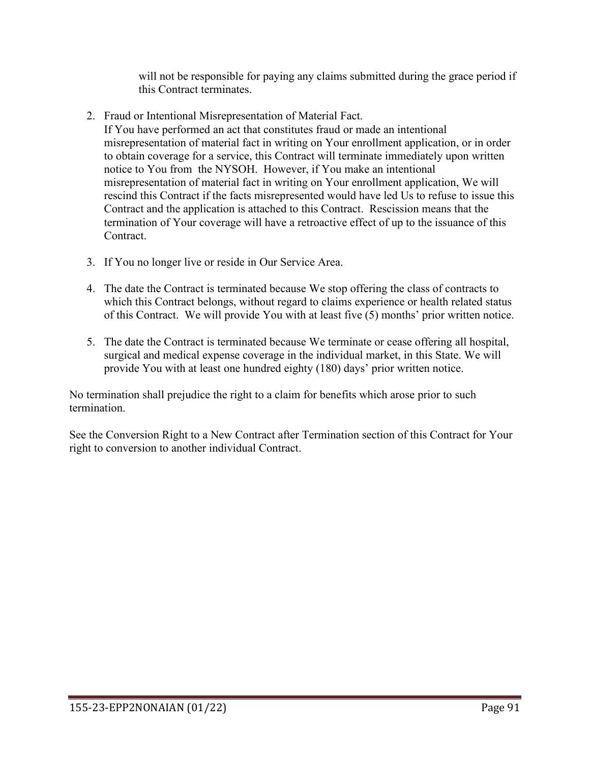will not be responsible for paying any claims submitted during the grace period if this Contract terminates.

2. Fraud or Intentional Misrepresentation of Material Fact.
   If You have performed an act that constitutes fraud or made an intentional misrepresentation of material fact in writing on Your enrollment application, or in order to obtain coverage for a service, this Contract will terminate immediately upon written notice to You from the NYSOH. However, if You make an intentional misrepresentation of material fact in writing on Your enrollment application, We will rescind this Contract if the facts misrepresented would have led Us to refuse to issue this Contract and the application is attached to this Contract. Rescission means that the termination of Your coverage will have a retroactive effect of up to the issuance of this Contract.

3. If You no longer live or reside in Our Service Area.

4. The date the Contract is terminated because We stop offering the class of contracts to which this Contract belongs, without regard to claims experience or health related status of this Contract. We will provide You with at least five (5) months' prior written notice.

5. The date the Contract is terminated because We terminate or cease offering all hospital, surgical and medical expense coverage in the individual market, in this State. We will provide You with at least one hundred eighty (180) days' prior written notice.

No termination shall prejudice the right to a claim for benefits which arose prior to such termination.

See the Conversion Right to a New Contract after Termination section of this Contract for Your right to conversion to another individual Contract.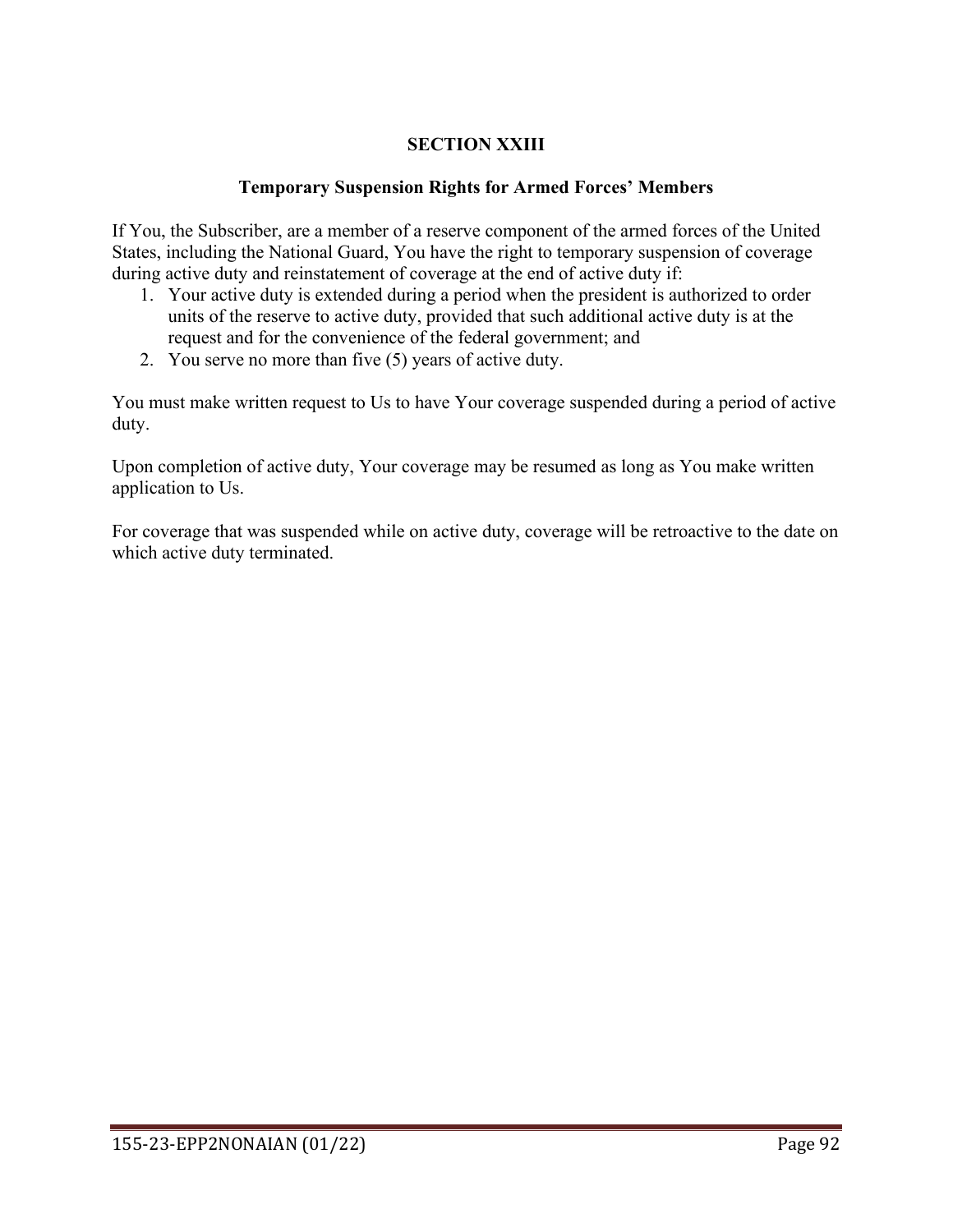## SECTION XXIII

### Temporary Suspension Rights for Armed Forces' Members

If You, the Subscriber, are a member of a reserve component of the armed forces of the United States, including the National Guard, You have the right to temporary suspension of coverage during active duty and reinstatement of coverage at the end of active duty if:

1. Your active duty is extended during a period when the president is authorized to order units of the reserve to active duty, provided that such additional active duty is at the request and for the convenience of the federal government; and
2. You serve no more than five (5) years of active duty.

You must make written request to Us to have Your coverage suspended during a period of active duty.

Upon completion of active duty, Your coverage may be resumed as long as You make written application to Us.

For coverage that was suspended while on active duty, coverage will be retroactive to the date on which active duty terminated.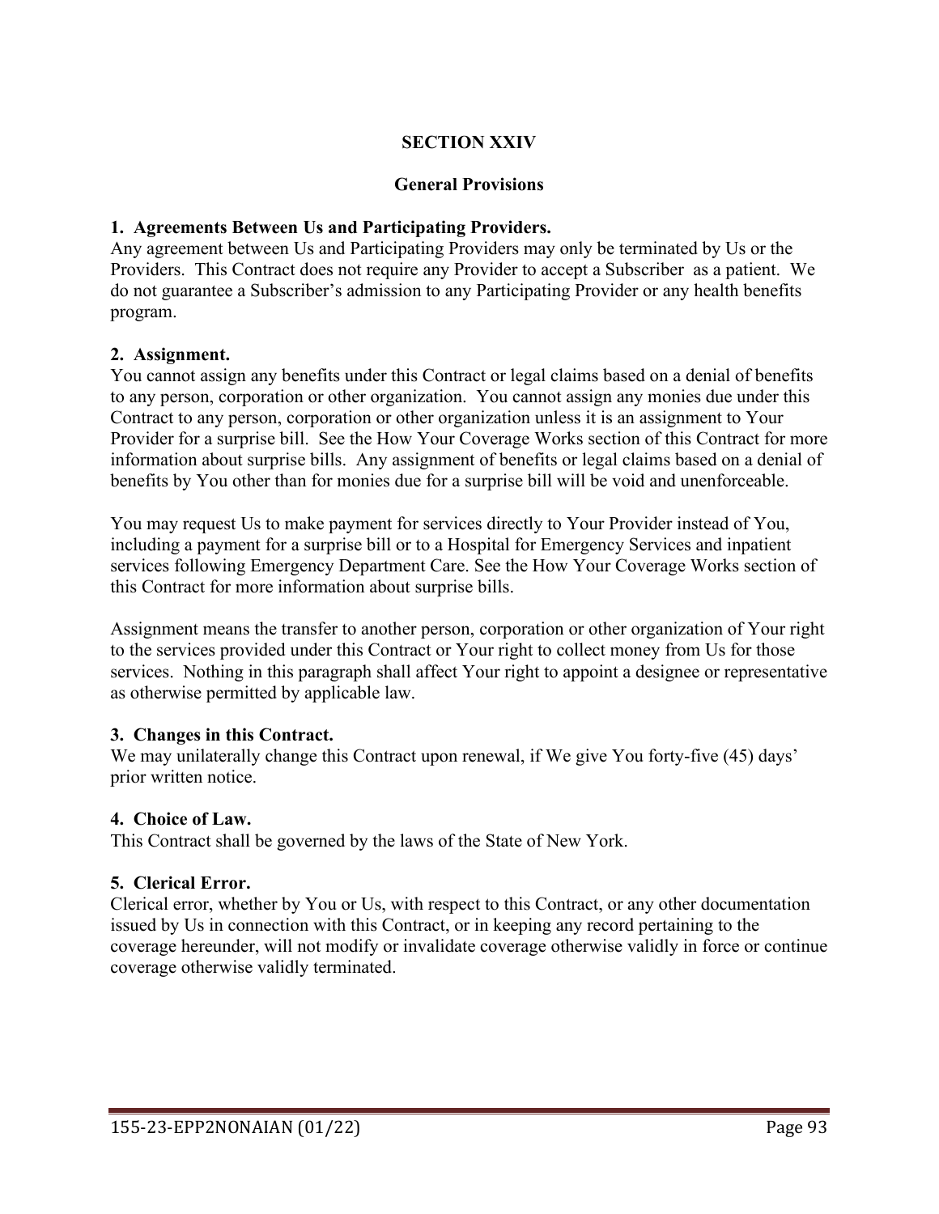# SECTION XXIV

## General Provisions

**1. Agreements Between Us and Participating Providers.**
Any agreement between Us and Participating Providers may only be terminated by Us or the Providers. This Contract does not require any Provider to accept a Subscriber as a patient. We do not guarantee a Subscriber's admission to any Participating Provider or any health benefits program.

**2. Assignment.**
You cannot assign any benefits under this Contract or legal claims based on a denial of benefits to any person, corporation or other organization. You cannot assign any monies due under this Contract to any person, corporation or other organization unless it is an assignment to Your Provider for a surprise bill. See the How Your Coverage Works section of this Contract for more information about surprise bills. Any assignment of benefits or legal claims based on a denial of benefits by You other than for monies due for a surprise bill will be void and unenforceable.

You may request Us to make payment for services directly to Your Provider instead of You, including a payment for a surprise bill or to a Hospital for Emergency Services and inpatient services following Emergency Department Care. See the How Your Coverage Works section of this Contract for more information about surprise bills.

Assignment means the transfer to another person, corporation or other organization of Your right to the services provided under this Contract or Your right to collect money from Us for those services. Nothing in this paragraph shall affect Your right to appoint a designee or representative as otherwise permitted by applicable law.

**3. Changes in this Contract.**
We may unilaterally change this Contract upon renewal, if We give You forty-five (45) days' prior written notice.

**4. Choice of Law.**
This Contract shall be governed by the laws of the State of New York.

**5. Clerical Error.**
Clerical error, whether by You or Us, with respect to this Contract, or any other documentation issued by Us in connection with this Contract, or in keeping any record pertaining to the coverage hereunder, will not modify or invalidate coverage otherwise validly in force or continue coverage otherwise validly terminated.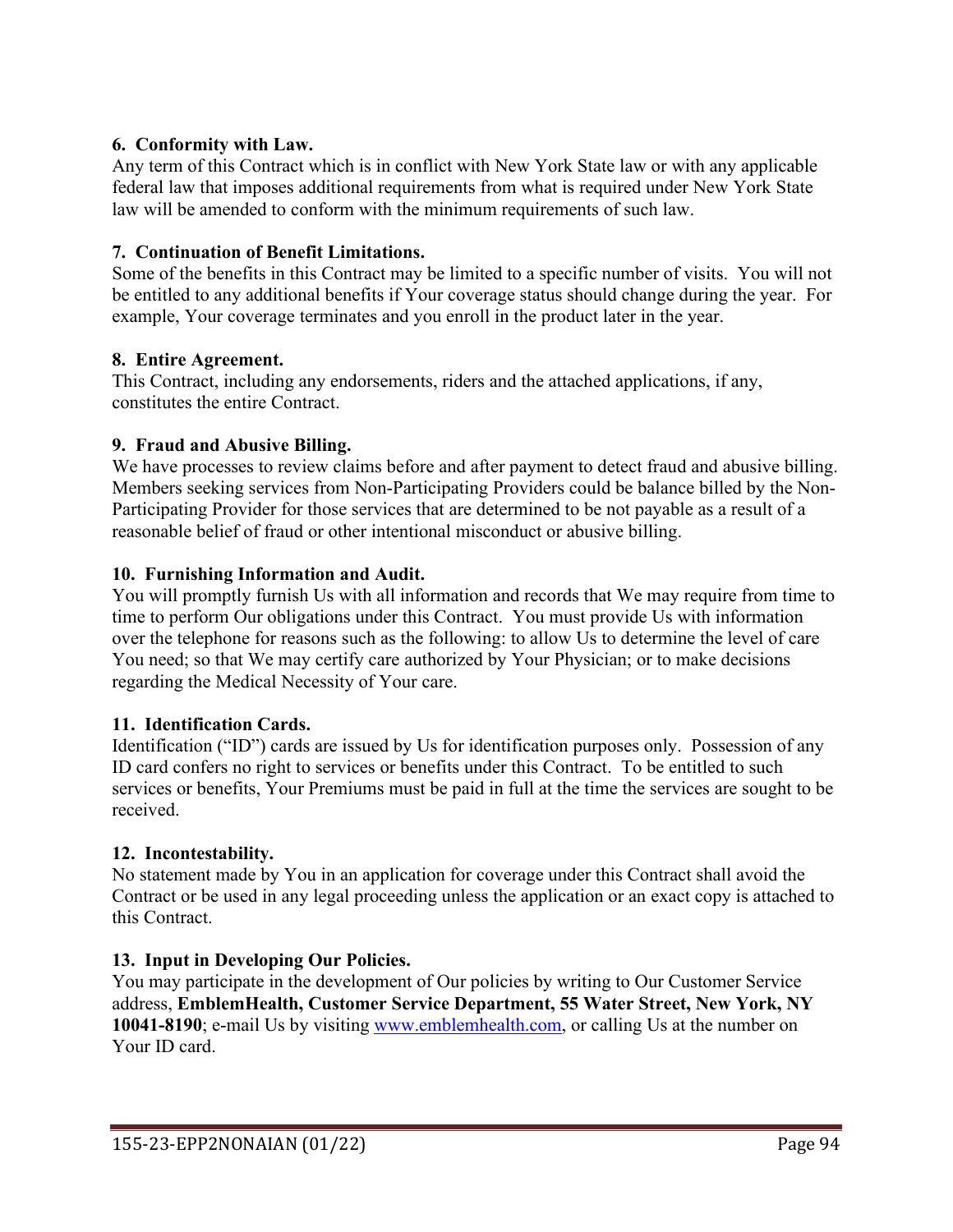**6. Conformity with Law.**
Any term of this Contract which is in conflict with New York State law or with any applicable federal law that imposes additional requirements from what is required under New York State law will be amended to conform with the minimum requirements of such law.

**7. Continuation of Benefit Limitations.**
Some of the benefits in this Contract may be limited to a specific number of visits. You will not be entitled to any additional benefits if Your coverage status should change during the year. For example, Your coverage terminates and you enroll in the product later in the year.

**8. Entire Agreement.**
This Contract, including any endorsements, riders and the attached applications, if any, constitutes the entire Contract.

**9. Fraud and Abusive Billing.**
We have processes to review claims before and after payment to detect fraud and abusive billing. Members seeking services from Non-Participating Providers could be balance billed by the Non-Participating Provider for those services that are determined to be not payable as a result of a reasonable belief of fraud or other intentional misconduct or abusive billing.

**10. Furnishing Information and Audit.**
You will promptly furnish Us with all information and records that We may require from time to time to perform Our obligations under this Contract. You must provide Us with information over the telephone for reasons such as the following: to allow Us to determine the level of care You need; so that We may certify care authorized by Your Physician; or to make decisions regarding the Medical Necessity of Your care.

**11. Identification Cards.**
Identification ("ID") cards are issued by Us for identification purposes only. Possession of any ID card confers no right to services or benefits under this Contract. To be entitled to such services or benefits, Your Premiums must be paid in full at the time the services are sought to be received.

**12. Incontestability.**
No statement made by You in an application for coverage under this Contract shall avoid the Contract or be used in any legal proceeding unless the application or an exact copy is attached to this Contract.

**13. Input in Developing Our Policies.**
You may participate in the development of Our policies by writing to Our Customer Service address, **EmblemHealth, Customer Service Department, 55 Water Street, New York, NY 10041-8190**; e-mail Us by visiting www.emblemhealth.com, or calling Us at the number on Your ID card.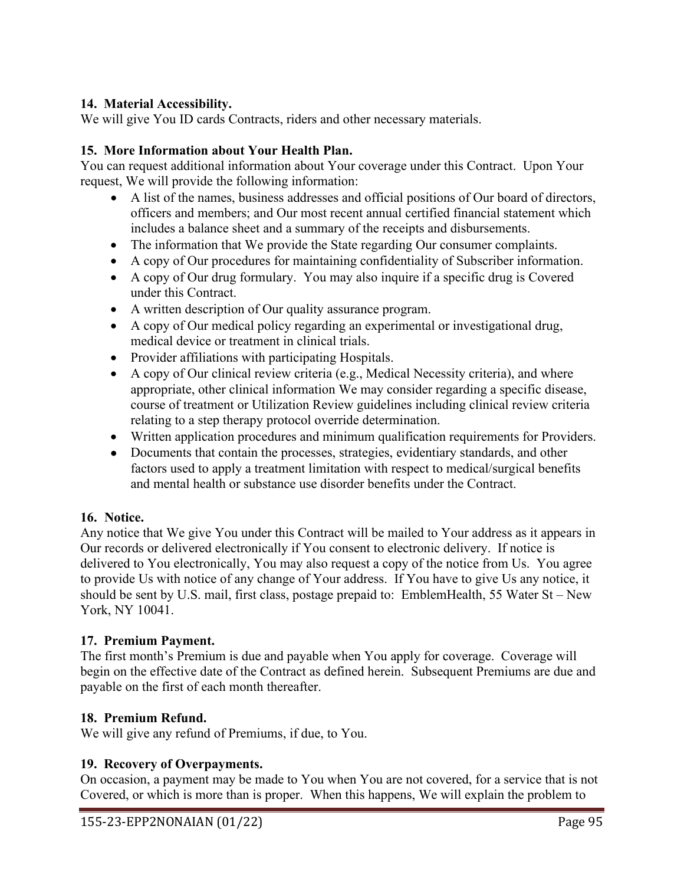**14. Material Accessibility.**
We will give You ID cards Contracts, riders and other necessary materials.

**15. More Information about Your Health Plan.**
You can request additional information about Your coverage under this Contract. Upon Your request, We will provide the following information:

- A list of the names, business addresses and official positions of Our board of directors, officers and members; and Our most recent annual certified financial statement which includes a balance sheet and a summary of the receipts and disbursements.
- The information that We provide the State regarding Our consumer complaints.
- A copy of Our procedures for maintaining confidentiality of Subscriber information.
- A copy of Our drug formulary. You may also inquire if a specific drug is Covered under this Contract.
- A written description of Our quality assurance program.
- A copy of Our medical policy regarding an experimental or investigational drug, medical device or treatment in clinical trials.
- Provider affiliations with participating Hospitals.
- A copy of Our clinical review criteria (e.g., Medical Necessity criteria), and where appropriate, other clinical information We may consider regarding a specific disease, course of treatment or Utilization Review guidelines including clinical review criteria relating to a step therapy protocol override determination.
- Written application procedures and minimum qualification requirements for Providers.
- Documents that contain the processes, strategies, evidentiary standards, and other factors used to apply a treatment limitation with respect to medical/surgical benefits and mental health or substance use disorder benefits under the Contract.

**16. Notice.**
Any notice that We give You under this Contract will be mailed to Your address as it appears in Our records or delivered electronically if You consent to electronic delivery. If notice is delivered to You electronically, You may also request a copy of the notice from Us. You agree to provide Us with notice of any change of Your address. If You have to give Us any notice, it should be sent by U.S. mail, first class, postage prepaid to: EmblemHealth, 55 Water St – New York, NY 10041.

**17. Premium Payment.**
The first month's Premium is due and payable when You apply for coverage. Coverage will begin on the effective date of the Contract as defined herein. Subsequent Premiums are due and payable on the first of each month thereafter.

**18. Premium Refund.**
We will give any refund of Premiums, if due, to You.

**19. Recovery of Overpayments.**
On occasion, a payment may be made to You when You are not covered, for a service that is not Covered, or which is more than is proper. When this happens, We will explain the problem to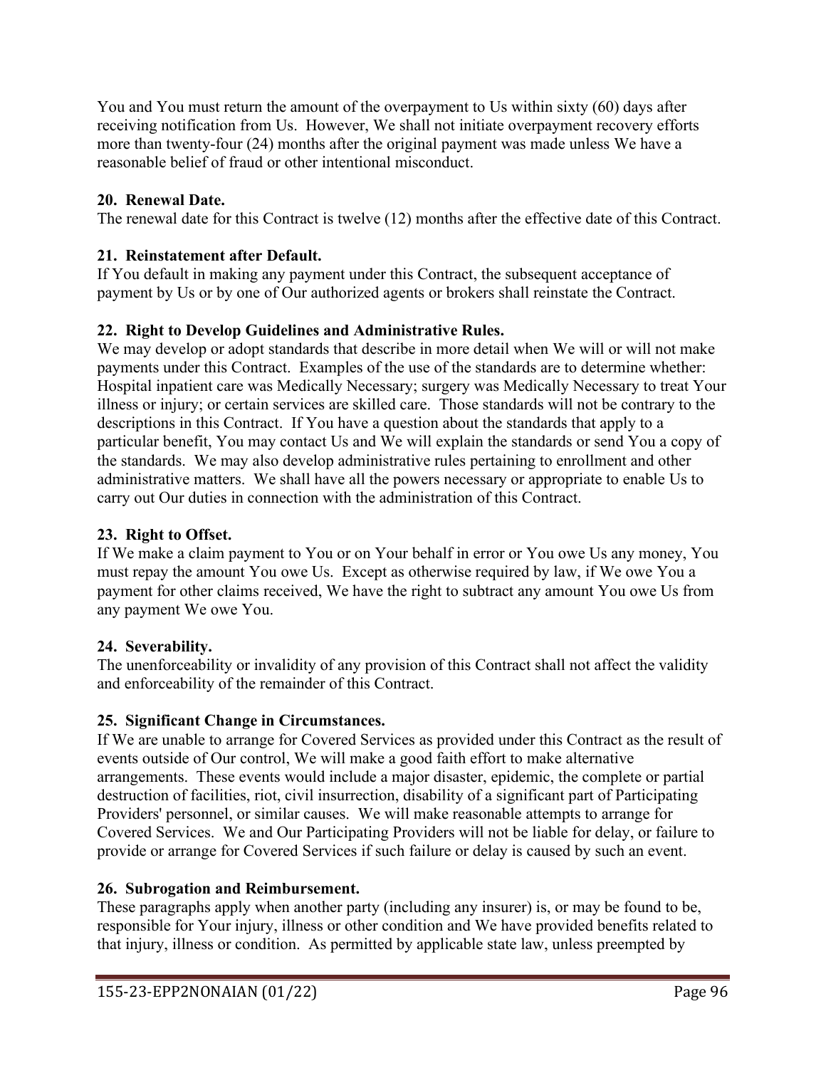You and You must return the amount of the overpayment to Us within sixty (60) days after receiving notification from Us. However, We shall not initiate overpayment recovery efforts more than twenty-four (24) months after the original payment was made unless We have a reasonable belief of fraud or other intentional misconduct.

**20. Renewal Date.**
The renewal date for this Contract is twelve (12) months after the effective date of this Contract.

**21. Reinstatement after Default.**
If You default in making any payment under this Contract, the subsequent acceptance of payment by Us or by one of Our authorized agents or brokers shall reinstate the Contract.

**22. Right to Develop Guidelines and Administrative Rules.**
We may develop or adopt standards that describe in more detail when We will or will not make payments under this Contract. Examples of the use of the standards are to determine whether: Hospital inpatient care was Medically Necessary; surgery was Medically Necessary to treat Your illness or injury; or certain services are skilled care. Those standards will not be contrary to the descriptions in this Contract. If You have a question about the standards that apply to a particular benefit, You may contact Us and We will explain the standards or send You a copy of the standards. We may also develop administrative rules pertaining to enrollment and other administrative matters. We shall have all the powers necessary or appropriate to enable Us to carry out Our duties in connection with the administration of this Contract.

**23. Right to Offset.**
If We make a claim payment to You or on Your behalf in error or You owe Us any money, You must repay the amount You owe Us. Except as otherwise required by law, if We owe You a payment for other claims received, We have the right to subtract any amount You owe Us from any payment We owe You.

**24. Severability.**
The unenforceability or invalidity of any provision of this Contract shall not affect the validity and enforceability of the remainder of this Contract.

**25. Significant Change in Circumstances.**
If We are unable to arrange for Covered Services as provided under this Contract as the result of events outside of Our control, We will make a good faith effort to make alternative arrangements. These events would include a major disaster, epidemic, the complete or partial destruction of facilities, riot, civil insurrection, disability of a significant part of Participating Providers' personnel, or similar causes. We will make reasonable attempts to arrange for Covered Services. We and Our Participating Providers will not be liable for delay, or failure to provide or arrange for Covered Services if such failure or delay is caused by such an event.

**26. Subrogation and Reimbursement.**
These paragraphs apply when another party (including any insurer) is, or may be found to be, responsible for Your injury, illness or other condition and We have provided benefits related to that injury, illness or condition. As permitted by applicable state law, unless preempted by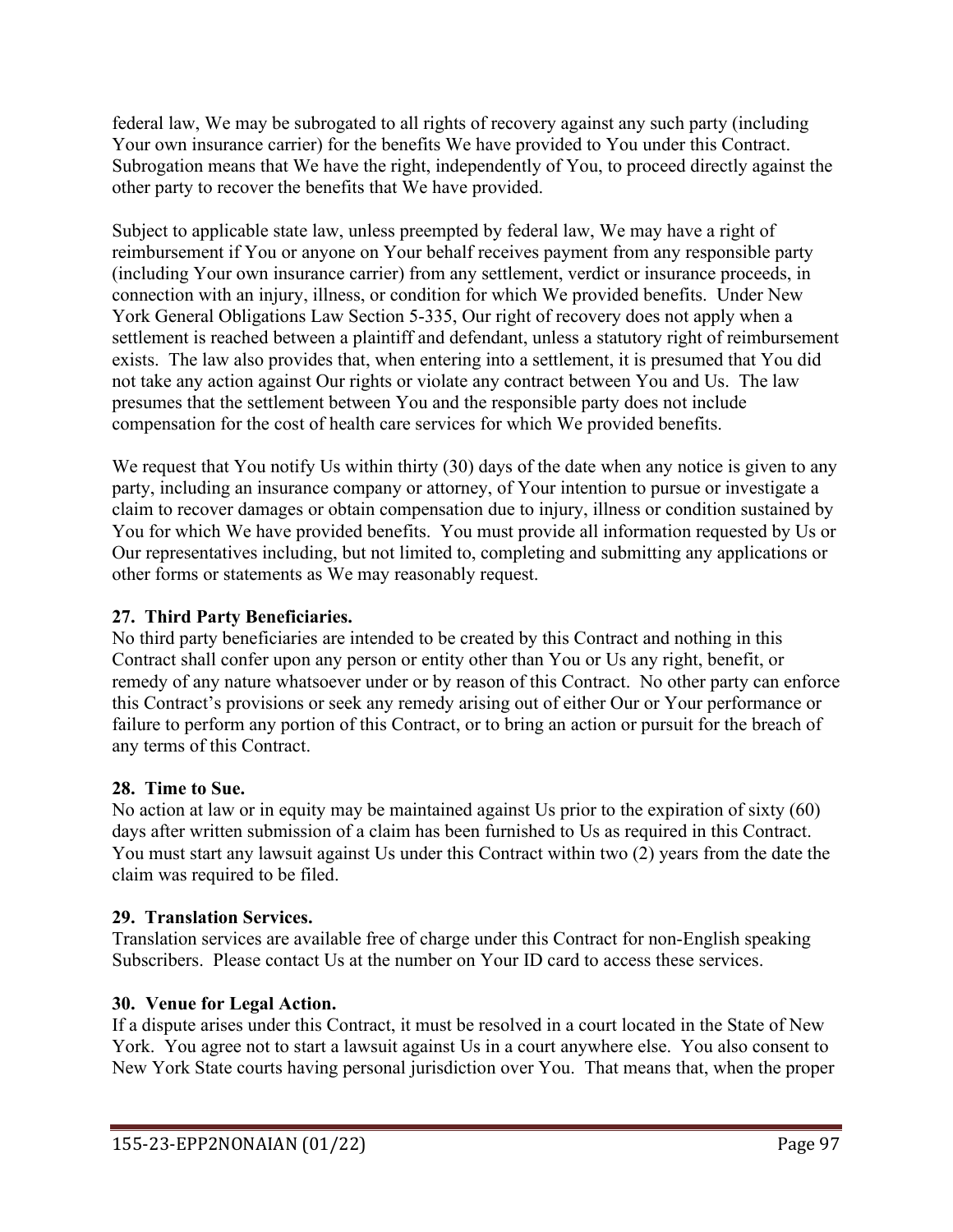federal law, We may be subrogated to all rights of recovery against any such party (including Your own insurance carrier) for the benefits We have provided to You under this Contract. Subrogation means that We have the right, independently of You, to proceed directly against the other party to recover the benefits that We have provided.

Subject to applicable state law, unless preempted by federal law, We may have a right of reimbursement if You or anyone on Your behalf receives payment from any responsible party (including Your own insurance carrier) from any settlement, verdict or insurance proceeds, in connection with an injury, illness, or condition for which We provided benefits. Under New York General Obligations Law Section 5-335, Our right of recovery does not apply when a settlement is reached between a plaintiff and defendant, unless a statutory right of reimbursement exists. The law also provides that, when entering into a settlement, it is presumed that You did not take any action against Our rights or violate any contract between You and Us. The law presumes that the settlement between You and the responsible party does not include compensation for the cost of health care services for which We provided benefits.

We request that You notify Us within thirty (30) days of the date when any notice is given to any party, including an insurance company or attorney, of Your intention to pursue or investigate a claim to recover damages or obtain compensation due to injury, illness or condition sustained by You for which We have provided benefits. You must provide all information requested by Us or Our representatives including, but not limited to, completing and submitting any applications or other forms or statements as We may reasonably request.

**27. Third Party Beneficiaries.**
No third party beneficiaries are intended to be created by this Contract and nothing in this Contract shall confer upon any person or entity other than You or Us any right, benefit, or remedy of any nature whatsoever under or by reason of this Contract. No other party can enforce this Contract's provisions or seek any remedy arising out of either Our or Your performance or failure to perform any portion of this Contract, or to bring an action or pursuit for the breach of any terms of this Contract.

**28. Time to Sue.**
No action at law or in equity may be maintained against Us prior to the expiration of sixty (60) days after written submission of a claim has been furnished to Us as required in this Contract. You must start any lawsuit against Us under this Contract within two (2) years from the date the claim was required to be filed.

**29. Translation Services.**
Translation services are available free of charge under this Contract for non-English speaking Subscribers. Please contact Us at the number on Your ID card to access these services.

**30. Venue for Legal Action.**
If a dispute arises under this Contract, it must be resolved in a court located in the State of New York. You agree not to start a lawsuit against Us in a court anywhere else. You also consent to New York State courts having personal jurisdiction over You. That means that, when the proper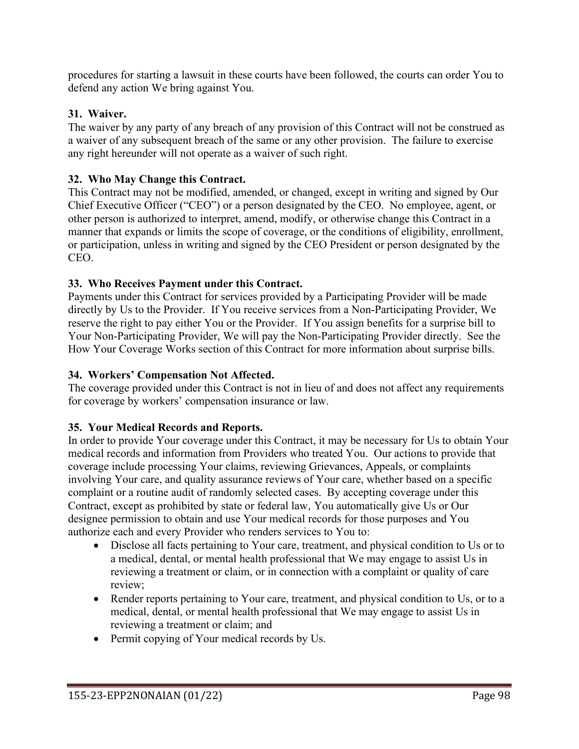procedures for starting a lawsuit in these courts have been followed, the courts can order You to defend any action We bring against You.

**31. Waiver.**

The waiver by any party of any breach of any provision of this Contract will not be construed as a waiver of any subsequent breach of the same or any other provision. The failure to exercise any right hereunder will not operate as a waiver of such right.

**32. Who May Change this Contract.**

This Contract may not be modified, amended, or changed, except in writing and signed by Our Chief Executive Officer ("CEO") or a person designated by the CEO. No employee, agent, or other person is authorized to interpret, amend, modify, or otherwise change this Contract in a manner that expands or limits the scope of coverage, or the conditions of eligibility, enrollment, or participation, unless in writing and signed by the CEO President or person designated by the CEO.

**33. Who Receives Payment under this Contract.**

Payments under this Contract for services provided by a Participating Provider will be made directly by Us to the Provider. If You receive services from a Non-Participating Provider, We reserve the right to pay either You or the Provider. If You assign benefits for a surprise bill to Your Non-Participating Provider, We will pay the Non-Participating Provider directly. See the How Your Coverage Works section of this Contract for more information about surprise bills.

**34. Workers' Compensation Not Affected.**

The coverage provided under this Contract is not in lieu of and does not affect any requirements for coverage by workers' compensation insurance or law.

**35. Your Medical Records and Reports.**

In order to provide Your coverage under this Contract, it may be necessary for Us to obtain Your medical records and information from Providers who treated You. Our actions to provide that coverage include processing Your claims, reviewing Grievances, Appeals, or complaints involving Your care, and quality assurance reviews of Your care, whether based on a specific complaint or a routine audit of randomly selected cases. By accepting coverage under this Contract, except as prohibited by state or federal law, You automatically give Us or Our designee permission to obtain and use Your medical records for those purposes and You authorize each and every Provider who renders services to You to:

- Disclose all facts pertaining to Your care, treatment, and physical condition to Us or to a medical, dental, or mental health professional that We may engage to assist Us in reviewing a treatment or claim, or in connection with a complaint or quality of care review;
- Render reports pertaining to Your care, treatment, and physical condition to Us, or to a medical, dental, or mental health professional that We may engage to assist Us in reviewing a treatment or claim; and
- Permit copying of Your medical records by Us.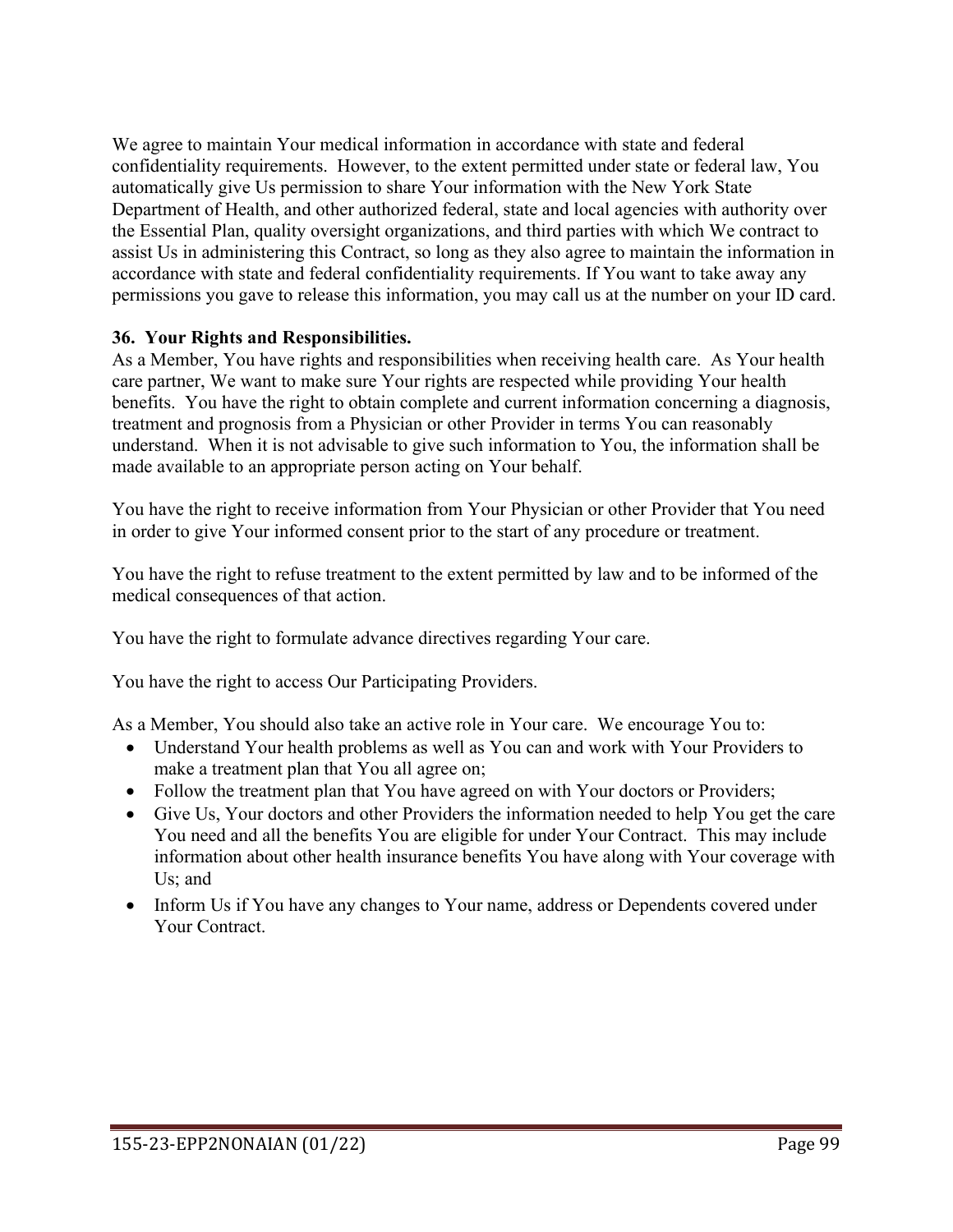We agree to maintain Your medical information in accordance with state and federal confidentiality requirements. However, to the extent permitted under state or federal law, You automatically give Us permission to share Your information with the New York State Department of Health, and other authorized federal, state and local agencies with authority over the Essential Plan, quality oversight organizations, and third parties with which We contract to assist Us in administering this Contract, so long as they also agree to maintain the information in accordance with state and federal confidentiality requirements. If You want to take away any permissions you gave to release this information, you may call us at the number on your ID card.

**36. Your Rights and Responsibilities.**

As a Member, You have rights and responsibilities when receiving health care. As Your health care partner, We want to make sure Your rights are respected while providing Your health benefits. You have the right to obtain complete and current information concerning a diagnosis, treatment and prognosis from a Physician or other Provider in terms You can reasonably understand. When it is not advisable to give such information to You, the information shall be made available to an appropriate person acting on Your behalf.

You have the right to receive information from Your Physician or other Provider that You need in order to give Your informed consent prior to the start of any procedure or treatment.

You have the right to refuse treatment to the extent permitted by law and to be informed of the medical consequences of that action.

You have the right to formulate advance directives regarding Your care.

You have the right to access Our Participating Providers.

As a Member, You should also take an active role in Your care. We encourage You to:

- Understand Your health problems as well as You can and work with Your Providers to make a treatment plan that You all agree on;
- Follow the treatment plan that You have agreed on with Your doctors or Providers;
- Give Us, Your doctors and other Providers the information needed to help You get the care You need and all the benefits You are eligible for under Your Contract. This may include information about other health insurance benefits You have along with Your coverage with Us; and
- Inform Us if You have any changes to Your name, address or Dependents covered under Your Contract.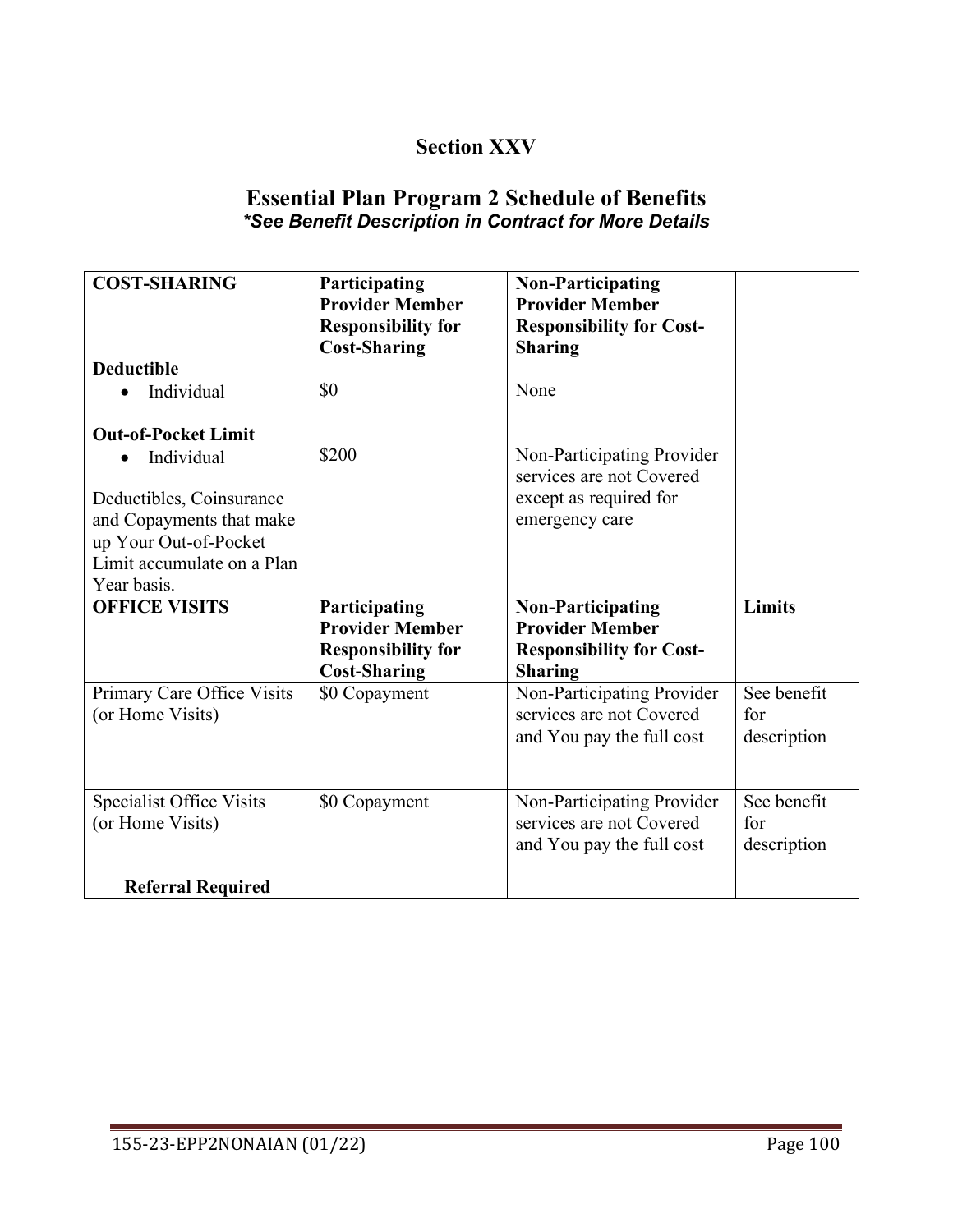# Section XXV

## Essential Plan Program 2 Schedule of Benefits

***See Benefit Description in Contract for More Details***

| **COST-SHARING** | **Participating Provider Member Responsibility for Cost-Sharing** | **Non-Participating Provider Member Responsibility for Cost-Sharing** | |
|---|---|---|---|
| **Deductible**<br>• Individual | $0 | None | |
| **Out-of-Pocket Limit**<br>• Individual<br><br>Deductibles, Coinsurance and Copayments that make up Your Out-of-Pocket Limit accumulate on a Plan Year basis. | $200 | Non-Participating Provider services are not Covered except as required for emergency care | |
| **OFFICE VISITS** | **Participating Provider Member Responsibility for Cost-Sharing** | **Non-Participating Provider Member Responsibility for Cost-Sharing** | **Limits** |
| Primary Care Office Visits (or Home Visits) | $0 Copayment | Non-Participating Provider services are not Covered and You pay the full cost | See benefit for description |
| Specialist Office Visits (or Home Visits)<br><br>**Referral Required** | $0 Copayment | Non-Participating Provider services are not Covered and You pay the full cost | See benefit for description |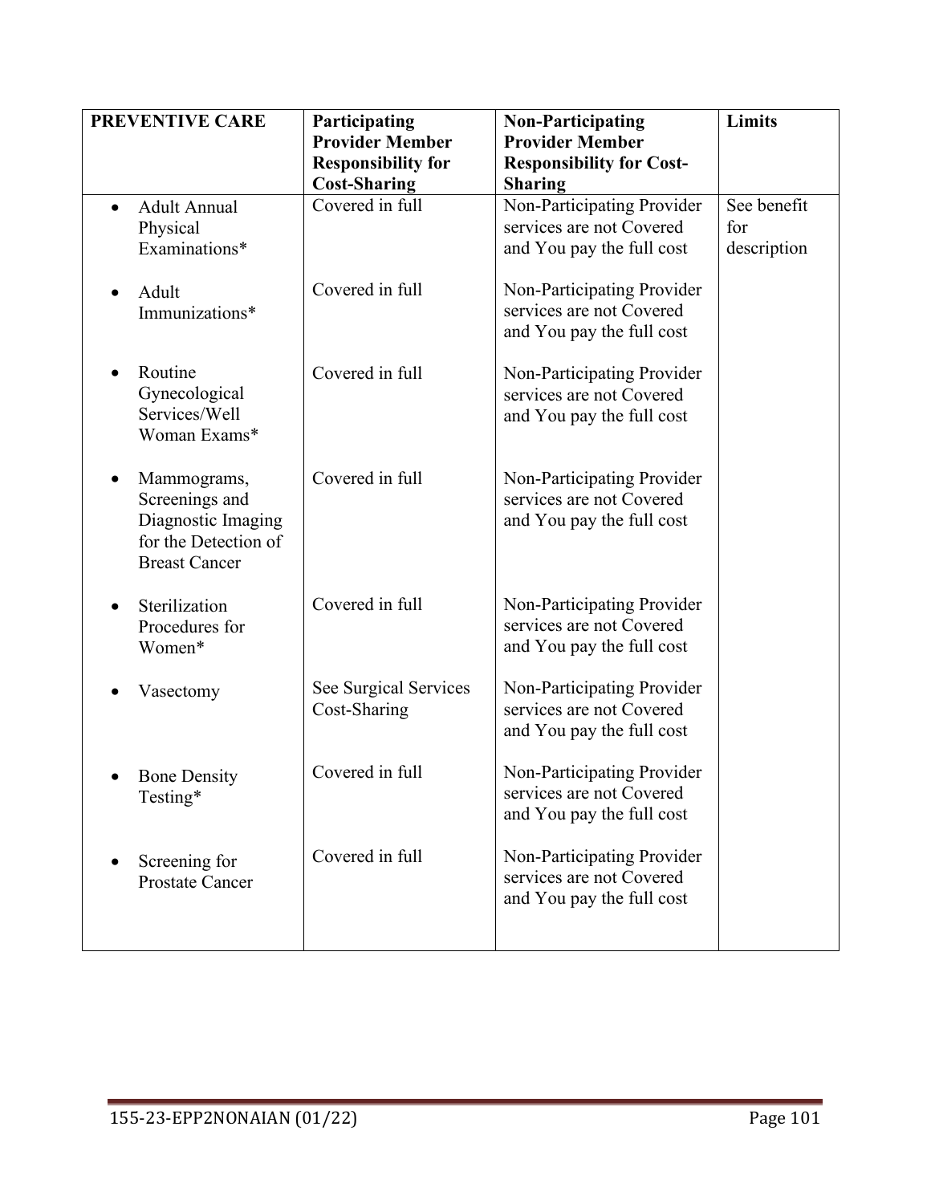| PREVENTIVE CARE | Participating Provider Member Responsibility for Cost-Sharing | Non-Participating Provider Member Responsibility for Cost-Sharing | Limits |
|---|---|---|---|
| • Adult Annual Physical Examinations* | Covered in full | Non-Participating Provider services are not Covered and You pay the full cost | See benefit for description |
| • Adult Immunizations* | Covered in full | Non-Participating Provider services are not Covered and You pay the full cost | |
| • Routine Gynecological Services/Well Woman Exams* | Covered in full | Non-Participating Provider services are not Covered and You pay the full cost | |
| • Mammograms, Screenings and Diagnostic Imaging for the Detection of Breast Cancer | Covered in full | Non-Participating Provider services are not Covered and You pay the full cost | |
| • Sterilization Procedures for Women* | Covered in full | Non-Participating Provider services are not Covered and You pay the full cost | |
| • Vasectomy | See Surgical Services Cost-Sharing | Non-Participating Provider services are not Covered and You pay the full cost | |
| • Bone Density Testing* | Covered in full | Non-Participating Provider services are not Covered and You pay the full cost | |
| • Screening for Prostate Cancer | Covered in full | Non-Participating Provider services are not Covered and You pay the full cost | |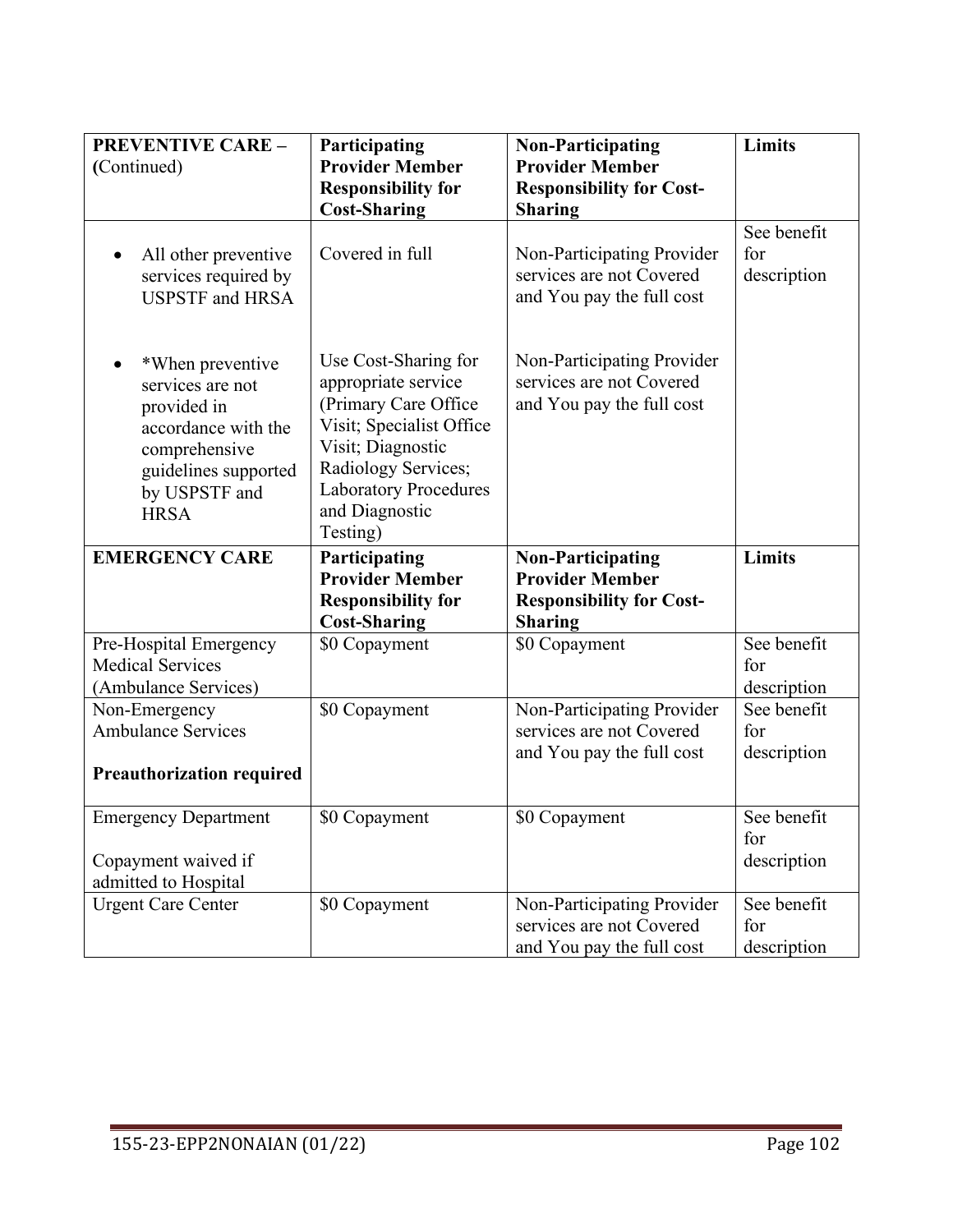| **PREVENTIVE CARE – (**Continued) | **Participating Provider Member Responsibility for Cost-Sharing** | **Non-Participating Provider Member Responsibility for Cost-Sharing** | **Limits** |
|---|---|---|---|
| • All other preventive services required by USPSTF and HRSA | Covered in full | Non-Participating Provider services are not Covered and You pay the full cost | See benefit for description |
| • *When preventive services are not provided in accordance with the comprehensive guidelines supported by USPSTF and HRSA | Use Cost-Sharing for appropriate service (Primary Care Office Visit; Specialist Office Visit; Diagnostic Radiology Services; Laboratory Procedures and Diagnostic Testing) | Non-Participating Provider services are not Covered and You pay the full cost | |
| **EMERGENCY CARE** | **Participating Provider Member Responsibility for Cost-Sharing** | **Non-Participating Provider Member Responsibility for Cost-Sharing** | **Limits** |
| Pre-Hospital Emergency Medical Services (Ambulance Services) | $0 Copayment | $0 Copayment | See benefit for description |
| Non-Emergency Ambulance Services<br><br>**Preauthorization required** | $0 Copayment | Non-Participating Provider services are not Covered and You pay the full cost | See benefit for description |
| Emergency Department<br><br>Copayment waived if admitted to Hospital | $0 Copayment | $0 Copayment | See benefit for description |
| Urgent Care Center | $0 Copayment | Non-Participating Provider services are not Covered and You pay the full cost | See benefit for description |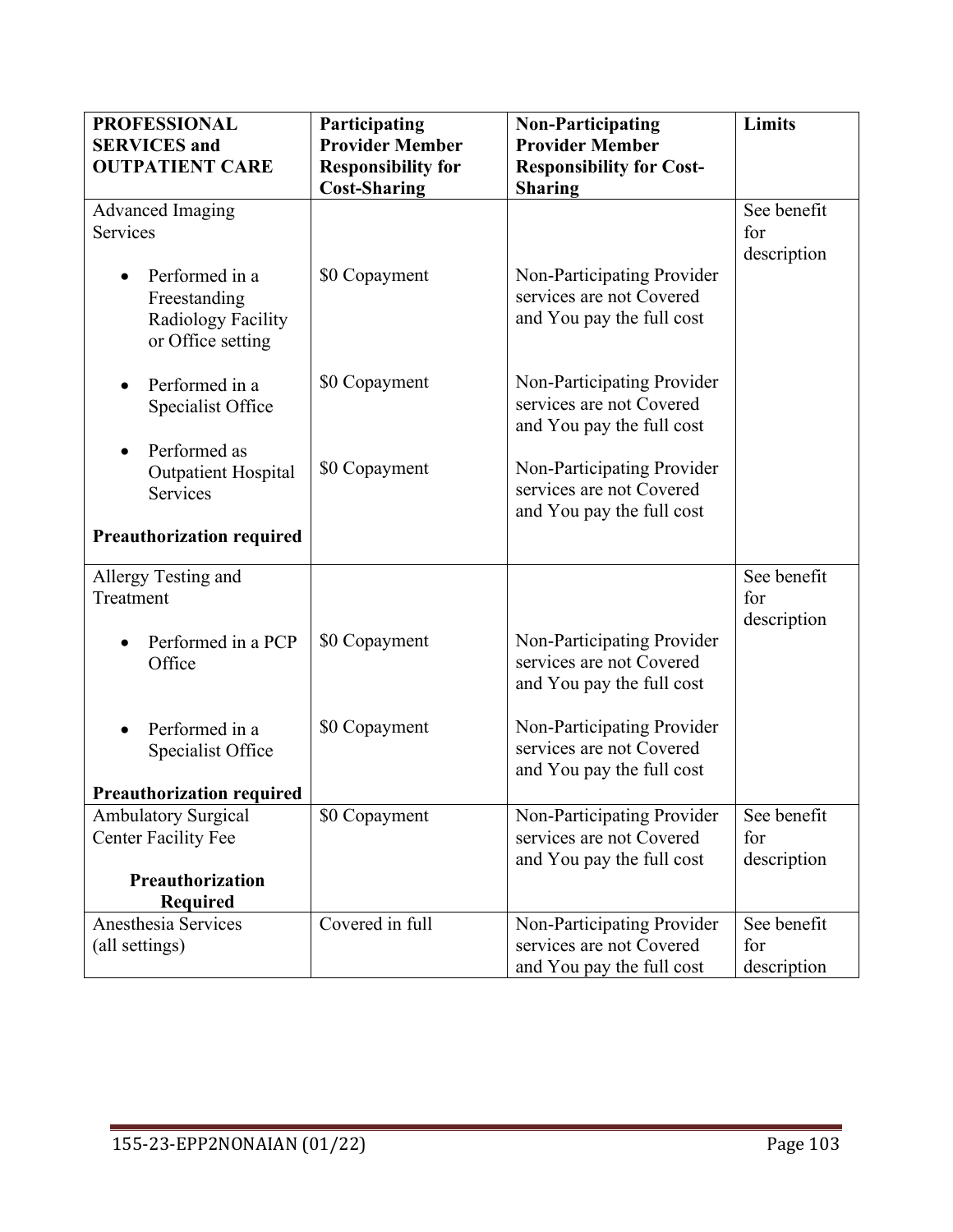| **PROFESSIONAL SERVICES and OUTPATIENT CARE** | **Participating Provider Member Responsibility for Cost-Sharing** | **Non-Participating Provider Member Responsibility for Cost-Sharing** | **Limits** |
|---|---|---|---|
| Advanced Imaging Services | | | See benefit for description |
| • Performed in a Freestanding Radiology Facility or Office setting | $0 Copayment | Non-Participating Provider services are not Covered and You pay the full cost | |
| • Performed in a Specialist Office | $0 Copayment | Non-Participating Provider services are not Covered and You pay the full cost | |
| • Performed as Outpatient Hospital Services | $0 Copayment | Non-Participating Provider services are not Covered and You pay the full cost | |
| **Preauthorization required** | | | |
| Allergy Testing and Treatment | | | See benefit for description |
| • Performed in a PCP Office | $0 Copayment | Non-Participating Provider services are not Covered and You pay the full cost | |
| • Performed in a Specialist Office | $0 Copayment | Non-Participating Provider services are not Covered and You pay the full cost | |
| **Preauthorization required** | | | |
| Ambulatory Surgical Center Facility Fee **Preauthorization Required** | $0 Copayment | Non-Participating Provider services are not Covered and You pay the full cost | See benefit for description |
| Anesthesia Services (all settings) | Covered in full | Non-Participating Provider services are not Covered and You pay the full cost | See benefit for description |

155-23-EPP2NONAIAN (01/22)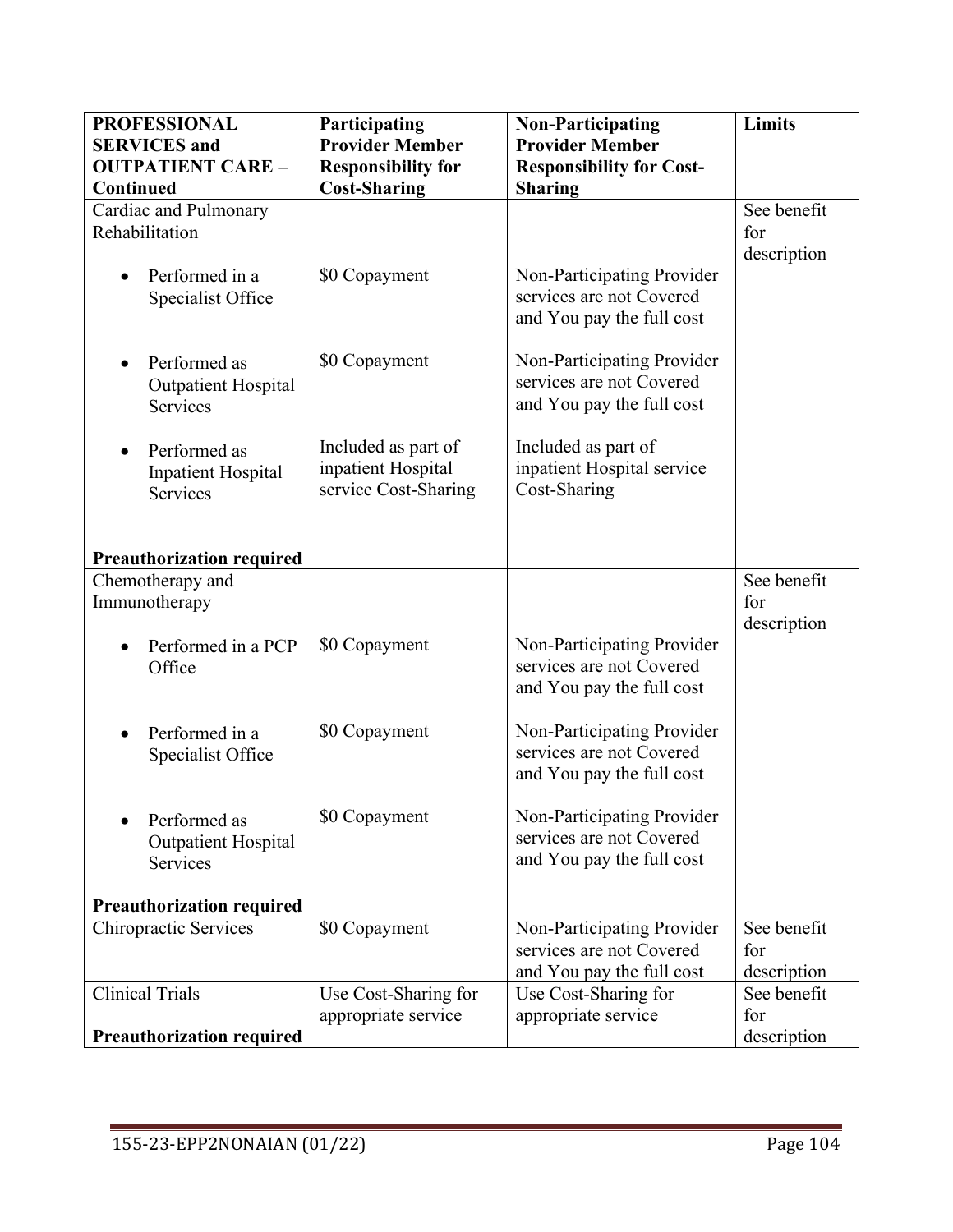| PROFESSIONAL SERVICES and OUTPATIENT CARE – Continued | Participating Provider Member Responsibility for Cost-Sharing | Non-Participating Provider Member Responsibility for Cost-Sharing | Limits |
|---|---|---|---|
| Cardiac and Pulmonary Rehabilitation | | | See benefit for description |
| • Performed in a Specialist Office | $0 Copayment | Non-Participating Provider services are not Covered and You pay the full cost | |
| • Performed as Outpatient Hospital Services | $0 Copayment | Non-Participating Provider services are not Covered and You pay the full cost | |
| • Performed as Inpatient Hospital Services | Included as part of inpatient Hospital service Cost-Sharing | Included as part of inpatient Hospital service Cost-Sharing | |
| **Preauthorization required** | | | |
| Chemotherapy and Immunotherapy | | | See benefit for description |
| • Performed in a PCP Office | $0 Copayment | Non-Participating Provider services are not Covered and You pay the full cost | |
| • Performed in a Specialist Office | $0 Copayment | Non-Participating Provider services are not Covered and You pay the full cost | |
| • Performed as Outpatient Hospital Services | $0 Copayment | Non-Participating Provider services are not Covered and You pay the full cost | |
| **Preauthorization required** | | | |
| Chiropractic Services | $0 Copayment | Non-Participating Provider services are not Covered and You pay the full cost | See benefit for description |
| Clinical Trials<br><br>**Preauthorization required** | Use Cost-Sharing for appropriate service | Use Cost-Sharing for appropriate service | See benefit for description |

155-23-EPP2NONAIAN (01/22)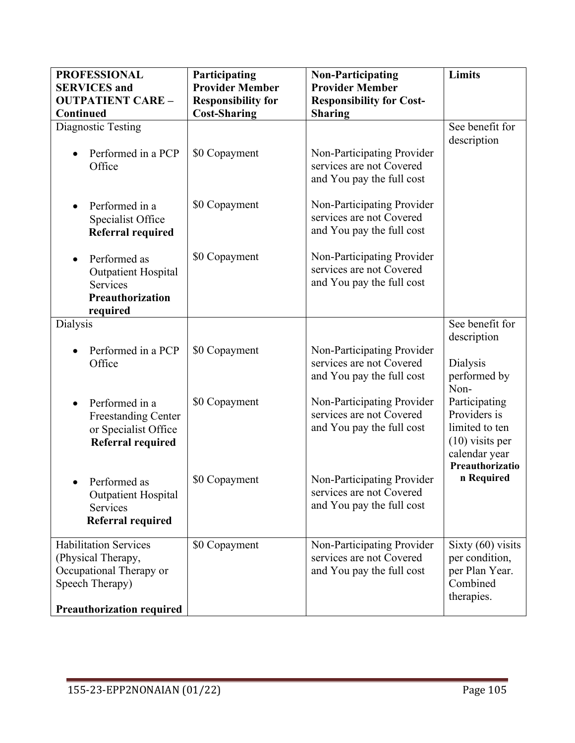| **PROFESSIONAL SERVICES and OUTPATIENT CARE – Continued** | **Participating Provider Member Responsibility for Cost-Sharing** | **Non-Participating Provider Member Responsibility for Cost-Sharing** | **Limits** |
|---|---|---|---|
| Diagnostic Testing<br><ul><li>Performed in a PCP Office</li></ul> | $0 Copayment | Non-Participating Provider services are not Covered and You pay the full cost | See benefit for description |
| <ul><li>Performed in a Specialist Office **Referral required**</li></ul> | $0 Copayment | Non-Participating Provider services are not Covered and You pay the full cost | |
| <ul><li>Performed as Outpatient Hospital Services **Preauthorization required**</li></ul> | $0 Copayment | Non-Participating Provider services are not Covered and You pay the full cost | |
| Dialysis<br><ul><li>Performed in a PCP Office</li></ul> | $0 Copayment | Non-Participating Provider services are not Covered and You pay the full cost | See benefit for description<br><br>Dialysis performed by Non-Participating Providers is limited to ten (10) visits per calendar year **Preauthorization Required** |
| <ul><li>Performed in a Freestanding Center or Specialist Office **Referral required**</li></ul> | $0 Copayment | Non-Participating Provider services are not Covered and You pay the full cost | |
| <ul><li>Performed as Outpatient Hospital Services **Referral required**</li></ul> | $0 Copayment | Non-Participating Provider services are not Covered and You pay the full cost | |
| Habilitation Services (Physical Therapy, Occupational Therapy or Speech Therapy)<br><br>**Preauthorization required** | $0 Copayment | Non-Participating Provider services are not Covered and You pay the full cost | Sixty (60) visits per condition, per Plan Year. Combined therapies. |

155-23-EPP2NONAIAN (01/22)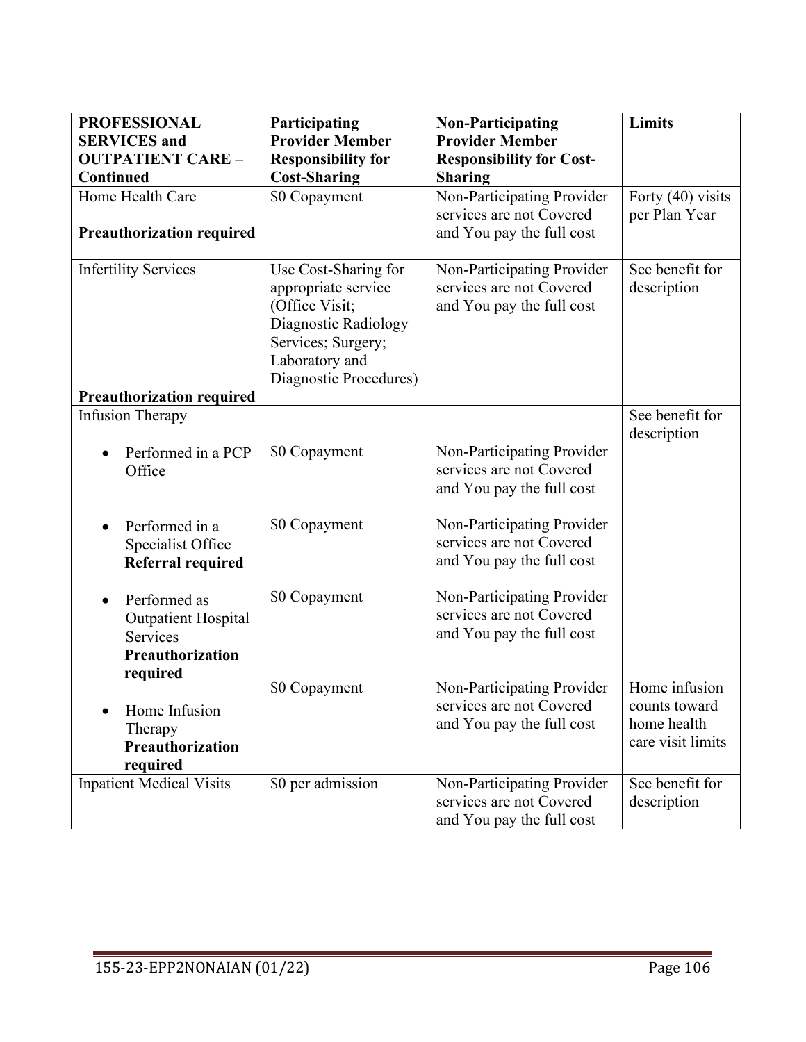| **PROFESSIONAL SERVICES and OUTPATIENT CARE – Continued** | **Participating Provider Member Responsibility for Cost-Sharing** | **Non-Participating Provider Member Responsibility for Cost-Sharing** | **Limits** |
|---|---|---|---|
| Home Health Care<br><br>**Preauthorization required** | $0 Copayment | Non-Participating Provider services are not Covered and You pay the full cost | Forty (40) visits per Plan Year |
| Infertility Services<br><br>**Preauthorization required** | Use Cost-Sharing for appropriate service (Office Visit; Diagnostic Radiology Services; Surgery; Laboratory and Diagnostic Procedures) | Non-Participating Provider services are not Covered and You pay the full cost | See benefit for description |
| Infusion Therapy | | | See benefit for description |
| • Performed in a PCP Office | $0 Copayment | Non-Participating Provider services are not Covered and You pay the full cost | |
| • Performed in a Specialist Office **Referral required** | $0 Copayment | Non-Participating Provider services are not Covered and You pay the full cost | |
| • Performed as Outpatient Hospital Services **Preauthorization required** | $0 Copayment | Non-Participating Provider services are not Covered and You pay the full cost | |
| • Home Infusion Therapy **Preauthorization required** | $0 Copayment | Non-Participating Provider services are not Covered and You pay the full cost | Home infusion counts toward home health care visit limits |
| Inpatient Medical Visits | $0 per admission | Non-Participating Provider services are not Covered and You pay the full cost | See benefit for description |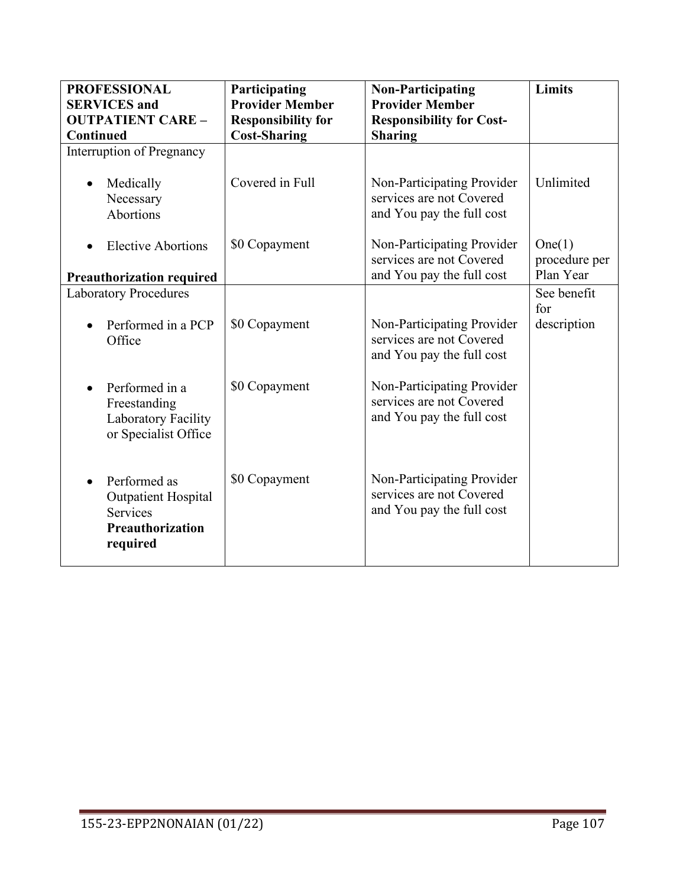| PROFESSIONAL SERVICES and OUTPATIENT CARE – Continued | Participating Provider Member Responsibility for Cost-Sharing | Non-Participating Provider Member Responsibility for Cost-Sharing | Limits |
|---|---|---|---|
| Interruption of Pregnancy | | | |
| • Medically Necessary Abortions | Covered in Full | Non-Participating Provider services are not Covered and You pay the full cost | Unlimited |
| • Elective Abortions<br><br>**Preauthorization required** | $0 Copayment | Non-Participating Provider services are not Covered and You pay the full cost | One(1) procedure per Plan Year |
| Laboratory Procedures | | | See benefit for description |
| • Performed in a PCP Office | $0 Copayment | Non-Participating Provider services are not Covered and You pay the full cost | |
| • Performed in a Freestanding Laboratory Facility or Specialist Office | $0 Copayment | Non-Participating Provider services are not Covered and You pay the full cost | |
| • Performed as Outpatient Hospital Services **Preauthorization required** | $0 Copayment | Non-Participating Provider services are not Covered and You pay the full cost | |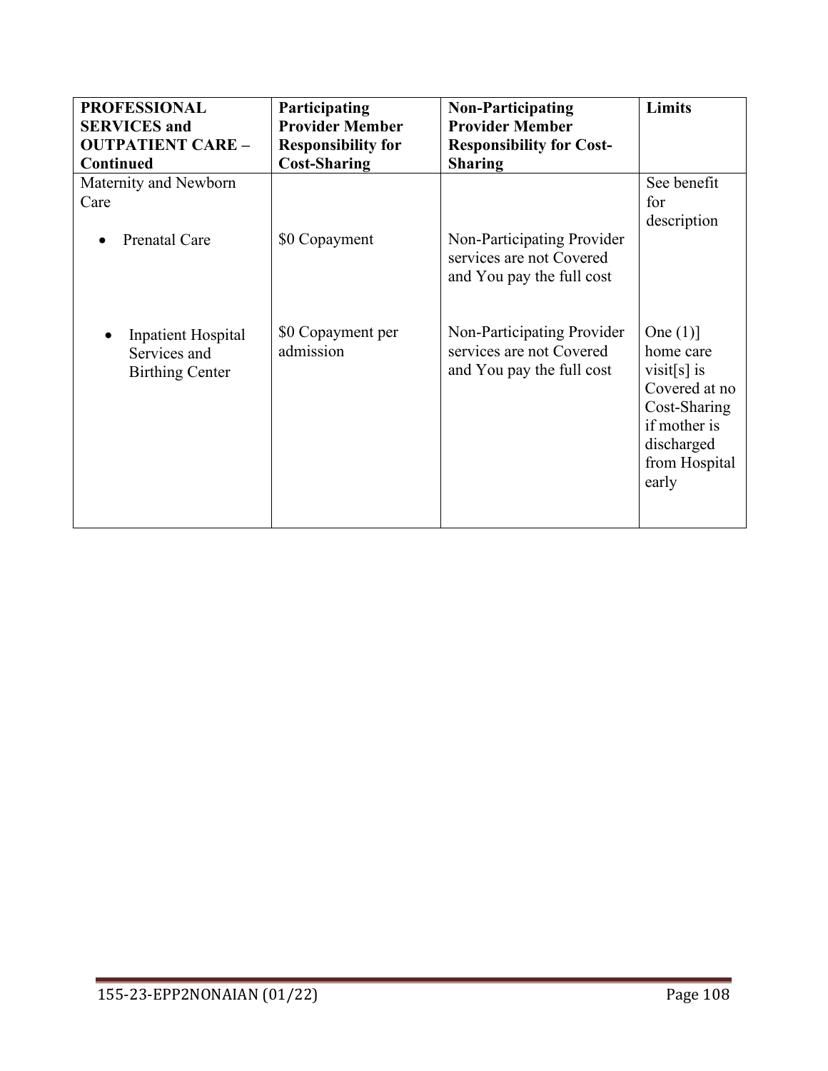| PROFESSIONAL SERVICES and OUTPATIENT CARE – Continued | Participating Provider Member Responsibility for Cost-Sharing | Non-Participating Provider Member Responsibility for Cost-Sharing | Limits |
|---|---|---|---|
| Maternity and Newborn Care | | | See benefit for description |
| • Prenatal Care | $0 Copayment | Non-Participating Provider services are not Covered and You pay the full cost | |
| • Inpatient Hospital Services and Birthing Center | $0 Copayment per admission | Non-Participating Provider services are not Covered and You pay the full cost | One (1)] home care visit[s] is Covered at no Cost-Sharing if mother is discharged from Hospital early |

155-23-EPP2NONAIAN (01/22)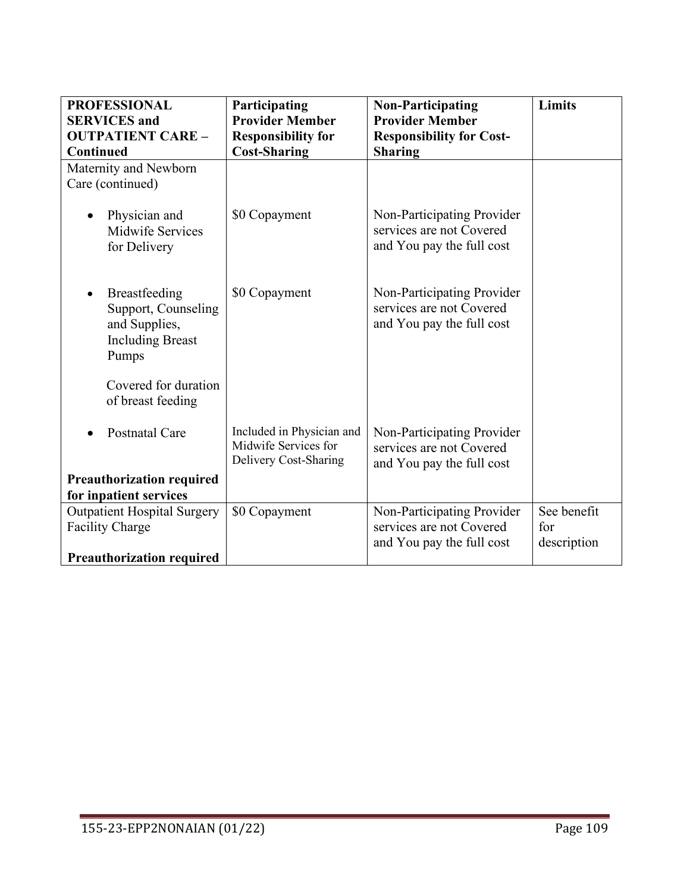| **PROFESSIONAL SERVICES and OUTPATIENT CARE – Continued** | **Participating Provider Member Responsibility for Cost-Sharing** | **Non-Participating Provider Member Responsibility for Cost-Sharing** | **Limits** |
|---|---|---|---|
| Maternity and Newborn Care (continued)<br><br>• Physician and Midwife Services for Delivery | <br><br>$0 Copayment | <br><br>Non-Participating Provider services are not Covered and You pay the full cost | |
| • Breastfeeding Support, Counseling and Supplies, Including Breast Pumps<br><br>Covered for duration of breast feeding | $0 Copayment | Non-Participating Provider services are not Covered and You pay the full cost | |
| • Postnatal Care<br><br>**Preauthorization required for inpatient services** | Included in Physician and Midwife Services for Delivery Cost-Sharing | Non-Participating Provider services are not Covered and You pay the full cost | |
| Outpatient Hospital Surgery Facility Charge<br><br>**Preauthorization required** | $0 Copayment | Non-Participating Provider services are not Covered and You pay the full cost | See benefit for description |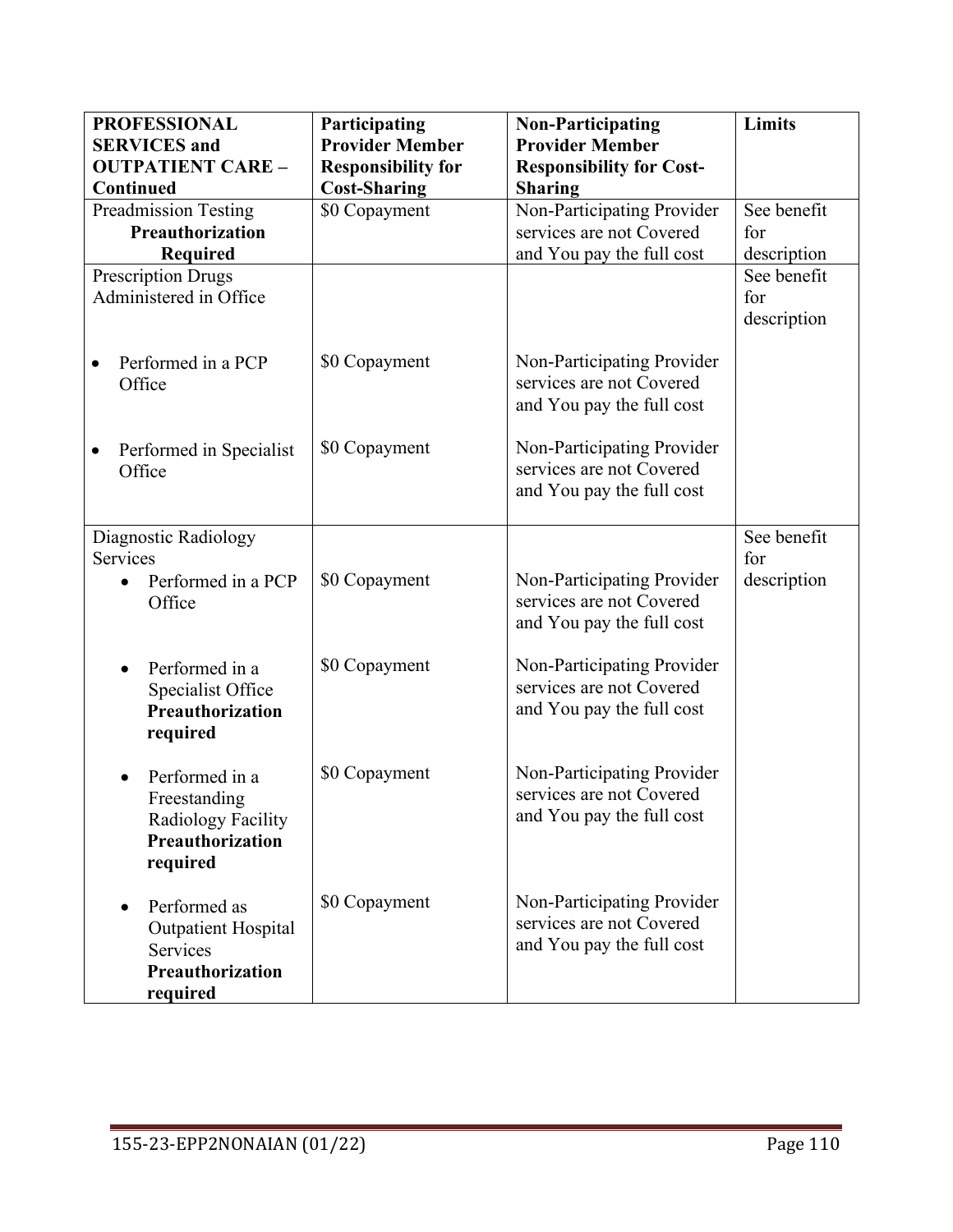| PROFESSIONAL SERVICES and OUTPATIENT CARE – Continued | Participating Provider Member Responsibility for Cost-Sharing | Non-Participating Provider Member Responsibility for Cost-Sharing | Limits |
|---|---|---|---|
| Preadmission Testing **Preauthorization Required** | $0 Copayment | Non-Participating Provider services are not Covered and You pay the full cost | See benefit for description |
| Prescription Drugs Administered in Office | | | See benefit for description |
| • Performed in a PCP Office | $0 Copayment | Non-Participating Provider services are not Covered and You pay the full cost | |
| • Performed in Specialist Office | $0 Copayment | Non-Participating Provider services are not Covered and You pay the full cost | |
| Diagnostic Radiology Services | | | See benefit for description |
| • Performed in a PCP Office | $0 Copayment | Non-Participating Provider services are not Covered and You pay the full cost | |
| • Performed in a Specialist Office **Preauthorization required** | $0 Copayment | Non-Participating Provider services are not Covered and You pay the full cost | |
| • Performed in a Freestanding Radiology Facility **Preauthorization required** | $0 Copayment | Non-Participating Provider services are not Covered and You pay the full cost | |
| • Performed as Outpatient Hospital Services **Preauthorization required** | $0 Copayment | Non-Participating Provider services are not Covered and You pay the full cost | |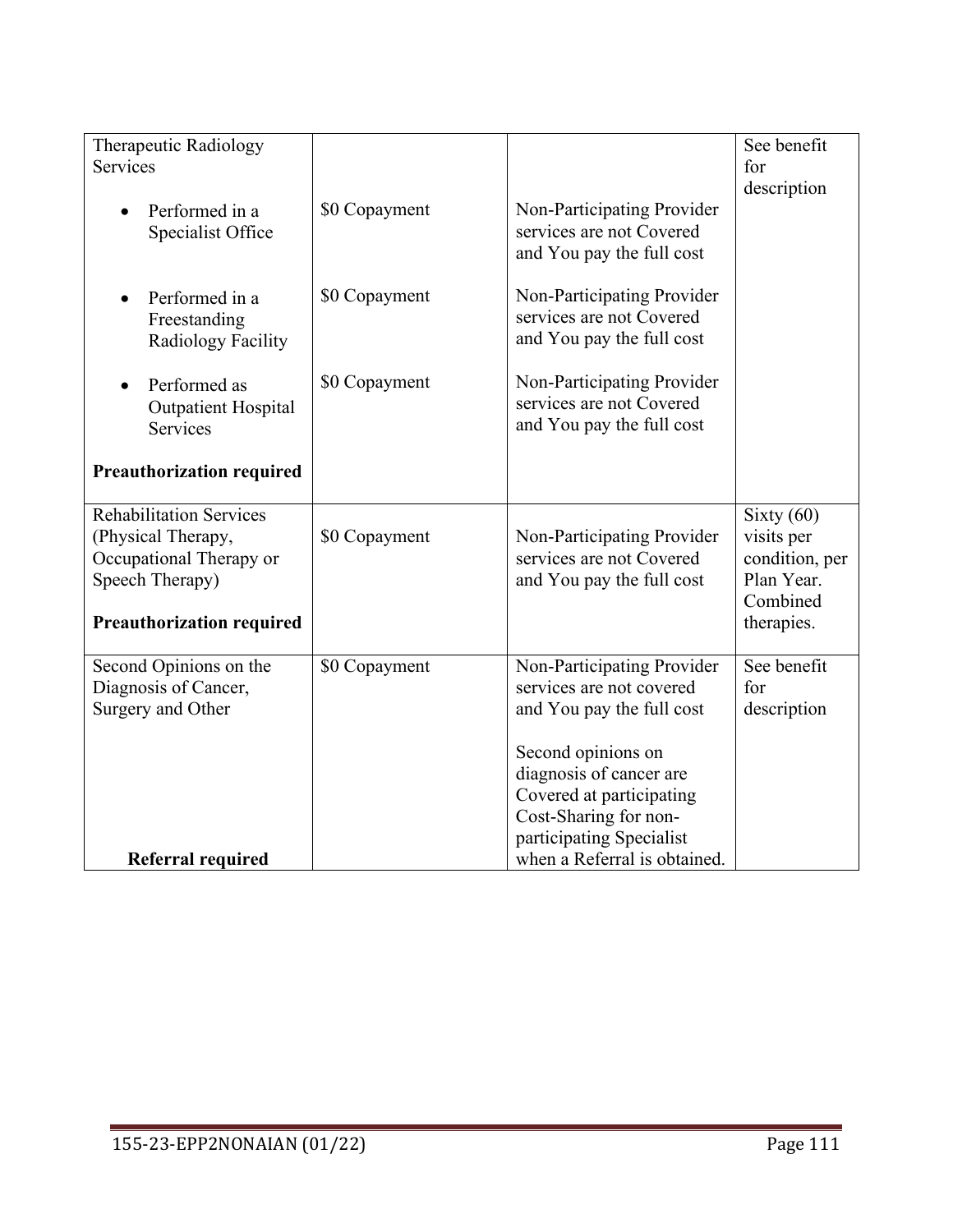| | | | |
|---|---|---|---|
| Therapeutic Radiology Services<br><br>• Performed in a Specialist Office<br><br>• Performed in a Freestanding Radiology Facility<br><br>• Performed as Outpatient Hospital Services<br><br>**Preauthorization required** | <br><br>$0 Copayment<br><br>$0 Copayment<br><br>$0 Copayment | <br><br>Non-Participating Provider services are not Covered and You pay the full cost<br><br>Non-Participating Provider services are not Covered and You pay the full cost<br><br>Non-Participating Provider services are not Covered and You pay the full cost | See benefit for description |
| Rehabilitation Services (Physical Therapy, Occupational Therapy or Speech Therapy)<br><br>**Preauthorization required** | $0 Copayment | Non-Participating Provider services are not Covered and You pay the full cost | Sixty (60) visits per condition, per Plan Year. Combined therapies. |
| Second Opinions on the Diagnosis of Cancer, Surgery and Other<br><br>**Referral required** | $0 Copayment | Non-Participating Provider services are not covered and You pay the full cost<br><br>Second opinions on diagnosis of cancer are Covered at participating Cost-Sharing for non-participating Specialist when a Referral is obtained. | See benefit for description |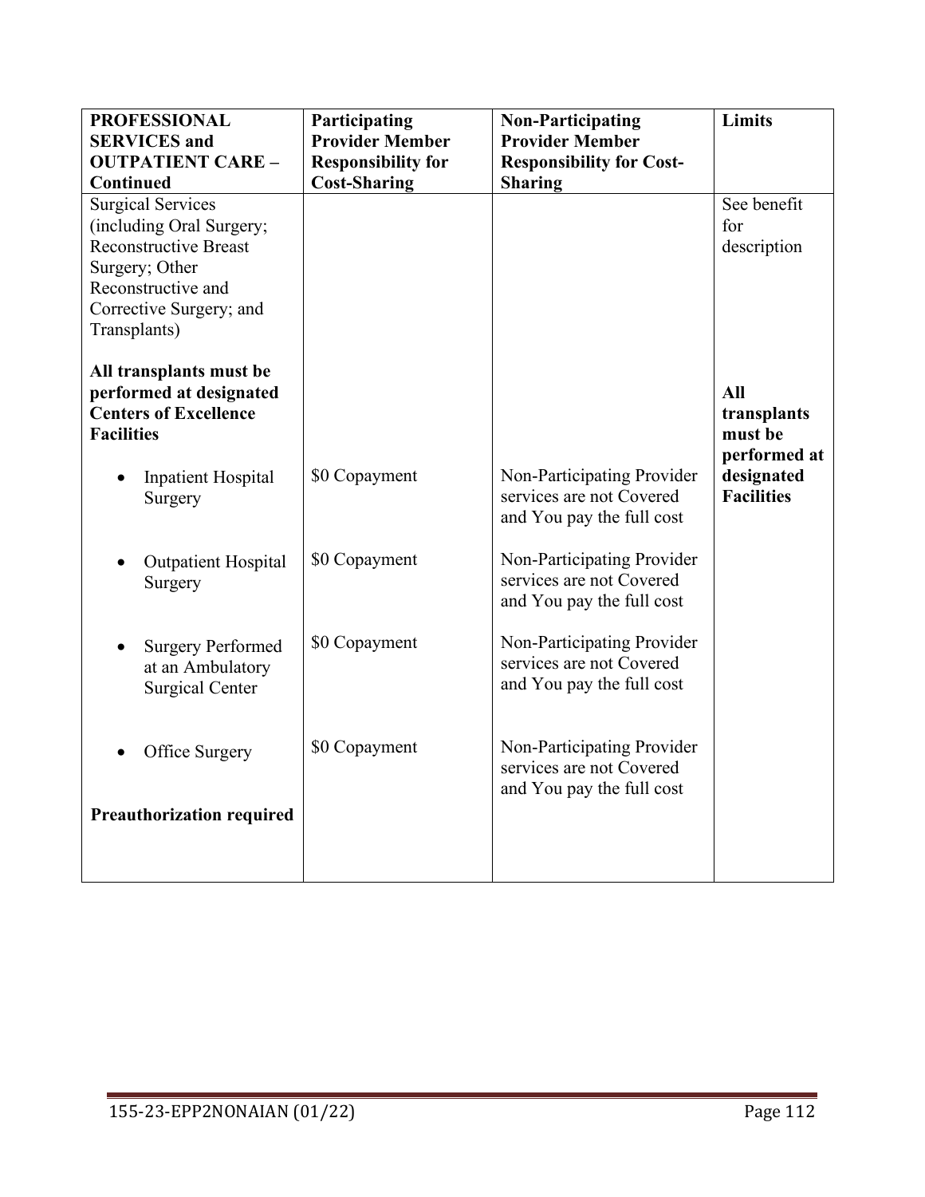| PROFESSIONAL SERVICES and OUTPATIENT CARE – Continued | Participating Provider Member Responsibility for Cost-Sharing | Non-Participating Provider Member Responsibility for Cost-Sharing | Limits |
|---|---|---|---|
| Surgical Services (including Oral Surgery; Reconstructive Breast Surgery; Other Reconstructive and Corrective Surgery; and Transplants) | | | See benefit for description |
| **All transplants must be performed at designated Centers of Excellence Facilities** | | | **All transplants must be performed at designated Facilities** |
| • Inpatient Hospital Surgery | $0 Copayment | Non-Participating Provider services are not Covered and You pay the full cost | |
| • Outpatient Hospital Surgery | $0 Copayment | Non-Participating Provider services are not Covered and You pay the full cost | |
| • Surgery Performed at an Ambulatory Surgical Center | $0 Copayment | Non-Participating Provider services are not Covered and You pay the full cost | |
| • Office Surgery | $0 Copayment | Non-Participating Provider services are not Covered and You pay the full cost | |
| **Preauthorization required** | | | |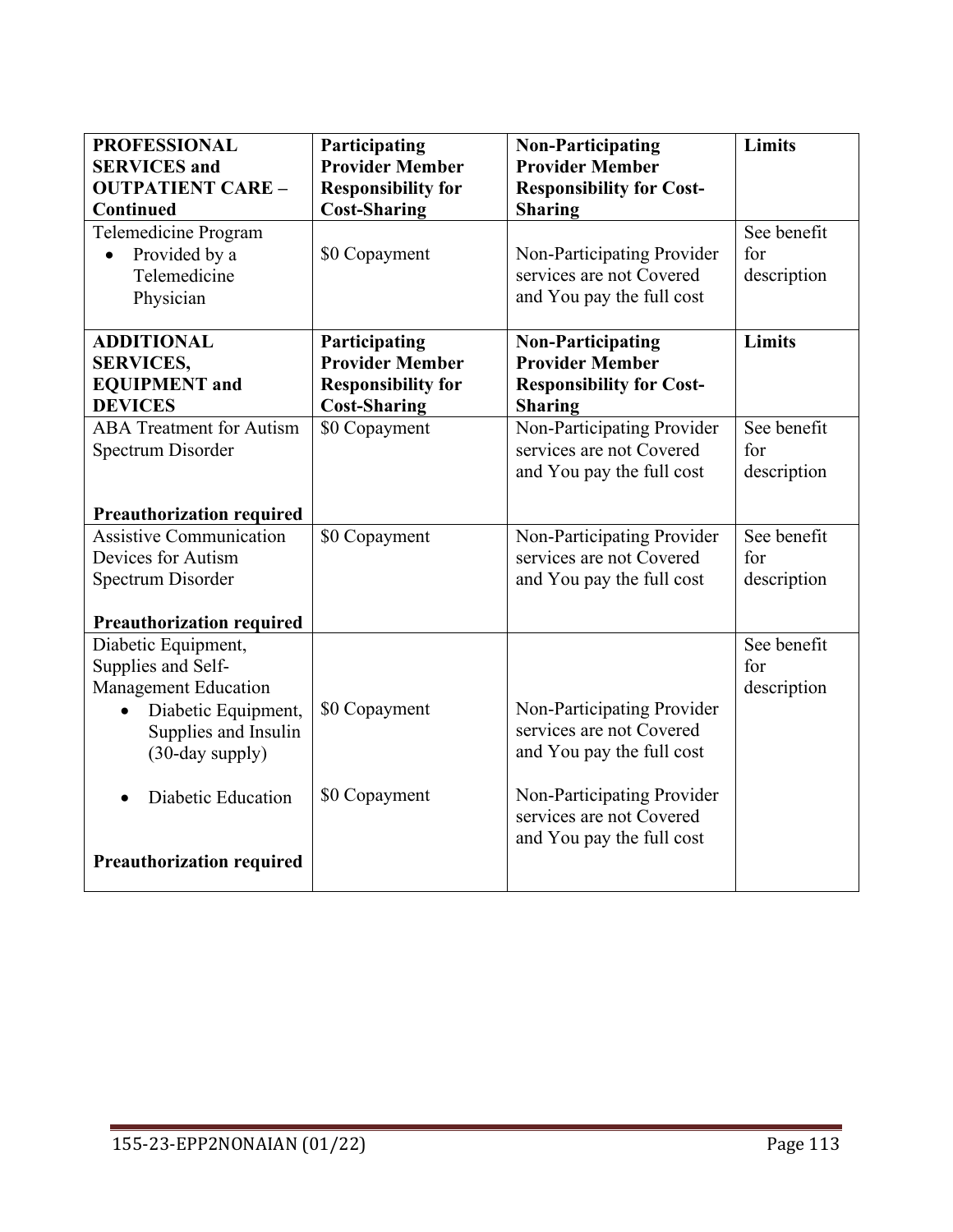| PROFESSIONAL SERVICES and OUTPATIENT CARE – Continued | Participating Provider Member Responsibility for Cost-Sharing | Non-Participating Provider Member Responsibility for Cost-Sharing | Limits |
|---|---|---|---|
| Telemedicine Program<br>• Provided by a Telemedicine Physician | $0 Copayment | Non-Participating Provider services are not Covered and You pay the full cost | See benefit for description |
| **ADDITIONAL SERVICES, EQUIPMENT and DEVICES** | **Participating Provider Member Responsibility for Cost-Sharing** | **Non-Participating Provider Member Responsibility for Cost-Sharing** | **Limits** |
| ABA Treatment for Autism Spectrum Disorder<br><br>**Preauthorization required** | $0 Copayment | Non-Participating Provider services are not Covered and You pay the full cost | See benefit for description |
| Assistive Communication Devices for Autism Spectrum Disorder<br><br>**Preauthorization required** | $0 Copayment | Non-Participating Provider services are not Covered and You pay the full cost | See benefit for description |
| Diabetic Equipment, Supplies and Self-Management Education<br>• Diabetic Equipment, Supplies and Insulin (30-day supply)<br><br>• Diabetic Education<br><br>**Preauthorization required** | <br><br>$0 Copayment<br><br>$0 Copayment | <br><br>Non-Participating Provider services are not Covered and You pay the full cost<br><br>Non-Participating Provider services are not Covered and You pay the full cost | See benefit for description |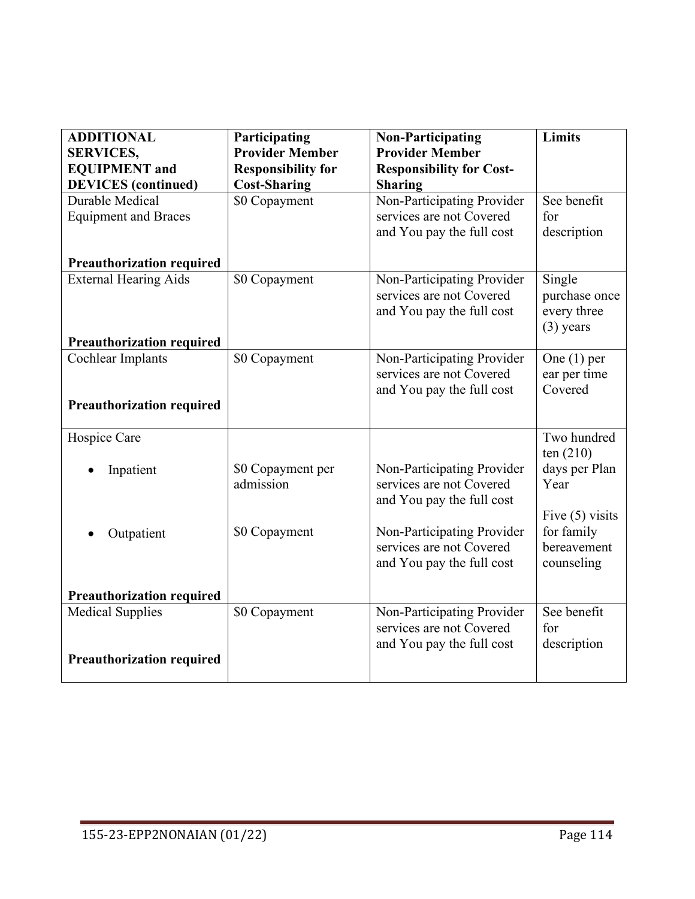| **ADDITIONAL SERVICES, EQUIPMENT and DEVICES (continued)** | **Participating Provider Member Responsibility for Cost-Sharing** | **Non-Participating Provider Member Responsibility for Cost-Sharing** | **Limits** |
|---|---|---|---|
| Durable Medical Equipment and Braces<br><br>**Preauthorization required** | $0 Copayment | Non-Participating Provider services are not Covered and You pay the full cost | See benefit for description |
| External Hearing Aids<br><br>**Preauthorization required** | $0 Copayment | Non-Participating Provider services are not Covered and You pay the full cost | Single purchase once every three (3) years |
| Cochlear Implants<br><br>**Preauthorization required** | $0 Copayment | Non-Participating Provider services are not Covered and You pay the full cost | One (1) per ear per time Covered |
| Hospice Care<br>• Inpatient<br><br>• Outpatient<br><br>**Preauthorization required** | <br>$0 Copayment per admission<br><br>$0 Copayment | <br>Non-Participating Provider services are not Covered and You pay the full cost<br><br>Non-Participating Provider services are not Covered and You pay the full cost | Two hundred ten (210) days per Plan Year<br><br>Five (5) visits for family bereavement counseling |
| Medical Supplies<br><br>**Preauthorization required** | $0 Copayment | Non-Participating Provider services are not Covered and You pay the full cost | See benefit for description |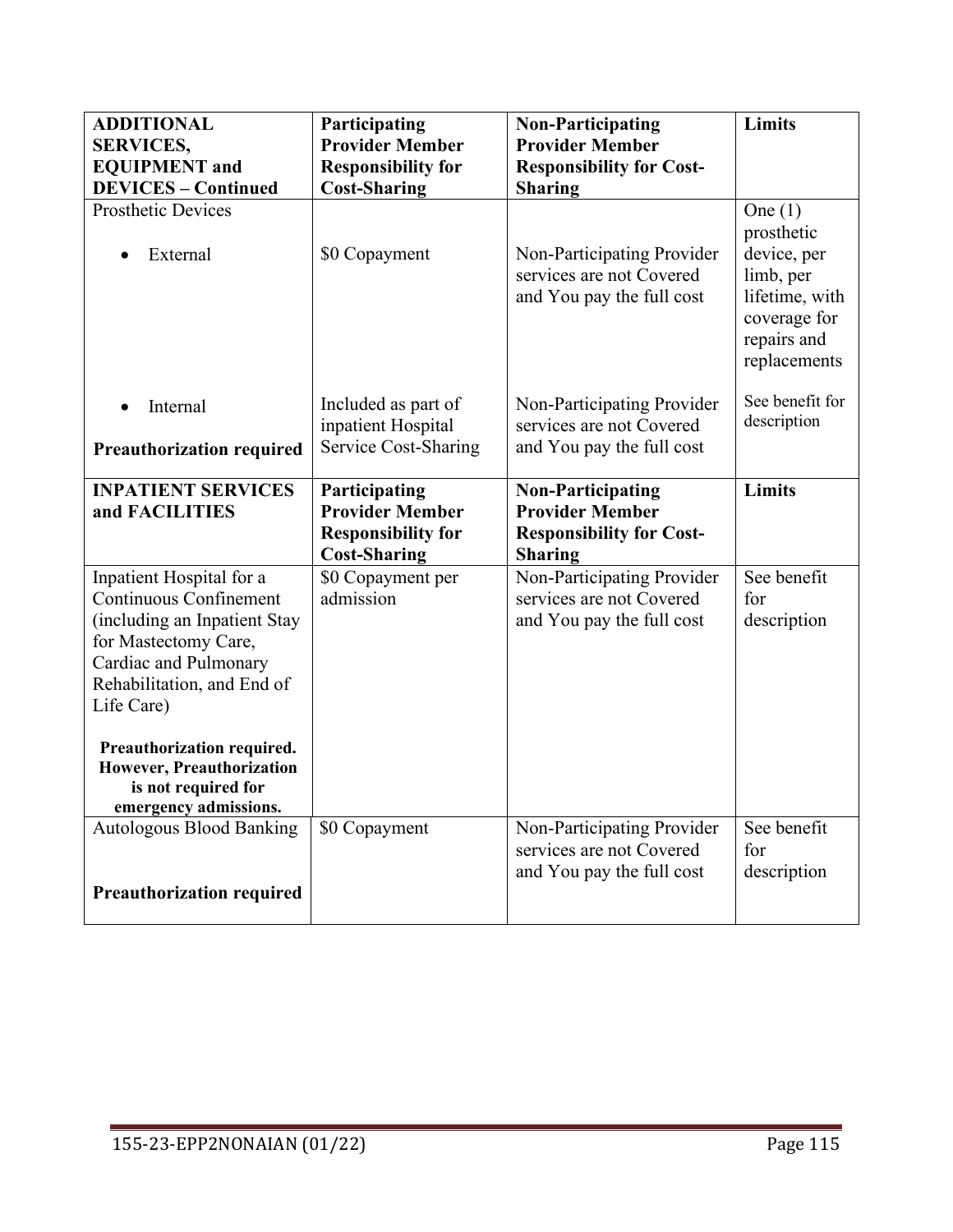| **ADDITIONAL SERVICES, EQUIPMENT and DEVICES – Continued** | **Participating Provider Member Responsibility for Cost-Sharing** | **Non-Participating Provider Member Responsibility for Cost-Sharing** | **Limits** |
|---|---|---|---|
| Prosthetic Devices<br>• External | $0 Copayment | Non-Participating Provider services are not Covered and You pay the full cost | One (1) prosthetic device, per limb, per lifetime, with coverage for repairs and replacements |
| • Internal<br>**Preauthorization required** | Included as part of inpatient Hospital Service Cost-Sharing | Non-Participating Provider services are not Covered and You pay the full cost | See benefit for description |
| **INPATIENT SERVICES and FACILITIES** | **Participating Provider Member Responsibility for Cost-Sharing** | **Non-Participating Provider Member Responsibility for Cost-Sharing** | **Limits** |
| Inpatient Hospital for a Continuous Confinement (including an Inpatient Stay for Mastectomy Care, Cardiac and Pulmonary Rehabilitation, and End of Life Care)<br>**Preauthorization required. However, Preauthorization is not required for emergency admissions.** | $0 Copayment per admission | Non-Participating Provider services are not Covered and You pay the full cost | See benefit for description |
| Autologous Blood Banking<br>**Preauthorization required** | $0 Copayment | Non-Participating Provider services are not Covered and You pay the full cost | See benefit for description |

155-23-EPP2NONAIAN (01/22)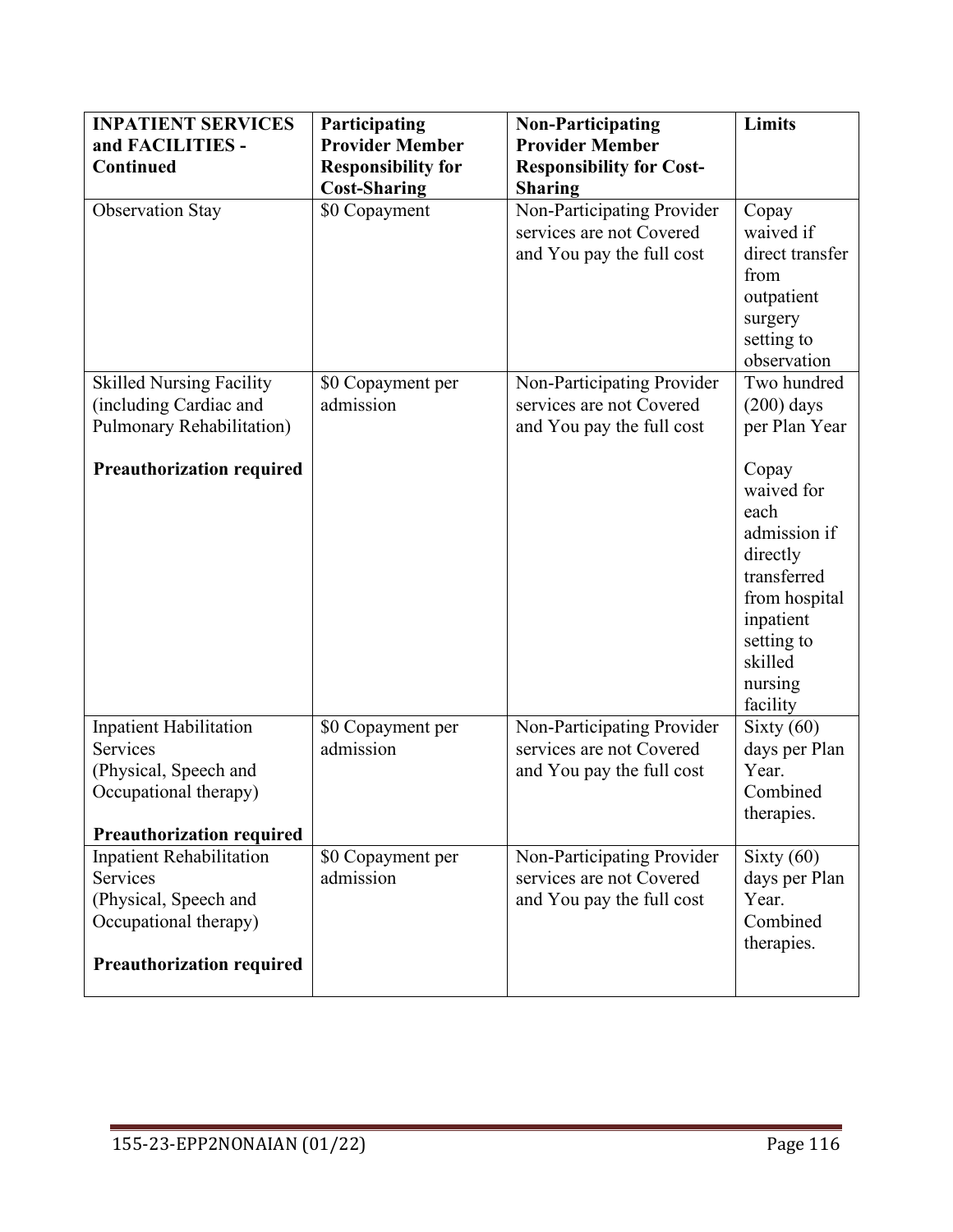| INPATIENT SERVICES and FACILITIES - Continued | Participating Provider Member Responsibility for Cost-Sharing | Non-Participating Provider Member Responsibility for Cost-Sharing | Limits |
|---|---|---|---|
| Observation Stay | $0 Copayment | Non-Participating Provider services are not Covered and You pay the full cost | Copay waived if direct transfer from outpatient surgery setting to observation |
| Skilled Nursing Facility (including Cardiac and Pulmonary Rehabilitation)<br><br>**Preauthorization required** | $0 Copayment per admission | Non-Participating Provider services are not Covered and You pay the full cost | Two hundred (200) days per Plan Year<br><br>Copay waived for each admission if directly transferred from hospital inpatient setting to skilled nursing facility |
| Inpatient Habilitation Services (Physical, Speech and Occupational therapy)<br><br>**Preauthorization required** | $0 Copayment per admission | Non-Participating Provider services are not Covered and You pay the full cost | Sixty (60) days per Plan Year. Combined therapies. |
| Inpatient Rehabilitation Services (Physical, Speech and Occupational therapy)<br><br>**Preauthorization required** | $0 Copayment per admission | Non-Participating Provider services are not Covered and You pay the full cost | Sixty (60) days per Plan Year. Combined therapies. |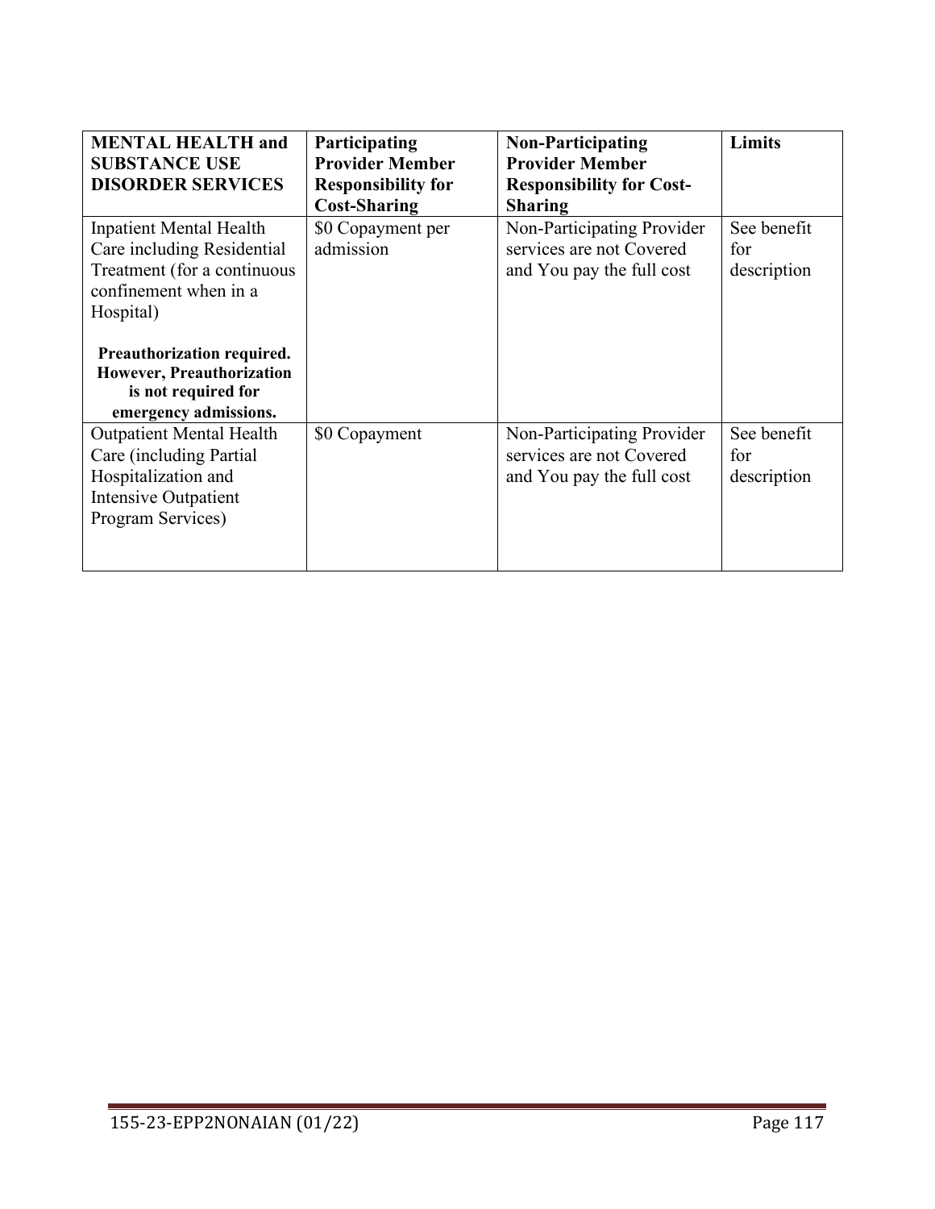| **MENTAL HEALTH and SUBSTANCE USE DISORDER SERVICES** | **Participating Provider Member Responsibility for Cost-Sharing** | **Non-Participating Provider Member Responsibility for Cost-Sharing** | **Limits** |
|---|---|---|---|
| Inpatient Mental Health Care including Residential Treatment (for a continuous confinement when in a Hospital)<br><br>**Preauthorization required. However, Preauthorization is not required for emergency admissions.** | $0 Copayment per admission | Non-Participating Provider services are not Covered and You pay the full cost | See benefit for description |
| Outpatient Mental Health Care (including Partial Hospitalization and Intensive Outpatient Program Services) | $0 Copayment | Non-Participating Provider services are not Covered and You pay the full cost | See benefit for description |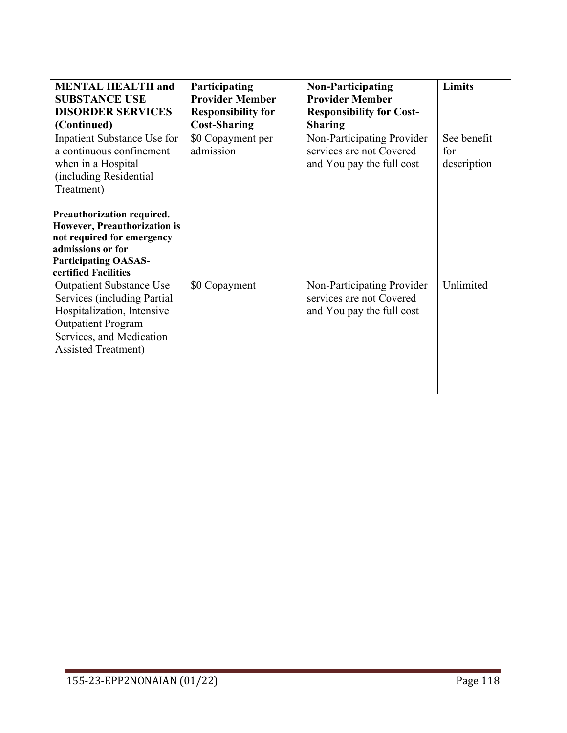| MENTAL HEALTH and SUBSTANCE USE DISORDER SERVICES (Continued) | Participating Provider Member Responsibility for Cost-Sharing | Non-Participating Provider Member Responsibility for Cost-Sharing | Limits |
|---|---|---|---|
| Inpatient Substance Use for a continuous confinement when in a Hospital (including Residential Treatment)<br><br>**Preauthorization required. However, Preauthorization is not required for emergency admissions or for Participating OASAS-certified Facilities** | $0 Copayment per admission | Non-Participating Provider services are not Covered and You pay the full cost | See benefit for description |
| Outpatient Substance Use Services (including Partial Hospitalization, Intensive Outpatient Program Services, and Medication Assisted Treatment) | $0 Copayment | Non-Participating Provider services are not Covered and You pay the full cost | Unlimited |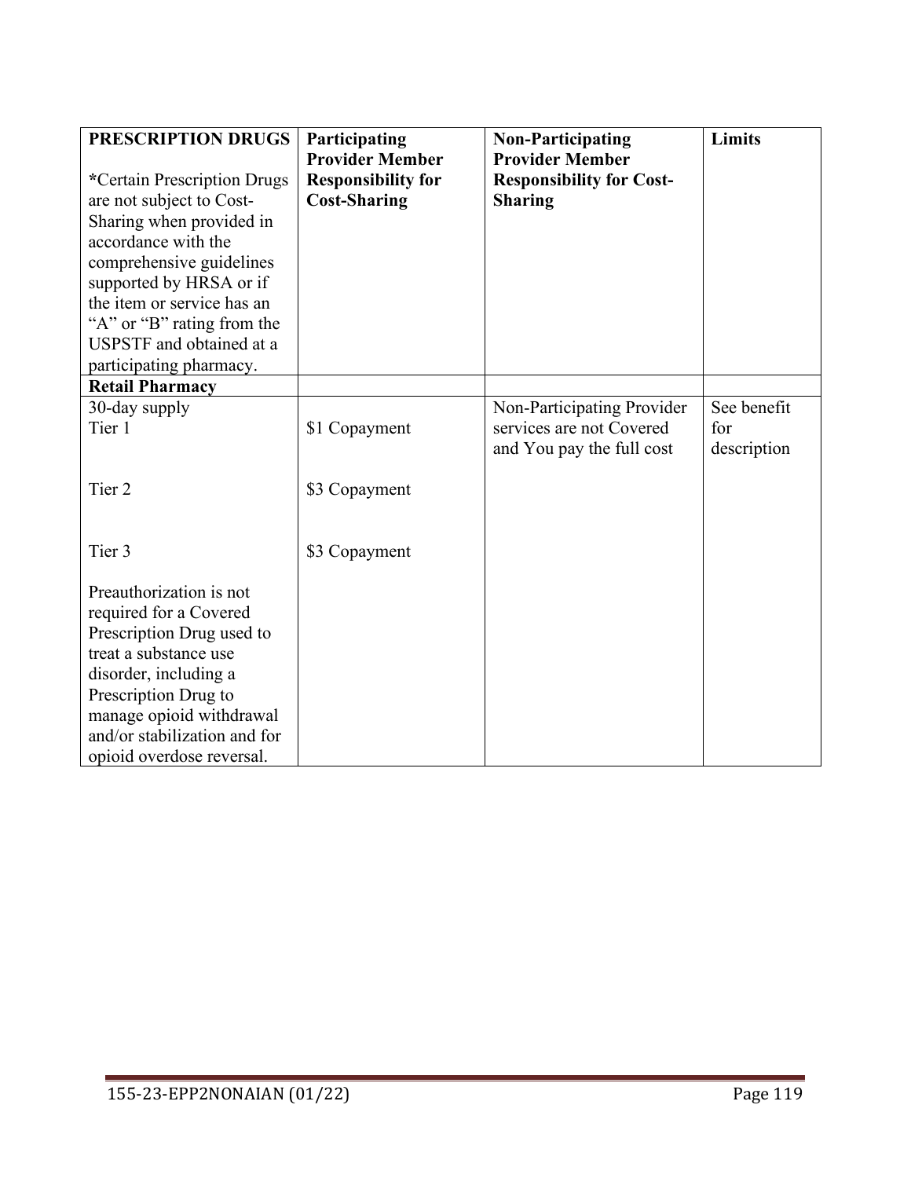| **PRESCRIPTION DRUGS**<br><br>***Certain Prescription Drugs are not subject to Cost-Sharing when provided in accordance with the comprehensive guidelines supported by HRSA or if the item or service has an "A" or "B" rating from the USPSTF and obtained at a participating pharmacy.** | **Participating Provider Member Responsibility for Cost-Sharing** | **Non-Participating Provider Member Responsibility for Cost-Sharing** | **Limits** |
|---|---|---|---|
| **Retail Pharmacy** | | | |
| 30-day supply<br>Tier 1<br><br>Tier 2<br><br>Tier 3<br><br>Preauthorization is not required for a Covered Prescription Drug used to treat a substance use disorder, including a Prescription Drug to manage opioid withdrawal and/or stabilization and for opioid overdose reversal. | <br>$1 Copayment<br><br>$3 Copayment<br><br>$3 Copayment | Non-Participating Provider services are not Covered and You pay the full cost | See benefit for description |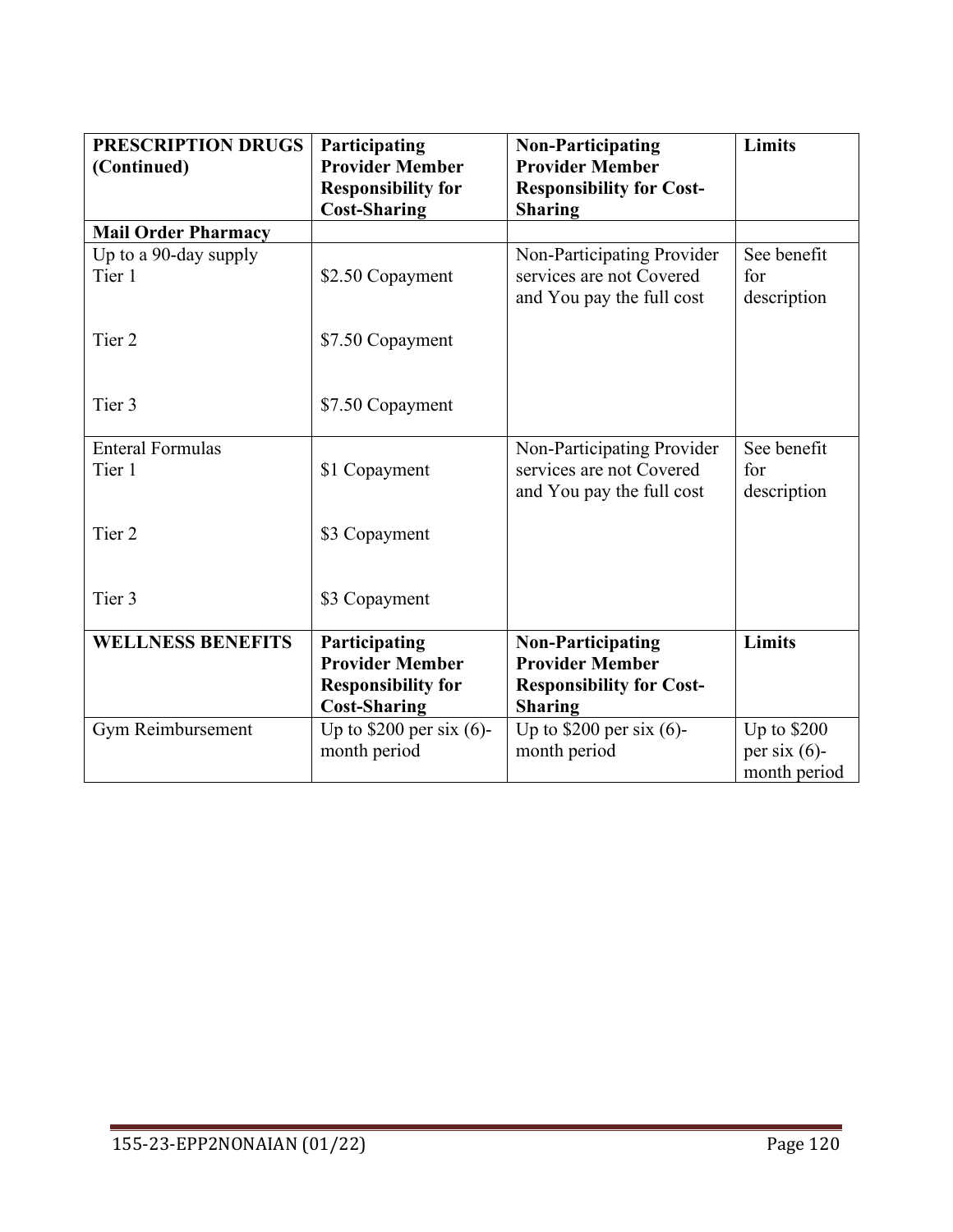| **PRESCRIPTION DRUGS (Continued)** | **Participating Provider Member Responsibility for Cost-Sharing** | **Non-Participating Provider Member Responsibility for Cost-Sharing** | **Limits** |
|---|---|---|---|
| **Mail Order Pharmacy** | | | |
| Up to a 90-day supply<br>Tier 1<br><br>Tier 2<br><br>Tier 3 | <br>\$2.50 Copayment<br><br>\$7.50 Copayment<br><br>\$7.50 Copayment | Non-Participating Provider services are not Covered and You pay the full cost | See benefit for description |
| Enteral Formulas<br>Tier 1<br><br>Tier 2<br><br>Tier 3 | <br>\$1 Copayment<br><br>\$3 Copayment<br><br>\$3 Copayment | Non-Participating Provider services are not Covered and You pay the full cost | See benefit for description |
| **WELLNESS BENEFITS** | **Participating Provider Member Responsibility for Cost-Sharing** | **Non-Participating Provider Member Responsibility for Cost-Sharing** | **Limits** |
| Gym Reimbursement | Up to \$200 per six (6)-month period | Up to \$200 per six (6)-month period | Up to \$200 per six (6)-month period |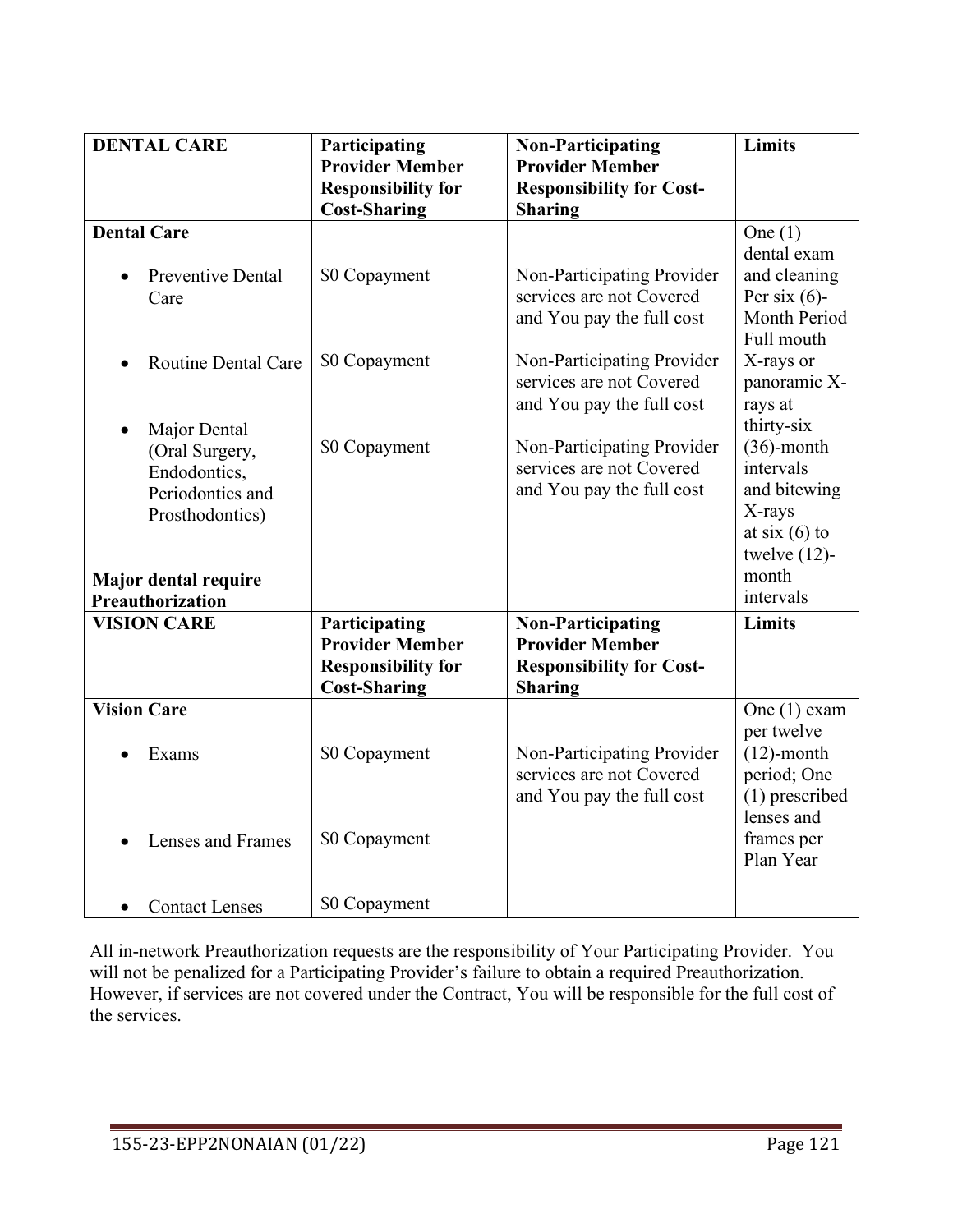| DENTAL CARE | Participating Provider Member Responsibility for Cost-Sharing | Non-Participating Provider Member Responsibility for Cost-Sharing | Limits |
|---|---|---|---|
| **Dental Care**<br><br>• Preventive Dental Care<br><br>• Routine Dental Care<br><br>• Major Dental (Oral Surgery, Endodontics, Periodontics and Prosthodontics)<br><br>**Major dental require Preauthorization** | <br><br>$0 Copayment<br><br>$0 Copayment<br><br>$0 Copayment | <br><br>Non-Participating Provider services are not Covered and You pay the full cost<br><br>Non-Participating Provider services are not Covered and You pay the full cost<br><br>Non-Participating Provider services are not Covered and You pay the full cost | One (1) dental exam and cleaning Per six (6)-Month Period Full mouth X-rays or panoramic X-rays at thirty-six (36)-month intervals and bitewing X-rays at six (6) to twelve (12)-month intervals |
| **VISION CARE** | **Participating Provider Member Responsibility for Cost-Sharing** | **Non-Participating Provider Member Responsibility for Cost-Sharing** | **Limits** |
| **Vision Care**<br><br>• Exams<br><br>• Lenses and Frames<br><br>• Contact Lenses | <br><br>$0 Copayment<br><br>$0 Copayment<br><br>$0 Copayment | <br><br>Non-Participating Provider services are not Covered and You pay the full cost | One (1) exam per twelve (12)-month period; One (1) prescribed lenses and frames per Plan Year |

All in-network Preauthorization requests are the responsibility of Your Participating Provider. You will not be penalized for a Participating Provider's failure to obtain a required Preauthorization. However, if services are not covered under the Contract, You will be responsible for the full cost of the services.